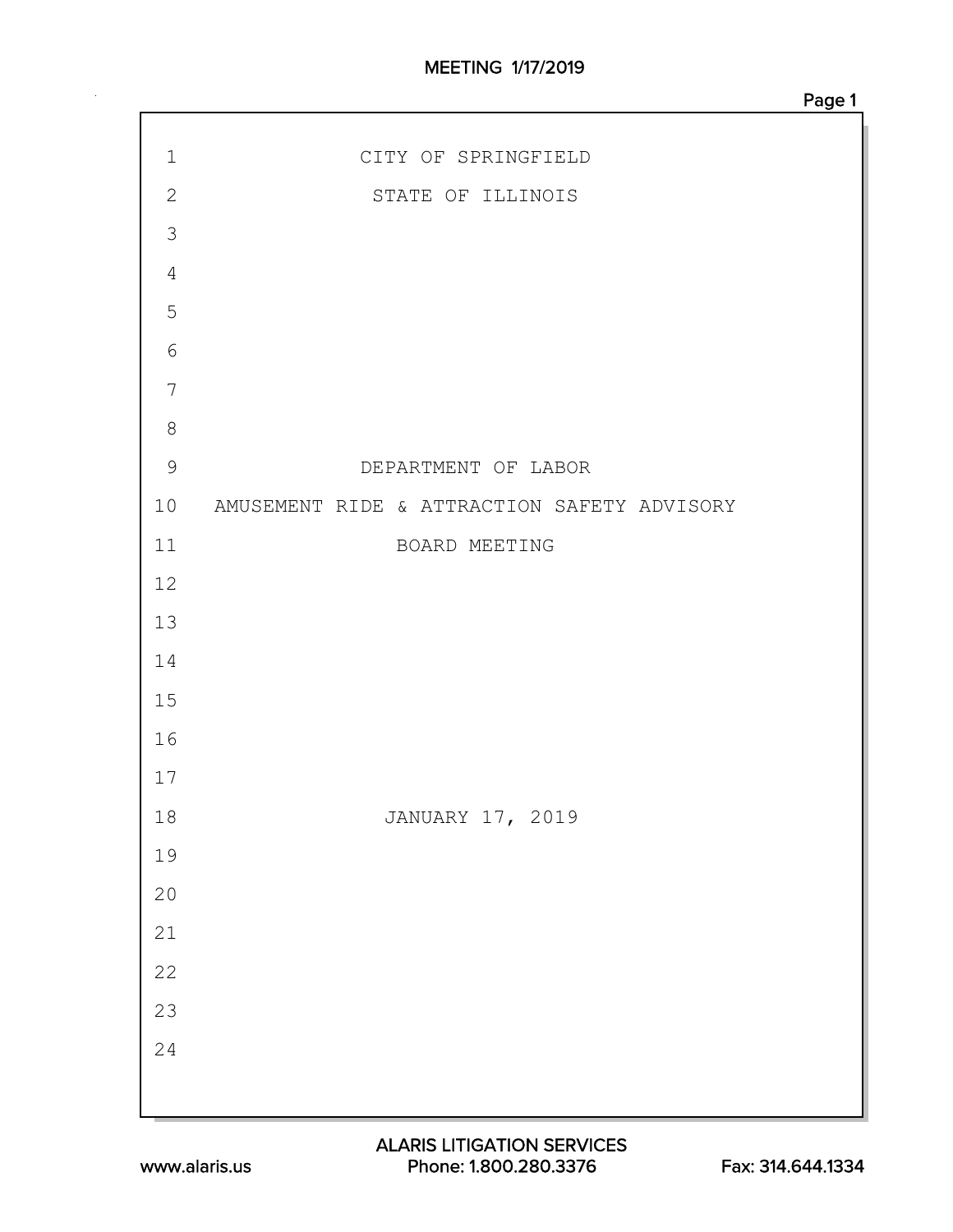CITY OF SPRINGFIELD

STATE OF ILLINOIS

DEPARTMENT OF LABOR

AMUSEMENT RIDE & ATTRACTION SAFETY ADVISORY

BOARD MEETING

JANUARY 17, 2019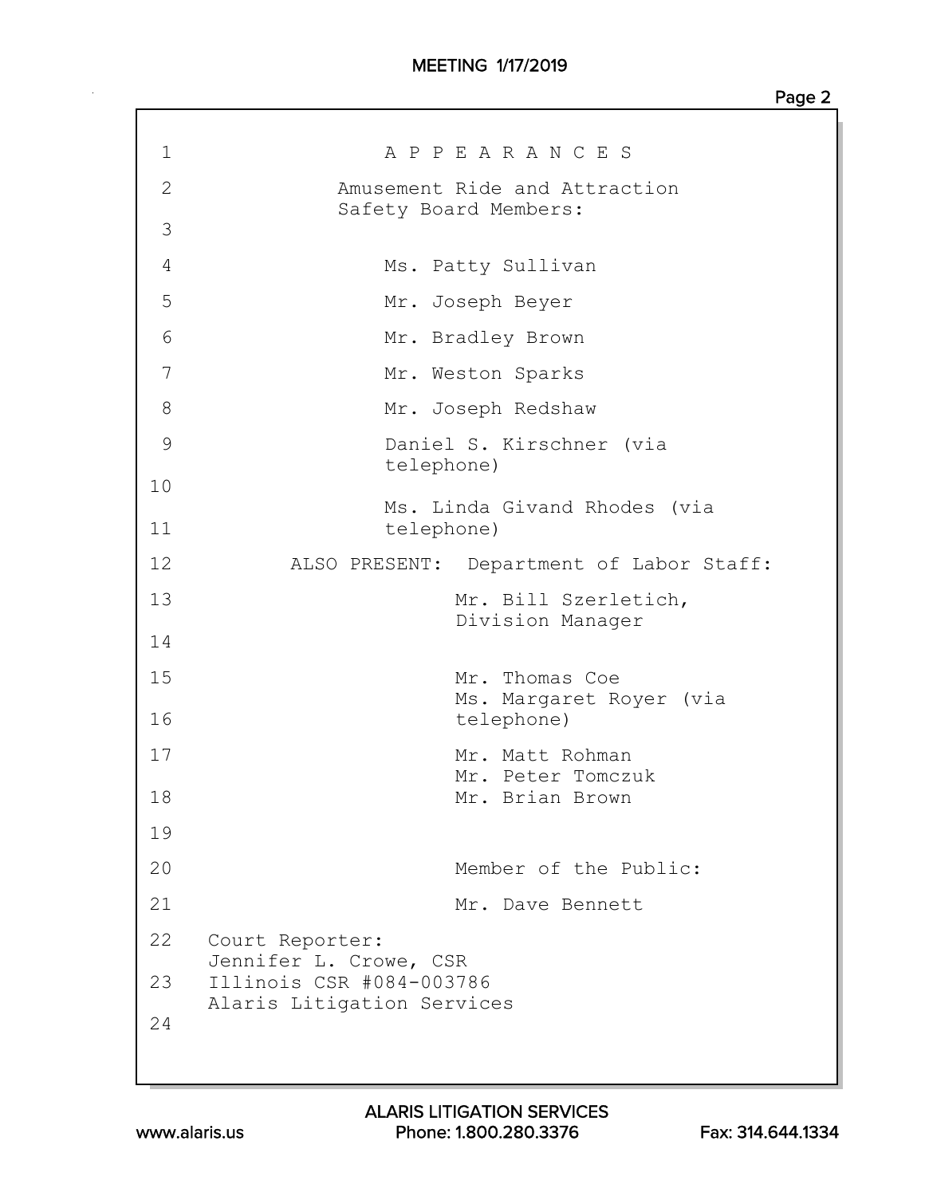# APPEARANCES

Amusement Ride and Attraction Safety Board Members:

Ms. Patty Sullivan

Mr. Joseph Beyer

Mr. Bradley Brown

Mr. Weston Sparks

Mr. Joseph Redshaw

Daniel S. Kirschner (via telephone)

Ms. Linda Givand Rhodes (via telephone)

ALSO PRESENT: Department of Labor Staff:

Mr. Bill Szerletich, Division Manager

Mr. Thomas Coe

Ms. Margaret Royer (via telephone)

Mr. Matt Rohman

Mr. Peter Tomczuk

Mr. Brian Brown

Member of the Public:

Mr. Dave Bennett

Court Reporter:
Jennifer L. Crowe, CSR
Illinois CSR #084-003786
Alaris Litigation Services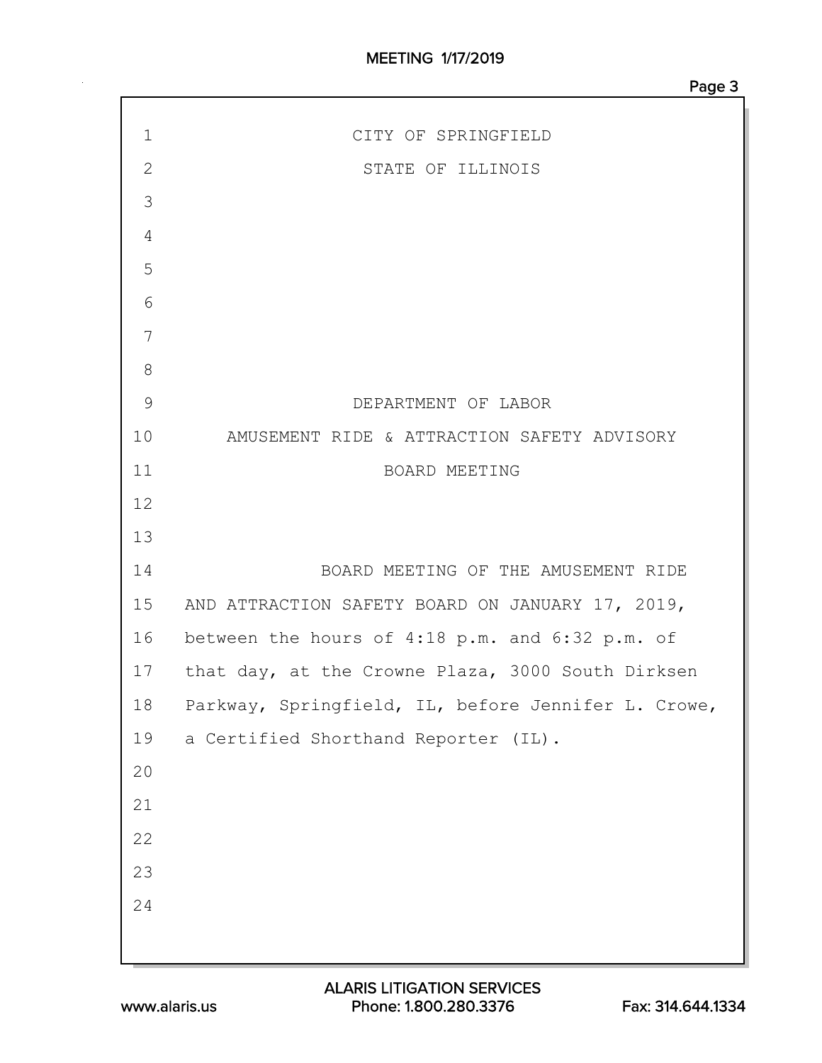CITY OF SPRINGFIELD

STATE OF ILLINOIS

DEPARTMENT OF LABOR

AMUSEMENT RIDE & ATTRACTION SAFETY ADVISORY

BOARD MEETING

BOARD MEETING OF THE AMUSEMENT RIDE AND ATTRACTION SAFETY BOARD ON JANUARY 17, 2019, between the hours of 4:18 p.m. and 6:32 p.m. of that day, at the Crowne Plaza, 3000 South Dirksen Parkway, Springfield, IL, before Jennifer L. Crowe, a Certified Shorthand Reporter (IL).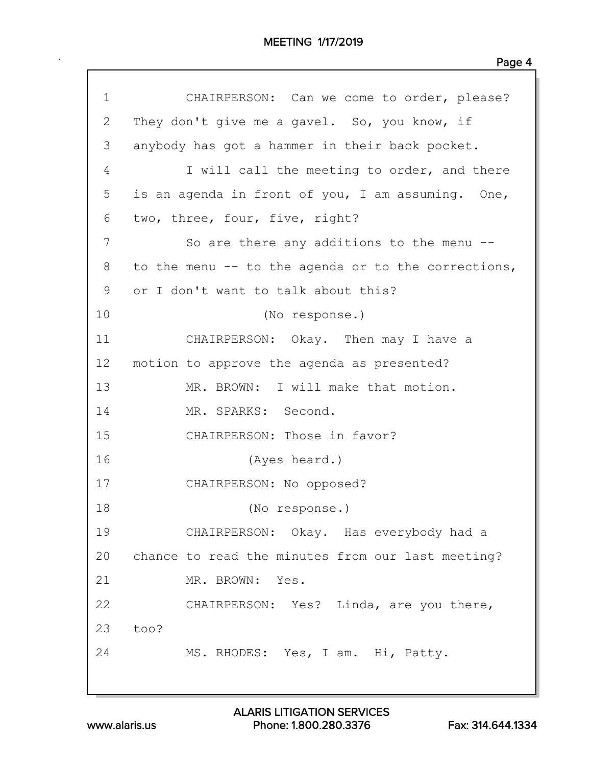1 CHAIRPERSON: Can we come to order, please?
2 They don't give me a gavel. So, you know, if
3 anybody has got a hammer in their back pocket.
4 I will call the meeting to order, and there
5 is an agenda in front of you, I am assuming. One,
6 two, three, four, five, right?
7 So are there any additions to the menu --
8 to the menu -- to the agenda or to the corrections,
9 or I don't want to talk about this?
10 (No response.)
11 CHAIRPERSON: Okay. Then may I have a
12 motion to approve the agenda as presented?
13 MR. BROWN: I will make that motion.
14 MR. SPARKS: Second.
15 CHAIRPERSON: Those in favor?
16 (Ayes heard.)
17 CHAIRPERSON: No opposed?
18 (No response.)
19 CHAIRPERSON: Okay. Has everybody had a
20 chance to read the minutes from our last meeting?
21 MR. BROWN: Yes.
22 CHAIRPERSON: Yes? Linda, are you there,
23 too?
24 MS. RHODES: Yes, I am. Hi, Patty.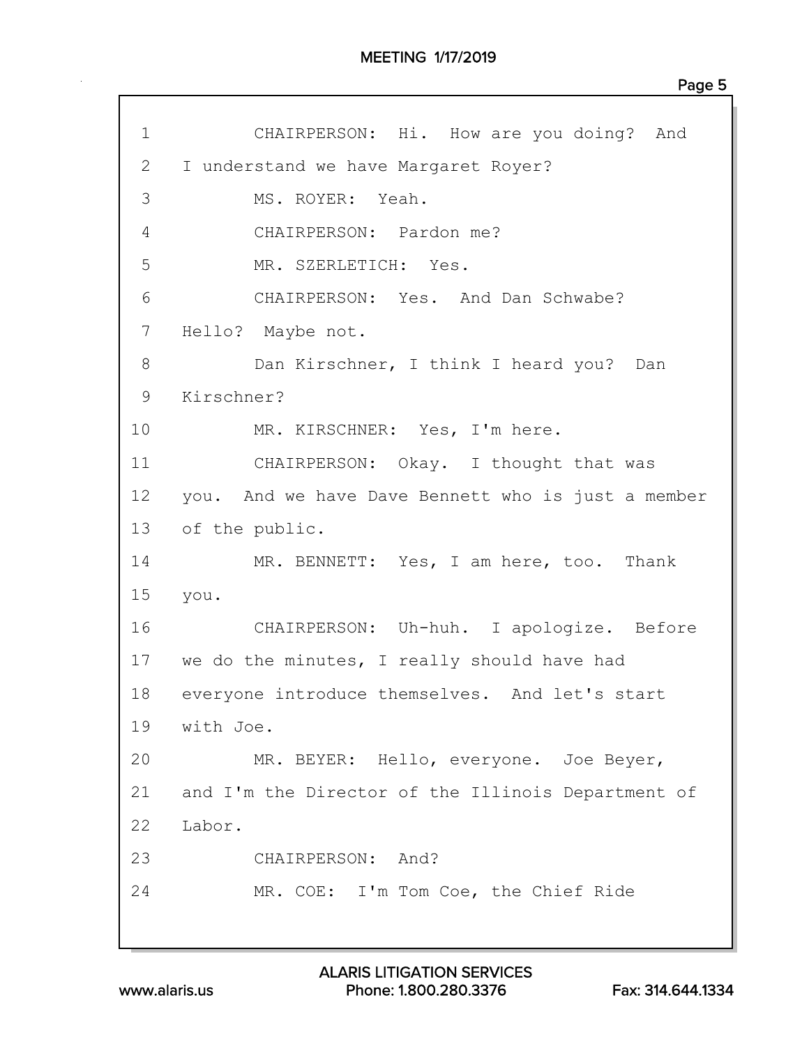1 CHAIRPERSON: Hi. How are you doing? And
2 I understand we have Margaret Royer?
3 MS. ROYER: Yeah.
4 CHAIRPERSON: Pardon me?
5 MR. SZERLETICH: Yes.
6 CHAIRPERSON: Yes. And Dan Schwabe?
7 Hello? Maybe not.
8 Dan Kirschner, I think I heard you? Dan
9 Kirschner?
10 MR. KIRSCHNER: Yes, I'm here.
11 CHAIRPERSON: Okay. I thought that was
12 you. And we have Dave Bennett who is just a member
13 of the public.
14 MR. BENNETT: Yes, I am here, too. Thank
15 you.
16 CHAIRPERSON: Uh-huh. I apologize. Before
17 we do the minutes, I really should have had
18 everyone introduce themselves. And let's start
19 with Joe.
20 MR. BEYER: Hello, everyone. Joe Beyer,
21 and I'm the Director of the Illinois Department of
22 Labor.
23 CHAIRPERSON: And?
24 MR. COE: I'm Tom Coe, the Chief Ride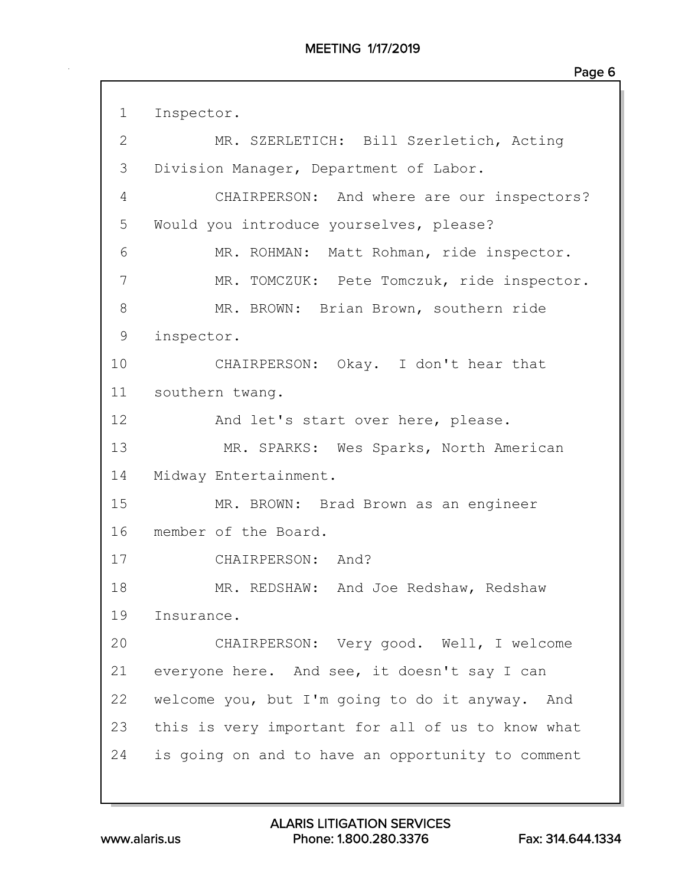1 Inspector.

2 MR. SZERLETICH: Bill Szerletich, Acting

3 Division Manager, Department of Labor.

4 CHAIRPERSON: And where are our inspectors?

5 Would you introduce yourselves, please?

6 MR. ROHMAN: Matt Rohman, ride inspector.

7 MR. TOMCZUK: Pete Tomczuk, ride inspector.

8 MR. BROWN: Brian Brown, southern ride

9 inspector.

10 CHAIRPERSON: Okay. I don't hear that

11 southern twang.

12 And let's start over here, please.

13 MR. SPARKS: Wes Sparks, North American

14 Midway Entertainment.

15 MR. BROWN: Brad Brown as an engineer

16 member of the Board.

17 CHAIRPERSON: And?

18 MR. REDSHAW: And Joe Redshaw, Redshaw

19 Insurance.

20 CHAIRPERSON: Very good. Well, I welcome

21 everyone here. And see, it doesn't say I can

22 welcome you, but I'm going to do it anyway. And

23 this is very important for all of us to know what

24 is going on and to have an opportunity to comment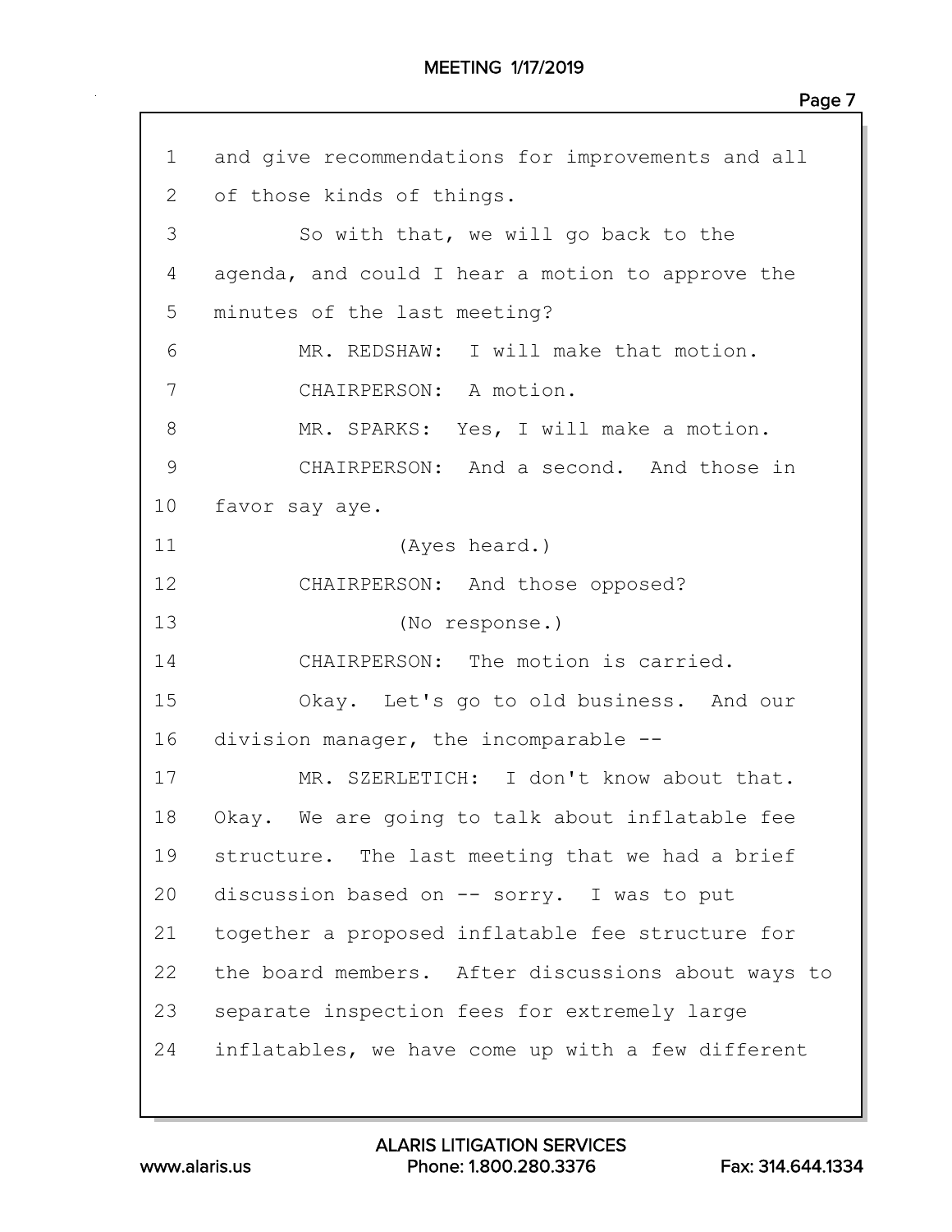1 and give recommendations for improvements and all
2 of those kinds of things.
3 So with that, we will go back to the
4 agenda, and could I hear a motion to approve the
5 minutes of the last meeting?
6 MR. REDSHAW: I will make that motion.
7 CHAIRPERSON: A motion.
8 MR. SPARKS: Yes, I will make a motion.
9 CHAIRPERSON: And a second. And those in
10 favor say aye.
11 (Ayes heard.)
12 CHAIRPERSON: And those opposed?
13 (No response.)
14 CHAIRPERSON: The motion is carried.
15 Okay. Let's go to old business. And our
16 division manager, the incomparable --
17 MR. SZERLETICH: I don't know about that.
18 Okay. We are going to talk about inflatable fee
19 structure. The last meeting that we had a brief
20 discussion based on -- sorry. I was to put
21 together a proposed inflatable fee structure for
22 the board members. After discussions about ways to
23 separate inspection fees for extremely large
24 inflatables, we have come up with a few different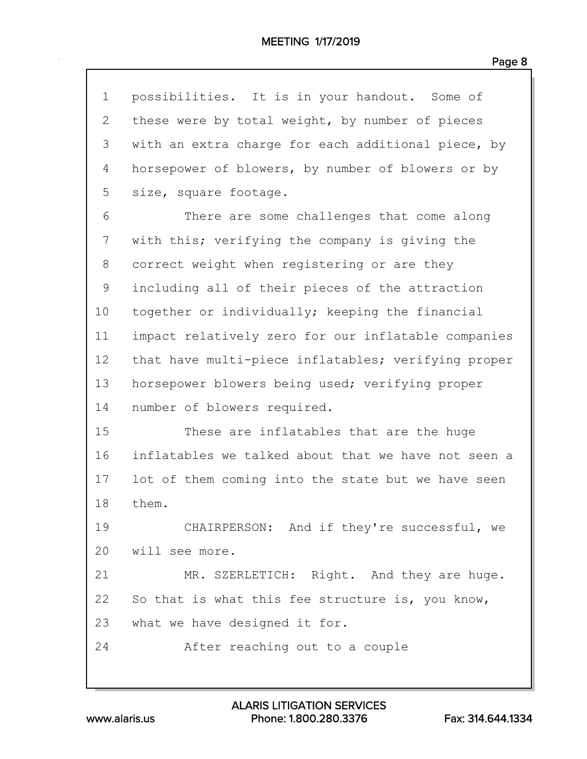1 possibilities. It is in your handout. Some of
2 these were by total weight, by number of pieces
3 with an extra charge for each additional piece, by
4 horsepower of blowers, by number of blowers or by
5 size, square footage.
6 There are some challenges that come along
7 with this; verifying the company is giving the
8 correct weight when registering or are they
9 including all of their pieces of the attraction
10 together or individually; keeping the financial
11 impact relatively zero for our inflatable companies
12 that have multi-piece inflatables; verifying proper
13 horsepower blowers being used; verifying proper
14 number of blowers required.
15 These are inflatables that are the huge
16 inflatables we talked about that we have not seen a
17 lot of them coming into the state but we have seen
18 them.
19 CHAIRPERSON: And if they're successful, we
20 will see more.
21 MR. SZERLETICH: Right. And they are huge.
22 So that is what this fee structure is, you know,
23 what we have designed it for.
24 After reaching out to a couple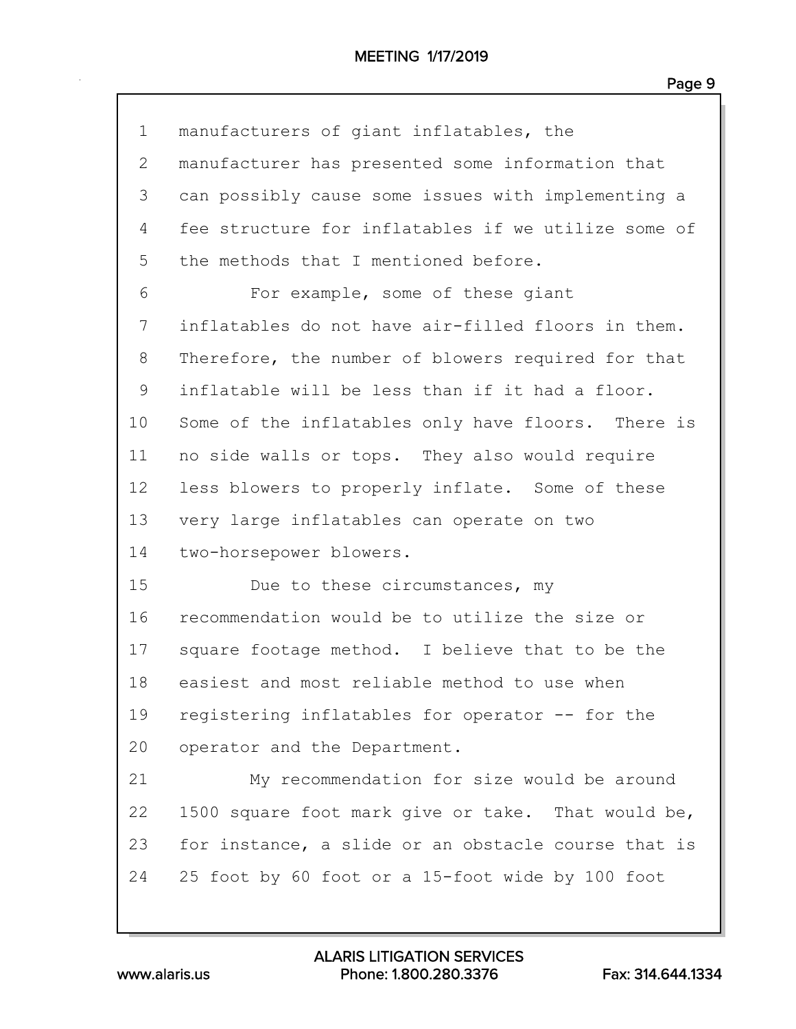manufacturers of giant inflatables, the manufacturer has presented some information that can possibly cause some issues with implementing a fee structure for inflatables if we utilize some of the methods that I mentioned before.

For example, some of these giant inflatables do not have air-filled floors in them. Therefore, the number of blowers required for that inflatable will be less than if it had a floor. Some of the inflatables only have floors. There is no side walls or tops. They also would require less blowers to properly inflate. Some of these very large inflatables can operate on two two-horsepower blowers.

Due to these circumstances, my recommendation would be to utilize the size or square footage method. I believe that to be the easiest and most reliable method to use when registering inflatables for operator -- for the operator and the Department.

My recommendation for size would be around 1500 square foot mark give or take. That would be, for instance, a slide or an obstacle course that is 25 foot by 60 foot or a 15-foot wide by 100 foot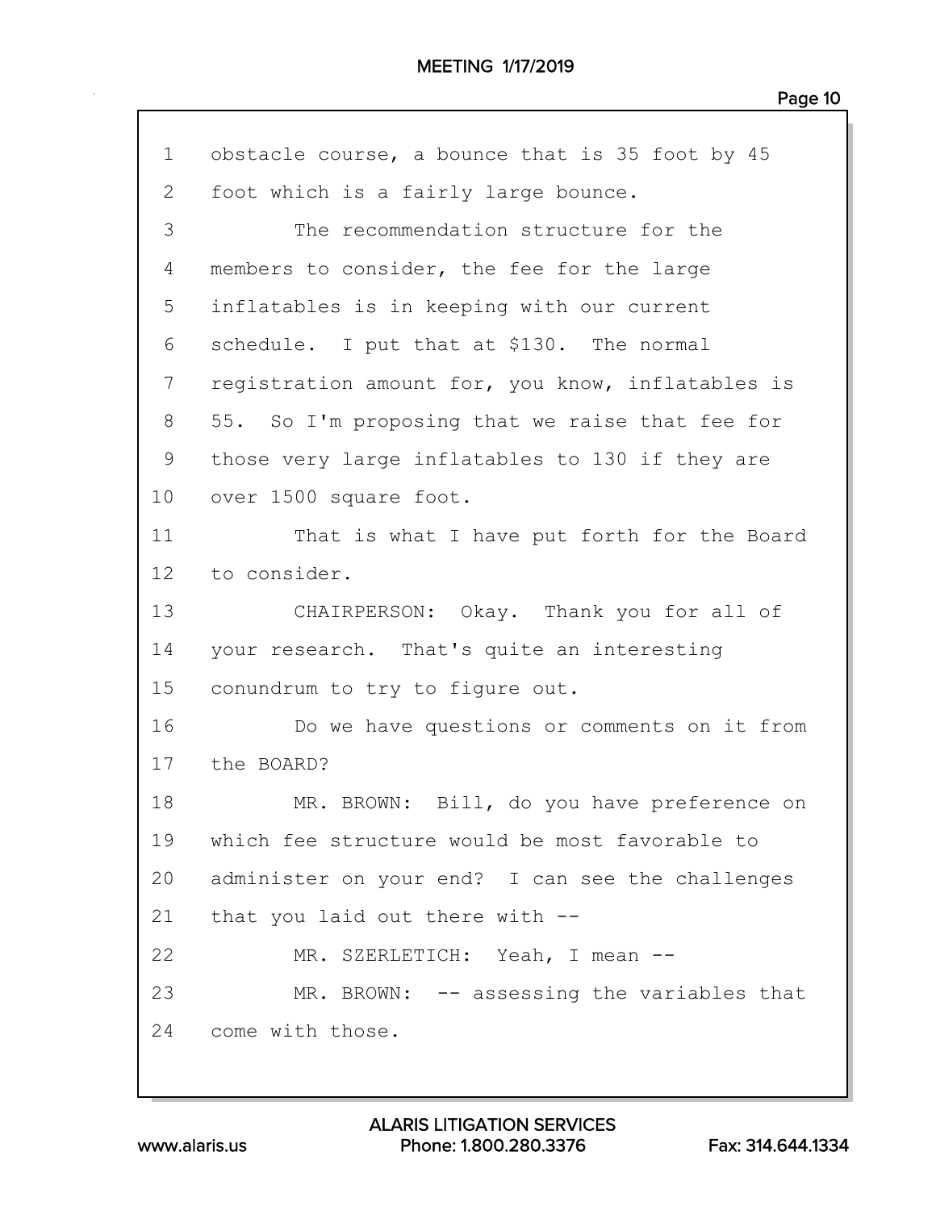1 obstacle course, a bounce that is 35 foot by 45
2 foot which is a fairly large bounce.
3 The recommendation structure for the
4 members to consider, the fee for the large
5 inflatables is in keeping with our current
6 schedule. I put that at $130. The normal
7 registration amount for, you know, inflatables is
8 55. So I'm proposing that we raise that fee for
9 those very large inflatables to 130 if they are
10 over 1500 square foot.
11 That is what I have put forth for the Board
12 to consider.
13 CHAIRPERSON: Okay. Thank you for all of
14 your research. That's quite an interesting
15 conundrum to try to figure out.
16 Do we have questions or comments on it from
17 the BOARD?
18 MR. BROWN: Bill, do you have preference on
19 which fee structure would be most favorable to
20 administer on your end? I can see the challenges
21 that you laid out there with --
22 MR. SZERLETICH: Yeah, I mean --
23 MR. BROWN: -- assessing the variables that
24 come with those.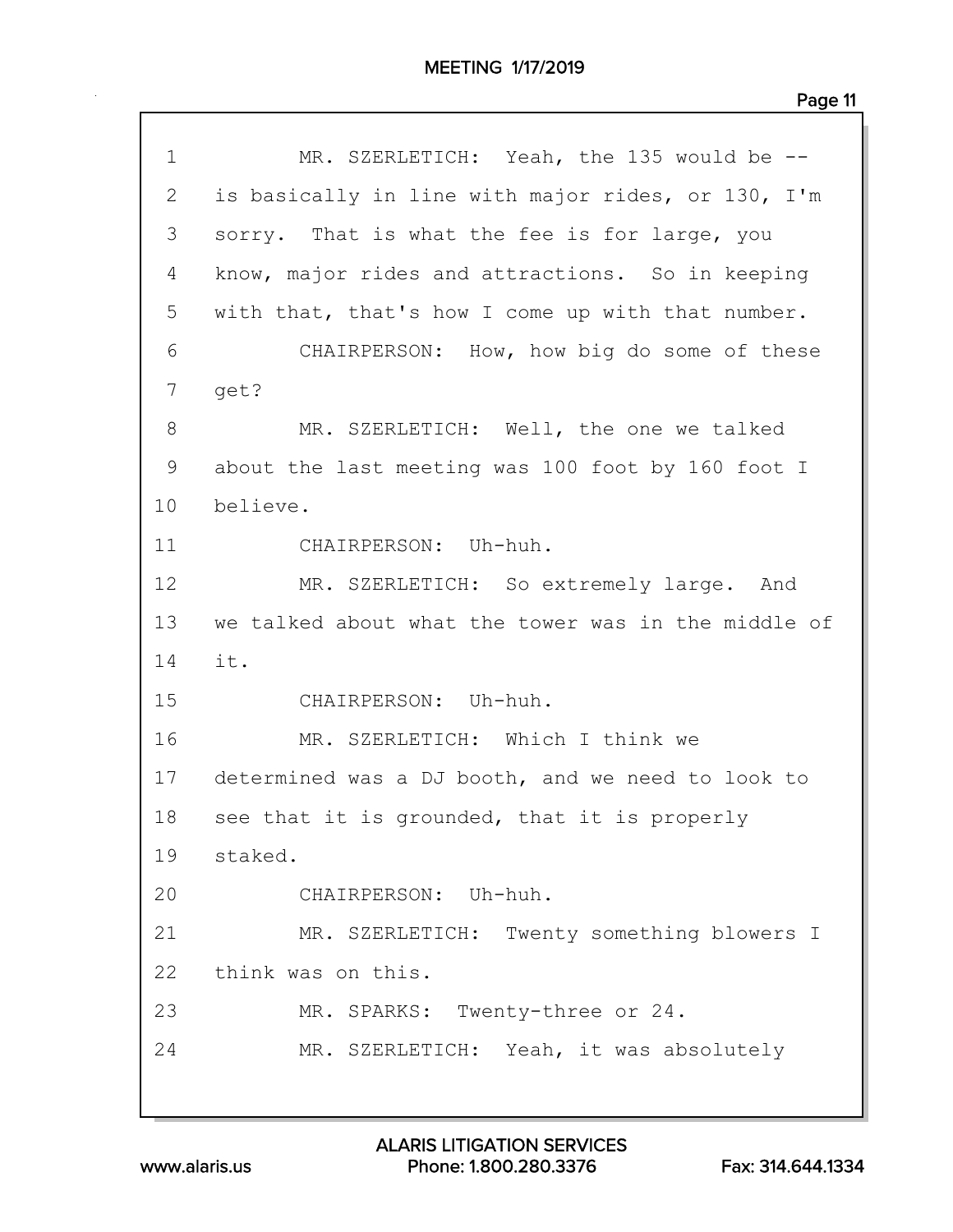1 MR. SZERLETICH: Yeah, the 135 would be --
2 is basically in line with major rides, or 130, I'm
3 sorry. That is what the fee is for large, you
4 know, major rides and attractions. So in keeping
5 with that, that's how I come up with that number.
6 CHAIRPERSON: How, how big do some of these
7 get?
8 MR. SZERLETICH: Well, the one we talked
9 about the last meeting was 100 foot by 160 foot I
10 believe.
11 CHAIRPERSON: Uh-huh.
12 MR. SZERLETICH: So extremely large. And
13 we talked about what the tower was in the middle of
14 it.
15 CHAIRPERSON: Uh-huh.
16 MR. SZERLETICH: Which I think we
17 determined was a DJ booth, and we need to look to
18 see that it is grounded, that it is properly
19 staked.
20 CHAIRPERSON: Uh-huh.
21 MR. SZERLETICH: Twenty something blowers I
22 think was on this.
23 MR. SPARKS: Twenty-three or 24.
24 MR. SZERLETICH: Yeah, it was absolutely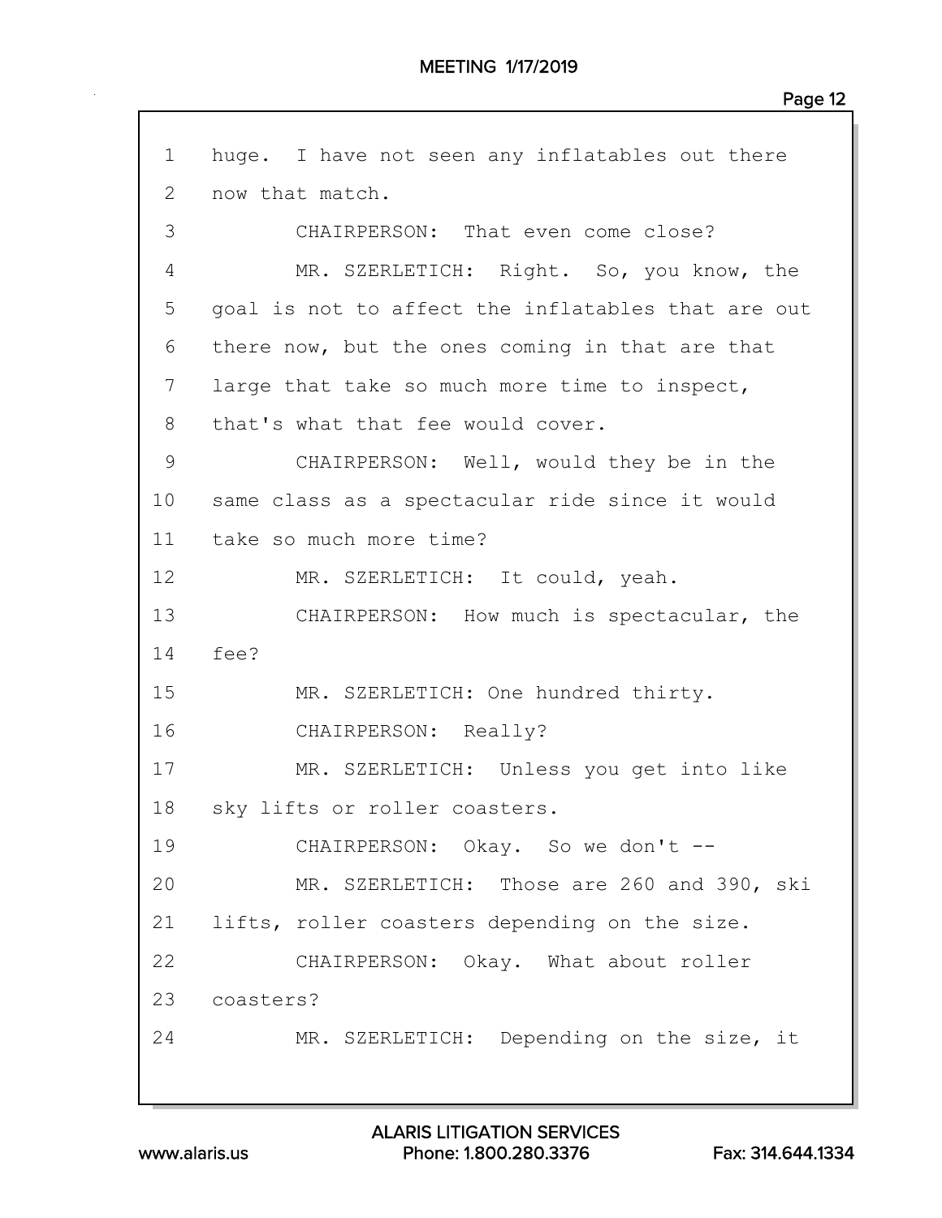1 huge. I have not seen any inflatables out there
2 now that match.
3 CHAIRPERSON: That even come close?
4 MR. SZERLETICH: Right. So, you know, the
5 goal is not to affect the inflatables that are out
6 there now, but the ones coming in that are that
7 large that take so much more time to inspect,
8 that's what that fee would cover.
9 CHAIRPERSON: Well, would they be in the
10 same class as a spectacular ride since it would
11 take so much more time?
12 MR. SZERLETICH: It could, yeah.
13 CHAIRPERSON: How much is spectacular, the
14 fee?
15 MR. SZERLETICH: One hundred thirty.
16 CHAIRPERSON: Really?
17 MR. SZERLETICH: Unless you get into like
18 sky lifts or roller coasters.
19 CHAIRPERSON: Okay. So we don't --
20 MR. SZERLETICH: Those are 260 and 390, ski
21 lifts, roller coasters depending on the size.
22 CHAIRPERSON: Okay. What about roller
23 coasters?
24 MR. SZERLETICH: Depending on the size, it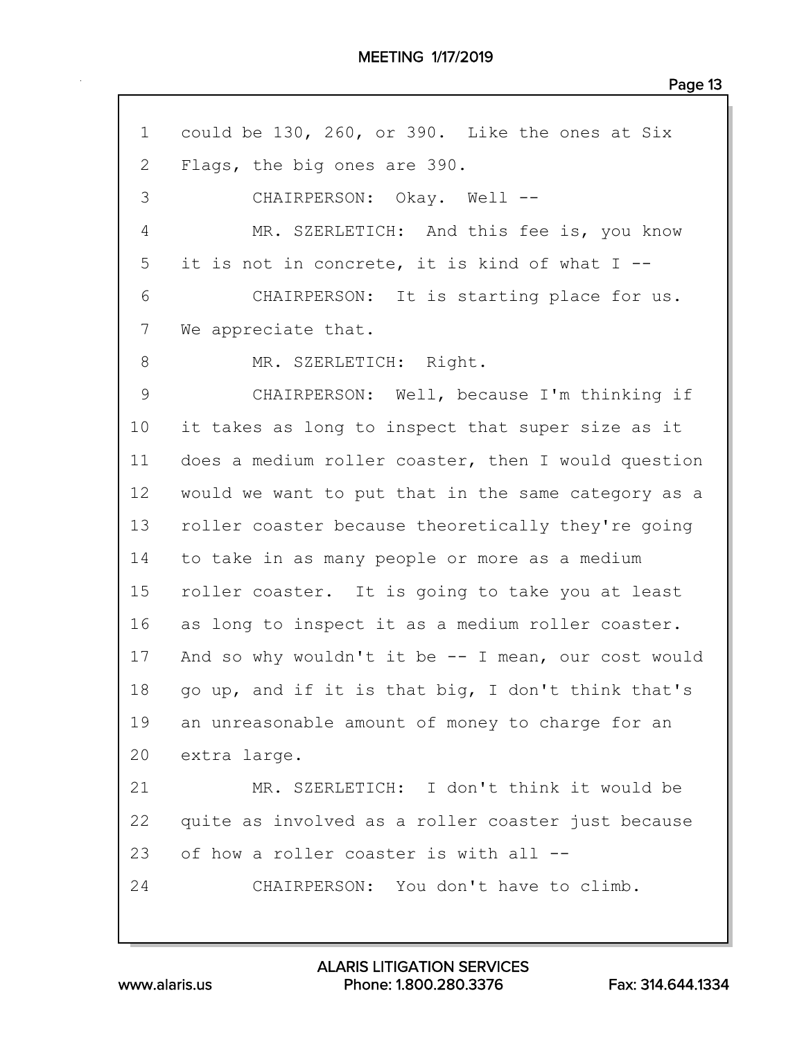1 could be 130, 260, or 390. Like the ones at Six
2 Flags, the big ones are 390.
3 CHAIRPERSON: Okay. Well --
4 MR. SZERLETICH: And this fee is, you know
5 it is not in concrete, it is kind of what I --
6 CHAIRPERSON: It is starting place for us.
7 We appreciate that.
8 MR. SZERLETICH: Right.
9 CHAIRPERSON: Well, because I'm thinking if
10 it takes as long to inspect that super size as it
11 does a medium roller coaster, then I would question
12 would we want to put that in the same category as a
13 roller coaster because theoretically they're going
14 to take in as many people or more as a medium
15 roller coaster. It is going to take you at least
16 as long to inspect it as a medium roller coaster.
17 And so why wouldn't it be -- I mean, our cost would
18 go up, and if it is that big, I don't think that's
19 an unreasonable amount of money to charge for an
20 extra large.
21 MR. SZERLETICH: I don't think it would be
22 quite as involved as a roller coaster just because
23 of how a roller coaster is with all --
24 CHAIRPERSON: You don't have to climb.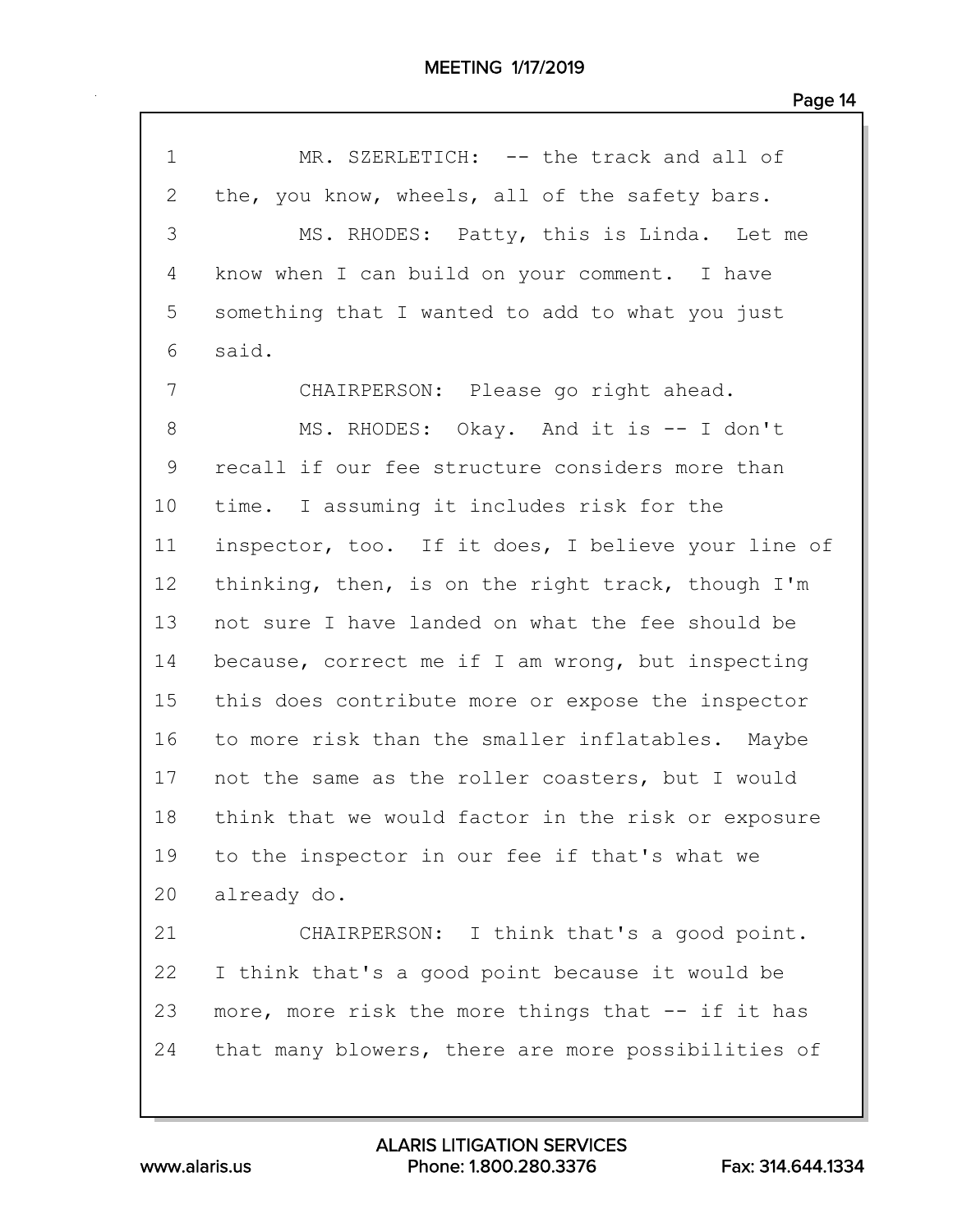MR. SZERLETICH: -- the track and all of the, you know, wheels, all of the safety bars.

MS. RHODES: Patty, this is Linda. Let me know when I can build on your comment. I have something that I wanted to add to what you just said.

CHAIRPERSON: Please go right ahead.

MS. RHODES: Okay. And it is -- I don't recall if our fee structure considers more than time. I assuming it includes risk for the inspector, too. If it does, I believe your line of thinking, then, is on the right track, though I'm not sure I have landed on what the fee should be because, correct me if I am wrong, but inspecting this does contribute more or expose the inspector to more risk than the smaller inflatables. Maybe not the same as the roller coasters, but I would think that we would factor in the risk or exposure to the inspector in our fee if that's what we already do.

CHAIRPERSON: I think that's a good point. I think that's a good point because it would be more, more risk the more things that -- if it has that many blowers, there are more possibilities of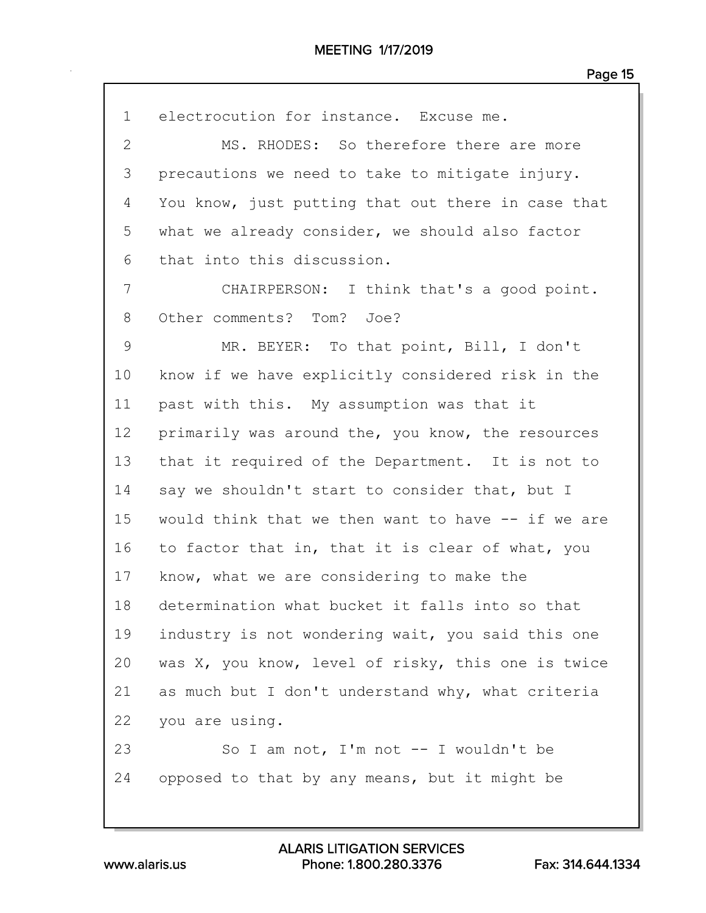1 electrocution for instance. Excuse me.

2 MS. RHODES: So therefore there are more

3 precautions we need to take to mitigate injury.

4 You know, just putting that out there in case that

5 what we already consider, we should also factor

6 that into this discussion.

7 CHAIRPERSON: I think that's a good point.

8 Other comments? Tom? Joe?

9 MR. BEYER: To that point, Bill, I don't

10 know if we have explicitly considered risk in the

11 past with this. My assumption was that it

12 primarily was around the, you know, the resources

13 that it required of the Department. It is not to

14 say we shouldn't start to consider that, but I

15 would think that we then want to have -- if we are

16 to factor that in, that it is clear of what, you

17 know, what we are considering to make the

18 determination what bucket it falls into so that

19 industry is not wondering wait, you said this one

20 was X, you know, level of risky, this one is twice

21 as much but I don't understand why, what criteria

22 you are using.

23 So I am not, I'm not -- I wouldn't be

24 opposed to that by any means, but it might be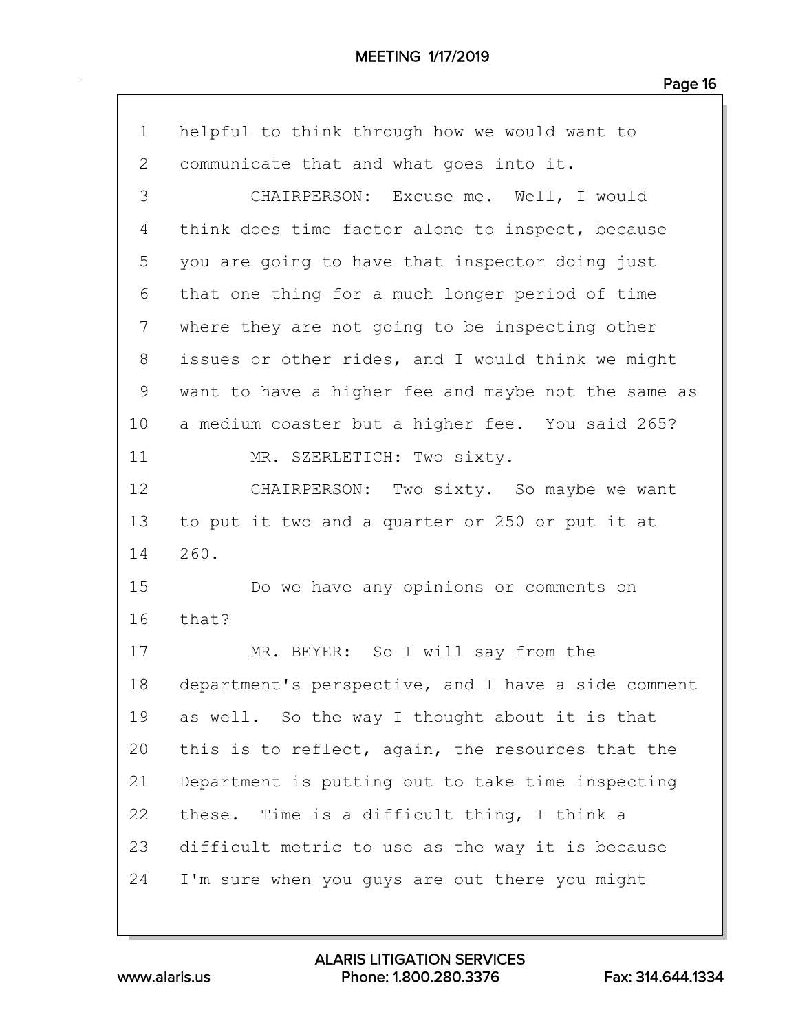helpful to think through how we would want to communicate that and what goes into it.

CHAIRPERSON: Excuse me. Well, I would think does time factor alone to inspect, because you are going to have that inspector doing just that one thing for a much longer period of time where they are not going to be inspecting other issues or other rides, and I would think we might want to have a higher fee and maybe not the same as a medium coaster but a higher fee. You said 265?

MR. SZERLETICH: Two sixty.

CHAIRPERSON: Two sixty. So maybe we want to put it two and a quarter or 250 or put it at 260.

Do we have any opinions or comments on that?

MR. BEYER: So I will say from the department's perspective, and I have a side comment as well. So the way I thought about it is that this is to reflect, again, the resources that the Department is putting out to take time inspecting these. Time is a difficult thing, I think a difficult metric to use as the way it is because I'm sure when you guys are out there you might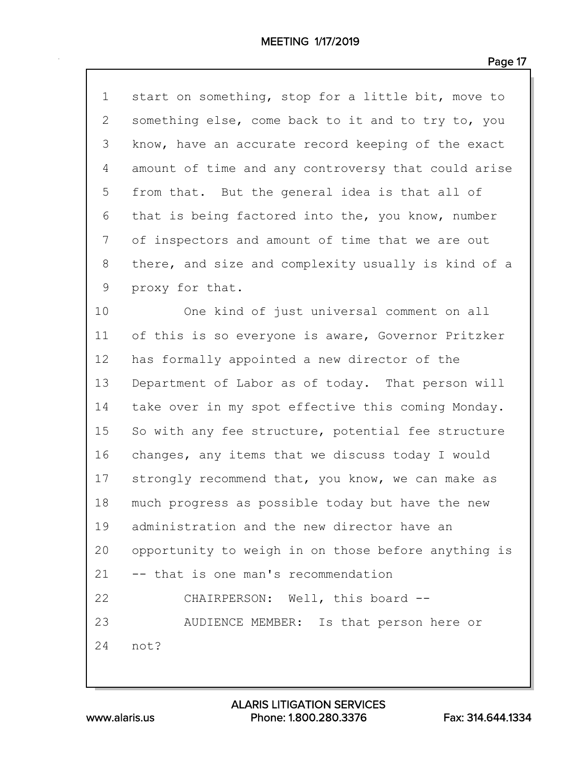1 start on something, stop for a little bit, move to
2 something else, come back to it and to try to, you
3 know, have an accurate record keeping of the exact
4 amount of time and any controversy that could arise
5 from that. But the general idea is that all of
6 that is being factored into the, you know, number
7 of inspectors and amount of time that we are out
8 there, and size and complexity usually is kind of a
9 proxy for that.
10 One kind of just universal comment on all
11 of this is so everyone is aware, Governor Pritzker
12 has formally appointed a new director of the
13 Department of Labor as of today. That person will
14 take over in my spot effective this coming Monday.
15 So with any fee structure, potential fee structure
16 changes, any items that we discuss today I would
17 strongly recommend that, you know, we can make as
18 much progress as possible today but have the new
19 administration and the new director have an
20 opportunity to weigh in on those before anything is
21 -- that is one man's recommendation
22 CHAIRPERSON: Well, this board --
23 AUDIENCE MEMBER: Is that person here or
24 not?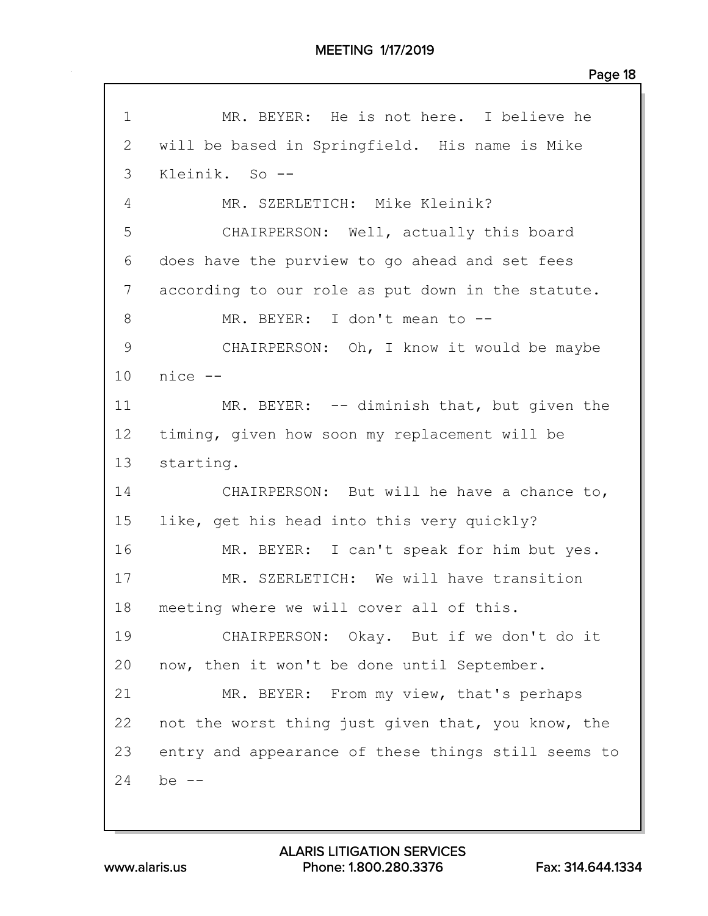1 MR. BEYER: He is not here. I believe he
2 will be based in Springfield. His name is Mike
3 Kleinik. So --
4 MR. SZERLETICH: Mike Kleinik?
5 CHAIRPERSON: Well, actually this board
6 does have the purview to go ahead and set fees
7 according to our role as put down in the statute.
8 MR. BEYER: I don't mean to --
9 CHAIRPERSON: Oh, I know it would be maybe
10 nice --
11 MR. BEYER: -- diminish that, but given the
12 timing, given how soon my replacement will be
13 starting.
14 CHAIRPERSON: But will he have a chance to,
15 like, get his head into this very quickly?
16 MR. BEYER: I can't speak for him but yes.
17 MR. SZERLETICH: We will have transition
18 meeting where we will cover all of this.
19 CHAIRPERSON: Okay. But if we don't do it
20 now, then it won't be done until September.
21 MR. BEYER: From my view, that's perhaps
22 not the worst thing just given that, you know, the
23 entry and appearance of these things still seems to
24 be --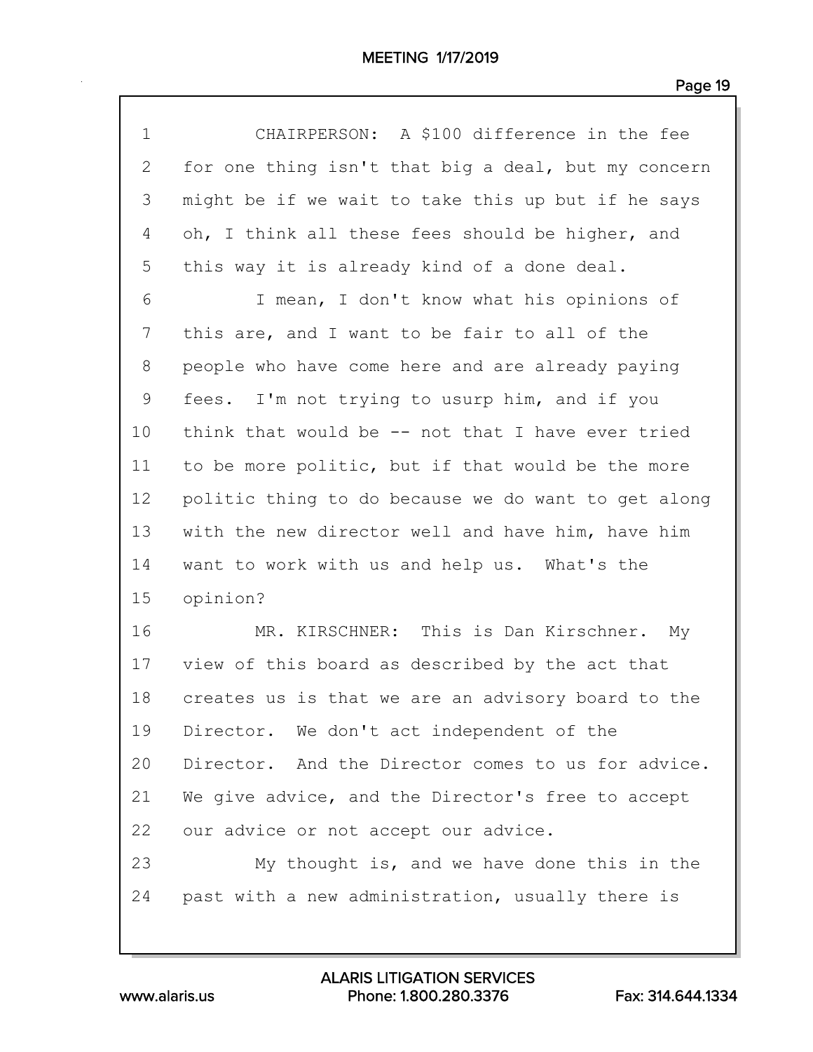CHAIRPERSON: A $100 difference in the fee for one thing isn't that big a deal, but my concern might be if we wait to take this up but if he says oh, I think all these fees should be higher, and this way it is already kind of a done deal.

I mean, I don't know what his opinions of this are, and I want to be fair to all of the people who have come here and are already paying fees. I'm not trying to usurp him, and if you think that would be -- not that I have ever tried to be more politic, but if that would be the more politic thing to do because we do want to get along with the new director well and have him, have him want to work with us and help us. What's the opinion?

MR. KIRSCHNER: This is Dan Kirschner. My view of this board as described by the act that creates us is that we are an advisory board to the Director. We don't act independent of the Director. And the Director comes to us for advice. We give advice, and the Director's free to accept our advice or not accept our advice.

My thought is, and we have done this in the past with a new administration, usually there is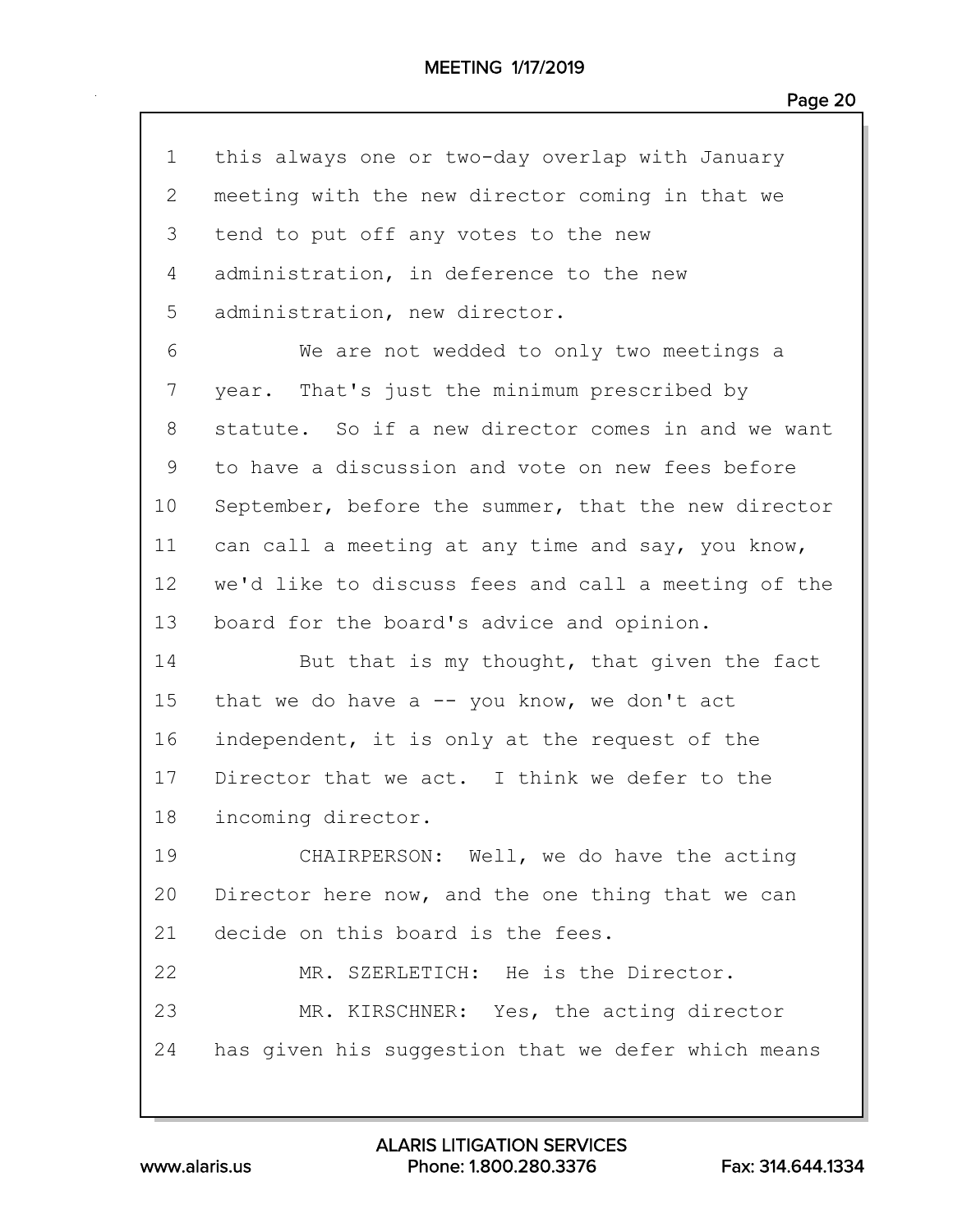1 this always one or two-day overlap with January
2 meeting with the new director coming in that we
3 tend to put off any votes to the new
4 administration, in deference to the new
5 administration, new director.

6 We are not wedded to only two meetings a
7 year. That's just the minimum prescribed by
8 statute. So if a new director comes in and we want
9 to have a discussion and vote on new fees before
10 September, before the summer, that the new director
11 can call a meeting at any time and say, you know,
12 we'd like to discuss fees and call a meeting of the
13 board for the board's advice and opinion.

14 But that is my thought, that given the fact
15 that we do have a -- you know, we don't act
16 independent, it is only at the request of the
17 Director that we act. I think we defer to the
18 incoming director.

19 CHAIRPERSON: Well, we do have the acting
20 Director here now, and the one thing that we can
21 decide on this board is the fees.

22 MR. SZERLETICH: He is the Director.

23 MR. KIRSCHNER: Yes, the acting director
24 has given his suggestion that we defer which means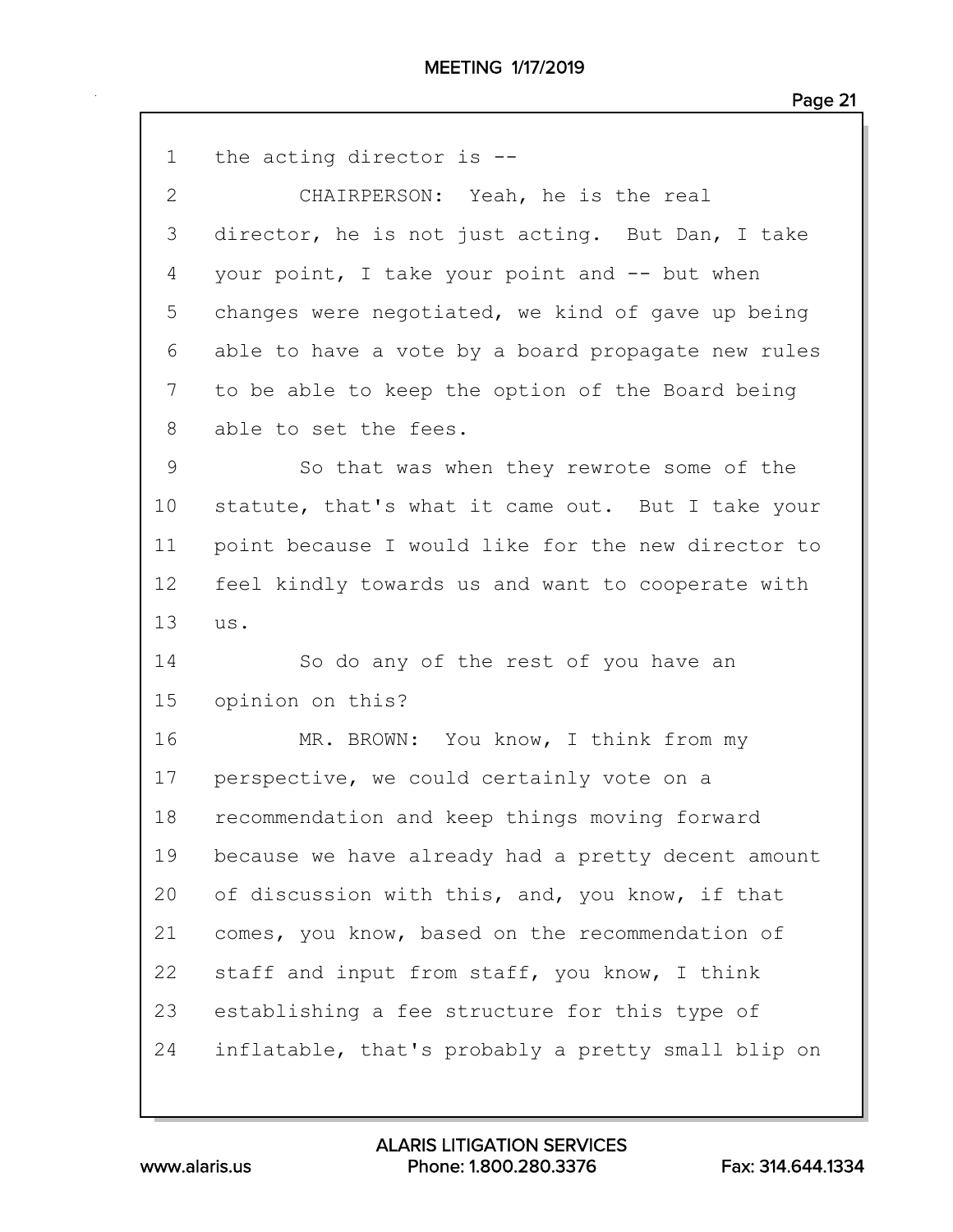1 the acting director is --

2 CHAIRPERSON: Yeah, he is the real

3 director, he is not just acting. But Dan, I take

4 your point, I take your point and -- but when

5 changes were negotiated, we kind of gave up being

6 able to have a vote by a board propagate new rules

7 to be able to keep the option of the Board being

8 able to set the fees.

9 So that was when they rewrote some of the

10 statute, that's what it came out. But I take your

11 point because I would like for the new director to

12 feel kindly towards us and want to cooperate with

13 us.

14 So do any of the rest of you have an

15 opinion on this?

16 MR. BROWN: You know, I think from my

17 perspective, we could certainly vote on a

18 recommendation and keep things moving forward

19 because we have already had a pretty decent amount

20 of discussion with this, and, you know, if that

21 comes, you know, based on the recommendation of

22 staff and input from staff, you know, I think

23 establishing a fee structure for this type of

24 inflatable, that's probably a pretty small blip on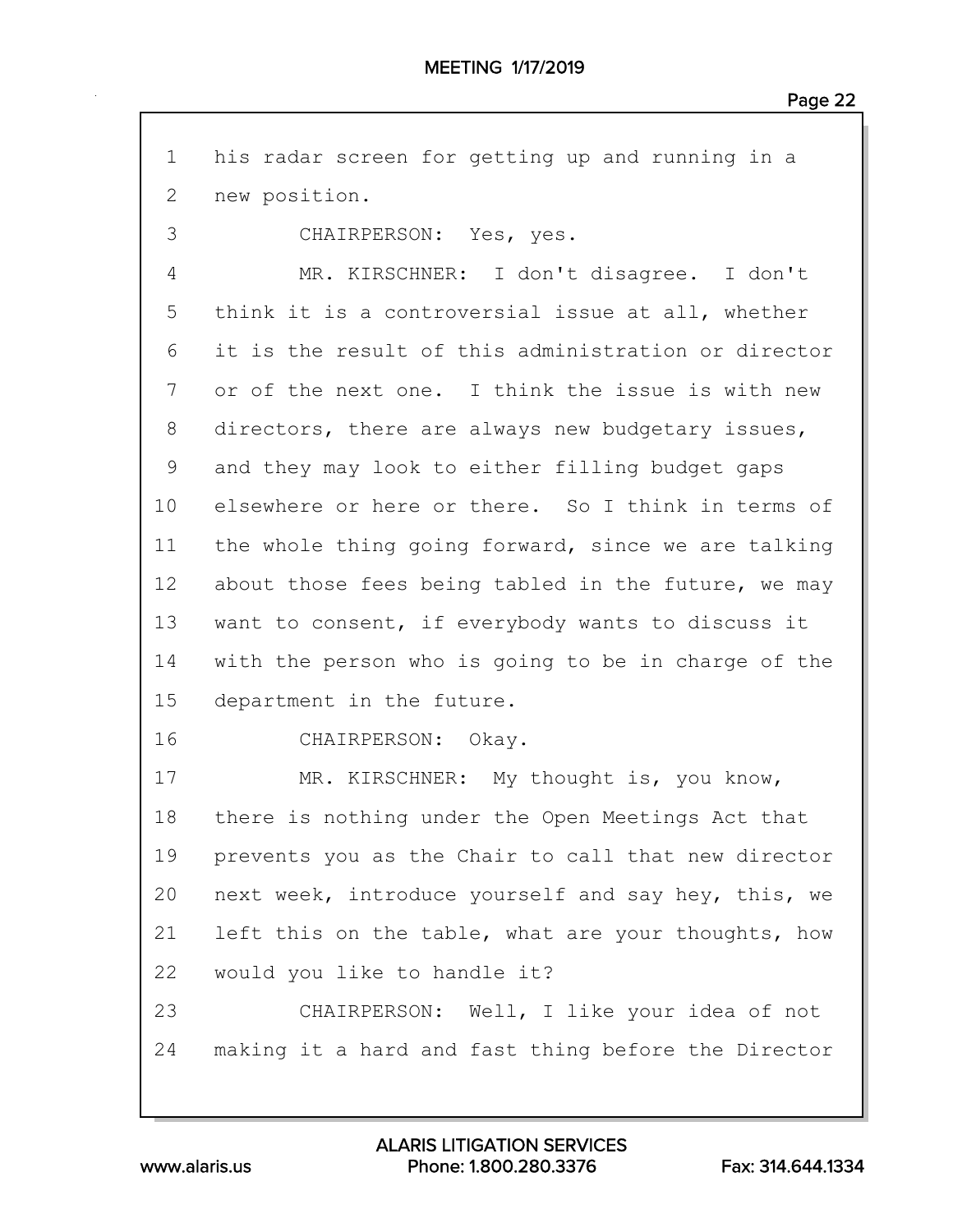1 his radar screen for getting up and running in a
2 new position.
3 CHAIRPERSON: Yes, yes.
4 MR. KIRSCHNER: I don't disagree. I don't
5 think it is a controversial issue at all, whether
6 it is the result of this administration or director
7 or of the next one. I think the issue is with new
8 directors, there are always new budgetary issues,
9 and they may look to either filling budget gaps
10 elsewhere or here or there. So I think in terms of
11 the whole thing going forward, since we are talking
12 about those fees being tabled in the future, we may
13 want to consent, if everybody wants to discuss it
14 with the person who is going to be in charge of the
15 department in the future.
16 CHAIRPERSON: Okay.
17 MR. KIRSCHNER: My thought is, you know,
18 there is nothing under the Open Meetings Act that
19 prevents you as the Chair to call that new director
20 next week, introduce yourself and say hey, this, we
21 left this on the table, what are your thoughts, how
22 would you like to handle it?
23 CHAIRPERSON: Well, I like your idea of not
24 making it a hard and fast thing before the Director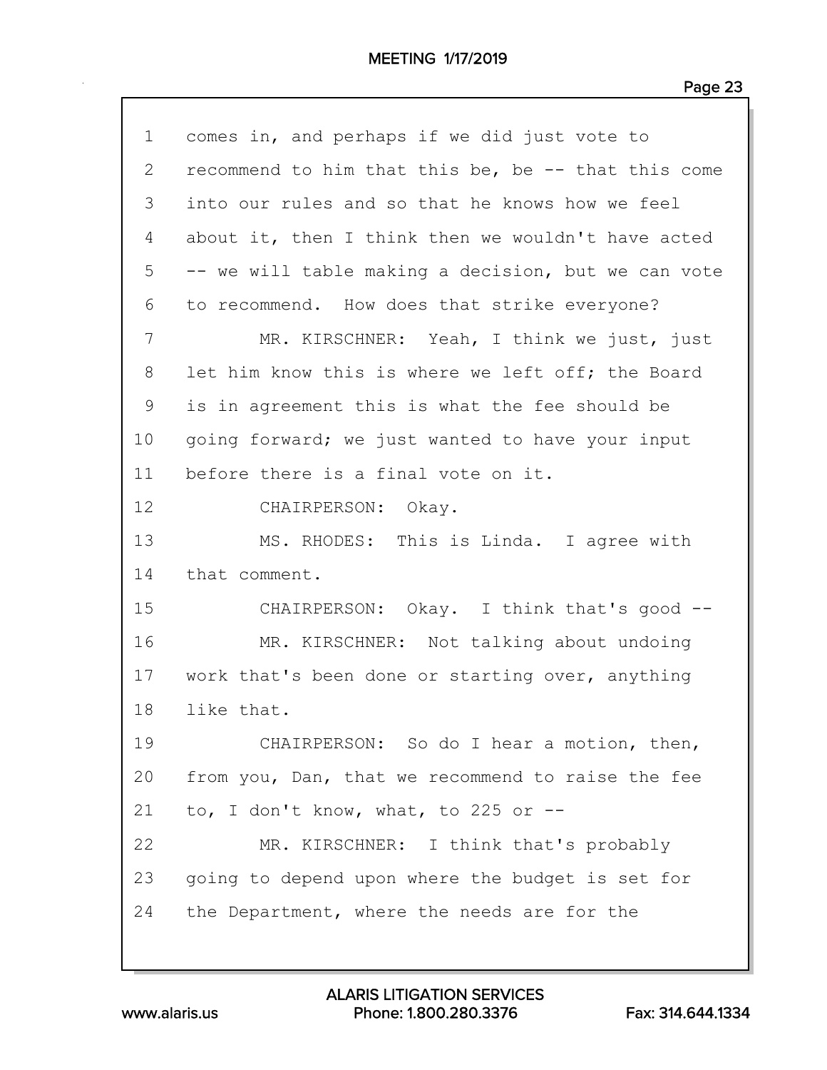1 comes in, and perhaps if we did just vote to
2 recommend to him that this be, be -- that this come
3 into our rules and so that he knows how we feel
4 about it, then I think then we wouldn't have acted
5 -- we will table making a decision, but we can vote
6 to recommend. How does that strike everyone?
7 MR. KIRSCHNER: Yeah, I think we just, just
8 let him know this is where we left off; the Board
9 is in agreement this is what the fee should be
10 going forward; we just wanted to have your input
11 before there is a final vote on it.
12 CHAIRPERSON: Okay.
13 MS. RHODES: This is Linda. I agree with
14 that comment.
15 CHAIRPERSON: Okay. I think that's good --
16 MR. KIRSCHNER: Not talking about undoing
17 work that's been done or starting over, anything
18 like that.
19 CHAIRPERSON: So do I hear a motion, then,
20 from you, Dan, that we recommend to raise the fee
21 to, I don't know, what, to 225 or --
22 MR. KIRSCHNER: I think that's probably
23 going to depend upon where the budget is set for
24 the Department, where the needs are for the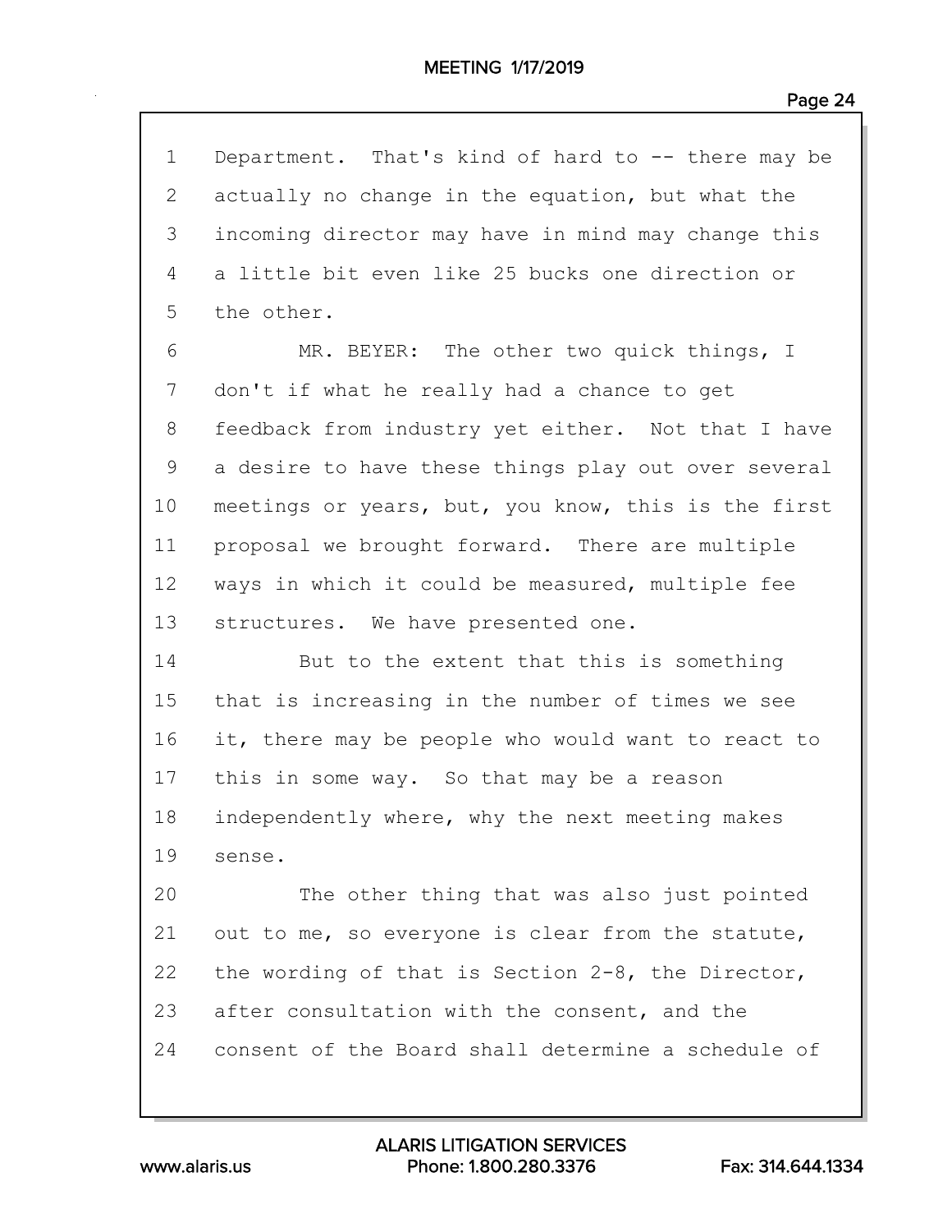1 Department. That's kind of hard to -- there may be
2 actually no change in the equation, but what the
3 incoming director may have in mind may change this
4 a little bit even like 25 bucks one direction or
5 the other.

6 MR. BEYER: The other two quick things, I
7 don't if what he really had a chance to get
8 feedback from industry yet either. Not that I have
9 a desire to have these things play out over several
10 meetings or years, but, you know, this is the first
11 proposal we brought forward. There are multiple
12 ways in which it could be measured, multiple fee
13 structures. We have presented one.

14 But to the extent that this is something
15 that is increasing in the number of times we see
16 it, there may be people who would want to react to
17 this in some way. So that may be a reason
18 independently where, why the next meeting makes
19 sense.

20 The other thing that was also just pointed
21 out to me, so everyone is clear from the statute,
22 the wording of that is Section 2-8, the Director,
23 after consultation with the consent, and the
24 consent of the Board shall determine a schedule of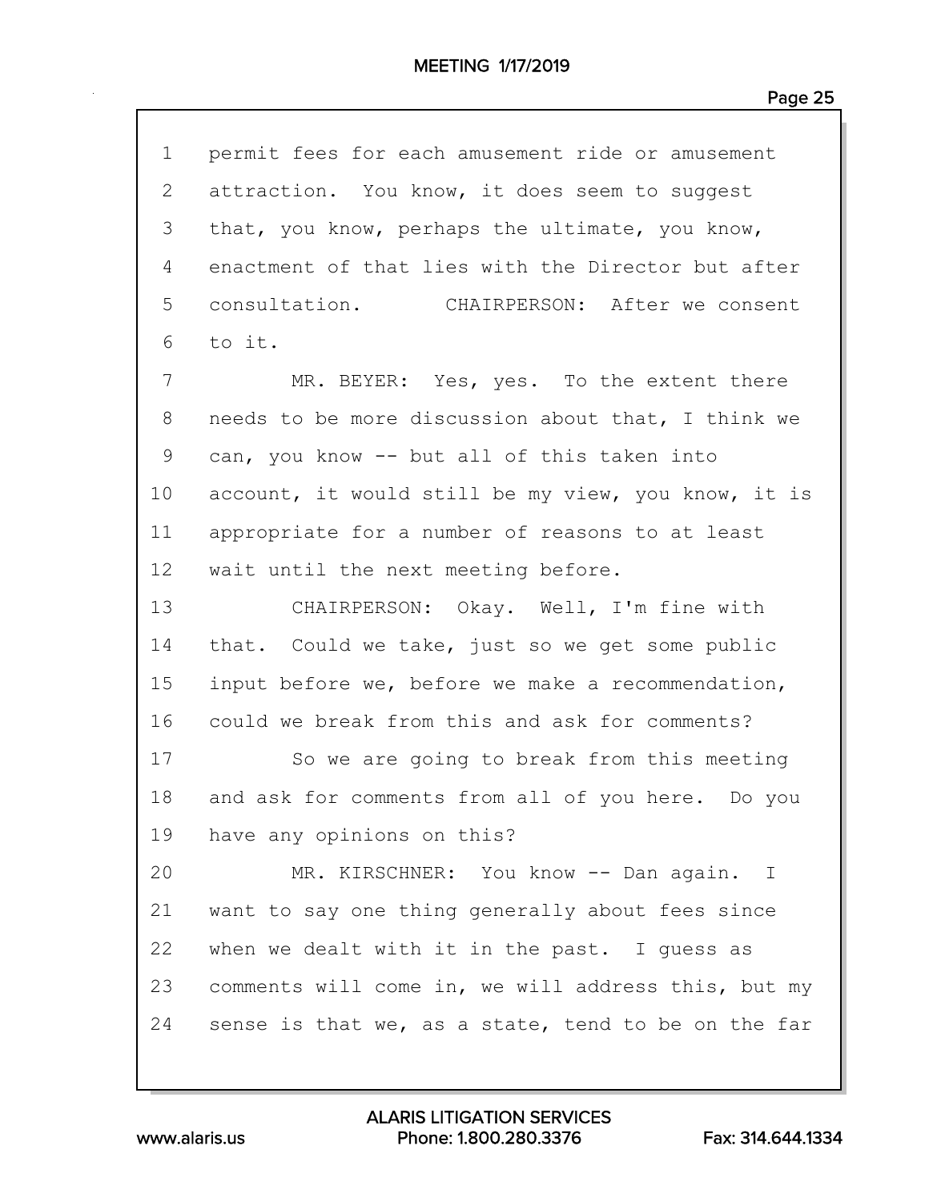1 permit fees for each amusement ride or amusement
2 attraction. You know, it does seem to suggest
3 that, you know, perhaps the ultimate, you know,
4 enactment of that lies with the Director but after
5 consultation. CHAIRPERSON: After we consent
6 to it.
7 MR. BEYER: Yes, yes. To the extent there
8 needs to be more discussion about that, I think we
9 can, you know -- but all of this taken into
10 account, it would still be my view, you know, it is
11 appropriate for a number of reasons to at least
12 wait until the next meeting before.
13 CHAIRPERSON: Okay. Well, I'm fine with
14 that. Could we take, just so we get some public
15 input before we, before we make a recommendation,
16 could we break from this and ask for comments?
17 So we are going to break from this meeting
18 and ask for comments from all of you here. Do you
19 have any opinions on this?
20 MR. KIRSCHNER: You know -- Dan again. I
21 want to say one thing generally about fees since
22 when we dealt with it in the past. I guess as
23 comments will come in, we will address this, but my
24 sense is that we, as a state, tend to be on the far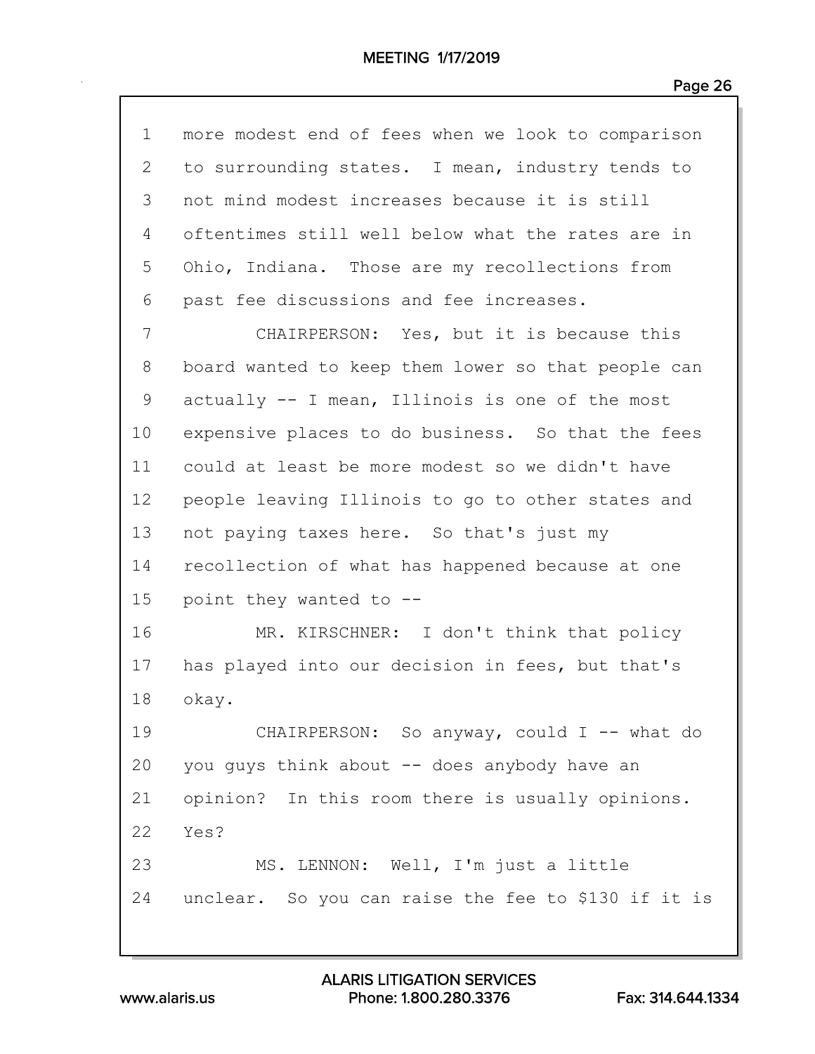more modest end of fees when we look to comparison to surrounding states. I mean, industry tends to not mind modest increases because it is still oftentimes still well below what the rates are in Ohio, Indiana. Those are my recollections from past fee discussions and fee increases.

CHAIRPERSON: Yes, but it is because this board wanted to keep them lower so that people can actually -- I mean, Illinois is one of the most expensive places to do business. So that the fees could at least be more modest so we didn't have people leaving Illinois to go to other states and not paying taxes here. So that's just my recollection of what has happened because at one point they wanted to --

MR. KIRSCHNER: I don't think that policy has played into our decision in fees, but that's okay.

CHAIRPERSON: So anyway, could I -- what do you guys think about -- does anybody have an opinion? In this room there is usually opinions. Yes?

MS. LENNON: Well, I'm just a little unclear. So you can raise the fee to $130 if it is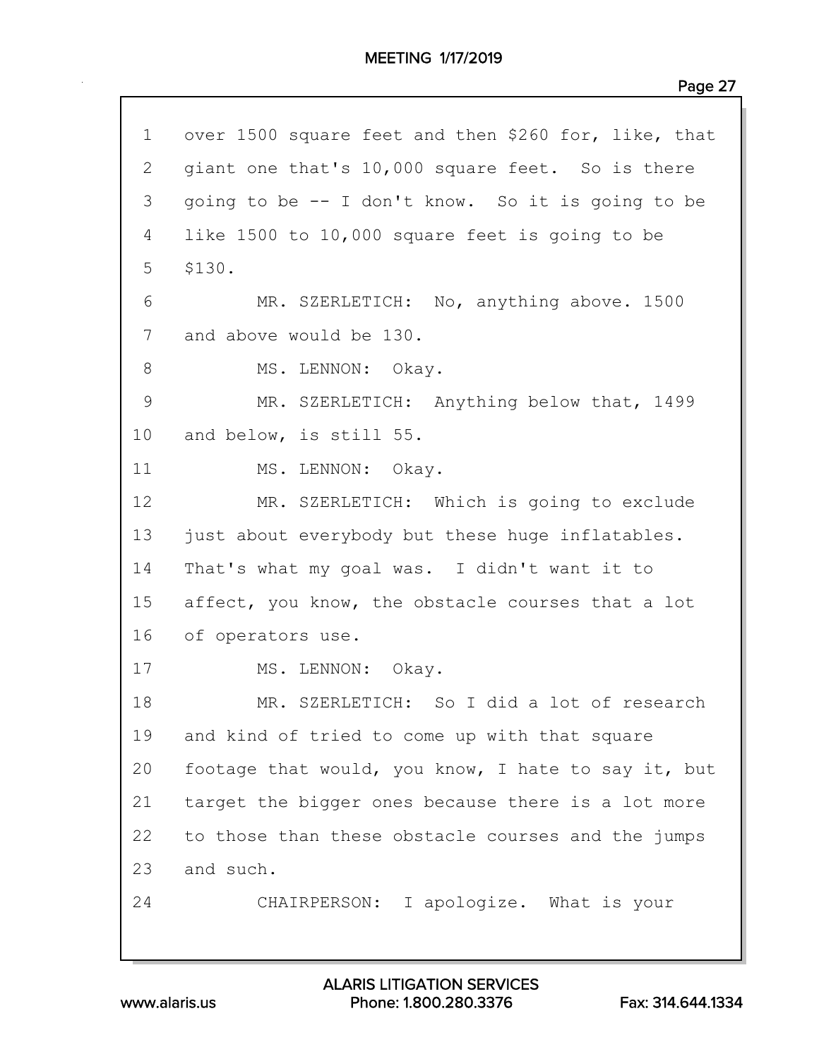1 over 1500 square feet and then $260 for, like, that
2 giant one that's 10,000 square feet. So is there
3 going to be -- I don't know. So it is going to be
4 like 1500 to 10,000 square feet is going to be
5 $130.
6 MR. SZERLETICH: No, anything above. 1500
7 and above would be 130.
8 MS. LENNON: Okay.
9 MR. SZERLETICH: Anything below that, 1499
10 and below, is still 55.
11 MS. LENNON: Okay.
12 MR. SZERLETICH: Which is going to exclude
13 just about everybody but these huge inflatables.
14 That's what my goal was. I didn't want it to
15 affect, you know, the obstacle courses that a lot
16 of operators use.
17 MS. LENNON: Okay.
18 MR. SZERLETICH: So I did a lot of research
19 and kind of tried to come up with that square
20 footage that would, you know, I hate to say it, but
21 target the bigger ones because there is a lot more
22 to those than these obstacle courses and the jumps
23 and such.
24 CHAIRPERSON: I apologize. What is your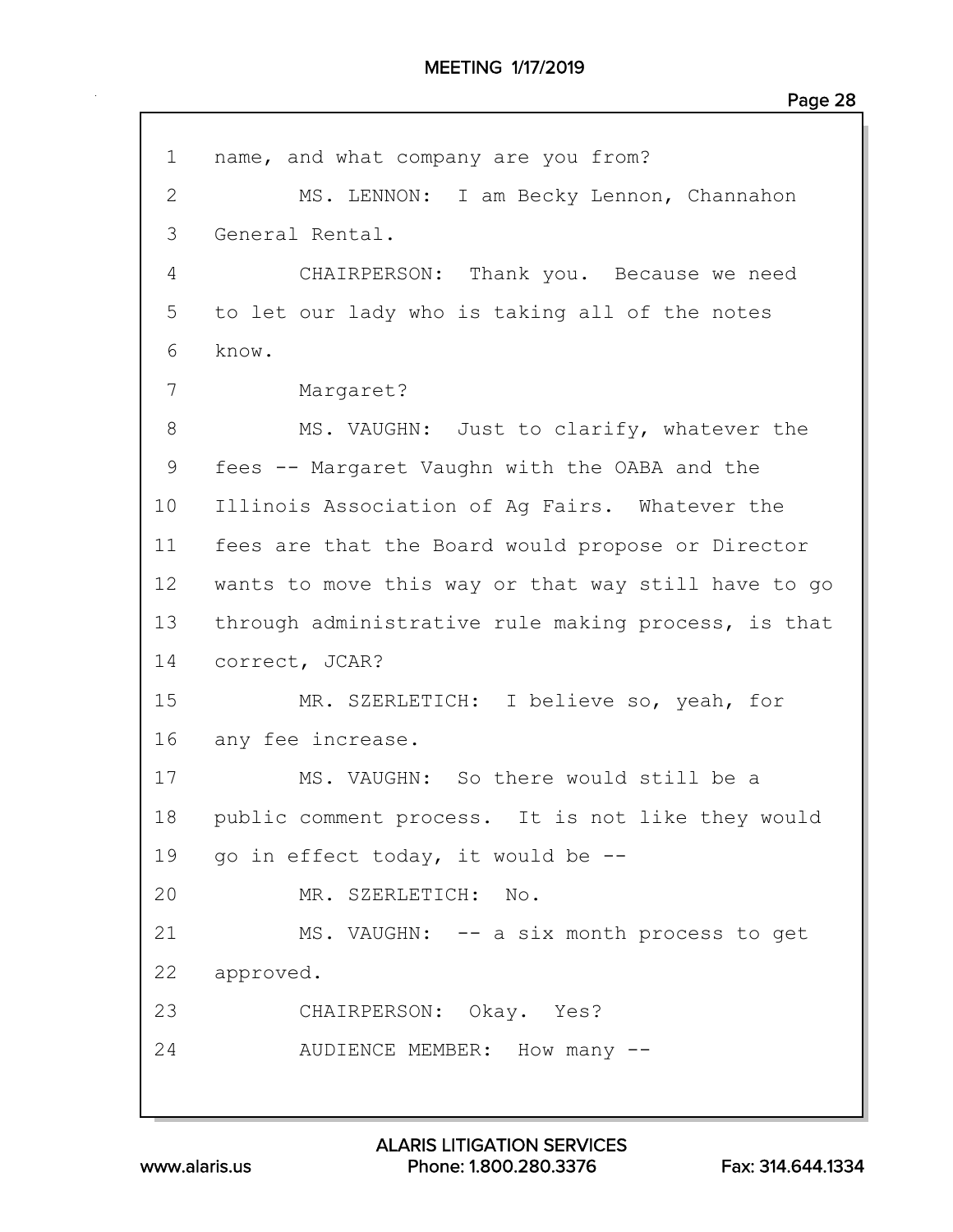1 name, and what company are you from?

2 MS. LENNON: I am Becky Lennon, Channahon

3 General Rental.

4 CHAIRPERSON: Thank you. Because we need

5 to let our lady who is taking all of the notes

6 know.

7 Margaret?

8 MS. VAUGHN: Just to clarify, whatever the

9 fees -- Margaret Vaughn with the OABA and the

10 Illinois Association of Ag Fairs. Whatever the

11 fees are that the Board would propose or Director

12 wants to move this way or that way still have to go

13 through administrative rule making process, is that

14 correct, JCAR?

15 MR. SZERLETICH: I believe so, yeah, for

16 any fee increase.

17 MS. VAUGHN: So there would still be a

18 public comment process. It is not like they would

19 go in effect today, it would be --

20 MR. SZERLETICH: No.

21 MS. VAUGHN: -- a six month process to get

22 approved.

23 CHAIRPERSON: Okay. Yes?

24 AUDIENCE MEMBER: How many --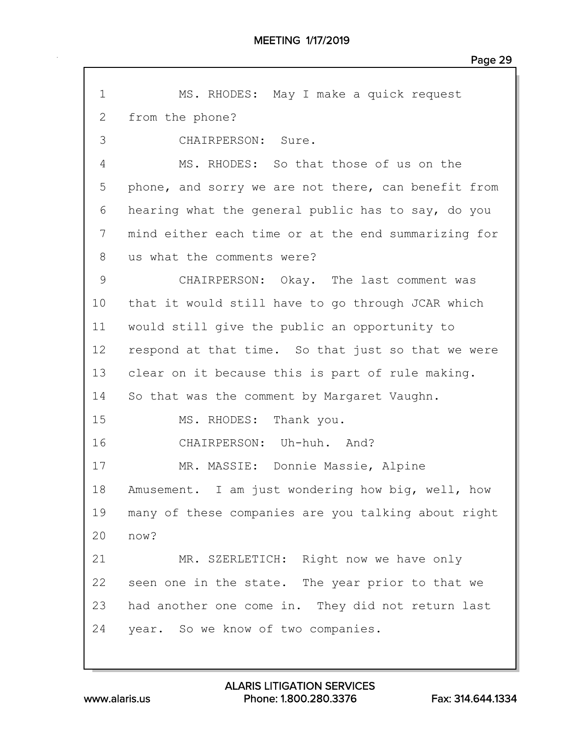1 MS. RHODES: May I make a quick request
2 from the phone?
3 CHAIRPERSON: Sure.
4 MS. RHODES: So that those of us on the
5 phone, and sorry we are not there, can benefit from
6 hearing what the general public has to say, do you
7 mind either each time or at the end summarizing for
8 us what the comments were?
9 CHAIRPERSON: Okay. The last comment was
10 that it would still have to go through JCAR which
11 would still give the public an opportunity to
12 respond at that time. So that just so that we were
13 clear on it because this is part of rule making.
14 So that was the comment by Margaret Vaughn.
15 MS. RHODES: Thank you.
16 CHAIRPERSON: Uh-huh. And?
17 MR. MASSIE: Donnie Massie, Alpine
18 Amusement. I am just wondering how big, well, how
19 many of these companies are you talking about right
20 now?
21 MR. SZERLETICH: Right now we have only
22 seen one in the state. The year prior to that we
23 had another one come in. They did not return last
24 year. So we know of two companies.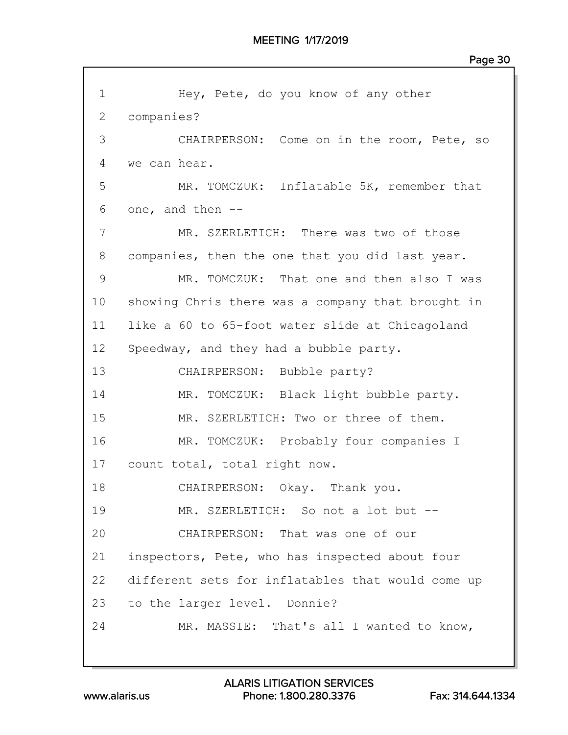1 Hey, Pete, do you know of any other
2 companies?
3 CHAIRPERSON: Come on in the room, Pete, so
4 we can hear.
5 MR. TOMCZUK: Inflatable 5K, remember that
6 one, and then --
7 MR. SZERLETICH: There was two of those
8 companies, then the one that you did last year.
9 MR. TOMCZUK: That one and then also I was
10 showing Chris there was a company that brought in
11 like a 60 to 65-foot water slide at Chicagoland
12 Speedway, and they had a bubble party.
13 CHAIRPERSON: Bubble party?
14 MR. TOMCZUK: Black light bubble party.
15 MR. SZERLETICH: Two or three of them.
16 MR. TOMCZUK: Probably four companies I
17 count total, total right now.
18 CHAIRPERSON: Okay. Thank you.
19 MR. SZERLETICH: So not a lot but --
20 CHAIRPERSON: That was one of our
21 inspectors, Pete, who has inspected about four
22 different sets for inflatables that would come up
23 to the larger level. Donnie?
24 MR. MASSIE: That's all I wanted to know,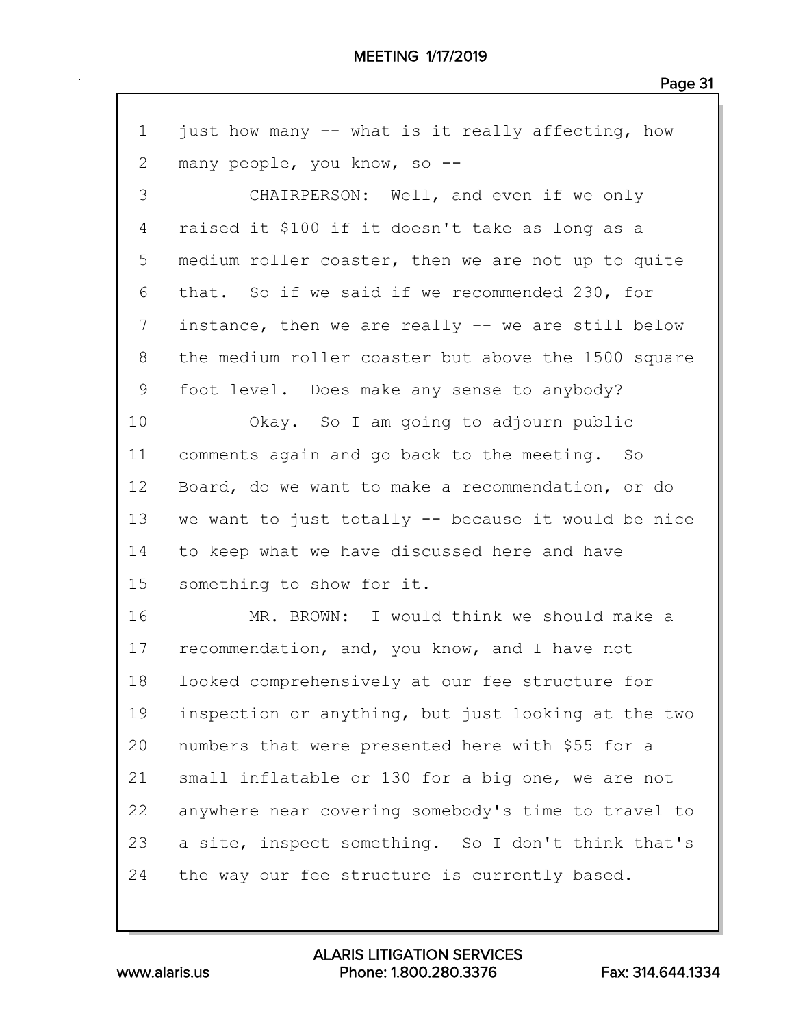just how many -- what is it really affecting, how many people, you know, so --

CHAIRPERSON: Well, and even if we only raised it $100 if it doesn't take as long as a medium roller coaster, then we are not up to quite that. So if we said if we recommended 230, for instance, then we are really -- we are still below the medium roller coaster but above the 1500 square foot level. Does make any sense to anybody?

Okay. So I am going to adjourn public comments again and go back to the meeting. So Board, do we want to make a recommendation, or do we want to just totally -- because it would be nice to keep what we have discussed here and have something to show for it.

MR. BROWN: I would think we should make a recommendation, and, you know, and I have not looked comprehensively at our fee structure for inspection or anything, but just looking at the two numbers that were presented here with $55 for a small inflatable or 130 for a big one, we are not anywhere near covering somebody's time to travel to a site, inspect something. So I don't think that's the way our fee structure is currently based.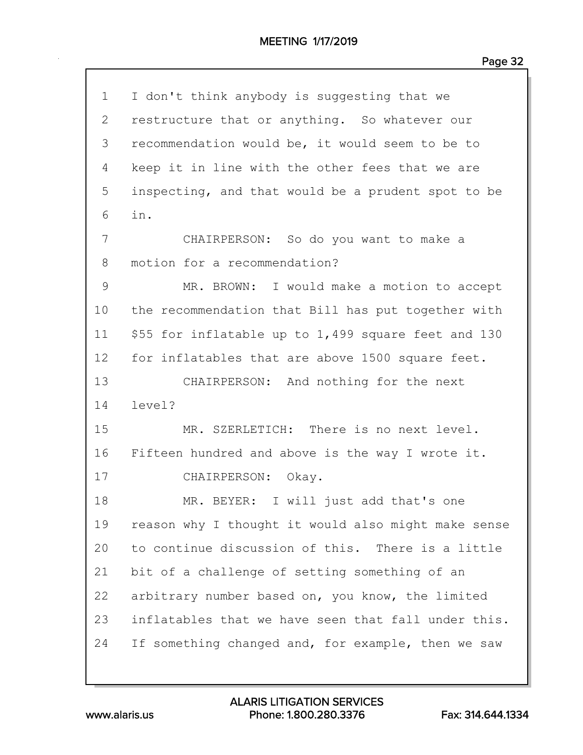1 I don't think anybody is suggesting that we
2 restructure that or anything. So whatever our
3 recommendation would be, it would seem to be to
4 keep it in line with the other fees that we are
5 inspecting, and that would be a prudent spot to be
6 in.
7 CHAIRPERSON: So do you want to make a
8 motion for a recommendation?
9 MR. BROWN: I would make a motion to accept
10 the recommendation that Bill has put together with
11 $55 for inflatable up to 1,499 square feet and 130
12 for inflatables that are above 1500 square feet.
13 CHAIRPERSON: And nothing for the next
14 level?
15 MR. SZERLETICH: There is no next level.
16 Fifteen hundred and above is the way I wrote it.
17 CHAIRPERSON: Okay.
18 MR. BEYER: I will just add that's one
19 reason why I thought it would also might make sense
20 to continue discussion of this. There is a little
21 bit of a challenge of setting something of an
22 arbitrary number based on, you know, the limited
23 inflatables that we have seen that fall under this.
24 If something changed and, for example, then we saw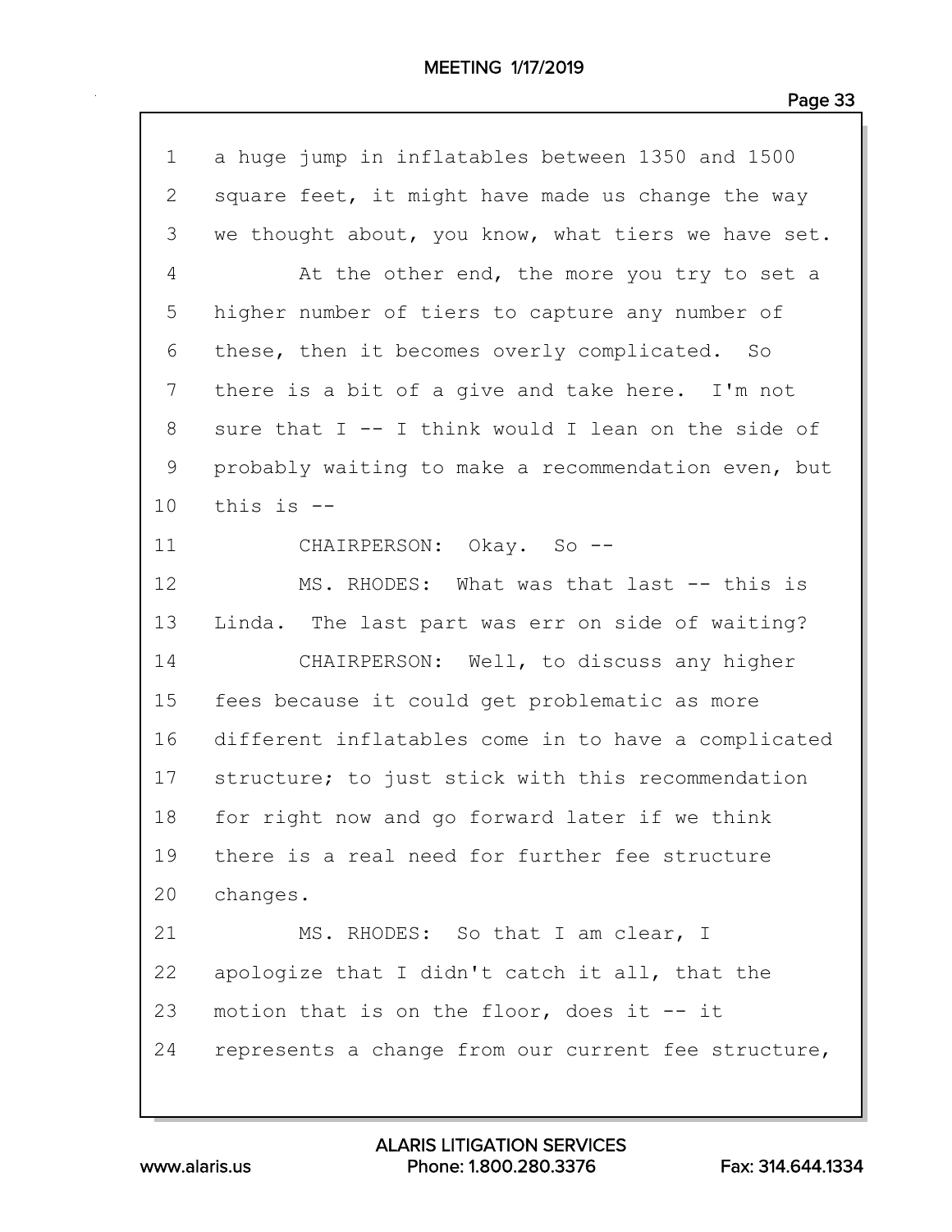1 a huge jump in inflatables between 1350 and 1500
2 square feet, it might have made us change the way
3 we thought about, you know, what tiers we have set.
4 At the other end, the more you try to set a
5 higher number of tiers to capture any number of
6 these, then it becomes overly complicated. So
7 there is a bit of a give and take here. I'm not
8 sure that I -- I think would I lean on the side of
9 probably waiting to make a recommendation even, but
10 this is --
11 CHAIRPERSON: Okay. So --
12 MS. RHODES: What was that last -- this is
13 Linda. The last part was err on side of waiting?
14 CHAIRPERSON: Well, to discuss any higher
15 fees because it could get problematic as more
16 different inflatables come in to have a complicated
17 structure; to just stick with this recommendation
18 for right now and go forward later if we think
19 there is a real need for further fee structure
20 changes.
21 MS. RHODES: So that I am clear, I
22 apologize that I didn't catch it all, that the
23 motion that is on the floor, does it -- it
24 represents a change from our current fee structure,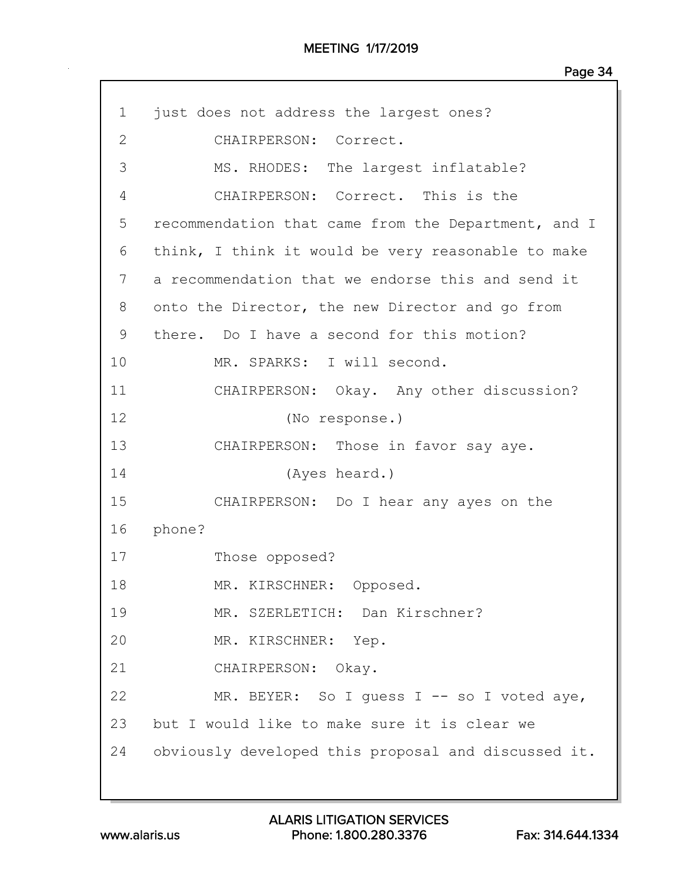1 just does not address the largest ones?

2 CHAIRPERSON: Correct.

3 MS. RHODES: The largest inflatable?

4 CHAIRPERSON: Correct. This is the

5 recommendation that came from the Department, and I

6 think, I think it would be very reasonable to make

7 a recommendation that we endorse this and send it

8 onto the Director, the new Director and go from

9 there. Do I have a second for this motion?

10 MR. SPARKS: I will second.

11 CHAIRPERSON: Okay. Any other discussion?

12 (No response.)

13 CHAIRPERSON: Those in favor say aye.

14 (Ayes heard.)

15 CHAIRPERSON: Do I hear any ayes on the

16 phone?

17 Those opposed?

18 MR. KIRSCHNER: Opposed.

19 MR. SZERLETICH: Dan Kirschner?

20 MR. KIRSCHNER: Yep.

21 CHAIRPERSON: Okay.

22 MR. BEYER: So I guess I -- so I voted aye,

23 but I would like to make sure it is clear we

24 obviously developed this proposal and discussed it.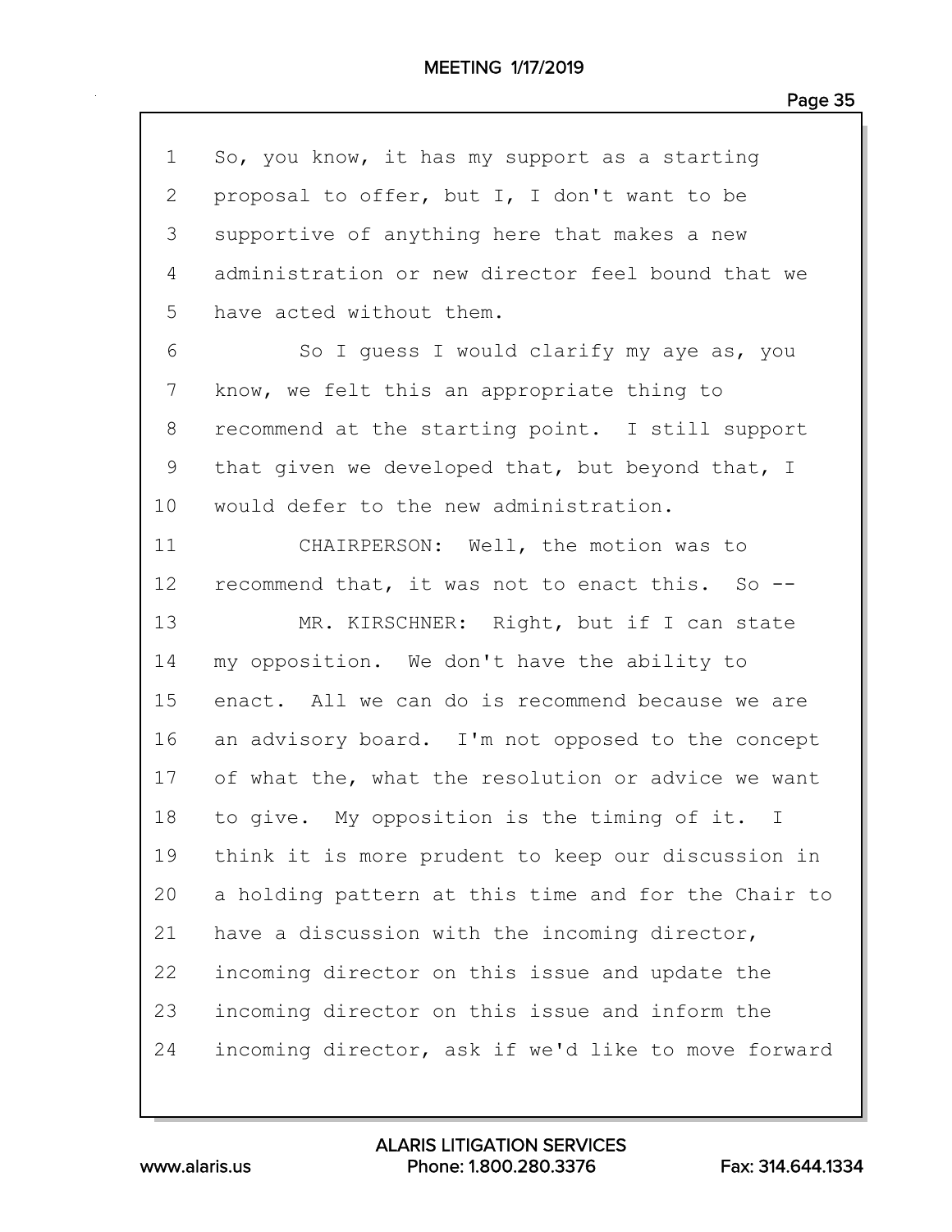1 So, you know, it has my support as a starting
2 proposal to offer, but I, I don't want to be
3 supportive of anything here that makes a new
4 administration or new director feel bound that we
5 have acted without them.

6 So I guess I would clarify my aye as, you
7 know, we felt this an appropriate thing to
8 recommend at the starting point. I still support
9 that given we developed that, but beyond that, I
10 would defer to the new administration.

11 CHAIRPERSON: Well, the motion was to
12 recommend that, it was not to enact this. So --

13 MR. KIRSCHNER: Right, but if I can state
14 my opposition. We don't have the ability to
15 enact. All we can do is recommend because we are
16 an advisory board. I'm not opposed to the concept
17 of what the, what the resolution or advice we want
18 to give. My opposition is the timing of it. I
19 think it is more prudent to keep our discussion in
20 a holding pattern at this time and for the Chair to
21 have a discussion with the incoming director,
22 incoming director on this issue and update the
23 incoming director on this issue and inform the
24 incoming director, ask if we'd like to move forward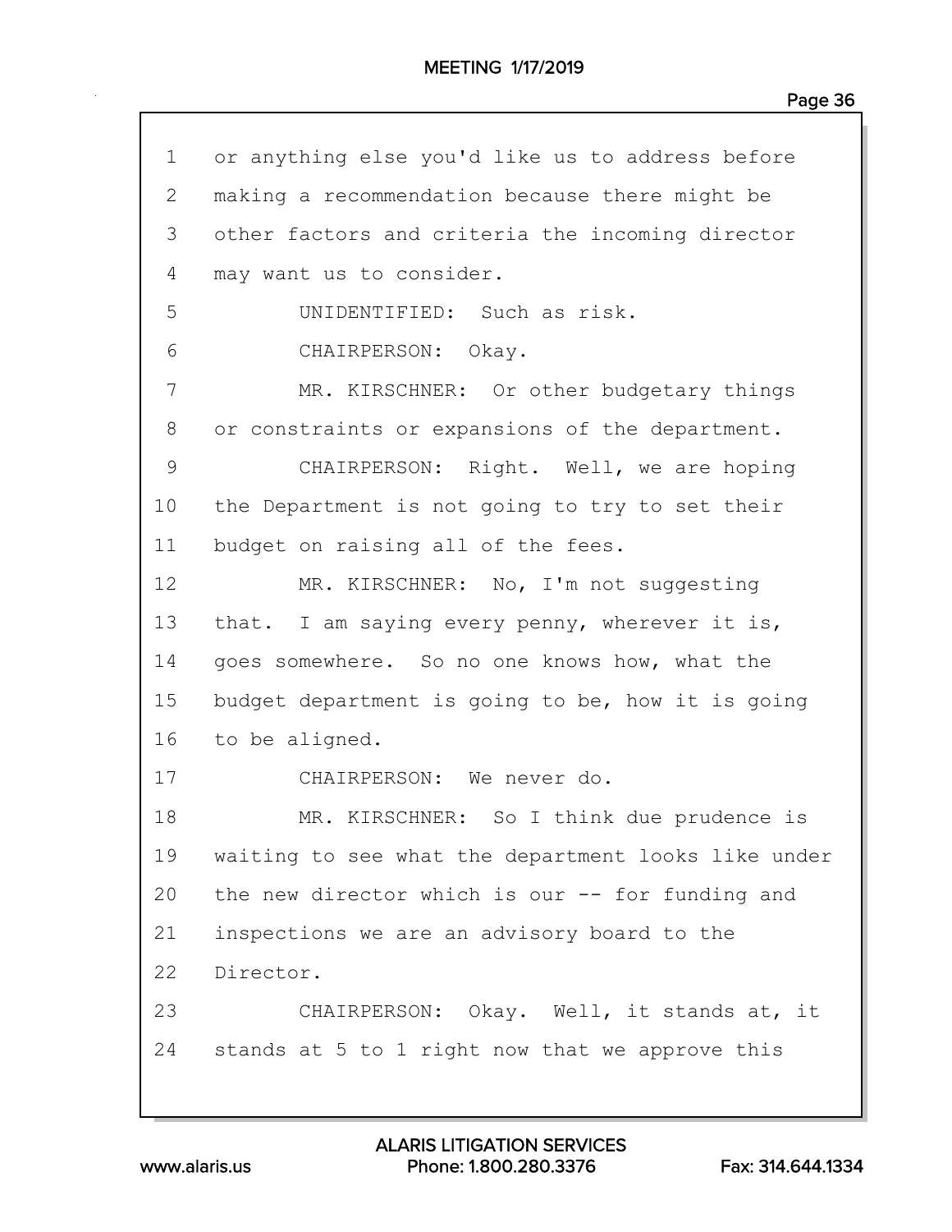1 or anything else you'd like us to address before
2 making a recommendation because there might be
3 other factors and criteria the incoming director
4 may want us to consider.
5 UNIDENTIFIED: Such as risk.
6 CHAIRPERSON: Okay.
7 MR. KIRSCHNER: Or other budgetary things
8 or constraints or expansions of the department.
9 CHAIRPERSON: Right. Well, we are hoping
10 the Department is not going to try to set their
11 budget on raising all of the fees.
12 MR. KIRSCHNER: No, I'm not suggesting
13 that. I am saying every penny, wherever it is,
14 goes somewhere. So no one knows how, what the
15 budget department is going to be, how it is going
16 to be aligned.
17 CHAIRPERSON: We never do.
18 MR. KIRSCHNER: So I think due prudence is
19 waiting to see what the department looks like under
20 the new director which is our -- for funding and
21 inspections we are an advisory board to the
22 Director.
23 CHAIRPERSON: Okay. Well, it stands at, it
24 stands at 5 to 1 right now that we approve this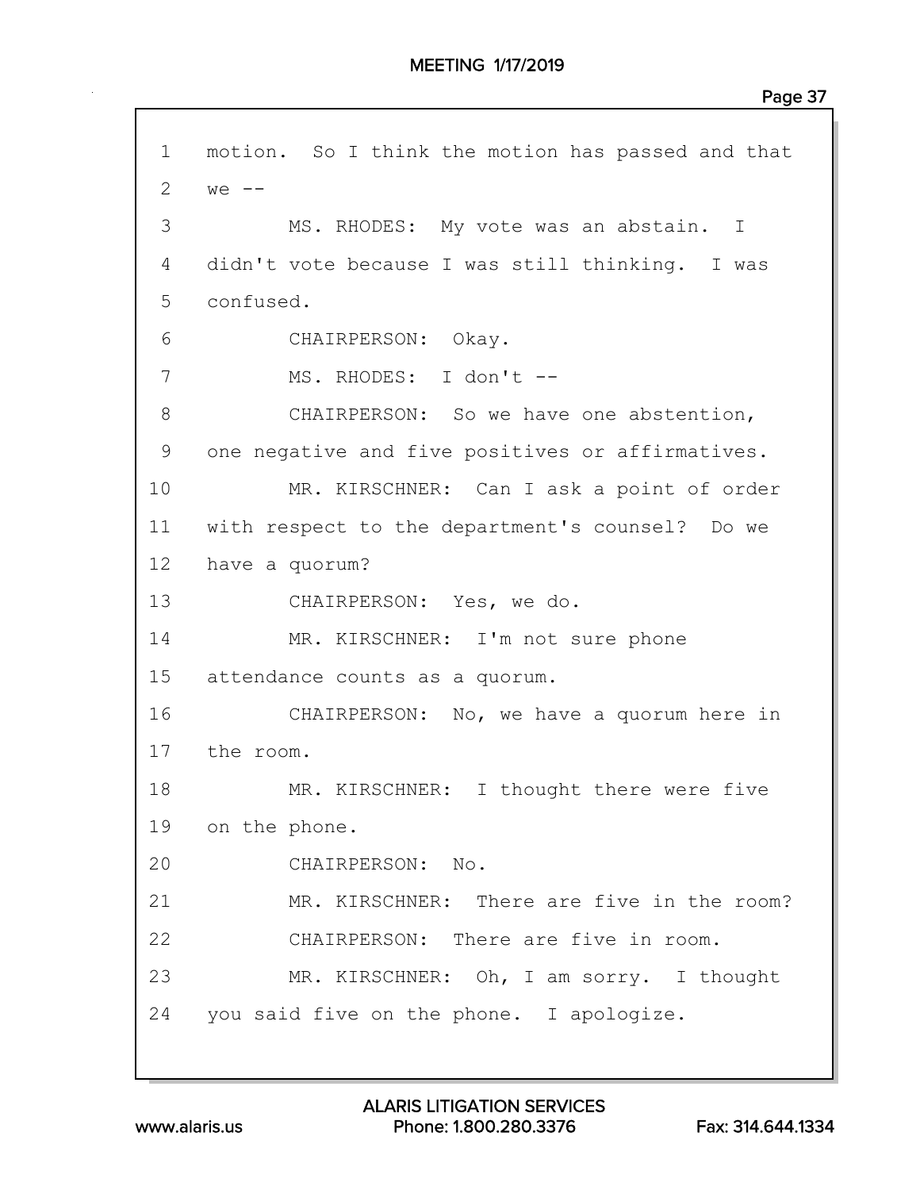1 motion. So I think the motion has passed and that
2 we --
3 MS. RHODES: My vote was an abstain. I
4 didn't vote because I was still thinking. I was
5 confused.
6 CHAIRPERSON: Okay.
7 MS. RHODES: I don't --
8 CHAIRPERSON: So we have one abstention,
9 one negative and five positives or affirmatives.
10 MR. KIRSCHNER: Can I ask a point of order
11 with respect to the department's counsel? Do we
12 have a quorum?
13 CHAIRPERSON: Yes, we do.
14 MR. KIRSCHNER: I'm not sure phone
15 attendance counts as a quorum.
16 CHAIRPERSON: No, we have a quorum here in
17 the room.
18 MR. KIRSCHNER: I thought there were five
19 on the phone.
20 CHAIRPERSON: No.
21 MR. KIRSCHNER: There are five in the room?
22 CHAIRPERSON: There are five in room.
23 MR. KIRSCHNER: Oh, I am sorry. I thought
24 you said five on the phone. I apologize.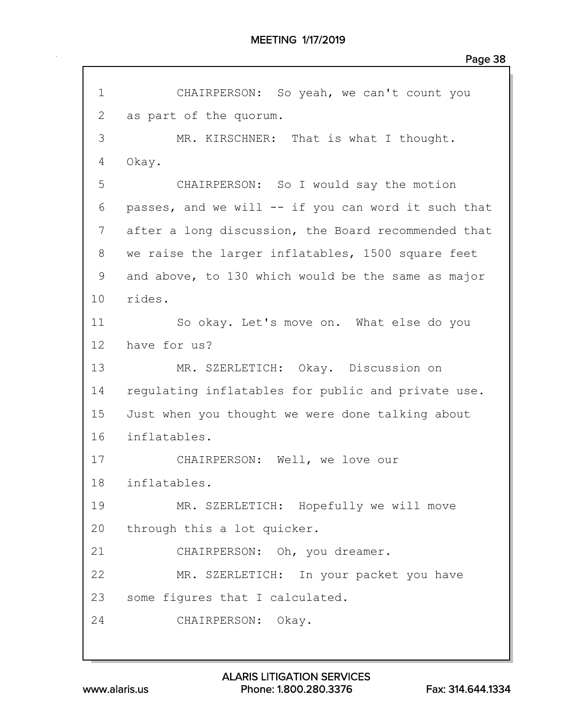1 CHAIRPERSON: So yeah, we can't count you
2 as part of the quorum.
3 MR. KIRSCHNER: That is what I thought.
4 Okay.
5 CHAIRPERSON: So I would say the motion
6 passes, and we will -- if you can word it such that
7 after a long discussion, the Board recommended that
8 we raise the larger inflatables, 1500 square feet
9 and above, to 130 which would be the same as major
10 rides.
11 So okay. Let's move on. What else do you
12 have for us?
13 MR. SZERLETICH: Okay. Discussion on
14 regulating inflatables for public and private use.
15 Just when you thought we were done talking about
16 inflatables.
17 CHAIRPERSON: Well, we love our
18 inflatables.
19 MR. SZERLETICH: Hopefully we will move
20 through this a lot quicker.
21 CHAIRPERSON: Oh, you dreamer.
22 MR. SZERLETICH: In your packet you have
23 some figures that I calculated.
24 CHAIRPERSON: Okay.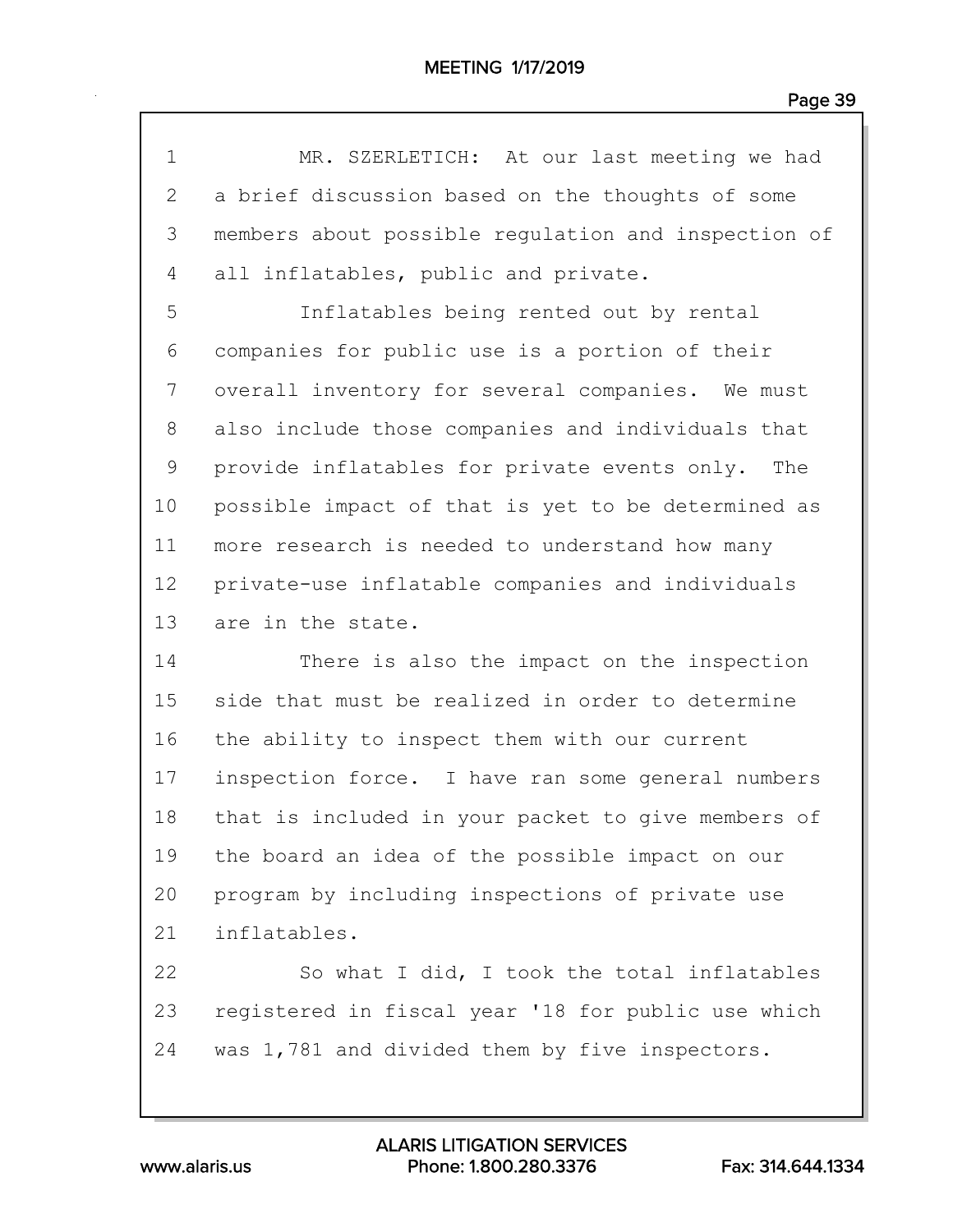MR. SZERLETICH: At our last meeting we had a brief discussion based on the thoughts of some members about possible regulation and inspection of all inflatables, public and private.

Inflatables being rented out by rental companies for public use is a portion of their overall inventory for several companies. We must also include those companies and individuals that provide inflatables for private events only. The possible impact of that is yet to be determined as more research is needed to understand how many private-use inflatable companies and individuals are in the state.

There is also the impact on the inspection side that must be realized in order to determine the ability to inspect them with our current inspection force. I have ran some general numbers that is included in your packet to give members of the board an idea of the possible impact on our program by including inspections of private use inflatables.

So what I did, I took the total inflatables registered in fiscal year '18 for public use which was 1,781 and divided them by five inspectors.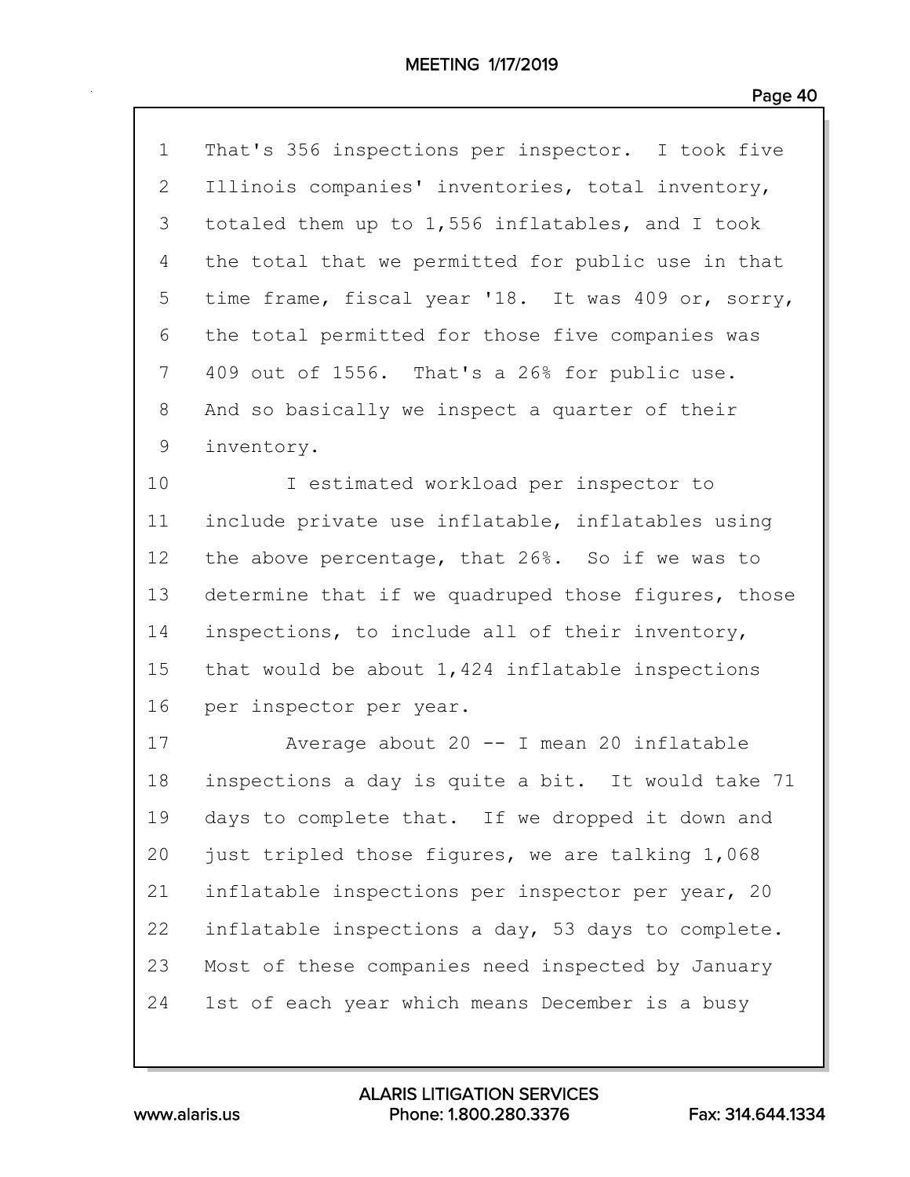That's 356 inspections per inspector. I took five Illinois companies' inventories, total inventory, totaled them up to 1,556 inflatables, and I took the total that we permitted for public use in that time frame, fiscal year '18. It was 409 or, sorry, the total permitted for those five companies was 409 out of 1556. That's a 26% for public use. And so basically we inspect a quarter of their inventory.

I estimated workload per inspector to include private use inflatable, inflatables using the above percentage, that 26%. So if we was to determine that if we quadruped those figures, those inspections, to include all of their inventory, that would be about 1,424 inflatable inspections per inspector per year.

Average about 20 -- I mean 20 inflatable inspections a day is quite a bit. It would take 71 days to complete that. If we dropped it down and just tripled those figures, we are talking 1,068 inflatable inspections per inspector per year, 20 inflatable inspections a day, 53 days to complete. Most of these companies need inspected by January 1st of each year which means December is a busy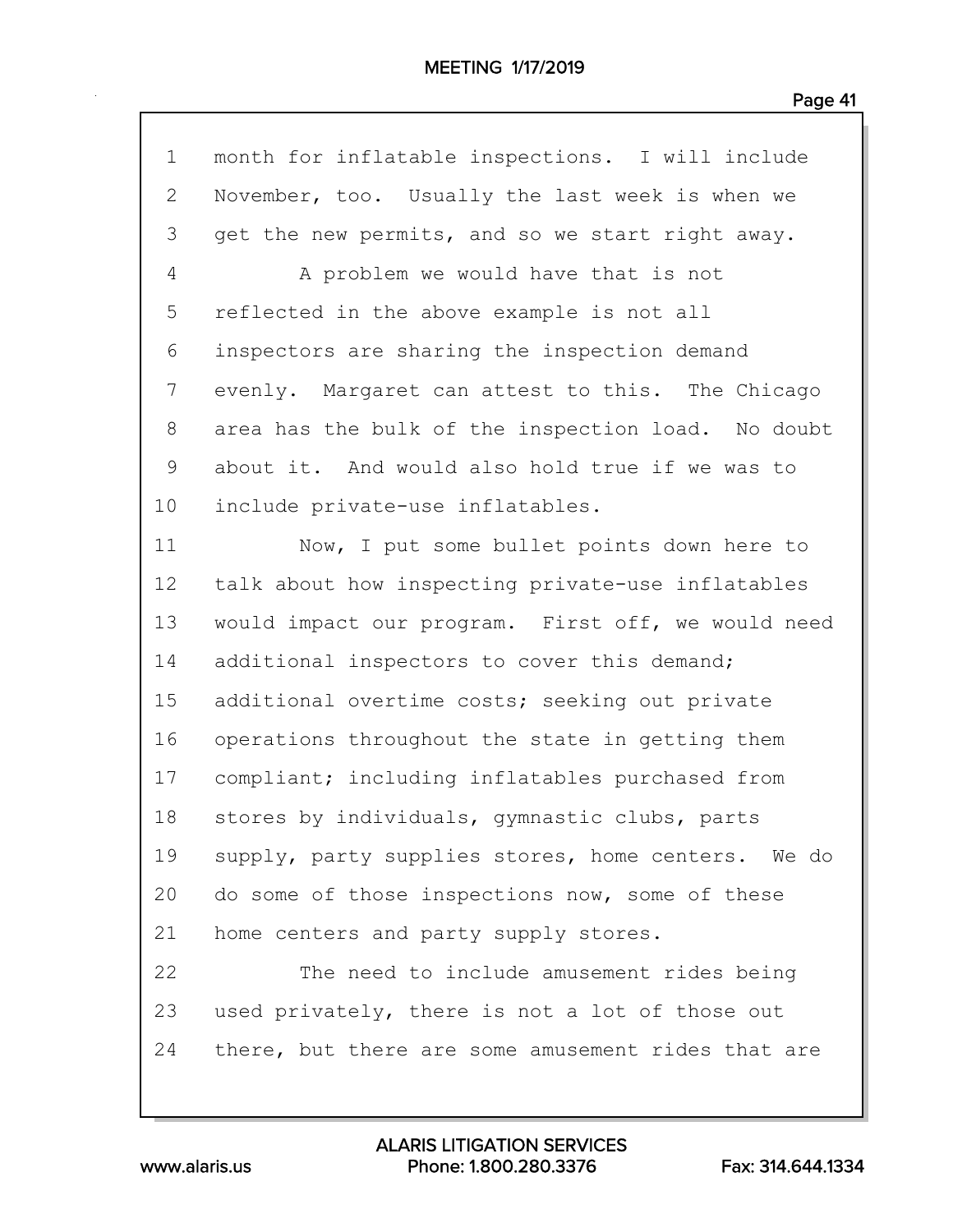month for inflatable inspections. I will include November, too. Usually the last week is when we get the new permits, and so we start right away.

A problem we would have that is not reflected in the above example is not all inspectors are sharing the inspection demand evenly. Margaret can attest to this. The Chicago area has the bulk of the inspection load. No doubt about it. And would also hold true if we was to include private-use inflatables.

Now, I put some bullet points down here to talk about how inspecting private-use inflatables would impact our program. First off, we would need additional inspectors to cover this demand; additional overtime costs; seeking out private operations throughout the state in getting them compliant; including inflatables purchased from stores by individuals, gymnastic clubs, parts supply, party supplies stores, home centers. We do do some of those inspections now, some of these home centers and party supply stores.

The need to include amusement rides being used privately, there is not a lot of those out there, but there are some amusement rides that are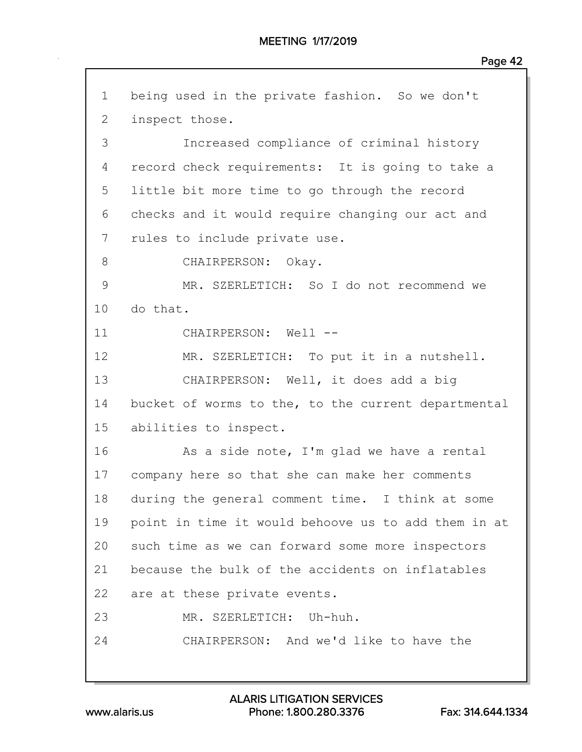1 being used in the private fashion. So we don't
2 inspect those.
3 Increased compliance of criminal history
4 record check requirements: It is going to take a
5 little bit more time to go through the record
6 checks and it would require changing our act and
7 rules to include private use.
8 CHAIRPERSON: Okay.
9 MR. SZERLETICH: So I do not recommend we
10 do that.
11 CHAIRPERSON: Well --
12 MR. SZERLETICH: To put it in a nutshell.
13 CHAIRPERSON: Well, it does add a big
14 bucket of worms to the, to the current departmental
15 abilities to inspect.
16 As a side note, I'm glad we have a rental
17 company here so that she can make her comments
18 during the general comment time. I think at some
19 point in time it would behoove us to add them in at
20 such time as we can forward some more inspectors
21 because the bulk of the accidents on inflatables
22 are at these private events.
23 MR. SZERLETICH: Uh-huh.
24 CHAIRPERSON: And we'd like to have the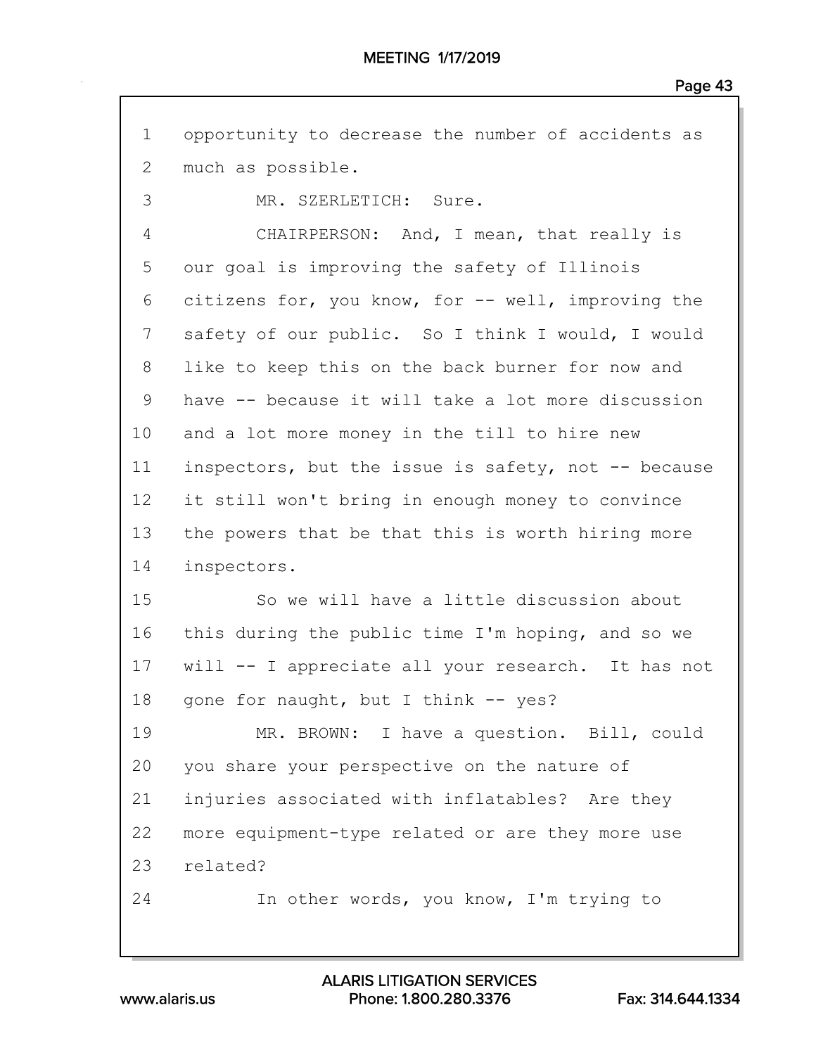1 opportunity to decrease the number of accidents as
2 much as possible.
3 MR. SZERLETICH: Sure.
4 CHAIRPERSON: And, I mean, that really is
5 our goal is improving the safety of Illinois
6 citizens for, you know, for -- well, improving the
7 safety of our public. So I think I would, I would
8 like to keep this on the back burner for now and
9 have -- because it will take a lot more discussion
10 and a lot more money in the till to hire new
11 inspectors, but the issue is safety, not -- because
12 it still won't bring in enough money to convince
13 the powers that be that this is worth hiring more
14 inspectors.
15 So we will have a little discussion about
16 this during the public time I'm hoping, and so we
17 will -- I appreciate all your research. It has not
18 gone for naught, but I think -- yes?
19 MR. BROWN: I have a question. Bill, could
20 you share your perspective on the nature of
21 injuries associated with inflatables? Are they
22 more equipment-type related or are they more use
23 related?
24 In other words, you know, I'm trying to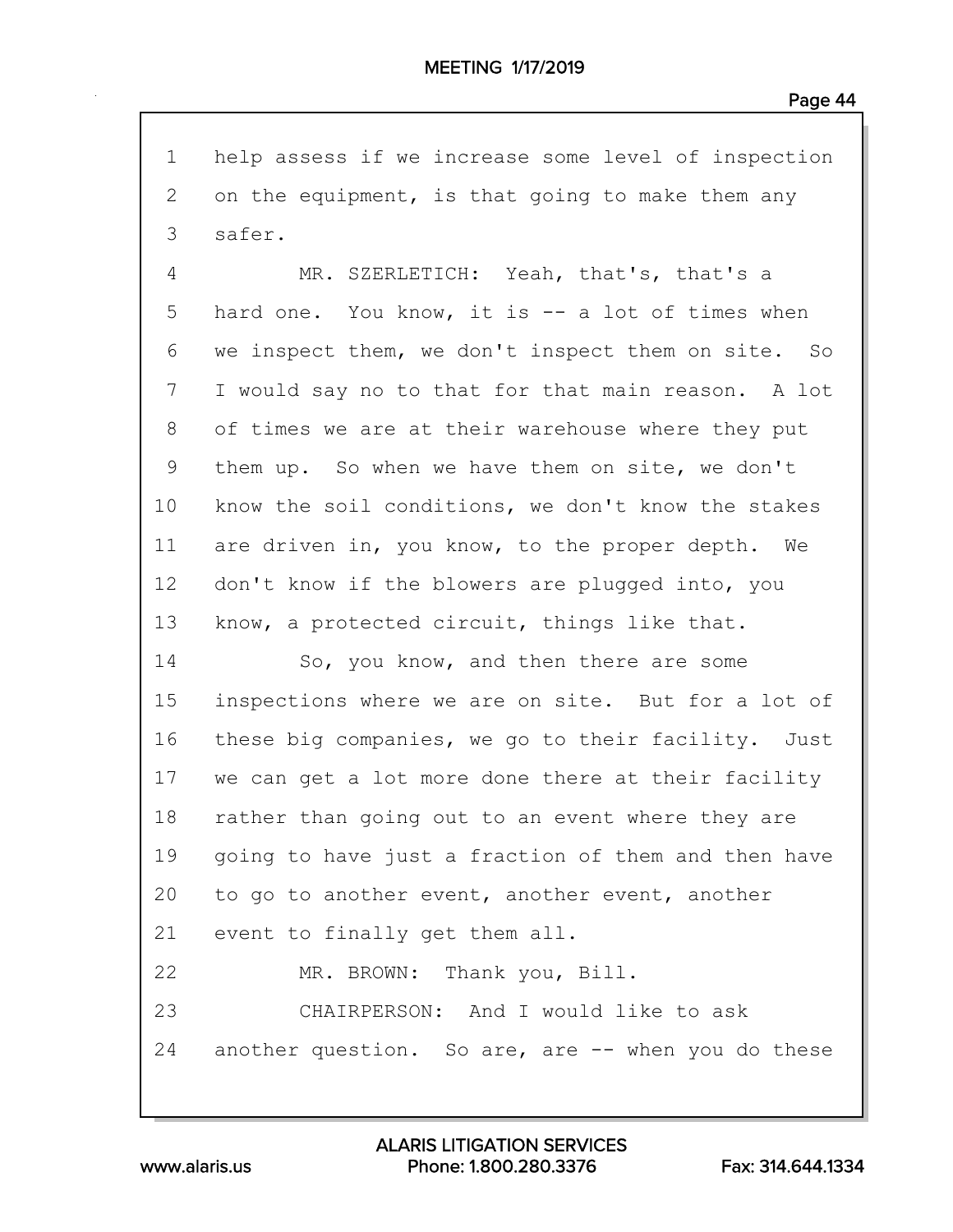1 help assess if we increase some level of inspection
2 on the equipment, is that going to make them any
3 safer.

4 MR. SZERLETICH: Yeah, that's, that's a
5 hard one. You know, it is -- a lot of times when
6 we inspect them, we don't inspect them on site. So
7 I would say no to that for that main reason. A lot
8 of times we are at their warehouse where they put
9 them up. So when we have them on site, we don't
10 know the soil conditions, we don't know the stakes
11 are driven in, you know, to the proper depth. We
12 don't know if the blowers are plugged into, you
13 know, a protected circuit, things like that.

14 So, you know, and then there are some
15 inspections where we are on site. But for a lot of
16 these big companies, we go to their facility. Just
17 we can get a lot more done there at their facility
18 rather than going out to an event where they are
19 going to have just a fraction of them and then have
20 to go to another event, another event, another
21 event to finally get them all.

22 MR. BROWN: Thank you, Bill.

23 CHAIRPERSON: And I would like to ask
24 another question. So are, are -- when you do these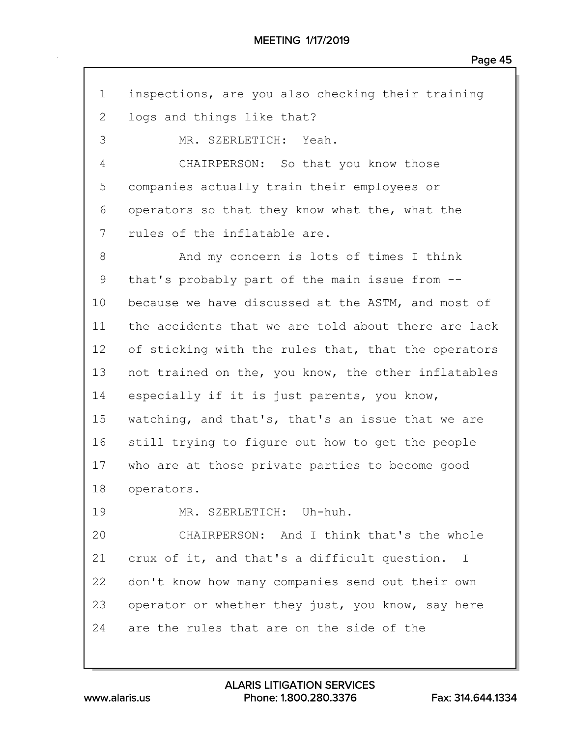inspections, are you also checking their training logs and things like that?

MR. SZERLETICH: Yeah.

CHAIRPERSON: So that you know those companies actually train their employees or operators so that they know what the, what the rules of the inflatable are.

And my concern is lots of times I think that's probably part of the main issue from -- because we have discussed at the ASTM, and most of the accidents that we are told about there are lack of sticking with the rules that, that the operators not trained on the, you know, the other inflatables especially if it is just parents, you know, watching, and that's, that's an issue that we are still trying to figure out how to get the people who are at those private parties to become good operators.

MR. SZERLETICH: Uh-huh.

CHAIRPERSON: And I think that's the whole crux of it, and that's a difficult question. I don't know how many companies send out their own operator or whether they just, you know, say here are the rules that are on the side of the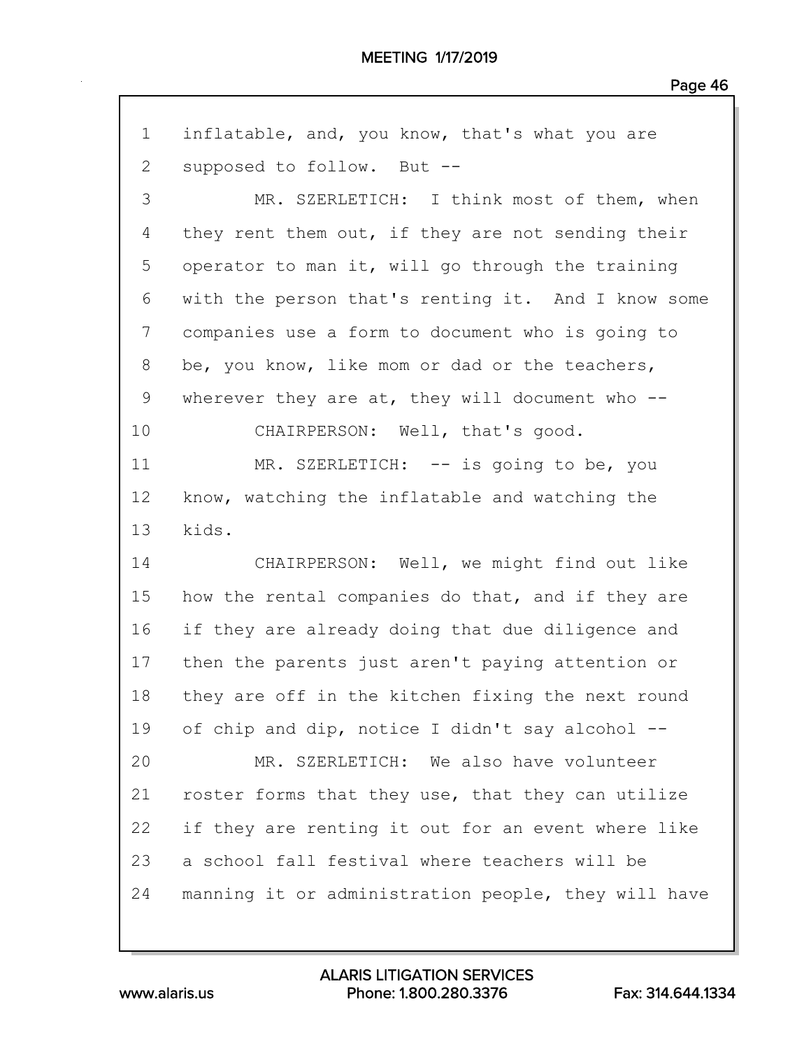1 inflatable, and, you know, that's what you are
2 supposed to follow. But --
3 MR. SZERLETICH: I think most of them, when
4 they rent them out, if they are not sending their
5 operator to man it, will go through the training
6 with the person that's renting it. And I know some
7 companies use a form to document who is going to
8 be, you know, like mom or dad or the teachers,
9 wherever they are at, they will document who --
10 CHAIRPERSON: Well, that's good.
11 MR. SZERLETICH: -- is going to be, you
12 know, watching the inflatable and watching the
13 kids.
14 CHAIRPERSON: Well, we might find out like
15 how the rental companies do that, and if they are
16 if they are already doing that due diligence and
17 then the parents just aren't paying attention or
18 they are off in the kitchen fixing the next round
19 of chip and dip, notice I didn't say alcohol --
20 MR. SZERLETICH: We also have volunteer
21 roster forms that they use, that they can utilize
22 if they are renting it out for an event where like
23 a school fall festival where teachers will be
24 manning it or administration people, they will have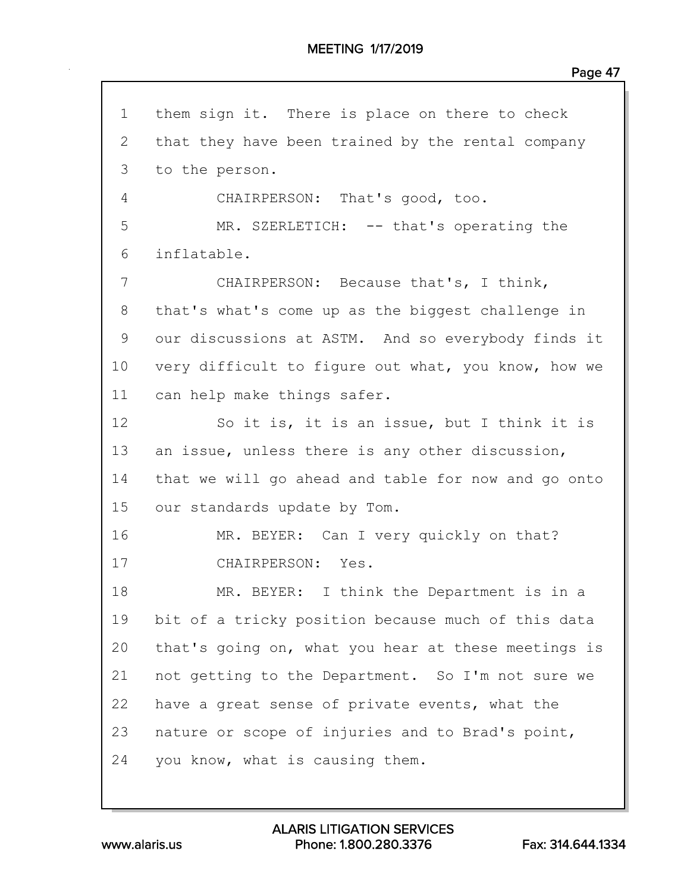them sign it. There is place on there to check that they have been trained by the rental company to the person.

CHAIRPERSON: That's good, too.

MR. SZERLETICH: -- that's operating the inflatable.

CHAIRPERSON: Because that's, I think, that's what's come up as the biggest challenge in our discussions at ASTM. And so everybody finds it very difficult to figure out what, you know, how we can help make things safer.

So it is, it is an issue, but I think it is an issue, unless there is any other discussion, that we will go ahead and table for now and go onto our standards update by Tom.

MR. BEYER: Can I very quickly on that?

CHAIRPERSON: Yes.

MR. BEYER: I think the Department is in a bit of a tricky position because much of this data that's going on, what you hear at these meetings is not getting to the Department. So I'm not sure we have a great sense of private events, what the nature or scope of injuries and to Brad's point, you know, what is causing them.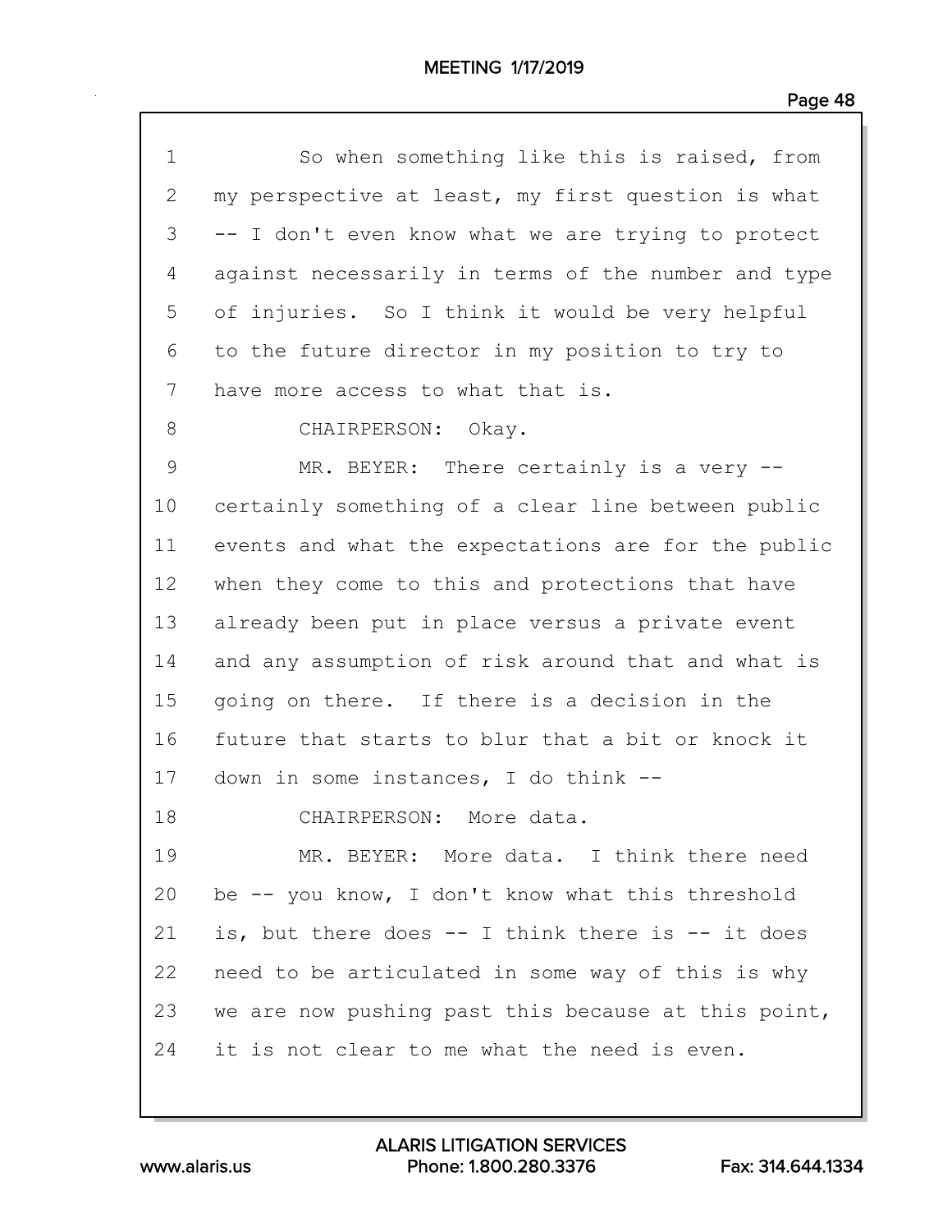So when something like this is raised, from my perspective at least, my first question is what -- I don't even know what we are trying to protect against necessarily in terms of the number and type of injuries. So I think it would be very helpful to the future director in my position to try to have more access to what that is.

CHAIRPERSON: Okay.

MR. BEYER: There certainly is a very -- certainly something of a clear line between public events and what the expectations are for the public when they come to this and protections that have already been put in place versus a private event and any assumption of risk around that and what is going on there. If there is a decision in the future that starts to blur that a bit or knock it down in some instances, I do think --

CHAIRPERSON: More data.

MR. BEYER: More data. I think there need be -- you know, I don't know what this threshold is, but there does -- I think there is -- it does need to be articulated in some way of this is why we are now pushing past this because at this point, it is not clear to me what the need is even.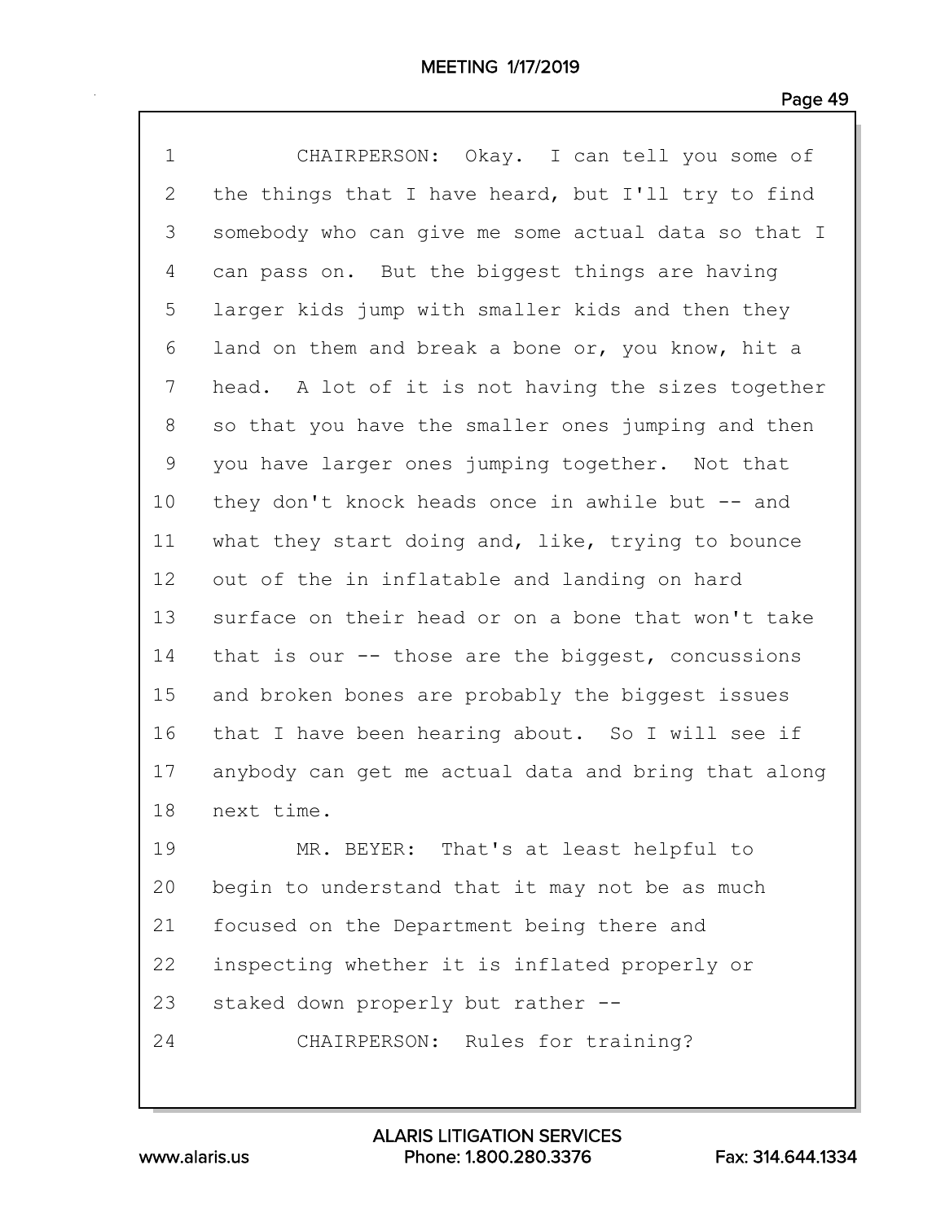CHAIRPERSON: Okay. I can tell you some of the things that I have heard, but I'll try to find somebody who can give me some actual data so that I can pass on. But the biggest things are having larger kids jump with smaller kids and then they land on them and break a bone or, you know, hit a head. A lot of it is not having the sizes together so that you have the smaller ones jumping and then you have larger ones jumping together. Not that they don't knock heads once in awhile but -- and what they start doing and, like, trying to bounce out of the in inflatable and landing on hard surface on their head or on a bone that won't take that is our -- those are the biggest, concussions and broken bones are probably the biggest issues that I have been hearing about. So I will see if anybody can get me actual data and bring that along next time.

MR. BEYER: That's at least helpful to begin to understand that it may not be as much focused on the Department being there and inspecting whether it is inflated properly or staked down properly but rather --

CHAIRPERSON: Rules for training?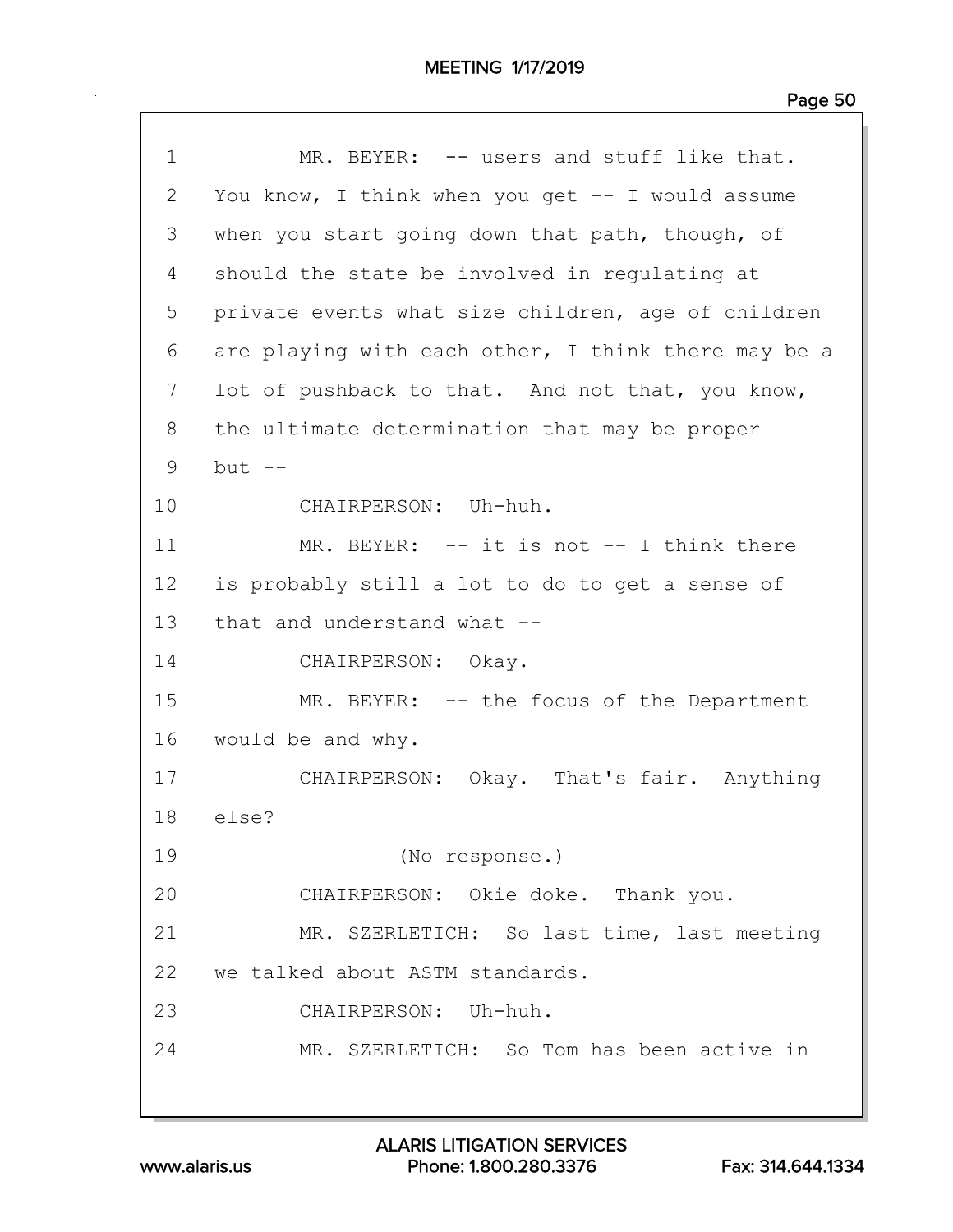1 MR. BEYER: -- users and stuff like that.
2 You know, I think when you get -- I would assume
3 when you start going down that path, though, of
4 should the state be involved in regulating at
5 private events what size children, age of children
6 are playing with each other, I think there may be a
7 lot of pushback to that. And not that, you know,
8 the ultimate determination that may be proper
9 but --
10 CHAIRPERSON: Uh-huh.
11 MR. BEYER: -- it is not -- I think there
12 is probably still a lot to do to get a sense of
13 that and understand what --
14 CHAIRPERSON: Okay.
15 MR. BEYER: -- the focus of the Department
16 would be and why.
17 CHAIRPERSON: Okay. That's fair. Anything
18 else?
19 (No response.)
20 CHAIRPERSON: Okie doke. Thank you.
21 MR. SZERLETICH: So last time, last meeting
22 we talked about ASTM standards.
23 CHAIRPERSON: Uh-huh.
24 MR. SZERLETICH: So Tom has been active in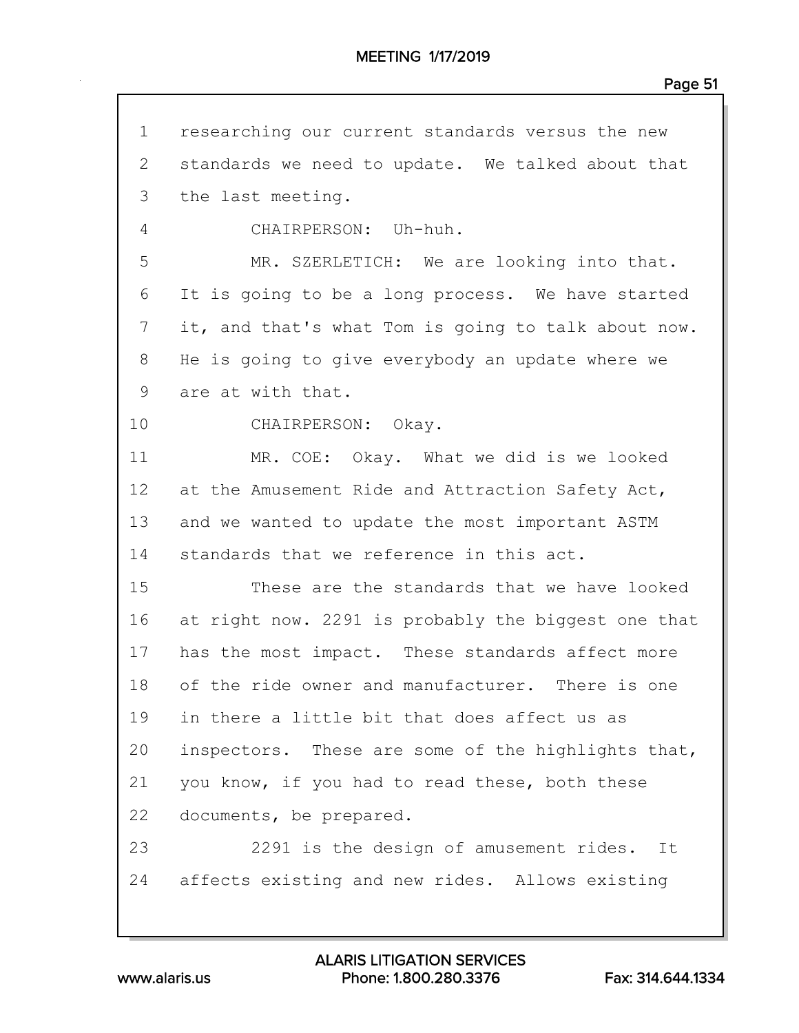researching our current standards versus the new standards we need to update. We talked about that the last meeting.

CHAIRPERSON: Uh-huh.

MR. SZERLETICH: We are looking into that. It is going to be a long process. We have started it, and that's what Tom is going to talk about now. He is going to give everybody an update where we are at with that.

CHAIRPERSON: Okay.

MR. COE: Okay. What we did is we looked at the Amusement Ride and Attraction Safety Act, and we wanted to update the most important ASTM standards that we reference in this act.

These are the standards that we have looked at right now. 2291 is probably the biggest one that has the most impact. These standards affect more of the ride owner and manufacturer. There is one in there a little bit that does affect us as inspectors. These are some of the highlights that, you know, if you had to read these, both these documents, be prepared.

2291 is the design of amusement rides. It affects existing and new rides. Allows existing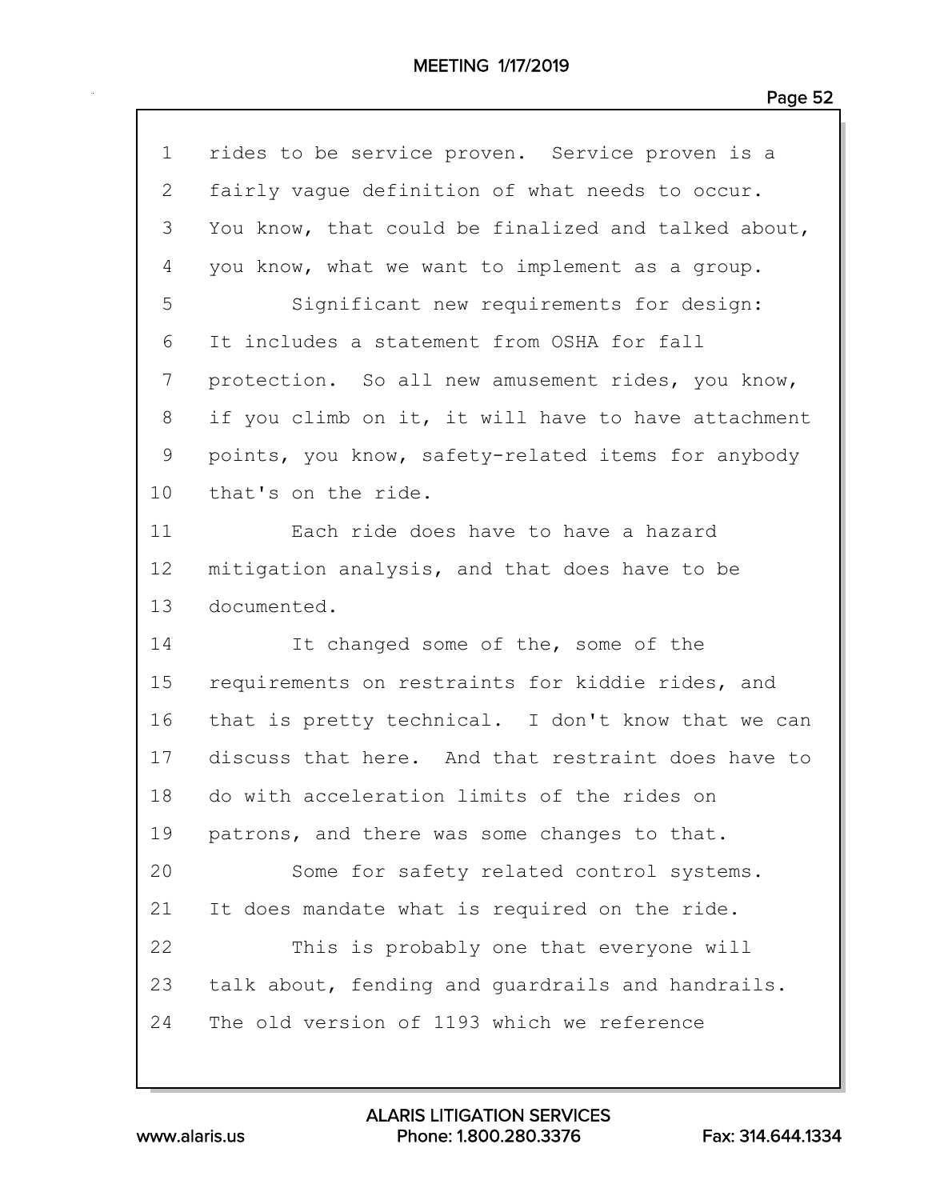rides to be service proven. Service proven is a fairly vague definition of what needs to occur. You know, that could be finalized and talked about, you know, what we want to implement as a group.

Significant new requirements for design: It includes a statement from OSHA for fall protection. So all new amusement rides, you know, if you climb on it, it will have to have attachment points, you know, safety-related items for anybody that's on the ride.

Each ride does have to have a hazard mitigation analysis, and that does have to be documented.

It changed some of the, some of the requirements on restraints for kiddie rides, and that is pretty technical. I don't know that we can discuss that here. And that restraint does have to do with acceleration limits of the rides on patrons, and there was some changes to that.

Some for safety related control systems. It does mandate what is required on the ride.

This is probably one that everyone will talk about, fending and guardrails and handrails. The old version of 1193 which we reference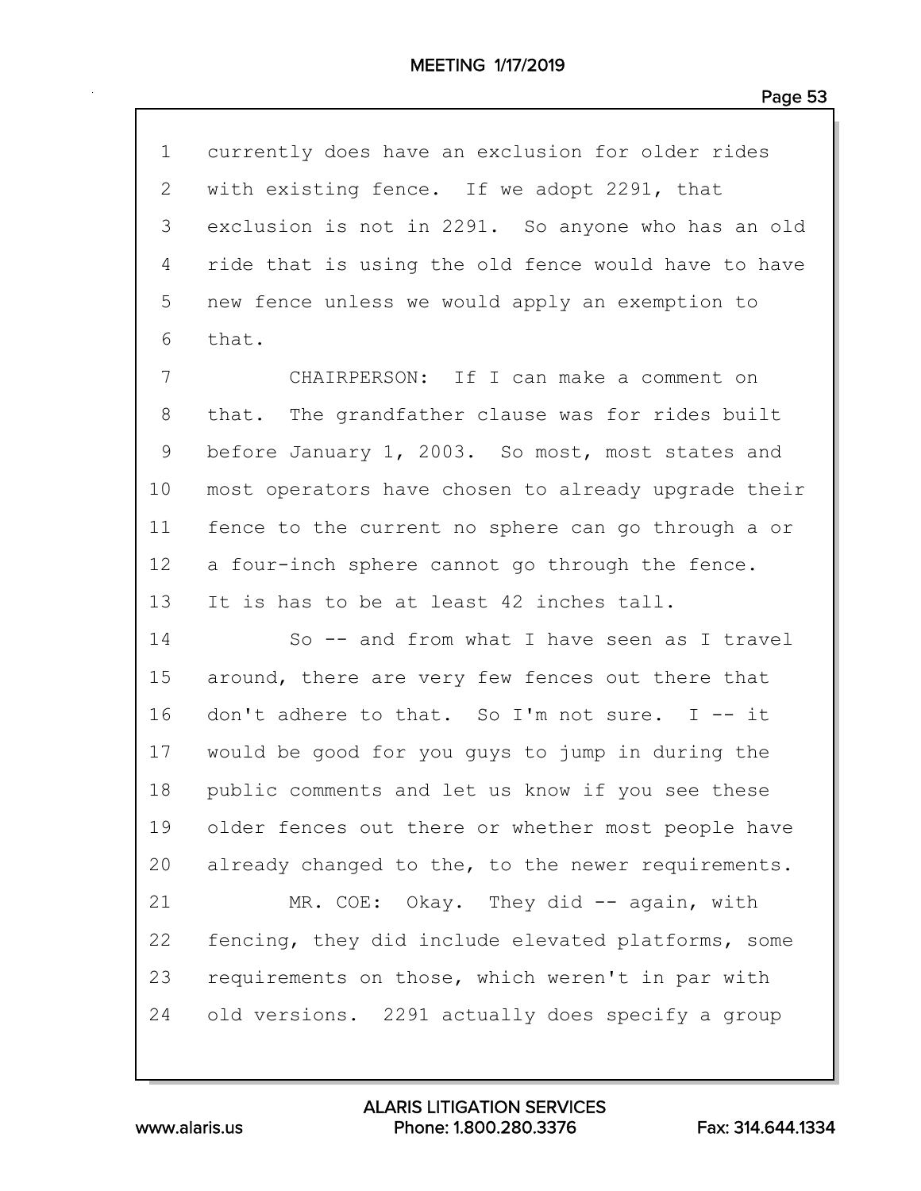1 currently does have an exclusion for older rides
2 with existing fence. If we adopt 2291, that
3 exclusion is not in 2291. So anyone who has an old
4 ride that is using the old fence would have to have
5 new fence unless we would apply an exemption to
6 that.

7 CHAIRPERSON: If I can make a comment on
8 that. The grandfather clause was for rides built
9 before January 1, 2003. So most, most states and
10 most operators have chosen to already upgrade their
11 fence to the current no sphere can go through a or
12 a four-inch sphere cannot go through the fence.
13 It is has to be at least 42 inches tall.

14 So -- and from what I have seen as I travel
15 around, there are very few fences out there that
16 don't adhere to that. So I'm not sure. I -- it
17 would be good for you guys to jump in during the
18 public comments and let us know if you see these
19 older fences out there or whether most people have
20 already changed to the, to the newer requirements.

21 MR. COE: Okay. They did -- again, with
22 fencing, they did include elevated platforms, some
23 requirements on those, which weren't in par with
24 old versions. 2291 actually does specify a group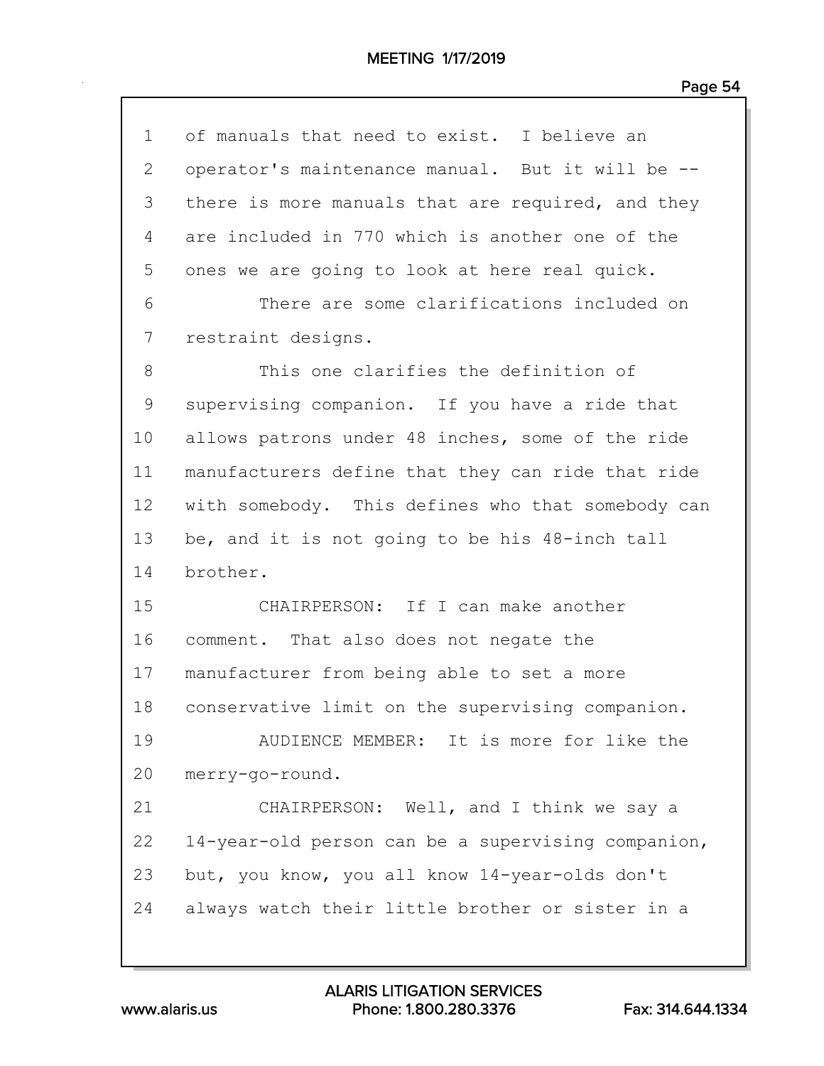of manuals that need to exist. I believe an operator's maintenance manual. But it will be -- there is more manuals that are required, and they are included in 770 which is another one of the ones we are going to look at here real quick.

There are some clarifications included on restraint designs.

This one clarifies the definition of supervising companion. If you have a ride that allows patrons under 48 inches, some of the ride manufacturers define that they can ride that ride with somebody. This defines who that somebody can be, and it is not going to be his 48-inch tall brother.

CHAIRPERSON: If I can make another comment. That also does not negate the manufacturer from being able to set a more conservative limit on the supervising companion.

AUDIENCE MEMBER: It is more for like the merry-go-round.

CHAIRPERSON: Well, and I think we say a 14-year-old person can be a supervising companion, but, you know, you all know 14-year-olds don't always watch their little brother or sister in a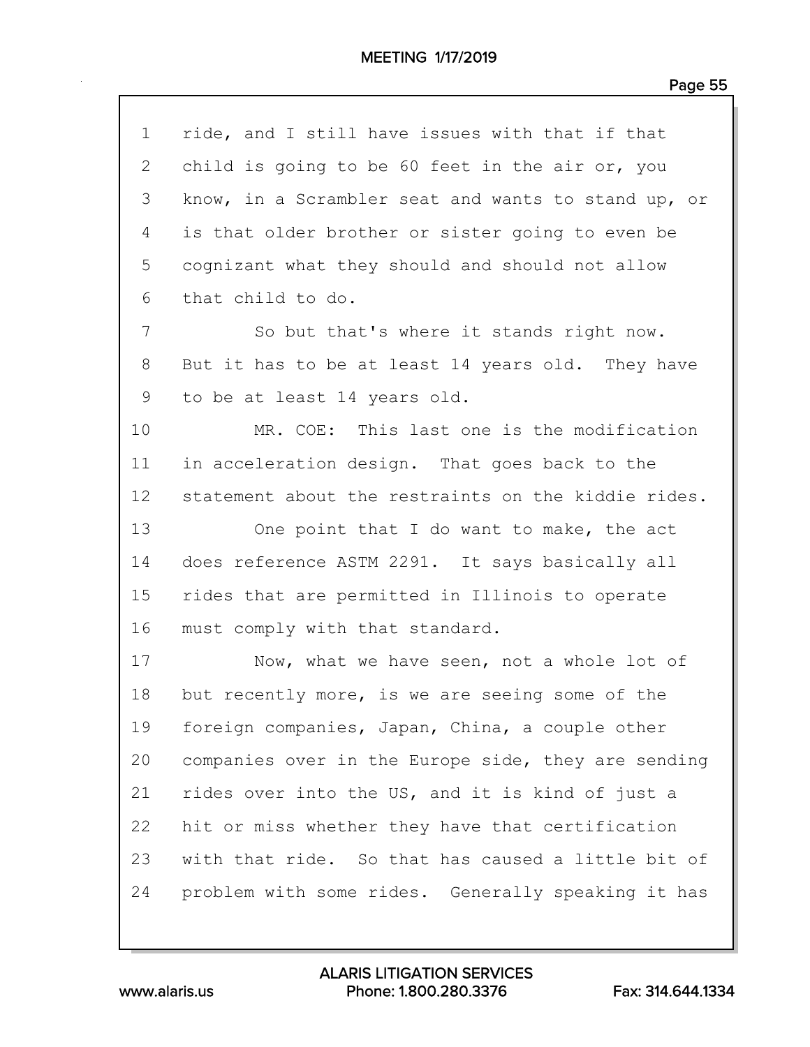ride, and I still have issues with that if that child is going to be 60 feet in the air or, you know, in a Scrambler seat and wants to stand up, or is that older brother or sister going to even be cognizant what they should and should not allow that child to do.

So but that's where it stands right now. But it has to be at least 14 years old. They have to be at least 14 years old.

MR. COE: This last one is the modification in acceleration design. That goes back to the statement about the restraints on the kiddie rides.

One point that I do want to make, the act does reference ASTM 2291. It says basically all rides that are permitted in Illinois to operate must comply with that standard.

Now, what we have seen, not a whole lot of but recently more, is we are seeing some of the foreign companies, Japan, China, a couple other companies over in the Europe side, they are sending rides over into the US, and it is kind of just a hit or miss whether they have that certification with that ride. So that has caused a little bit of problem with some rides. Generally speaking it has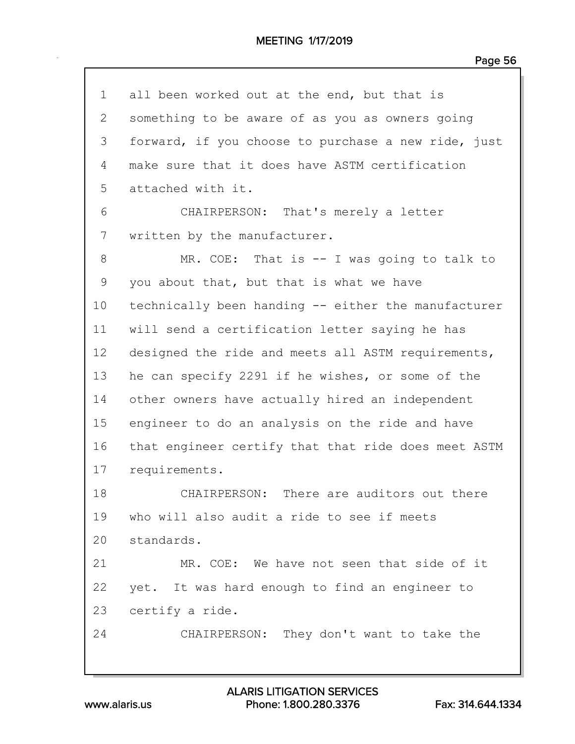1 all been worked out at the end, but that is
2 something to be aware of as you as owners going
3 forward, if you choose to purchase a new ride, just
4 make sure that it does have ASTM certification
5 attached with it.
6 CHAIRPERSON: That's merely a letter
7 written by the manufacturer.
8 MR. COE: That is -- I was going to talk to
9 you about that, but that is what we have
10 technically been handing -- either the manufacturer
11 will send a certification letter saying he has
12 designed the ride and meets all ASTM requirements,
13 he can specify 2291 if he wishes, or some of the
14 other owners have actually hired an independent
15 engineer to do an analysis on the ride and have
16 that engineer certify that that ride does meet ASTM
17 requirements.
18 CHAIRPERSON: There are auditors out there
19 who will also audit a ride to see if meets
20 standards.
21 MR. COE: We have not seen that side of it
22 yet. It was hard enough to find an engineer to
23 certify a ride.
24 CHAIRPERSON: They don't want to take the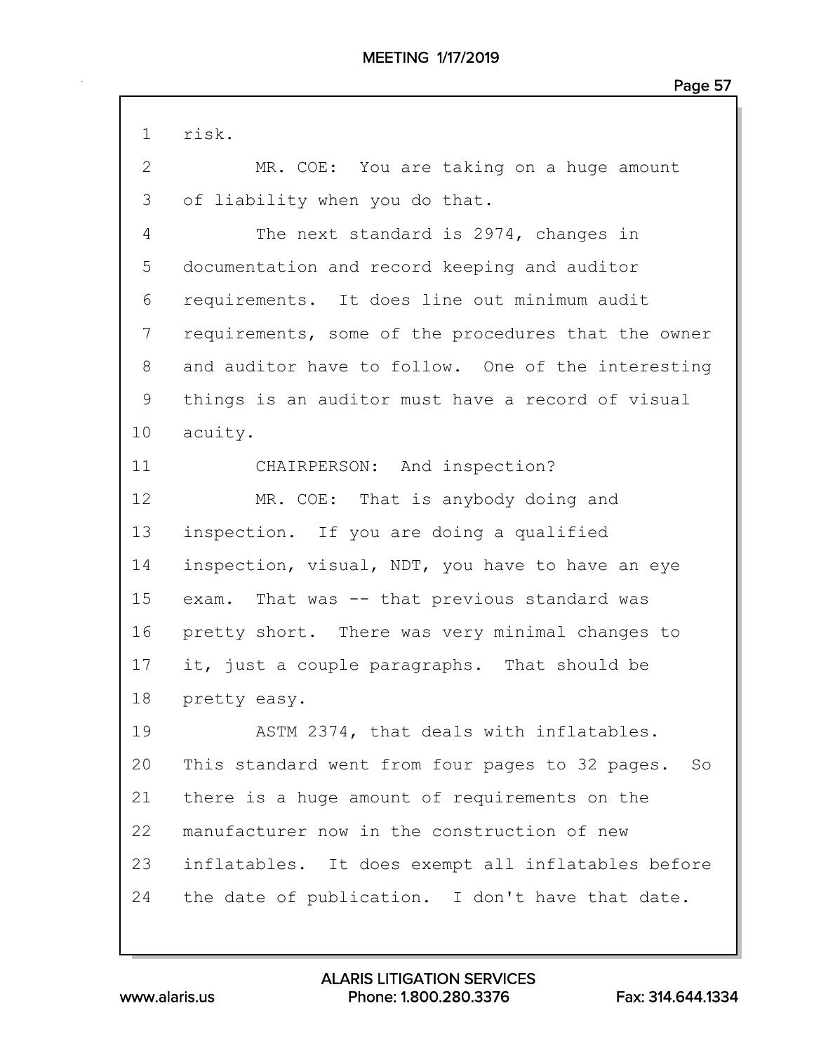1 risk.

2 MR. COE: You are taking on a huge amount

3 of liability when you do that.

4 The next standard is 2974, changes in

5 documentation and record keeping and auditor

6 requirements. It does line out minimum audit

7 requirements, some of the procedures that the owner

8 and auditor have to follow. One of the interesting

9 things is an auditor must have a record of visual

10 acuity.

11 CHAIRPERSON: And inspection?

12 MR. COE: That is anybody doing and

13 inspection. If you are doing a qualified

14 inspection, visual, NDT, you have to have an eye

15 exam. That was -- that previous standard was

16 pretty short. There was very minimal changes to

17 it, just a couple paragraphs. That should be

18 pretty easy.

19 ASTM 2374, that deals with inflatables.

20 This standard went from four pages to 32 pages. So

21 there is a huge amount of requirements on the

22 manufacturer now in the construction of new

23 inflatables. It does exempt all inflatables before

24 the date of publication. I don't have that date.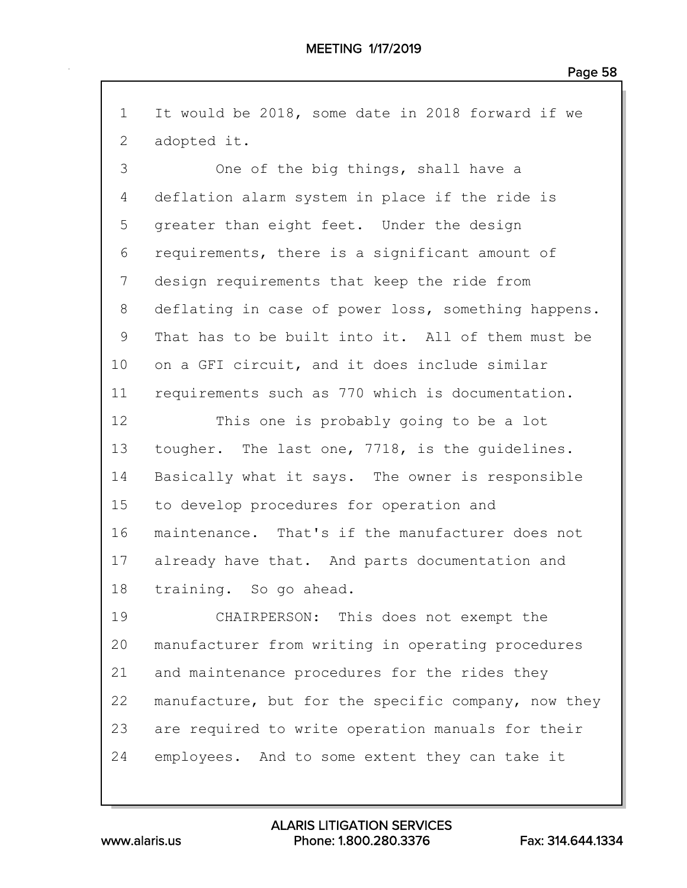1 It would be 2018, some date in 2018 forward if we
2 adopted it.
3 One of the big things, shall have a
4 deflation alarm system in place if the ride is
5 greater than eight feet. Under the design
6 requirements, there is a significant amount of
7 design requirements that keep the ride from
8 deflating in case of power loss, something happens.
9 That has to be built into it. All of them must be
10 on a GFI circuit, and it does include similar
11 requirements such as 770 which is documentation.
12 This one is probably going to be a lot
13 tougher. The last one, 7718, is the guidelines.
14 Basically what it says. The owner is responsible
15 to develop procedures for operation and
16 maintenance. That's if the manufacturer does not
17 already have that. And parts documentation and
18 training. So go ahead.
19 CHAIRPERSON: This does not exempt the
20 manufacturer from writing in operating procedures
21 and maintenance procedures for the rides they
22 manufacture, but for the specific company, now they
23 are required to write operation manuals for their
24 employees. And to some extent they can take it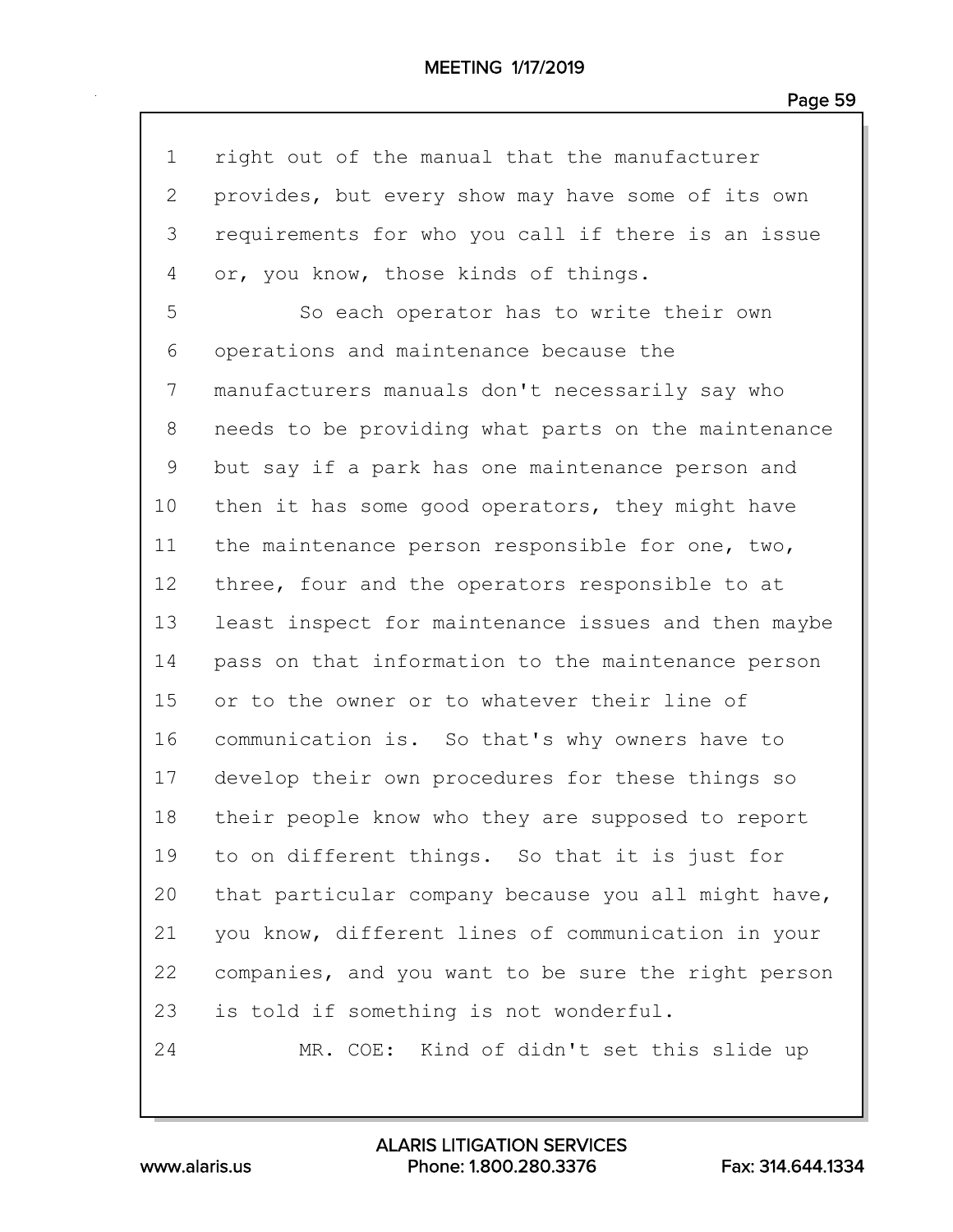right out of the manual that the manufacturer provides, but every show may have some of its own requirements for who you call if there is an issue or, you know, those kinds of things.

So each operator has to write their own operations and maintenance because the manufacturers manuals don't necessarily say who needs to be providing what parts on the maintenance but say if a park has one maintenance person and then it has some good operators, they might have the maintenance person responsible for one, two, three, four and the operators responsible to at least inspect for maintenance issues and then maybe pass on that information to the maintenance person or to the owner or to whatever their line of communication is. So that's why owners have to develop their own procedures for these things so their people know who they are supposed to report to on different things. So that it is just for that particular company because you all might have, you know, different lines of communication in your companies, and you want to be sure the right person is told if something is not wonderful.

MR. COE: Kind of didn't set this slide up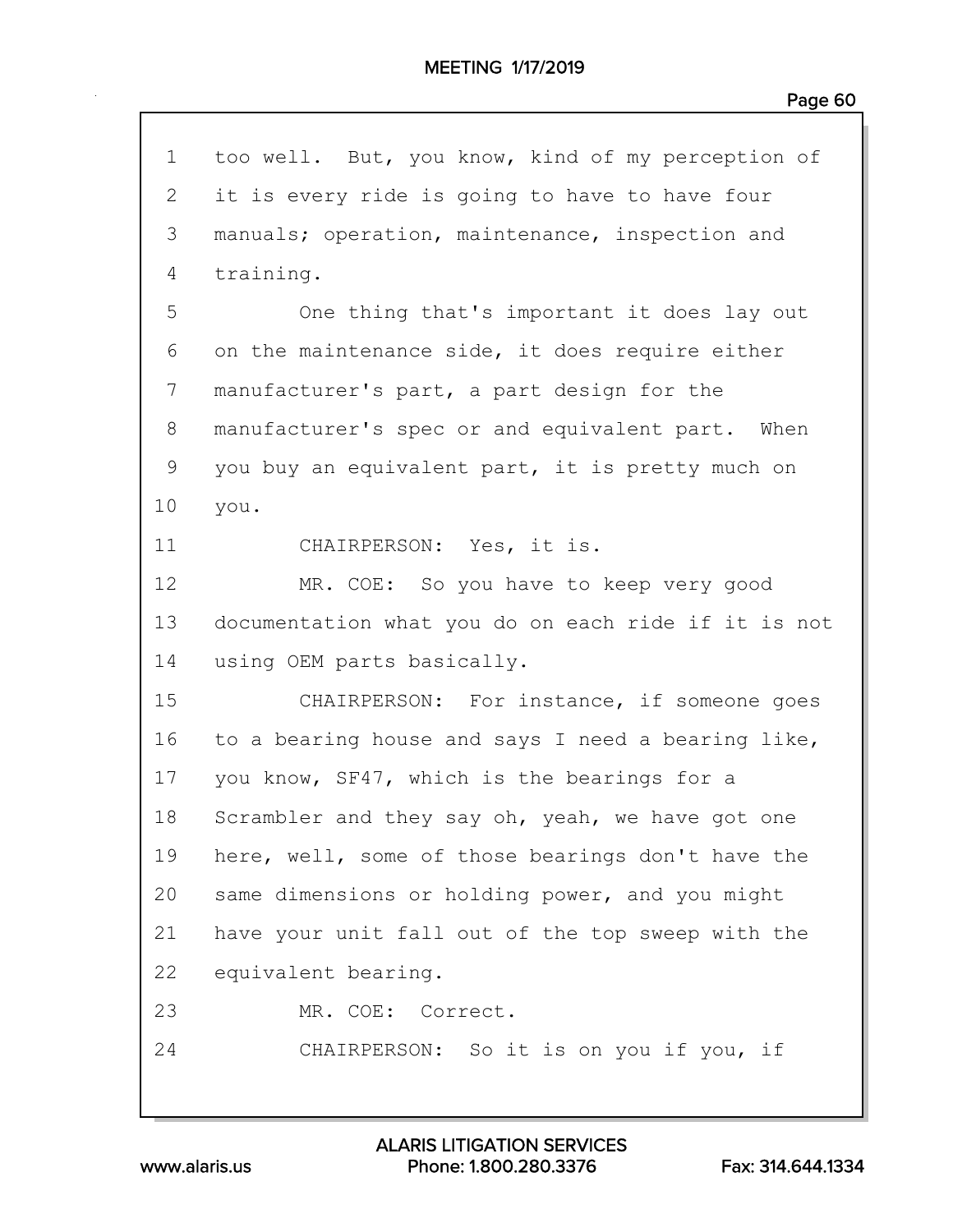1 too well. But, you know, kind of my perception of
2 it is every ride is going to have to have four
3 manuals; operation, maintenance, inspection and
4 training.

5 One thing that's important it does lay out
6 on the maintenance side, it does require either
7 manufacturer's part, a part design for the
8 manufacturer's spec or and equivalent part. When
9 you buy an equivalent part, it is pretty much on
10 you.

11 CHAIRPERSON: Yes, it is.

12 MR. COE: So you have to keep very good
13 documentation what you do on each ride if it is not
14 using OEM parts basically.

15 CHAIRPERSON: For instance, if someone goes
16 to a bearing house and says I need a bearing like,
17 you know, SF47, which is the bearings for a
18 Scrambler and they say oh, yeah, we have got one
19 here, well, some of those bearings don't have the
20 same dimensions or holding power, and you might
21 have your unit fall out of the top sweep with the
22 equivalent bearing.

23 MR. COE: Correct.

24 CHAIRPERSON: So it is on you if you, if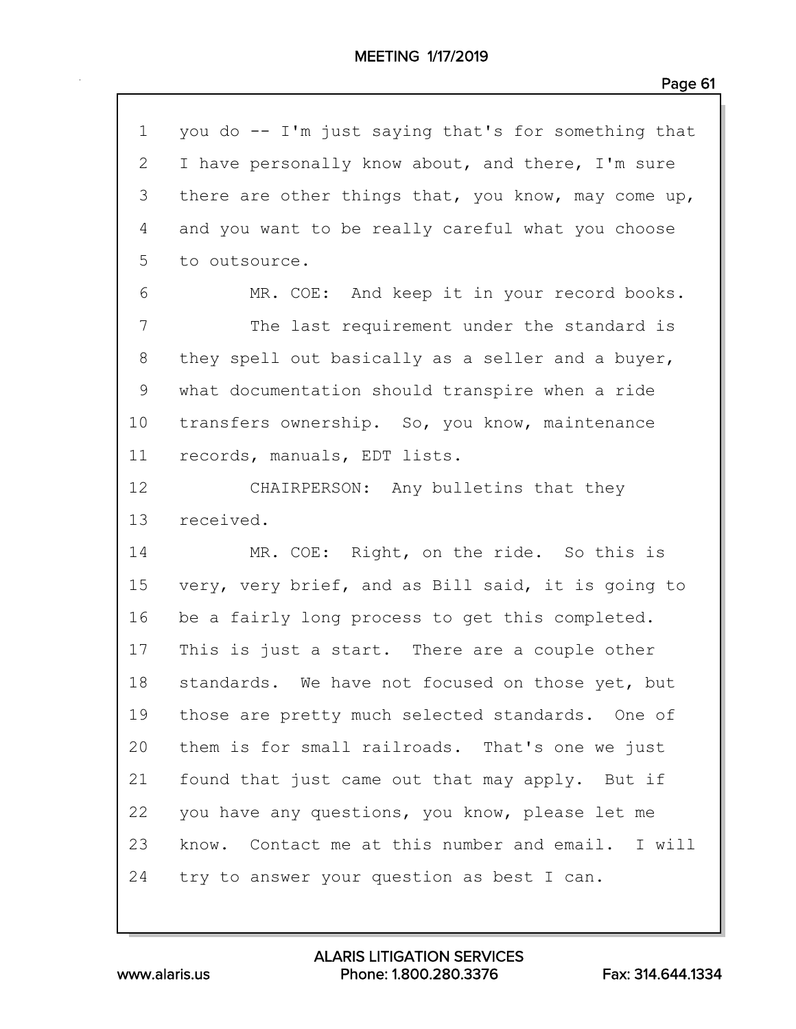you do -- I'm just saying that's for something that I have personally know about, and there, I'm sure there are other things that, you know, may come up, and you want to be really careful what you choose to outsource.

MR. COE: And keep it in your record books.

The last requirement under the standard is they spell out basically as a seller and a buyer, what documentation should transpire when a ride transfers ownership. So, you know, maintenance records, manuals, EDT lists.

CHAIRPERSON: Any bulletins that they received.

MR. COE: Right, on the ride. So this is very, very brief, and as Bill said, it is going to be a fairly long process to get this completed. This is just a start. There are a couple other standards. We have not focused on those yet, but those are pretty much selected standards. One of them is for small railroads. That's one we just found that just came out that may apply. But if you have any questions, you know, please let me know. Contact me at this number and email. I will try to answer your question as best I can.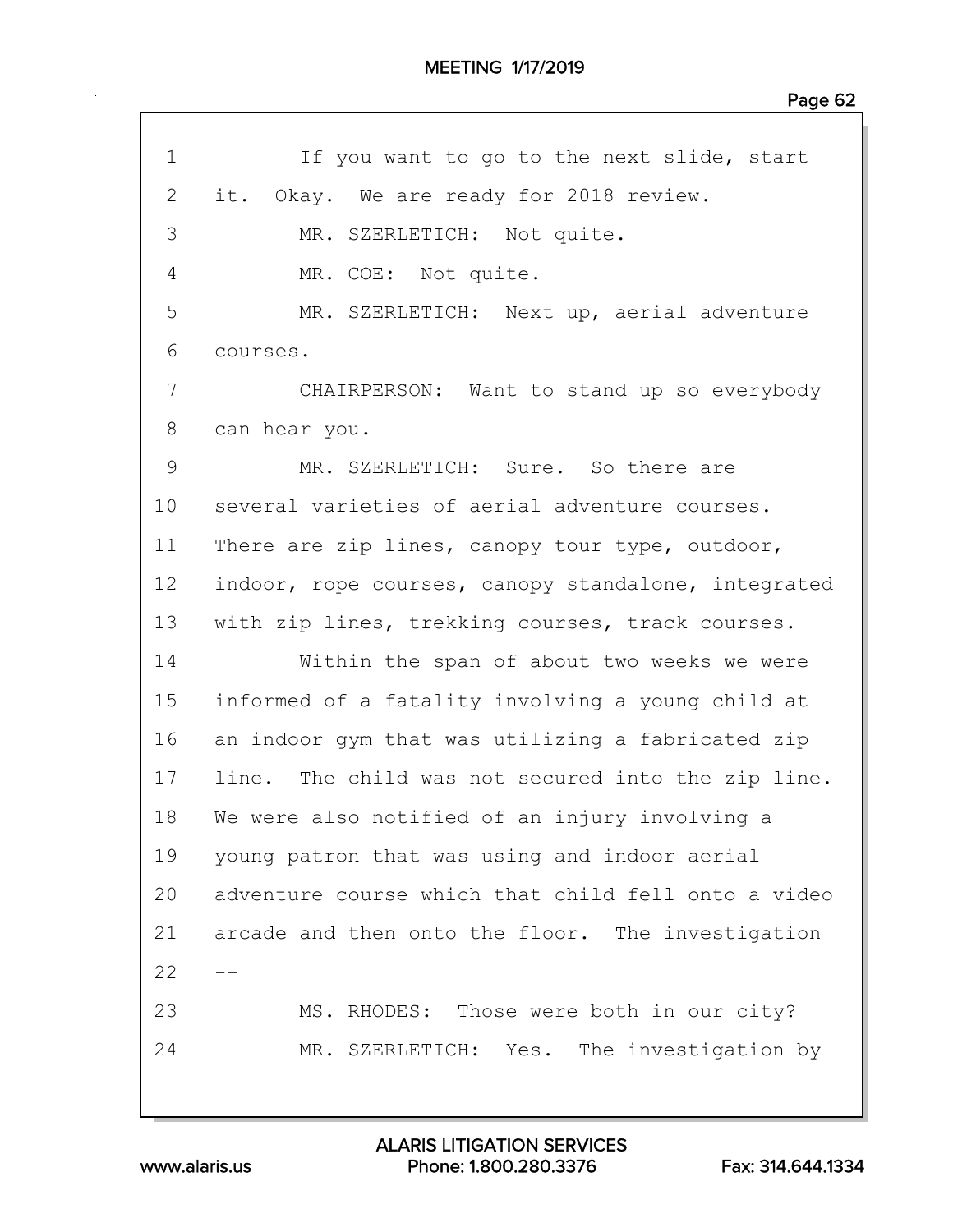1 If you want to go to the next slide, start
2 it. Okay. We are ready for 2018 review.
3 MR. SZERLETICH: Not quite.
4 MR. COE: Not quite.
5 MR. SZERLETICH: Next up, aerial adventure
6 courses.
7 CHAIRPERSON: Want to stand up so everybody
8 can hear you.
9 MR. SZERLETICH: Sure. So there are
10 several varieties of aerial adventure courses.
11 There are zip lines, canopy tour type, outdoor,
12 indoor, rope courses, canopy standalone, integrated
13 with zip lines, trekking courses, track courses.
14 Within the span of about two weeks we were
15 informed of a fatality involving a young child at
16 an indoor gym that was utilizing a fabricated zip
17 line. The child was not secured into the zip line.
18 We were also notified of an injury involving a
19 young patron that was using and indoor aerial
20 adventure course which that child fell onto a video
21 arcade and then onto the floor. The investigation
22 --
23 MS. RHODES: Those were both in our city?
24 MR. SZERLETICH: Yes. The investigation by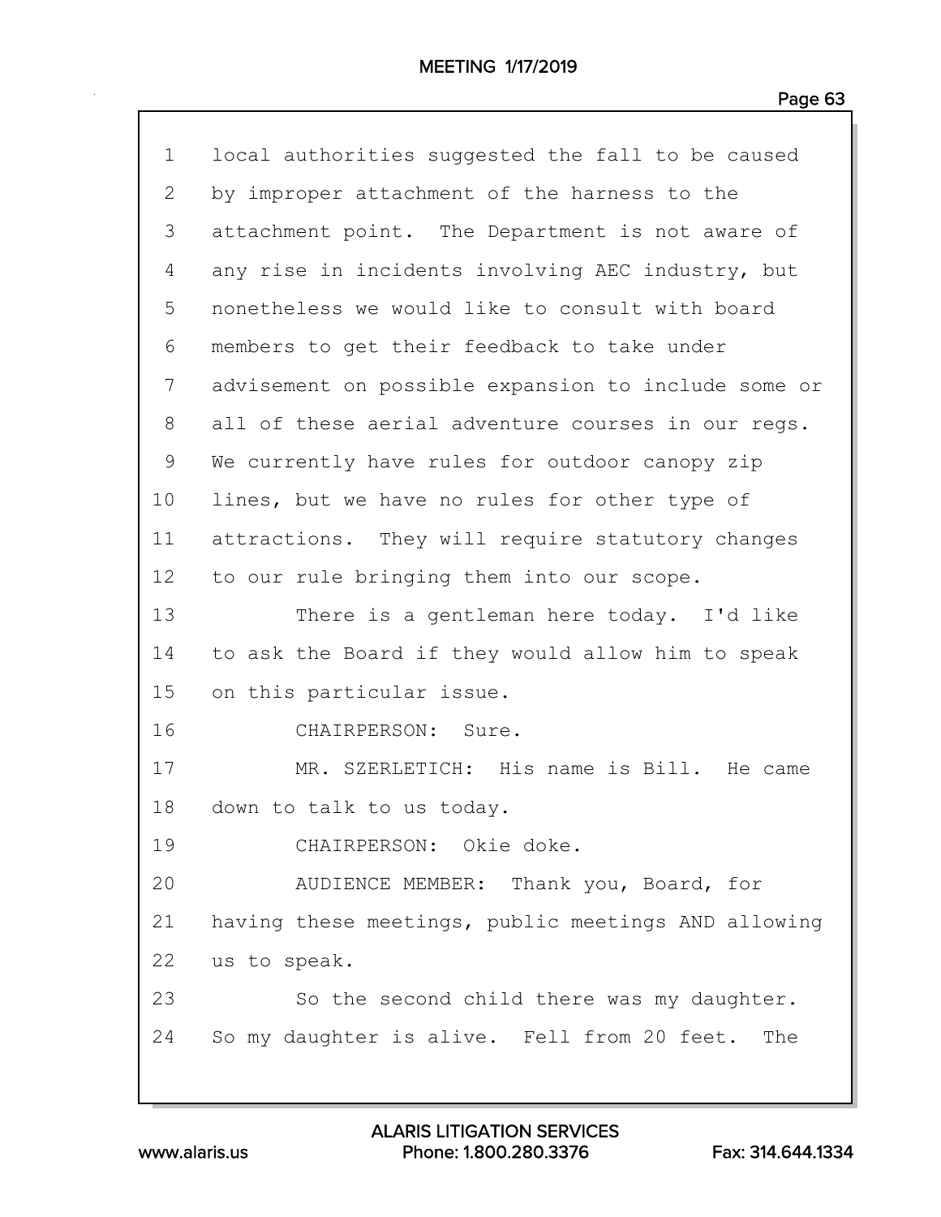1 local authorities suggested the fall to be caused
2 by improper attachment of the harness to the
3 attachment point. The Department is not aware of
4 any rise in incidents involving AEC industry, but
5 nonetheless we would like to consult with board
6 members to get their feedback to take under
7 advisement on possible expansion to include some or
8 all of these aerial adventure courses in our regs.
9 We currently have rules for outdoor canopy zip
10 lines, but we have no rules for other type of
11 attractions. They will require statutory changes
12 to our rule bringing them into our scope.
13 There is a gentleman here today. I'd like
14 to ask the Board if they would allow him to speak
15 on this particular issue.
16 CHAIRPERSON: Sure.
17 MR. SZERLETICH: His name is Bill. He came
18 down to talk to us today.
19 CHAIRPERSON: Okie doke.
20 AUDIENCE MEMBER: Thank you, Board, for
21 having these meetings, public meetings AND allowing
22 us to speak.
23 So the second child there was my daughter.
24 So my daughter is alive. Fell from 20 feet. The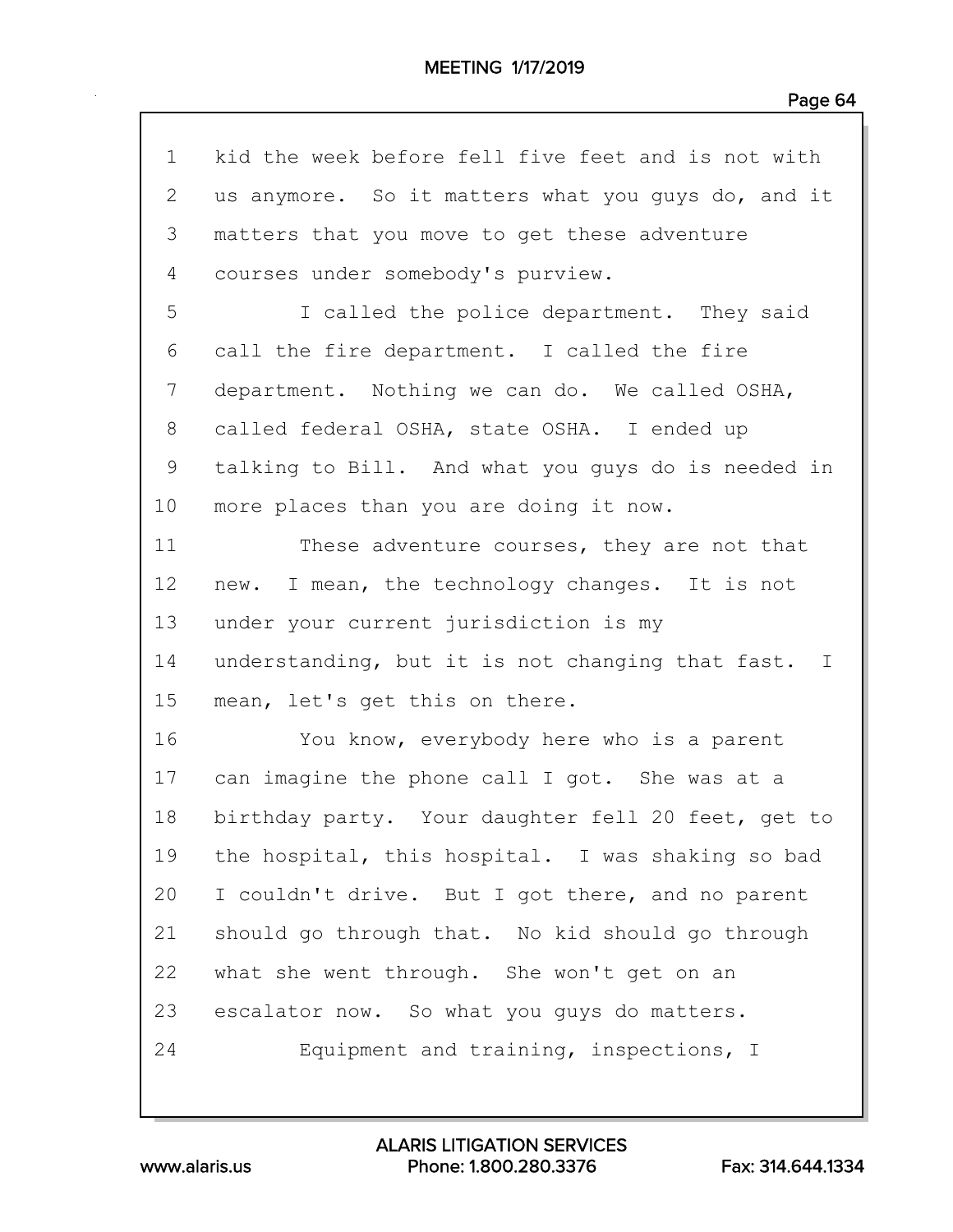1 kid the week before fell five feet and is not with
2 us anymore. So it matters what you guys do, and it
3 matters that you move to get these adventure
4 courses under somebody's purview.

5 I called the police department. They said
6 call the fire department. I called the fire
7 department. Nothing we can do. We called OSHA,
8 called federal OSHA, state OSHA. I ended up
9 talking to Bill. And what you guys do is needed in
10 more places than you are doing it now.

11 These adventure courses, they are not that
12 new. I mean, the technology changes. It is not
13 under your current jurisdiction is my
14 understanding, but it is not changing that fast. I
15 mean, let's get this on there.

16 You know, everybody here who is a parent
17 can imagine the phone call I got. She was at a
18 birthday party. Your daughter fell 20 feet, get to
19 the hospital, this hospital. I was shaking so bad
20 I couldn't drive. But I got there, and no parent
21 should go through that. No kid should go through
22 what she went through. She won't get on an
23 escalator now. So what you guys do matters.

24 Equipment and training, inspections, I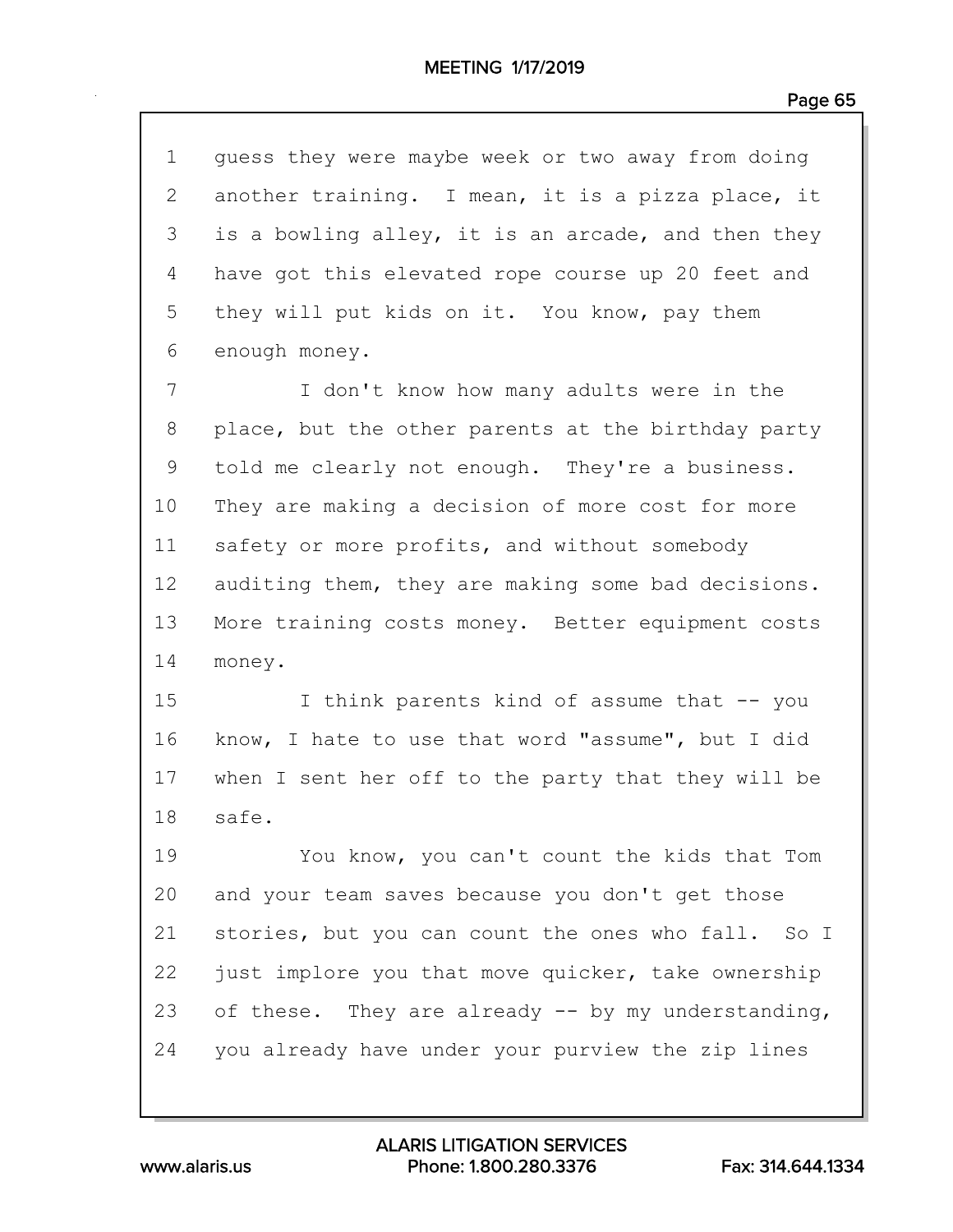guess they were maybe week or two away from doing another training. I mean, it is a pizza place, it is a bowling alley, it is an arcade, and then they have got this elevated rope course up 20 feet and they will put kids on it. You know, pay them enough money.

I don't know how many adults were in the place, but the other parents at the birthday party told me clearly not enough. They're a business. They are making a decision of more cost for more safety or more profits, and without somebody auditing them, they are making some bad decisions. More training costs money. Better equipment costs money.

I think parents kind of assume that -- you know, I hate to use that word "assume", but I did when I sent her off to the party that they will be safe.

You know, you can't count the kids that Tom and your team saves because you don't get those stories, but you can count the ones who fall. So I just implore you that move quicker, take ownership of these. They are already -- by my understanding, you already have under your purview the zip lines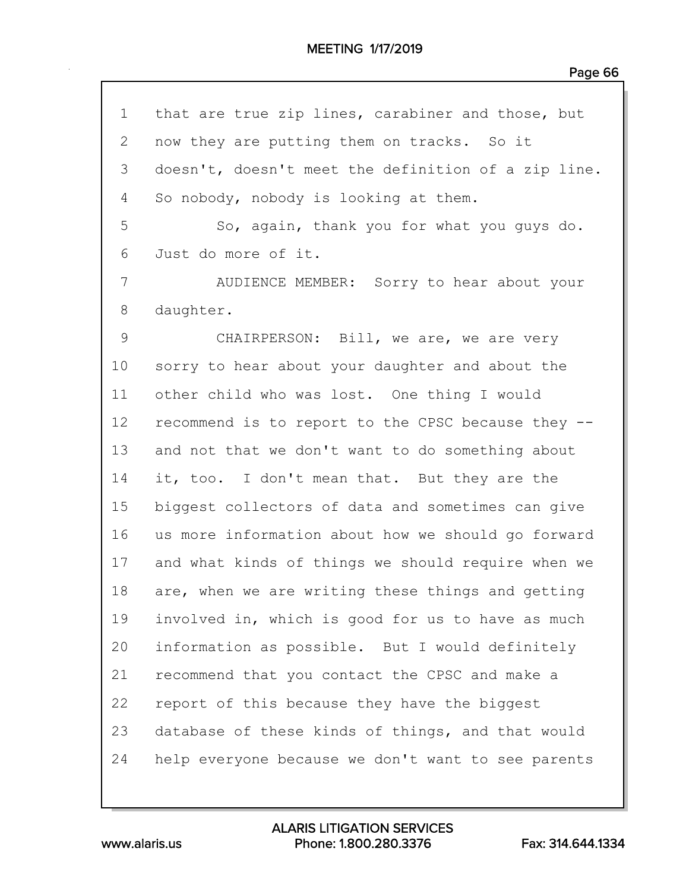1 that are true zip lines, carabiner and those, but
2 now they are putting them on tracks. So it
3 doesn't, doesn't meet the definition of a zip line.
4 So nobody, nobody is looking at them.
5 So, again, thank you for what you guys do.
6 Just do more of it.
7 AUDIENCE MEMBER: Sorry to hear about your
8 daughter.
9 CHAIRPERSON: Bill, we are, we are very
10 sorry to hear about your daughter and about the
11 other child who was lost. One thing I would
12 recommend is to report to the CPSC because they --
13 and not that we don't want to do something about
14 it, too. I don't mean that. But they are the
15 biggest collectors of data and sometimes can give
16 us more information about how we should go forward
17 and what kinds of things we should require when we
18 are, when we are writing these things and getting
19 involved in, which is good for us to have as much
20 information as possible. But I would definitely
21 recommend that you contact the CPSC and make a
22 report of this because they have the biggest
23 database of these kinds of things, and that would
24 help everyone because we don't want to see parents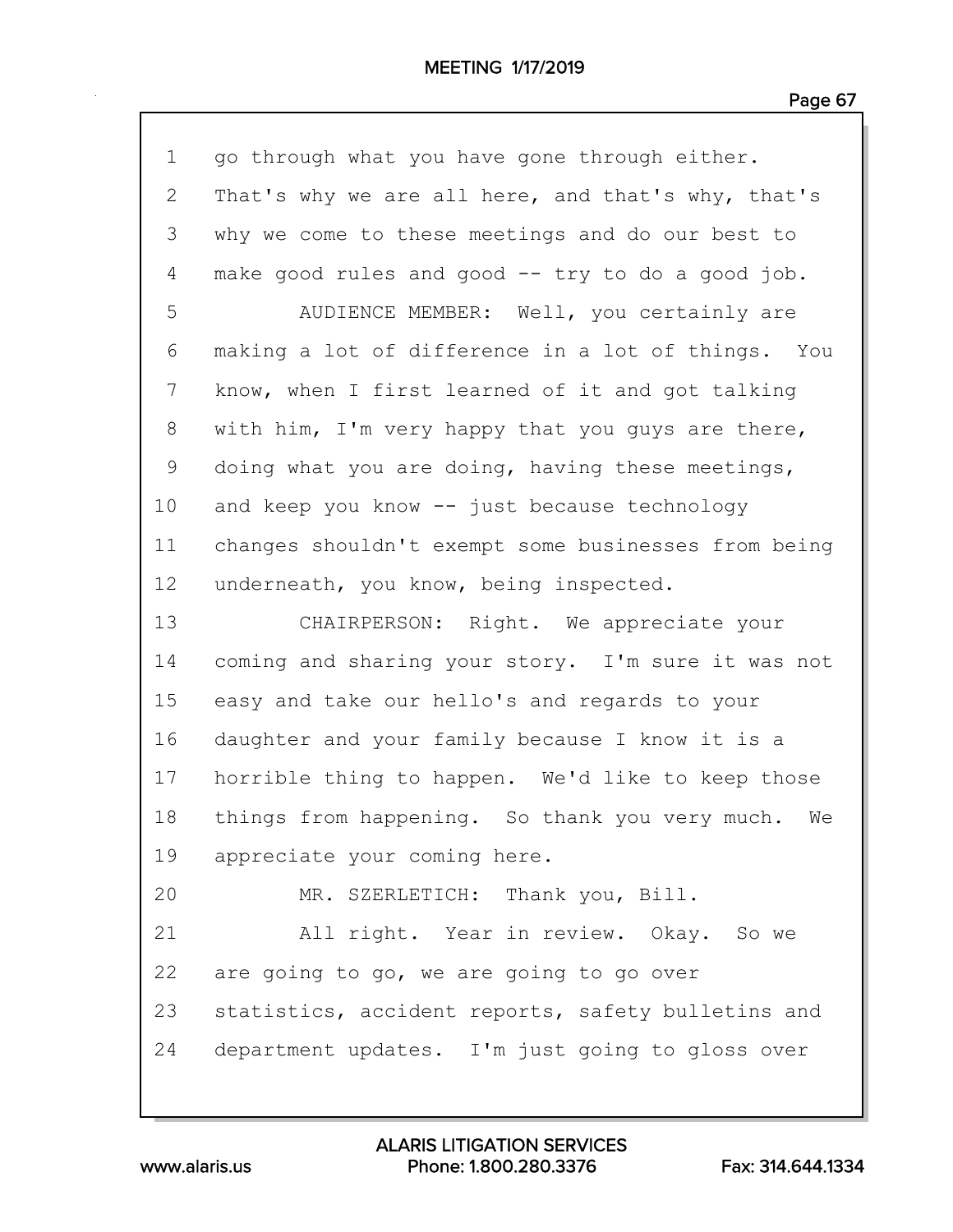1 go through what you have gone through either.
2 That's why we are all here, and that's why, that's
3 why we come to these meetings and do our best to
4 make good rules and good -- try to do a good job.
5 AUDIENCE MEMBER: Well, you certainly are
6 making a lot of difference in a lot of things. You
7 know, when I first learned of it and got talking
8 with him, I'm very happy that you guys are there,
9 doing what you are doing, having these meetings,
10 and keep you know -- just because technology
11 changes shouldn't exempt some businesses from being
12 underneath, you know, being inspected.
13 CHAIRPERSON: Right. We appreciate your
14 coming and sharing your story. I'm sure it was not
15 easy and take our hello's and regards to your
16 daughter and your family because I know it is a
17 horrible thing to happen. We'd like to keep those
18 things from happening. So thank you very much. We
19 appreciate your coming here.
20 MR. SZERLETICH: Thank you, Bill.
21 All right. Year in review. Okay. So we
22 are going to go, we are going to go over
23 statistics, accident reports, safety bulletins and
24 department updates. I'm just going to gloss over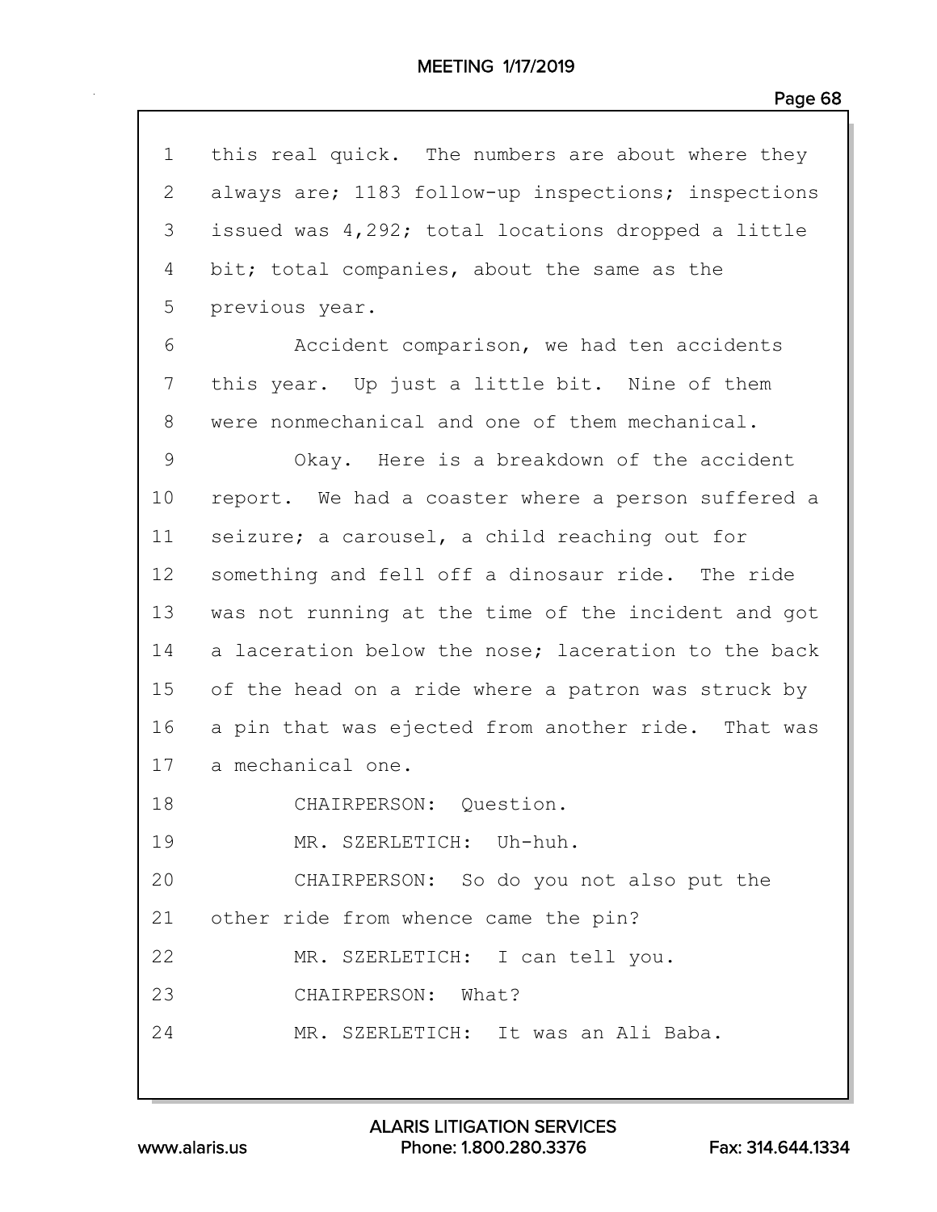this real quick. The numbers are about where they always are; 1183 follow-up inspections; inspections issued was 4,292; total locations dropped a little bit; total companies, about the same as the previous year.

Accident comparison, we had ten accidents this year. Up just a little bit. Nine of them were nonmechanical and one of them mechanical.

Okay. Here is a breakdown of the accident report. We had a coaster where a person suffered a seizure; a carousel, a child reaching out for something and fell off a dinosaur ride. The ride was not running at the time of the incident and got a laceration below the nose; laceration to the back of the head on a ride where a patron was struck by a pin that was ejected from another ride. That was a mechanical one.

CHAIRPERSON: Question.

MR. SZERLETICH: Uh-huh.

CHAIRPERSON: So do you not also put the other ride from whence came the pin?

MR. SZERLETICH: I can tell you.

CHAIRPERSON: What?

MR. SZERLETICH: It was an Ali Baba.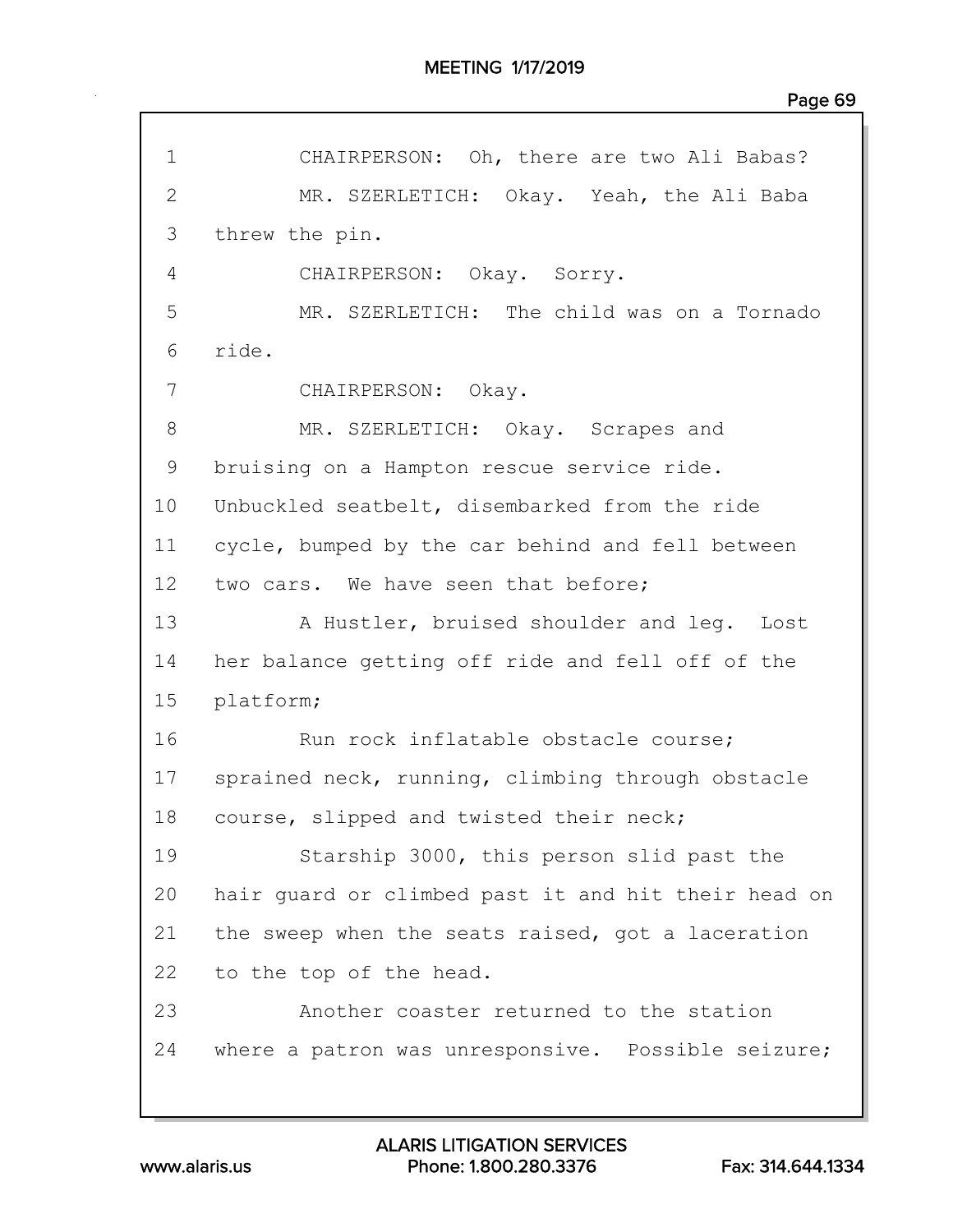CHAIRPERSON: Oh, there are two Ali Babas?

MR. SZERLETICH: Okay. Yeah, the Ali Baba threw the pin.

CHAIRPERSON: Okay. Sorry.

MR. SZERLETICH: The child was on a Tornado ride.

CHAIRPERSON: Okay.

MR. SZERLETICH: Okay. Scrapes and bruising on a Hampton rescue service ride. Unbuckled seatbelt, disembarked from the ride cycle, bumped by the car behind and fell between two cars. We have seen that before;

A Hustler, bruised shoulder and leg. Lost her balance getting off ride and fell off of the platform;

Run rock inflatable obstacle course; sprained neck, running, climbing through obstacle course, slipped and twisted their neck;

Starship 3000, this person slid past the hair guard or climbed past it and hit their head on the sweep when the seats raised, got a laceration to the top of the head.

Another coaster returned to the station where a patron was unresponsive. Possible seizure;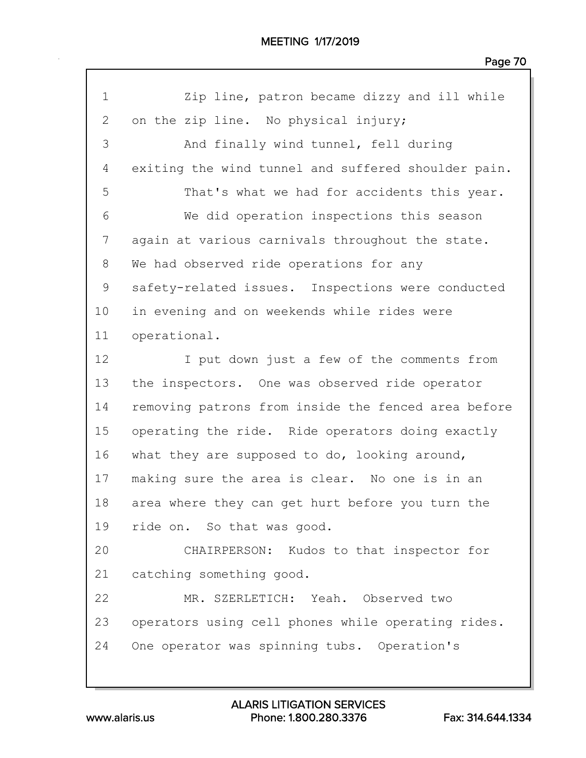1 Zip line, patron became dizzy and ill while
2 on the zip line. No physical injury;
3 And finally wind tunnel, fell during
4 exiting the wind tunnel and suffered shoulder pain.
5 That's what we had for accidents this year.
6 We did operation inspections this season
7 again at various carnivals throughout the state.
8 We had observed ride operations for any
9 safety-related issues. Inspections were conducted
10 in evening and on weekends while rides were
11 operational.
12 I put down just a few of the comments from
13 the inspectors. One was observed ride operator
14 removing patrons from inside the fenced area before
15 operating the ride. Ride operators doing exactly
16 what they are supposed to do, looking around,
17 making sure the area is clear. No one is in an
18 area where they can get hurt before you turn the
19 ride on. So that was good.
20 CHAIRPERSON: Kudos to that inspector for
21 catching something good.
22 MR. SZERLETICH: Yeah. Observed two
23 operators using cell phones while operating rides.
24 One operator was spinning tubs. Operation's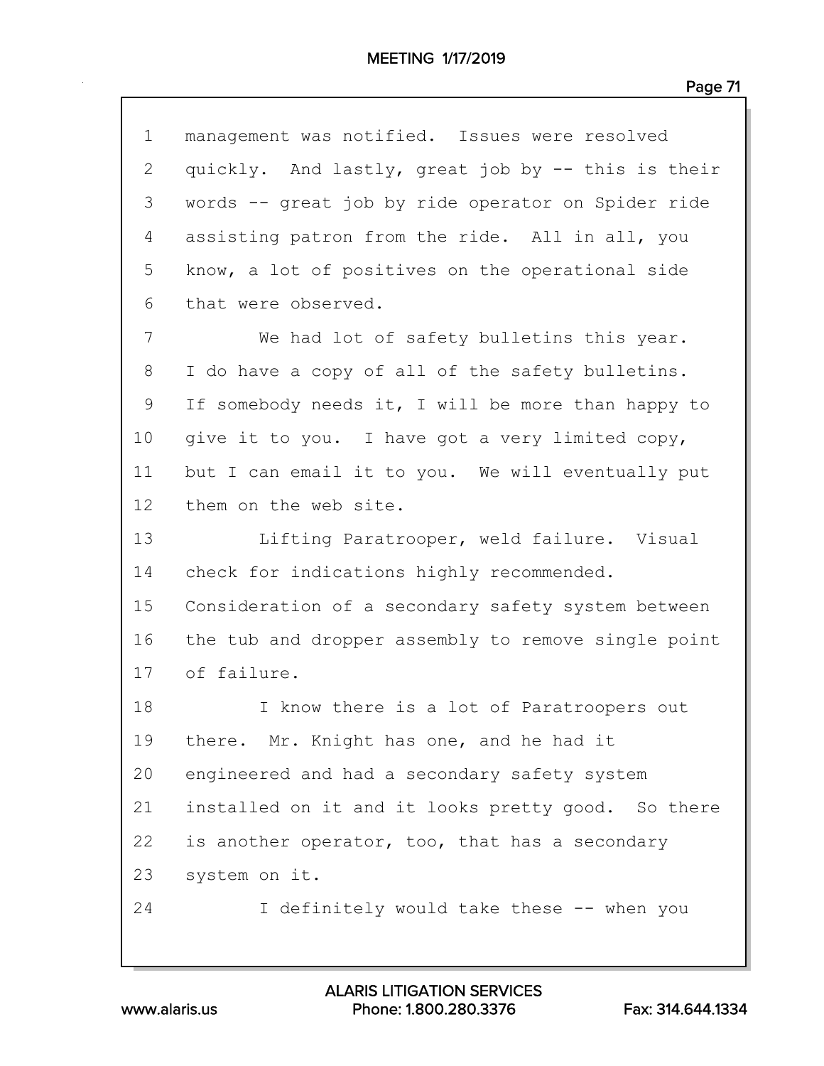management was notified. Issues were resolved quickly. And lastly, great job by -- this is their words -- great job by ride operator on Spider ride assisting patron from the ride. All in all, you know, a lot of positives on the operational side that were observed.

We had lot of safety bulletins this year. I do have a copy of all of the safety bulletins. If somebody needs it, I will be more than happy to give it to you. I have got a very limited copy, but I can email it to you. We will eventually put them on the web site.

Lifting Paratrooper, weld failure. Visual check for indications highly recommended. Consideration of a secondary safety system between the tub and dropper assembly to remove single point of failure.

I know there is a lot of Paratroopers out there. Mr. Knight has one, and he had it engineered and had a secondary safety system installed on it and it looks pretty good. So there is another operator, too, that has a secondary system on it.

I definitely would take these -- when you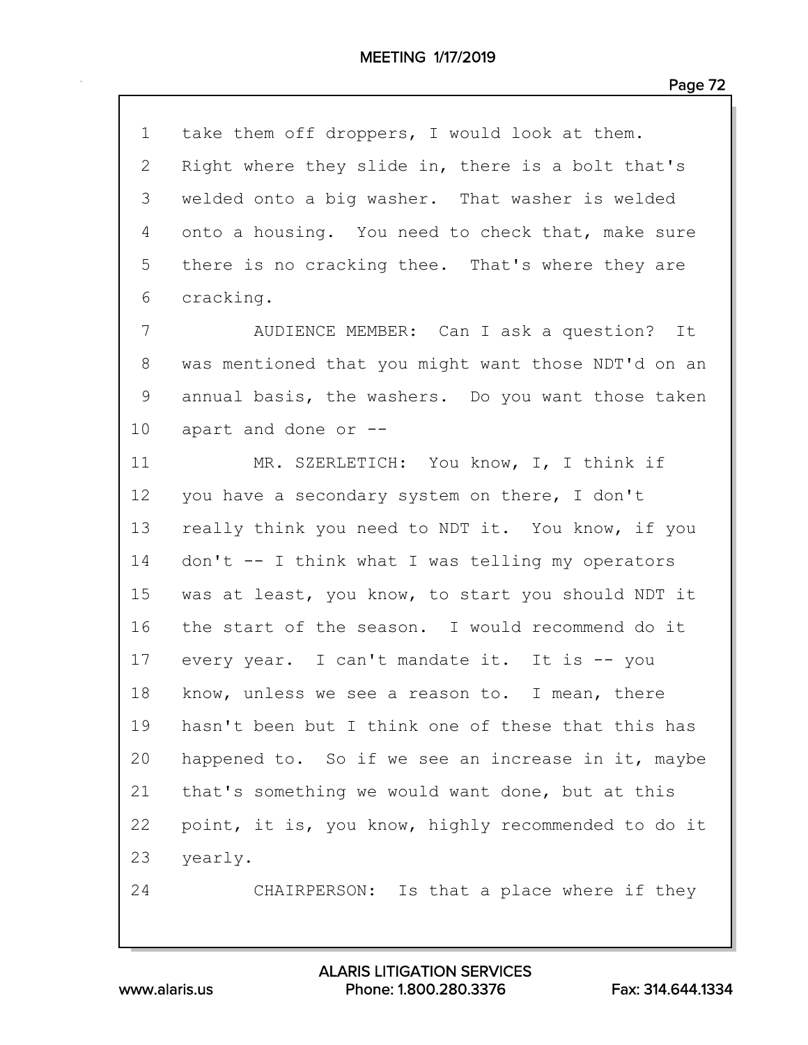1 take them off droppers, I would look at them.
2 Right where they slide in, there is a bolt that's
3 welded onto a big washer. That washer is welded
4 onto a housing. You need to check that, make sure
5 there is no cracking thee. That's where they are
6 cracking.
7 AUDIENCE MEMBER: Can I ask a question? It
8 was mentioned that you might want those NDT'd on an
9 annual basis, the washers. Do you want those taken
10 apart and done or --
11 MR. SZERLETICH: You know, I, I think if
12 you have a secondary system on there, I don't
13 really think you need to NDT it. You know, if you
14 don't -- I think what I was telling my operators
15 was at least, you know, to start you should NDT it
16 the start of the season. I would recommend do it
17 every year. I can't mandate it. It is -- you
18 know, unless we see a reason to. I mean, there
19 hasn't been but I think one of these that this has
20 happened to. So if we see an increase in it, maybe
21 that's something we would want done, but at this
22 point, it is, you know, highly recommended to do it
23 yearly.
24 CHAIRPERSON: Is that a place where if they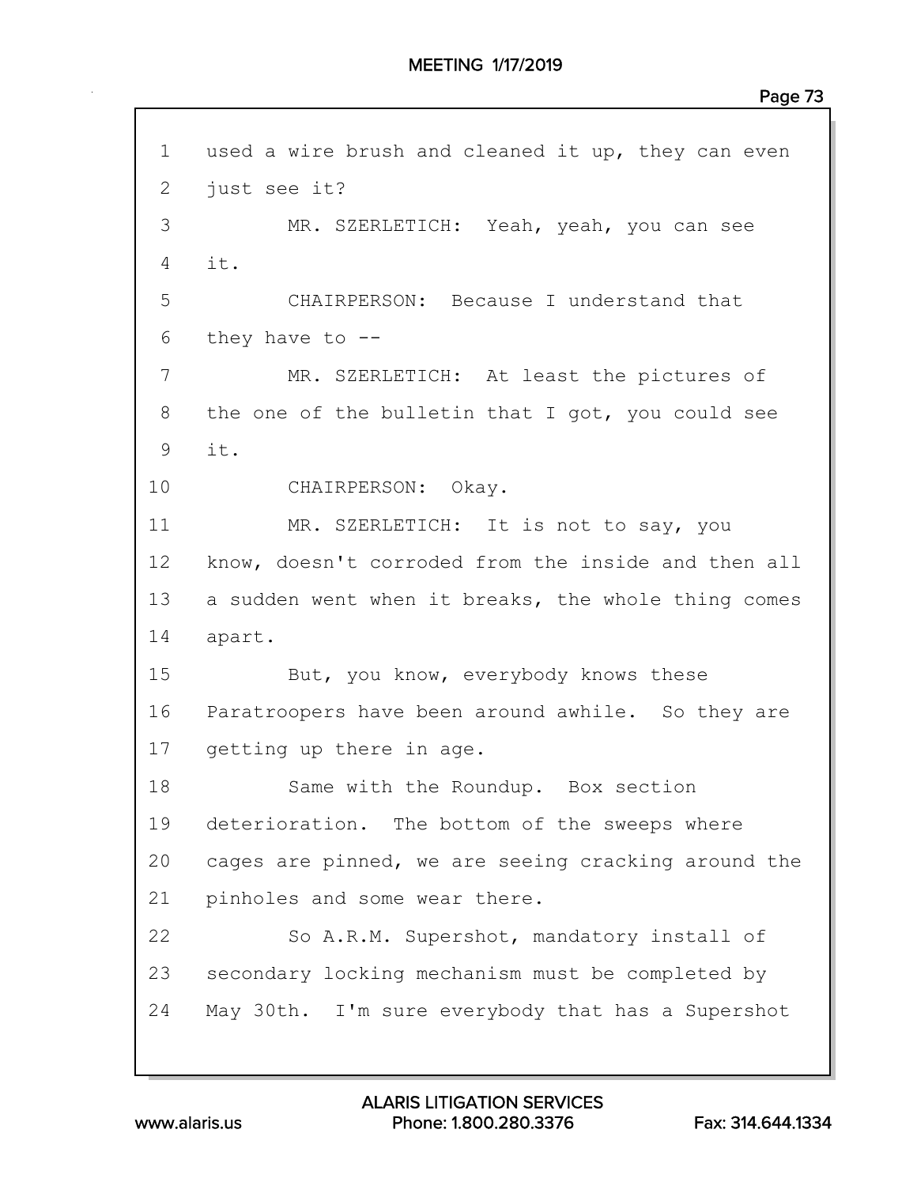1 used a wire brush and cleaned it up, they can even
2 just see it?
3 MR. SZERLETICH: Yeah, yeah, you can see
4 it.
5 CHAIRPERSON: Because I understand that
6 they have to --
7 MR. SZERLETICH: At least the pictures of
8 the one of the bulletin that I got, you could see
9 it.
10 CHAIRPERSON: Okay.
11 MR. SZERLETICH: It is not to say, you
12 know, doesn't corroded from the inside and then all
13 a sudden went when it breaks, the whole thing comes
14 apart.
15 But, you know, everybody knows these
16 Paratroopers have been around awhile. So they are
17 getting up there in age.
18 Same with the Roundup. Box section
19 deterioration. The bottom of the sweeps where
20 cages are pinned, we are seeing cracking around the
21 pinholes and some wear there.
22 So A.R.M. Supershot, mandatory install of
23 secondary locking mechanism must be completed by
24 May 30th. I'm sure everybody that has a Supershot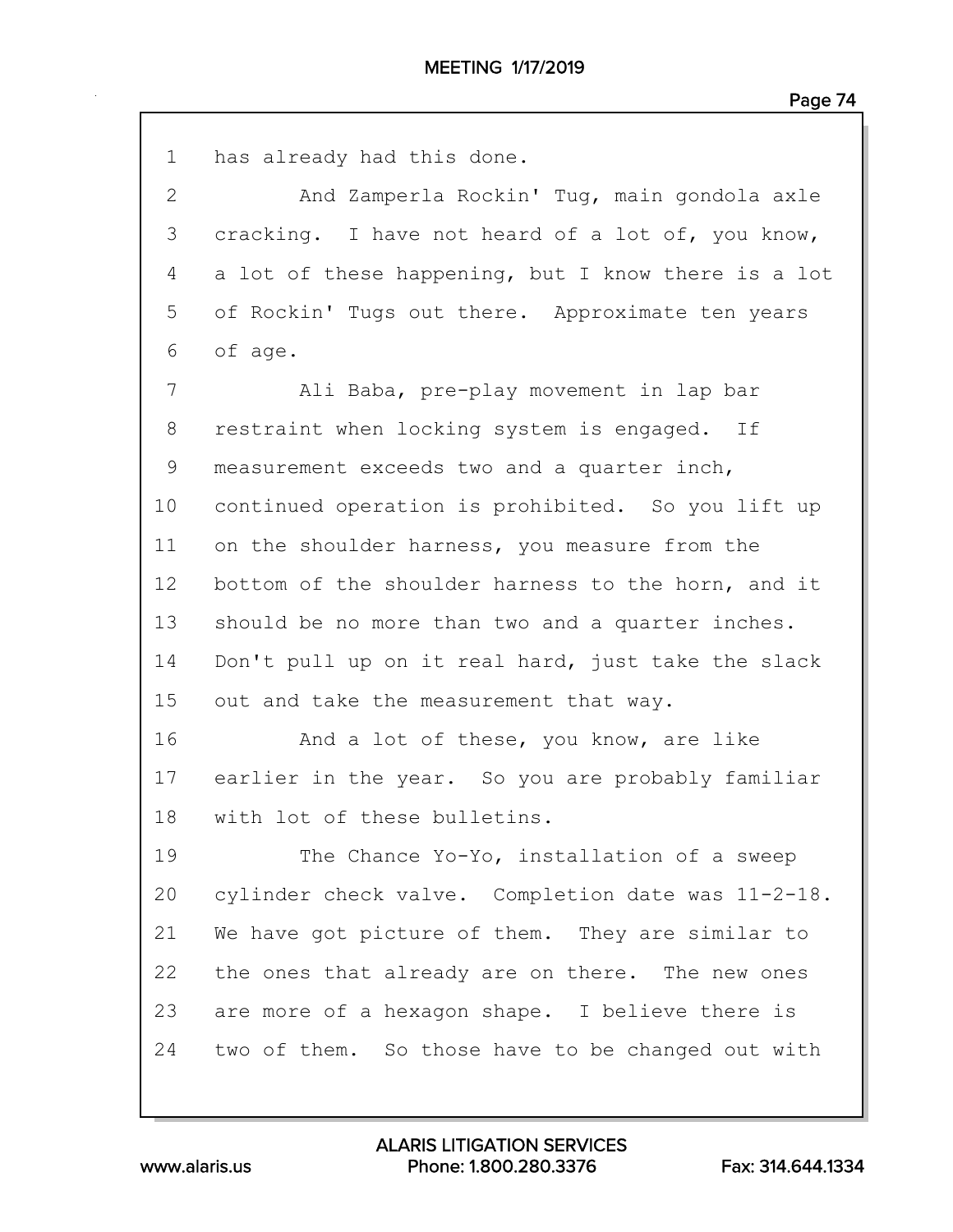has already had this done.

And Zamperla Rockin' Tug, main gondola axle cracking. I have not heard of a lot of, you know, a lot of these happening, but I know there is a lot of Rockin' Tugs out there. Approximate ten years of age.

Ali Baba, pre-play movement in lap bar restraint when locking system is engaged. If measurement exceeds two and a quarter inch, continued operation is prohibited. So you lift up on the shoulder harness, you measure from the bottom of the shoulder harness to the horn, and it should be no more than two and a quarter inches. Don't pull up on it real hard, just take the slack out and take the measurement that way.

And a lot of these, you know, are like earlier in the year. So you are probably familiar with lot of these bulletins.

The Chance Yo-Yo, installation of a sweep cylinder check valve. Completion date was 11-2-18. We have got picture of them. They are similar to the ones that already are on there. The new ones are more of a hexagon shape. I believe there is two of them. So those have to be changed out with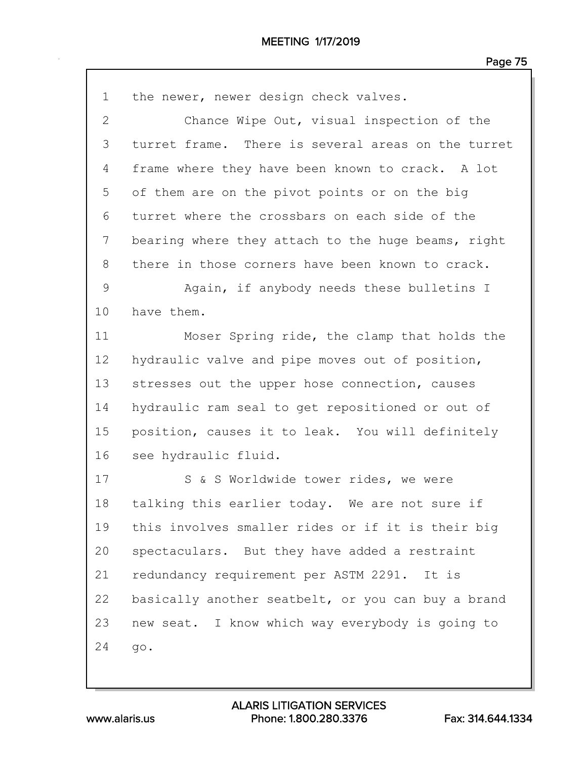the newer, newer design check valves.

Chance Wipe Out, visual inspection of the turret frame. There is several areas on the turret frame where they have been known to crack. A lot of them are on the pivot points or on the big turret where the crossbars on each side of the bearing where they attach to the huge beams, right there in those corners have been known to crack.

Again, if anybody needs these bulletins I have them.

Moser Spring ride, the clamp that holds the hydraulic valve and pipe moves out of position, stresses out the upper hose connection, causes hydraulic ram seal to get repositioned or out of position, causes it to leak. You will definitely see hydraulic fluid.

S & S Worldwide tower rides, we were talking this earlier today. We are not sure if this involves smaller rides or if it is their big spectaculars. But they have added a restraint redundancy requirement per ASTM 2291. It is basically another seatbelt, or you can buy a brand new seat. I know which way everybody is going to go.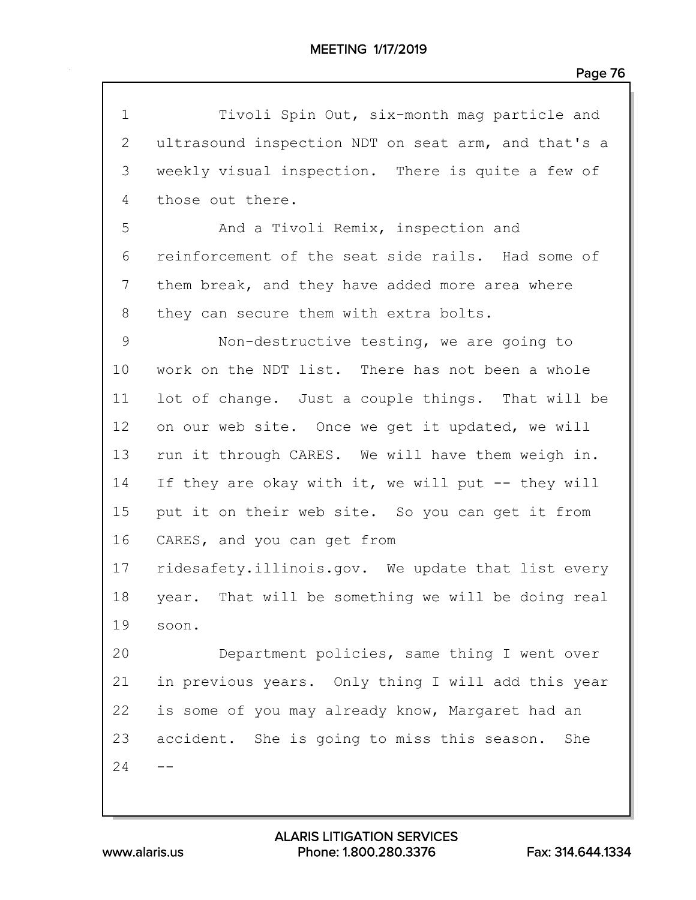Tivoli Spin Out, six-month mag particle and ultrasound inspection NDT on seat arm, and that's a weekly visual inspection. There is quite a few of those out there.

And a Tivoli Remix, inspection and reinforcement of the seat side rails. Had some of them break, and they have added more area where they can secure them with extra bolts.

Non-destructive testing, we are going to work on the NDT list. There has not been a whole lot of change. Just a couple things. That will be on our web site. Once we get it updated, we will run it through CARES. We will have them weigh in. If they are okay with it, we will put -- they will put it on their web site. So you can get it from CARES, and you can get from ridesafety.illinois.gov. We update that list every year. That will be something we will be doing real soon.

Department policies, same thing I went over in previous years. Only thing I will add this year is some of you may already know, Margaret had an accident. She is going to miss this season. She --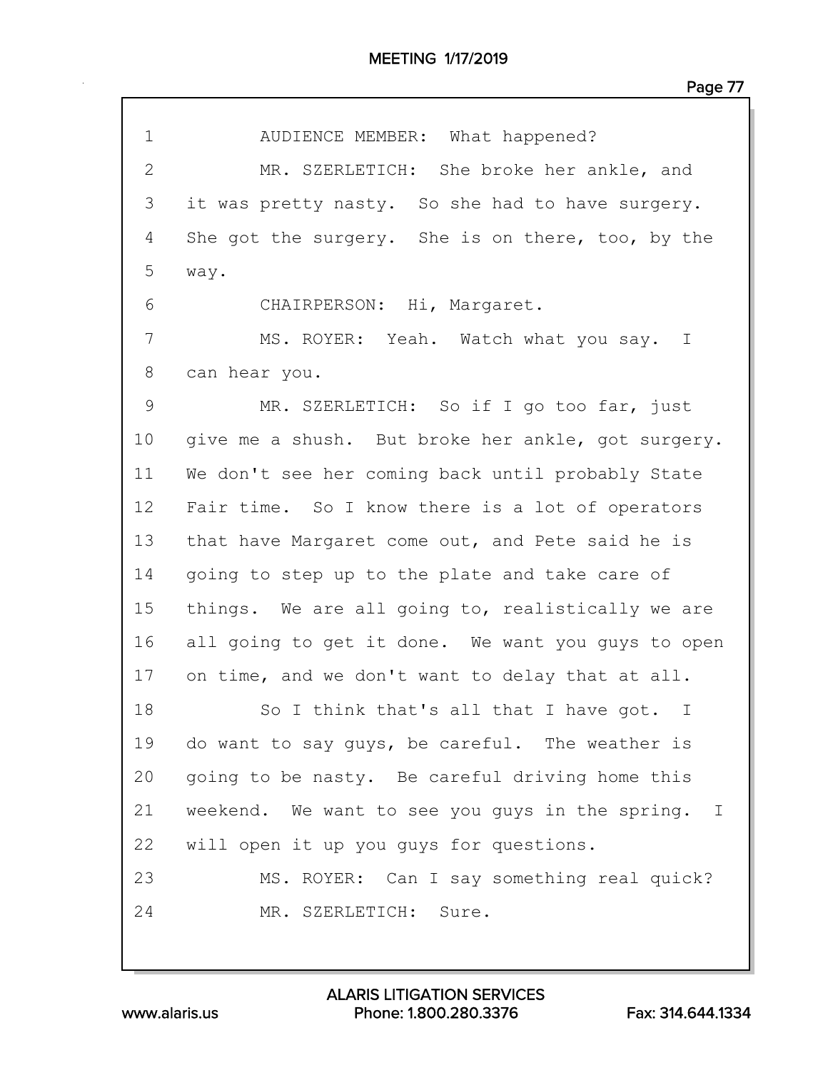1 AUDIENCE MEMBER: What happened?

2 MR. SZERLETICH: She broke her ankle, and

3 it was pretty nasty. So she had to have surgery.

4 She got the surgery. She is on there, too, by the

5 way.

6 CHAIRPERSON: Hi, Margaret.

7 MS. ROYER: Yeah. Watch what you say. I

8 can hear you.

9 MR. SZERLETICH: So if I go too far, just

10 give me a shush. But broke her ankle, got surgery.

11 We don't see her coming back until probably State

12 Fair time. So I know there is a lot of operators

13 that have Margaret come out, and Pete said he is

14 going to step up to the plate and take care of

15 things. We are all going to, realistically we are

16 all going to get it done. We want you guys to open

17 on time, and we don't want to delay that at all.

18 So I think that's all that I have got. I

19 do want to say guys, be careful. The weather is

20 going to be nasty. Be careful driving home this

21 weekend. We want to see you guys in the spring. I

22 will open it up you guys for questions.

23 MS. ROYER: Can I say something real quick?

24 MR. SZERLETICH: Sure.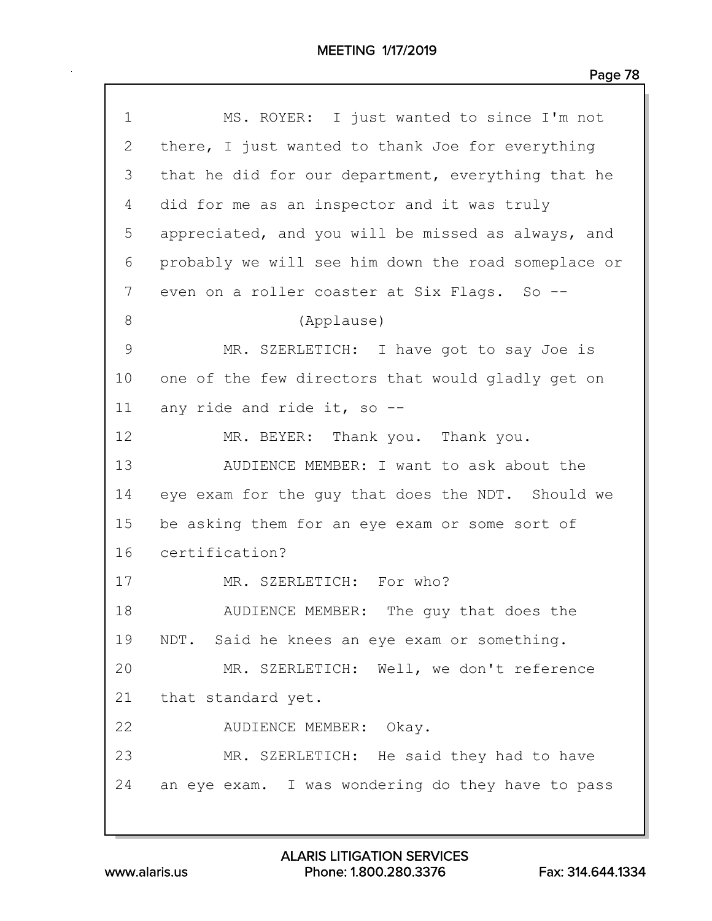1 MS. ROYER: I just wanted to since I'm not
2 there, I just wanted to thank Joe for everything
3 that he did for our department, everything that he
4 did for me as an inspector and it was truly
5 appreciated, and you will be missed as always, and
6 probably we will see him down the road someplace or
7 even on a roller coaster at Six Flags. So --
8 (Applause)
9 MR. SZERLETICH: I have got to say Joe is
10 one of the few directors that would gladly get on
11 any ride and ride it, so --
12 MR. BEYER: Thank you. Thank you.
13 AUDIENCE MEMBER: I want to ask about the
14 eye exam for the guy that does the NDT. Should we
15 be asking them for an eye exam or some sort of
16 certification?
17 MR. SZERLETICH: For who?
18 AUDIENCE MEMBER: The guy that does the
19 NDT. Said he knees an eye exam or something.
20 MR. SZERLETICH: Well, we don't reference
21 that standard yet.
22 AUDIENCE MEMBER: Okay.
23 MR. SZERLETICH: He said they had to have
24 an eye exam. I was wondering do they have to pass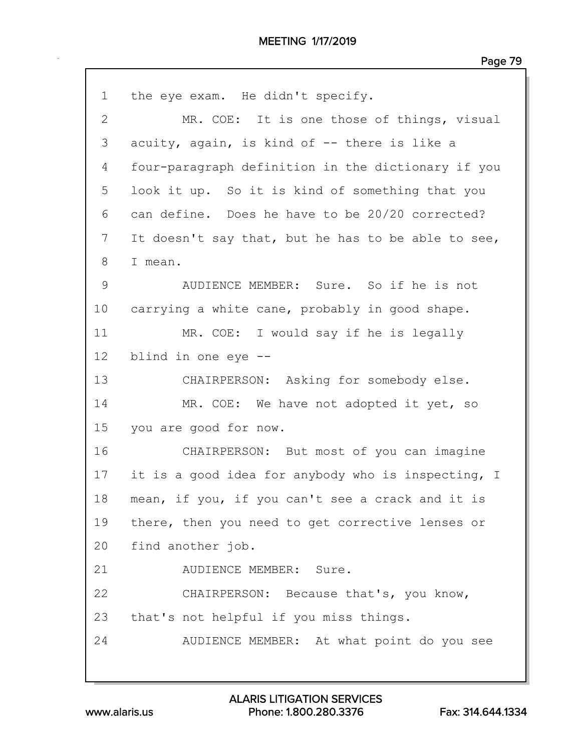the eye exam. He didn't specify.

MR. COE: It is one those of things, visual acuity, again, is kind of -- there is like a four-paragraph definition in the dictionary if you look it up. So it is kind of something that you can define. Does he have to be 20/20 corrected? It doesn't say that, but he has to be able to see, I mean.

AUDIENCE MEMBER: Sure. So if he is not carrying a white cane, probably in good shape.

MR. COE: I would say if he is legally blind in one eye --

CHAIRPERSON: Asking for somebody else.

MR. COE: We have not adopted it yet, so you are good for now.

CHAIRPERSON: But most of you can imagine it is a good idea for anybody who is inspecting, I mean, if you, if you can't see a crack and it is there, then you need to get corrective lenses or find another job.

AUDIENCE MEMBER: Sure.

CHAIRPERSON: Because that's, you know, that's not helpful if you miss things.

AUDIENCE MEMBER: At what point do you see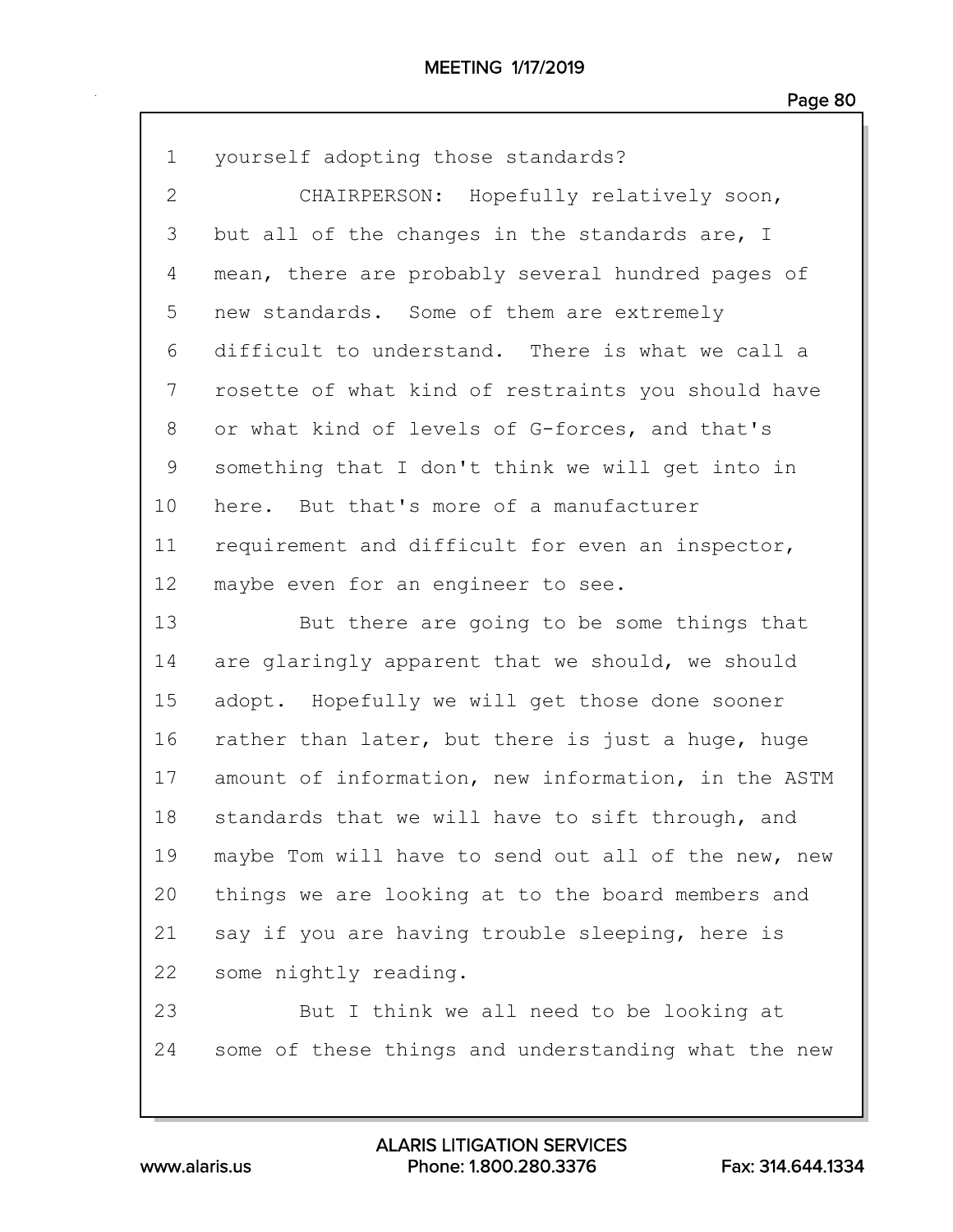yourself adopting those standards?

CHAIRPERSON: Hopefully relatively soon, but all of the changes in the standards are, I mean, there are probably several hundred pages of new standards. Some of them are extremely difficult to understand. There is what we call a rosette of what kind of restraints you should have or what kind of levels of G-forces, and that's something that I don't think we will get into in here. But that's more of a manufacturer requirement and difficult for even an inspector, maybe even for an engineer to see.

But there are going to be some things that are glaringly apparent that we should, we should adopt. Hopefully we will get those done sooner rather than later, but there is just a huge, huge amount of information, new information, in the ASTM standards that we will have to sift through, and maybe Tom will have to send out all of the new, new things we are looking at to the board members and say if you are having trouble sleeping, here is some nightly reading.

But I think we all need to be looking at some of these things and understanding what the new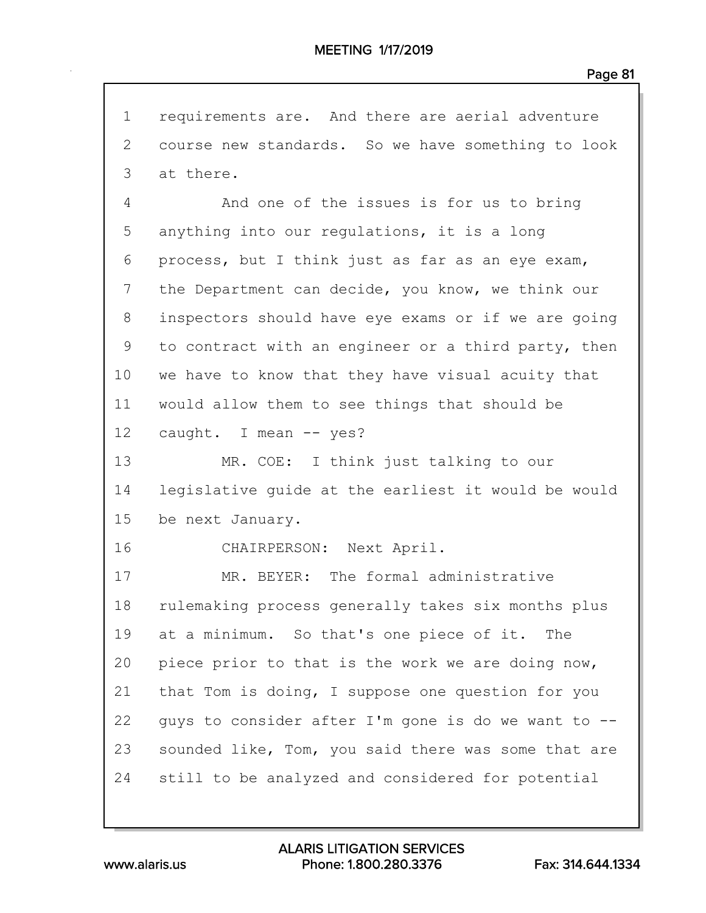1 requirements are. And there are aerial adventure
2 course new standards. So we have something to look
3 at there.

4 And one of the issues is for us to bring
5 anything into our regulations, it is a long
6 process, but I think just as far as an eye exam,
7 the Department can decide, you know, we think our
8 inspectors should have eye exams or if we are going
9 to contract with an engineer or a third party, then
10 we have to know that they have visual acuity that
11 would allow them to see things that should be
12 caught. I mean -- yes?

13 MR. COE: I think just talking to our
14 legislative guide at the earliest it would be would
15 be next January.

16 CHAIRPERSON: Next April.

17 MR. BEYER: The formal administrative
18 rulemaking process generally takes six months plus
19 at a minimum. So that's one piece of it. The
20 piece prior to that is the work we are doing now,
21 that Tom is doing, I suppose one question for you
22 guys to consider after I'm gone is do we want to --
23 sounded like, Tom, you said there was some that are
24 still to be analyzed and considered for potential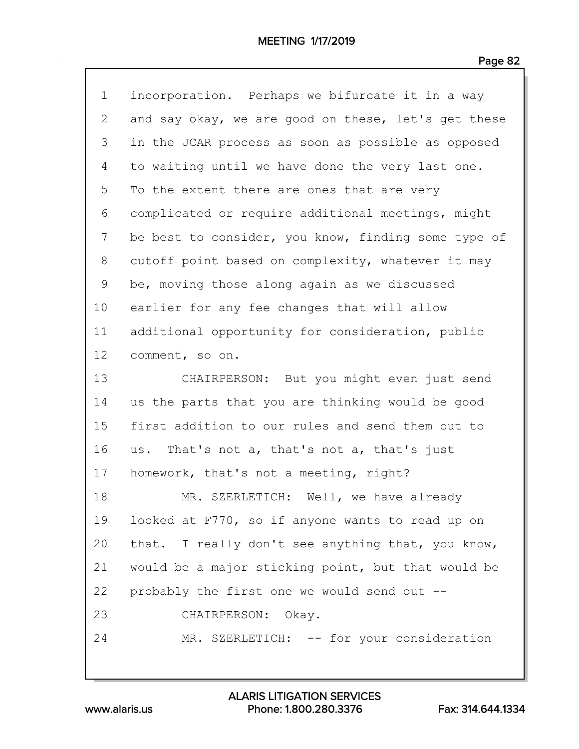1 incorporation. Perhaps we bifurcate it in a way
2 and say okay, we are good on these, let's get these
3 in the JCAR process as soon as possible as opposed
4 to waiting until we have done the very last one.
5 To the extent there are ones that are very
6 complicated or require additional meetings, might
7 be best to consider, you know, finding some type of
8 cutoff point based on complexity, whatever it may
9 be, moving those along again as we discussed
10 earlier for any fee changes that will allow
11 additional opportunity for consideration, public
12 comment, so on.
13 CHAIRPERSON: But you might even just send
14 us the parts that you are thinking would be good
15 first addition to our rules and send them out to
16 us. That's not a, that's not a, that's just
17 homework, that's not a meeting, right?
18 MR. SZERLETICH: Well, we have already
19 looked at F770, so if anyone wants to read up on
20 that. I really don't see anything that, you know,
21 would be a major sticking point, but that would be
22 probably the first one we would send out --
23 CHAIRPERSON: Okay.
24 MR. SZERLETICH: -- for your consideration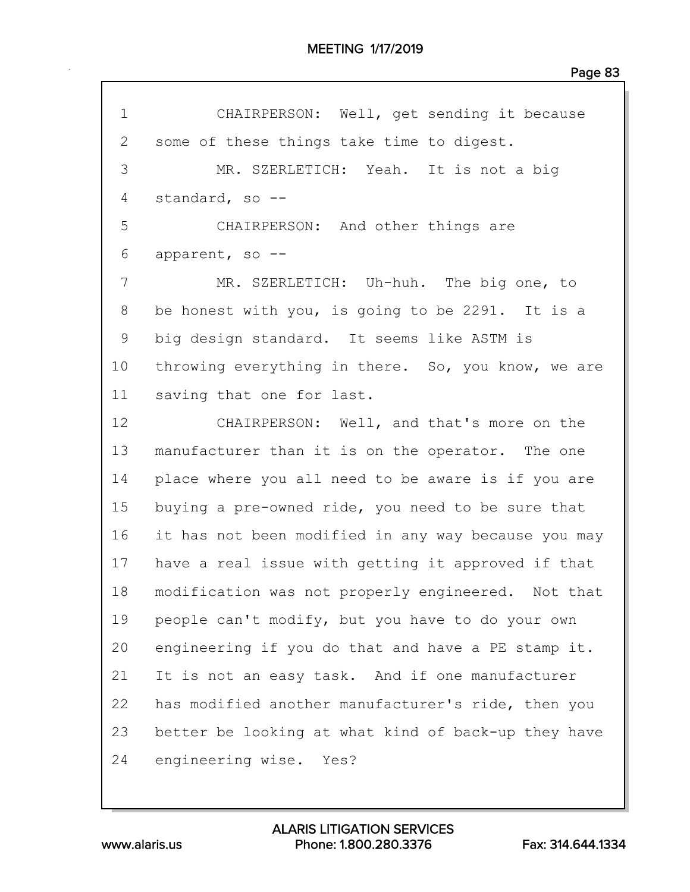CHAIRPERSON: Well, get sending it because some of these things take time to digest.

MR. SZERLETICH: Yeah. It is not a big standard, so --

CHAIRPERSON: And other things are apparent, so --

MR. SZERLETICH: Uh-huh. The big one, to be honest with you, is going to be 2291. It is a big design standard. It seems like ASTM is throwing everything in there. So, you know, we are saving that one for last.

CHAIRPERSON: Well, and that's more on the manufacturer than it is on the operator. The one place where you all need to be aware is if you are buying a pre-owned ride, you need to be sure that it has not been modified in any way because you may have a real issue with getting it approved if that modification was not properly engineered. Not that people can't modify, but you have to do your own engineering if you do that and have a PE stamp it. It is not an easy task. And if one manufacturer has modified another manufacturer's ride, then you better be looking at what kind of back-up they have engineering wise. Yes?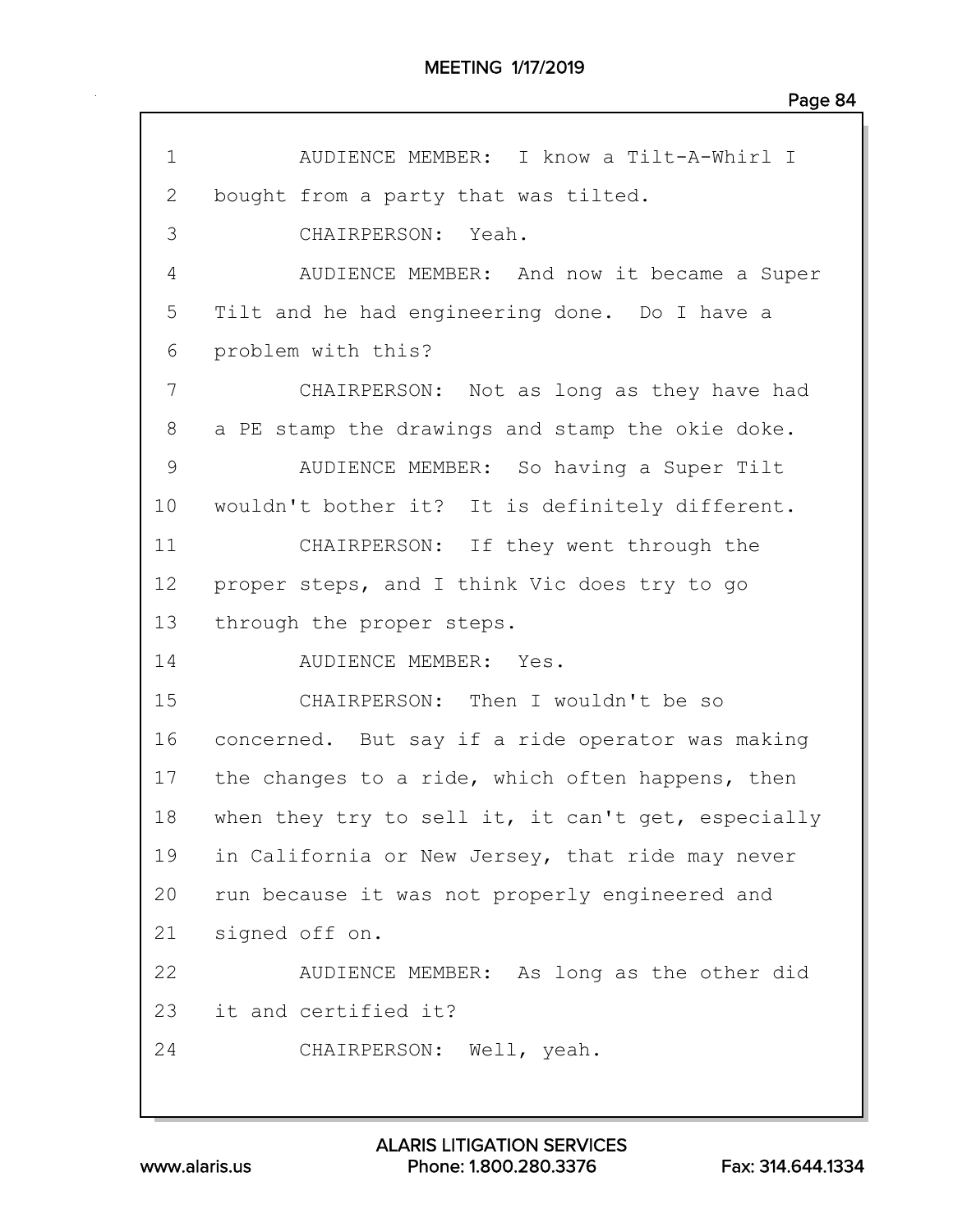AUDIENCE MEMBER: I know a Tilt-A-Whirl I bought from a party that was tilted.

CHAIRPERSON: Yeah.

AUDIENCE MEMBER: And now it became a Super Tilt and he had engineering done. Do I have a problem with this?

CHAIRPERSON: Not as long as they have had a PE stamp the drawings and stamp the okie doke.

AUDIENCE MEMBER: So having a Super Tilt wouldn't bother it? It is definitely different.

CHAIRPERSON: If they went through the proper steps, and I think Vic does try to go through the proper steps.

AUDIENCE MEMBER: Yes.

CHAIRPERSON: Then I wouldn't be so concerned. But say if a ride operator was making the changes to a ride, which often happens, then when they try to sell it, it can't get, especially in California or New Jersey, that ride may never run because it was not properly engineered and signed off on.

AUDIENCE MEMBER: As long as the other did it and certified it?

CHAIRPERSON: Well, yeah.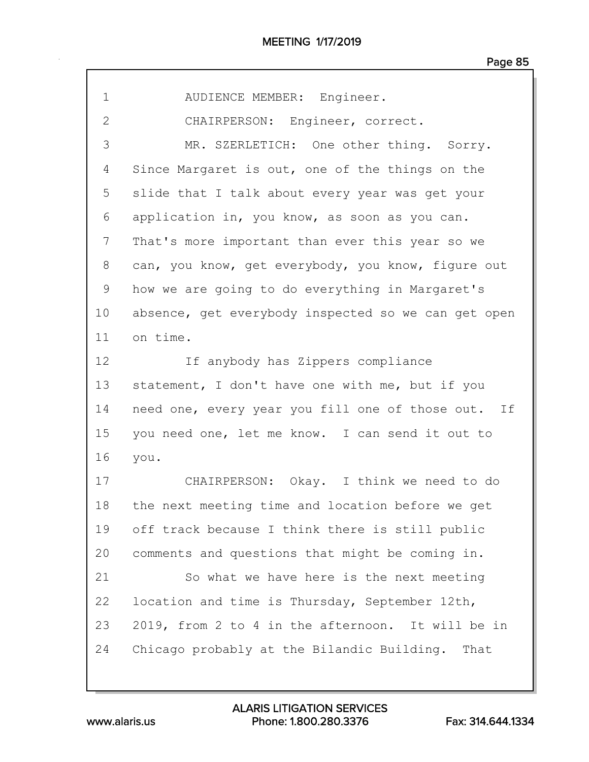AUDIENCE MEMBER: Engineer.

CHAIRPERSON: Engineer, correct.

MR. SZERLETICH: One other thing. Sorry. Since Margaret is out, one of the things on the slide that I talk about every year was get your application in, you know, as soon as you can. That's more important than ever this year so we can, you know, get everybody, you know, figure out how we are going to do everything in Margaret's absence, get everybody inspected so we can get open on time.

If anybody has Zippers compliance statement, I don't have one with me, but if you need one, every year you fill one of those out. If you need one, let me know. I can send it out to you.

CHAIRPERSON: Okay. I think we need to do the next meeting time and location before we get off track because I think there is still public comments and questions that might be coming in.

So what we have here is the next meeting location and time is Thursday, September 12th, 2019, from 2 to 4 in the afternoon. It will be in Chicago probably at the Bilandic Building. That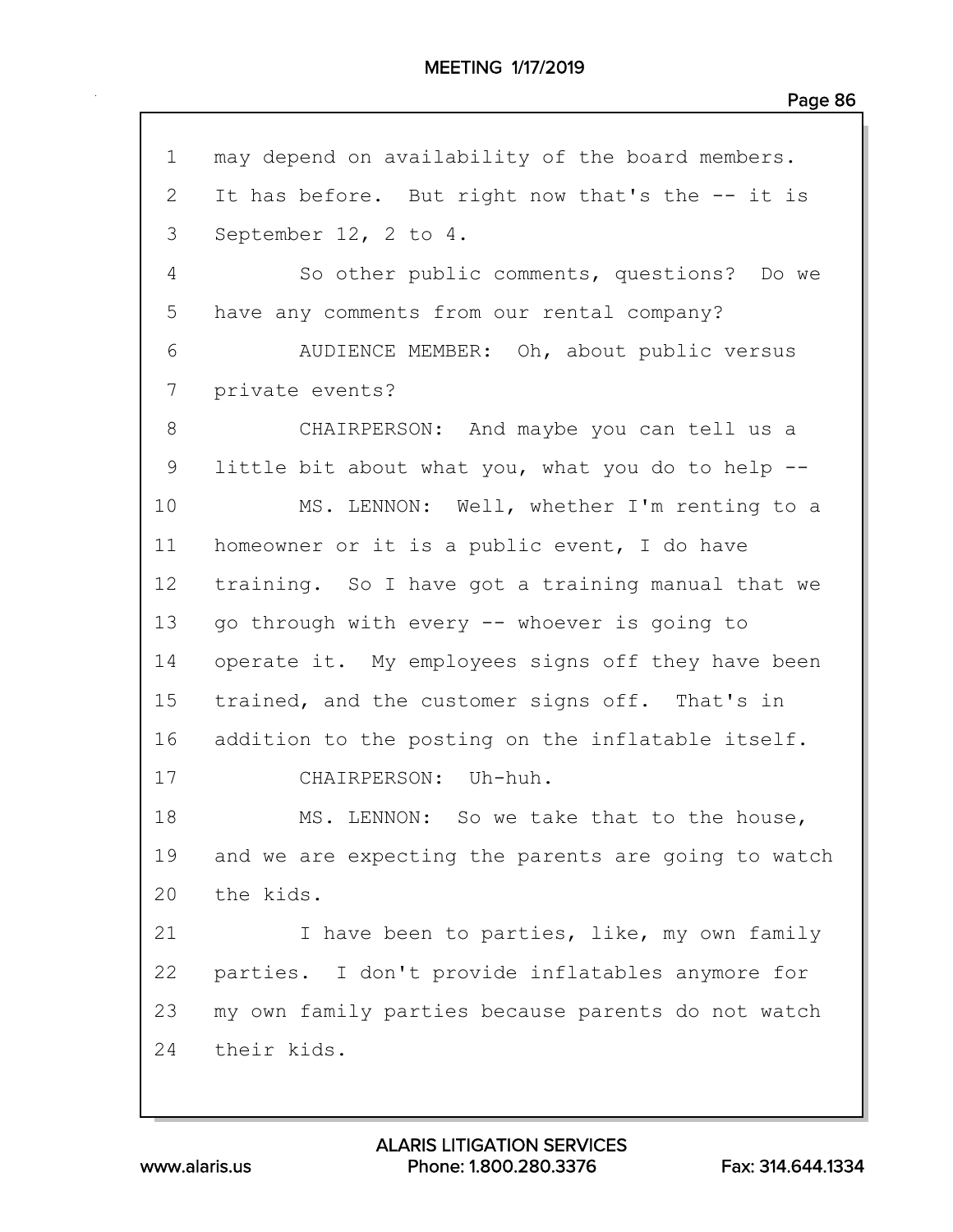1 may depend on availability of the board members.
2 It has before. But right now that's the -- it is
3 September 12, 2 to 4.
4 So other public comments, questions? Do we
5 have any comments from our rental company?
6 AUDIENCE MEMBER: Oh, about public versus
7 private events?
8 CHAIRPERSON: And maybe you can tell us a
9 little bit about what you, what you do to help --
10 MS. LENNON: Well, whether I'm renting to a
11 homeowner or it is a public event, I do have
12 training. So I have got a training manual that we
13 go through with every -- whoever is going to
14 operate it. My employees signs off they have been
15 trained, and the customer signs off. That's in
16 addition to the posting on the inflatable itself.
17 CHAIRPERSON: Uh-huh.
18 MS. LENNON: So we take that to the house,
19 and we are expecting the parents are going to watch
20 the kids.
21 I have been to parties, like, my own family
22 parties. I don't provide inflatables anymore for
23 my own family parties because parents do not watch
24 their kids.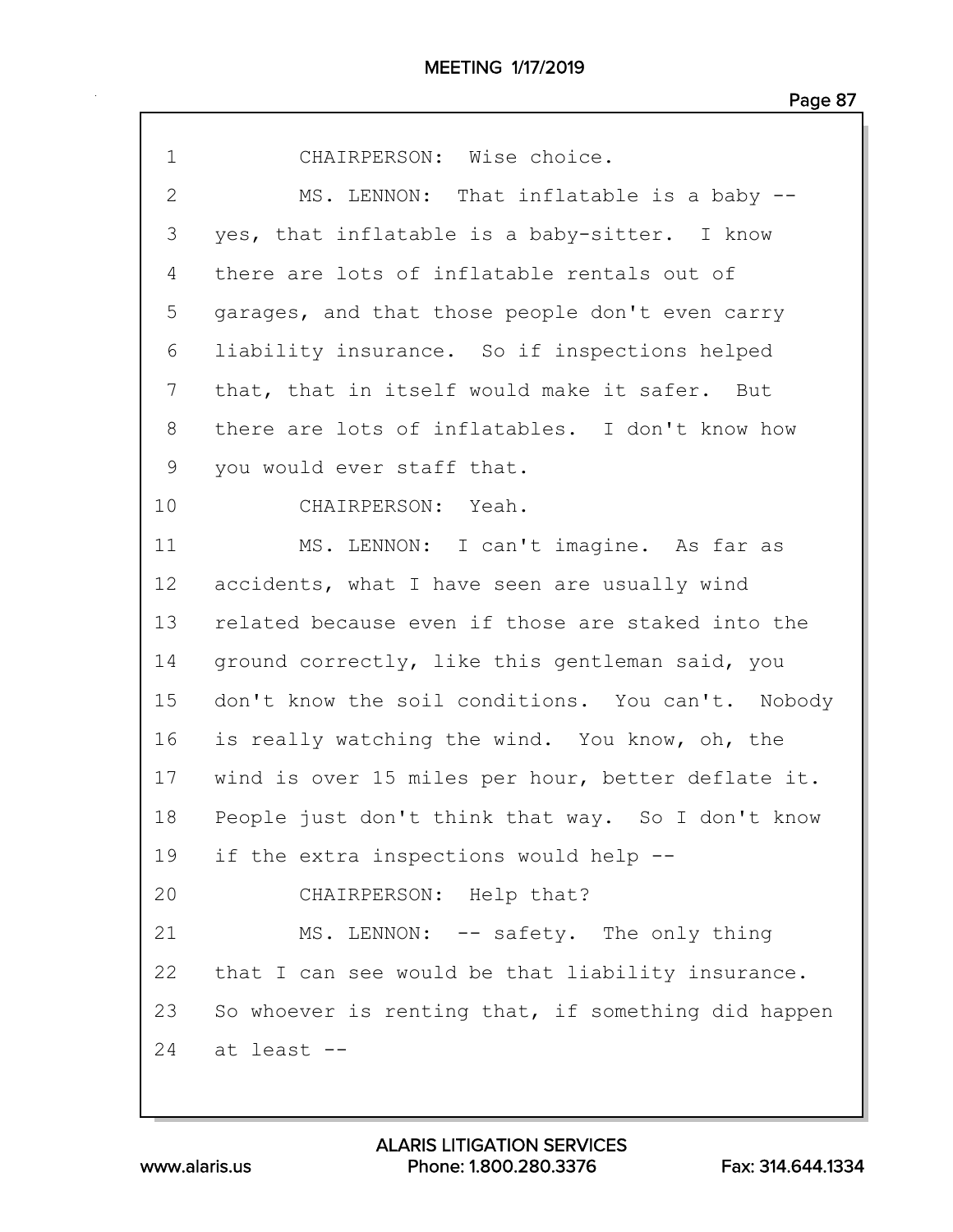CHAIRPERSON: Wise choice.

MS. LENNON: That inflatable is a baby -- yes, that inflatable is a baby-sitter. I know there are lots of inflatable rentals out of garages, and that those people don't even carry liability insurance. So if inspections helped that, that in itself would make it safer. But there are lots of inflatables. I don't know how you would ever staff that.

CHAIRPERSON: Yeah.

MS. LENNON: I can't imagine. As far as accidents, what I have seen are usually wind related because even if those are staked into the ground correctly, like this gentleman said, you don't know the soil conditions. You can't. Nobody is really watching the wind. You know, oh, the wind is over 15 miles per hour, better deflate it. People just don't think that way. So I don't know if the extra inspections would help --

CHAIRPERSON: Help that?

MS. LENNON: -- safety. The only thing that I can see would be that liability insurance. So whoever is renting that, if something did happen at least --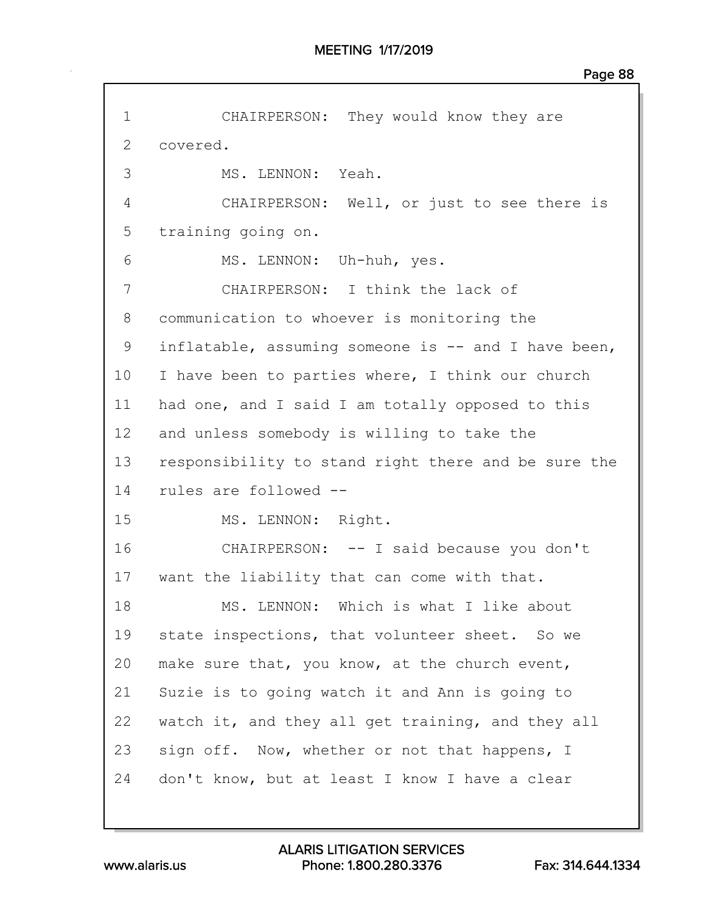CHAIRPERSON: They would know they are covered.

MS. LENNON: Yeah.

CHAIRPERSON: Well, or just to see there is training going on.

MS. LENNON: Uh-huh, yes.

CHAIRPERSON: I think the lack of communication to whoever is monitoring the inflatable, assuming someone is -- and I have been, I have been to parties where, I think our church had one, and I said I am totally opposed to this and unless somebody is willing to take the responsibility to stand right there and be sure the rules are followed --

MS. LENNON: Right.

CHAIRPERSON: -- I said because you don't want the liability that can come with that.

MS. LENNON: Which is what I like about state inspections, that volunteer sheet. So we make sure that, you know, at the church event, Suzie is to going watch it and Ann is going to watch it, and they all get training, and they all sign off. Now, whether or not that happens, I don't know, but at least I know I have a clear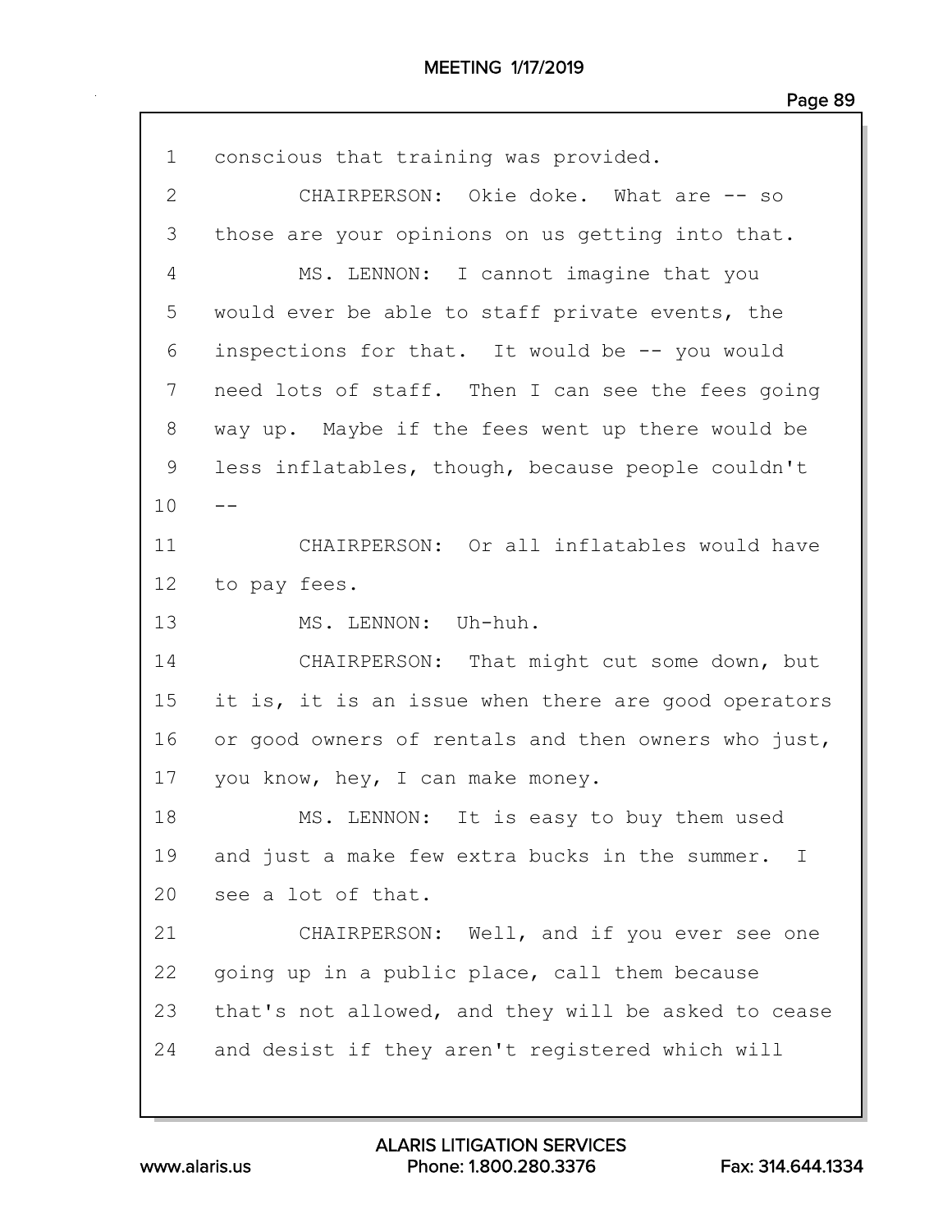1 conscious that training was provided.

2 CHAIRPERSON: Okie doke. What are -- so

3 those are your opinions on us getting into that.

4 MS. LENNON: I cannot imagine that you

5 would ever be able to staff private events, the

6 inspections for that. It would be -- you would

7 need lots of staff. Then I can see the fees going

8 way up. Maybe if the fees went up there would be

9 less inflatables, though, because people couldn't

10 --

11 CHAIRPERSON: Or all inflatables would have

12 to pay fees.

13 MS. LENNON: Uh-huh.

14 CHAIRPERSON: That might cut some down, but

15 it is, it is an issue when there are good operators

16 or good owners of rentals and then owners who just,

17 you know, hey, I can make money.

18 MS. LENNON: It is easy to buy them used

19 and just a make few extra bucks in the summer. I

20 see a lot of that.

21 CHAIRPERSON: Well, and if you ever see one

22 going up in a public place, call them because

23 that's not allowed, and they will be asked to cease

24 and desist if they aren't registered which will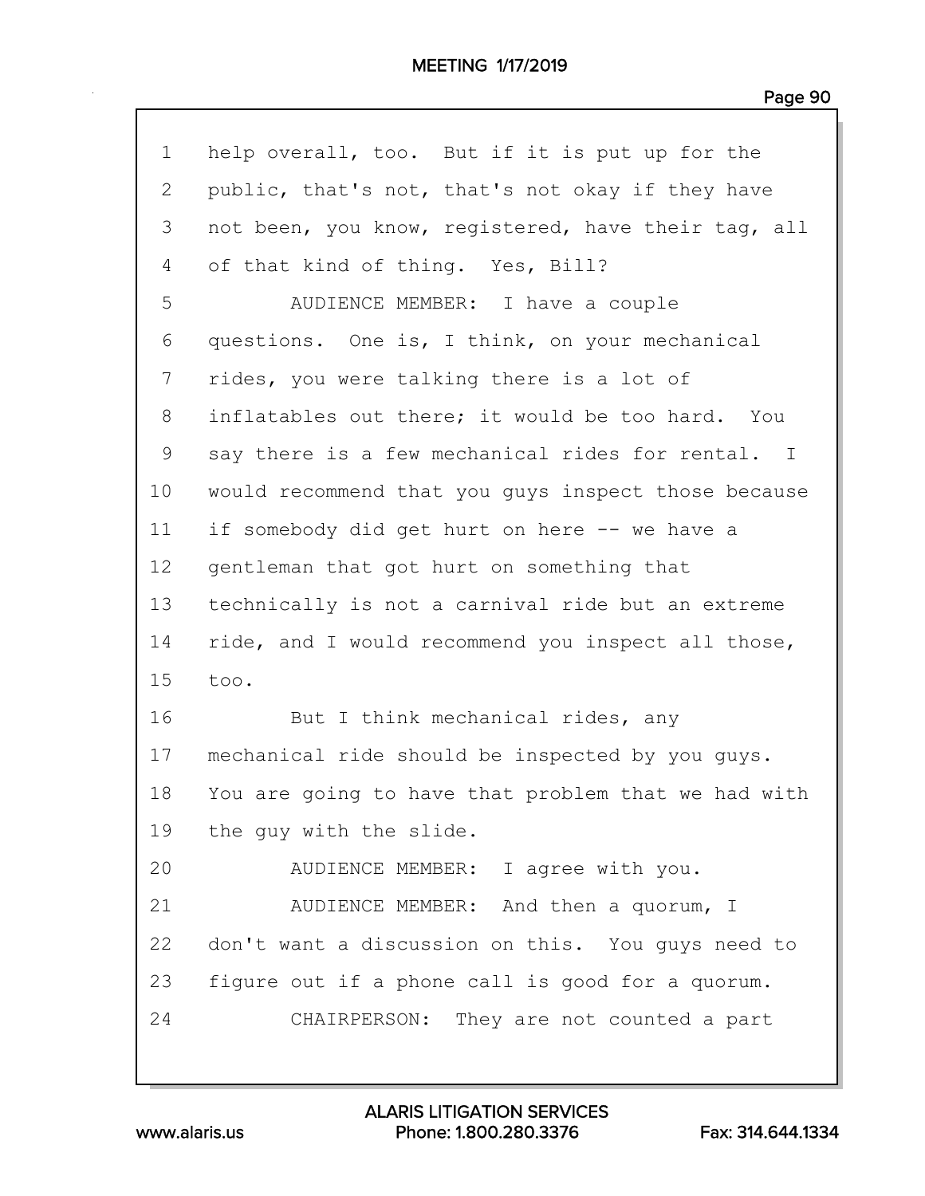1 help overall, too. But if it is put up for the
2 public, that's not, that's not okay if they have
3 not been, you know, registered, have their tag, all
4 of that kind of thing. Yes, Bill?
5 AUDIENCE MEMBER: I have a couple
6 questions. One is, I think, on your mechanical
7 rides, you were talking there is a lot of
8 inflatables out there; it would be too hard. You
9 say there is a few mechanical rides for rental. I
10 would recommend that you guys inspect those because
11 if somebody did get hurt on here -- we have a
12 gentleman that got hurt on something that
13 technically is not a carnival ride but an extreme
14 ride, and I would recommend you inspect all those,
15 too.
16 But I think mechanical rides, any
17 mechanical ride should be inspected by you guys.
18 You are going to have that problem that we had with
19 the guy with the slide.
20 AUDIENCE MEMBER: I agree with you.
21 AUDIENCE MEMBER: And then a quorum, I
22 don't want a discussion on this. You guys need to
23 figure out if a phone call is good for a quorum.
24 CHAIRPERSON: They are not counted a part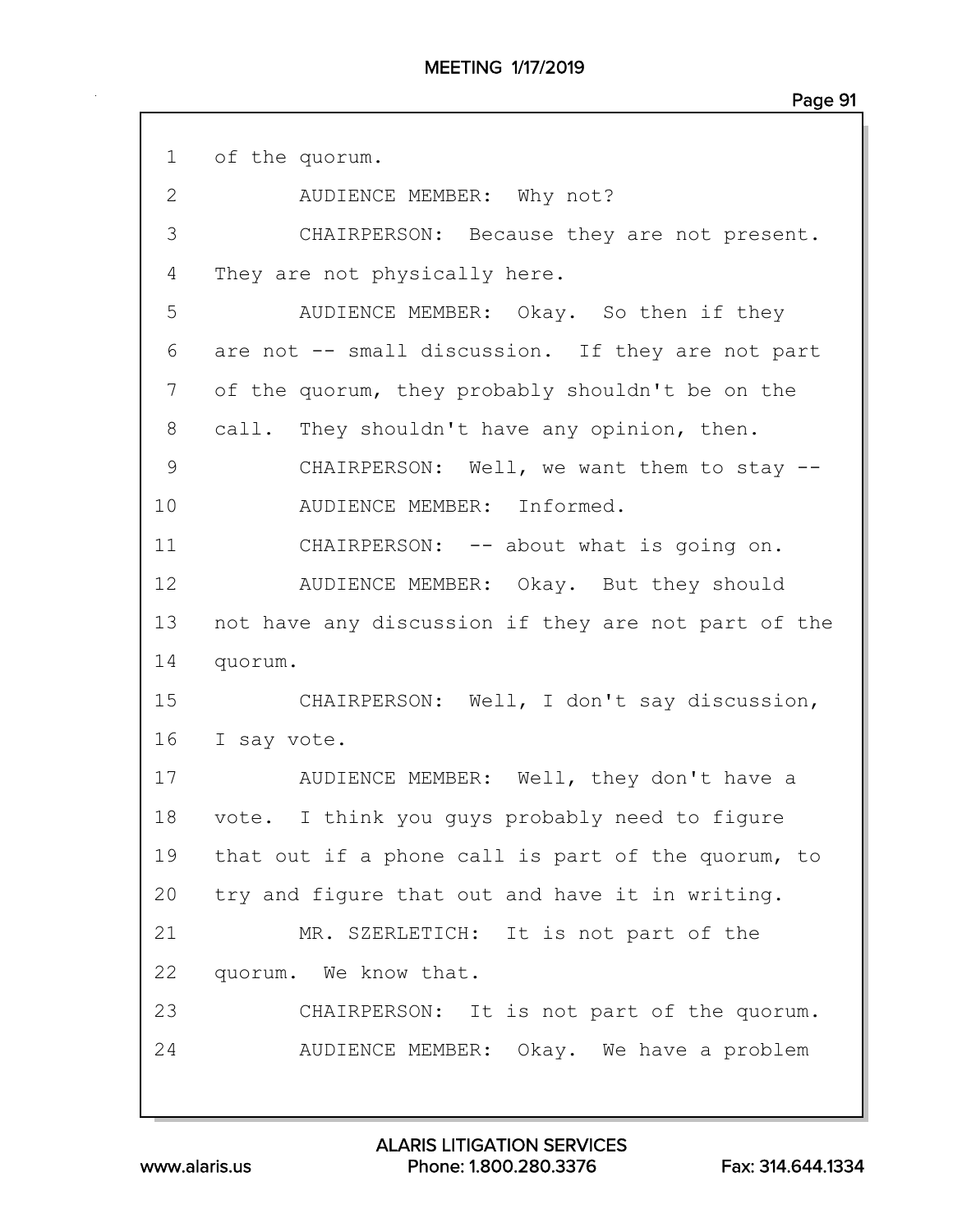1 of the quorum.

2 AUDIENCE MEMBER: Why not?

3 CHAIRPERSON: Because they are not present.

4 They are not physically here.

5 AUDIENCE MEMBER: Okay. So then if they

6 are not -- small discussion. If they are not part

7 of the quorum, they probably shouldn't be on the

8 call. They shouldn't have any opinion, then.

9 CHAIRPERSON: Well, we want them to stay --

10 AUDIENCE MEMBER: Informed.

11 CHAIRPERSON: -- about what is going on.

12 AUDIENCE MEMBER: Okay. But they should

13 not have any discussion if they are not part of the

14 quorum.

15 CHAIRPERSON: Well, I don't say discussion,

16 I say vote.

17 AUDIENCE MEMBER: Well, they don't have a

18 vote. I think you guys probably need to figure

19 that out if a phone call is part of the quorum, to

20 try and figure that out and have it in writing.

21 MR. SZERLETICH: It is not part of the

22 quorum. We know that.

23 CHAIRPERSON: It is not part of the quorum.

24 AUDIENCE MEMBER: Okay. We have a problem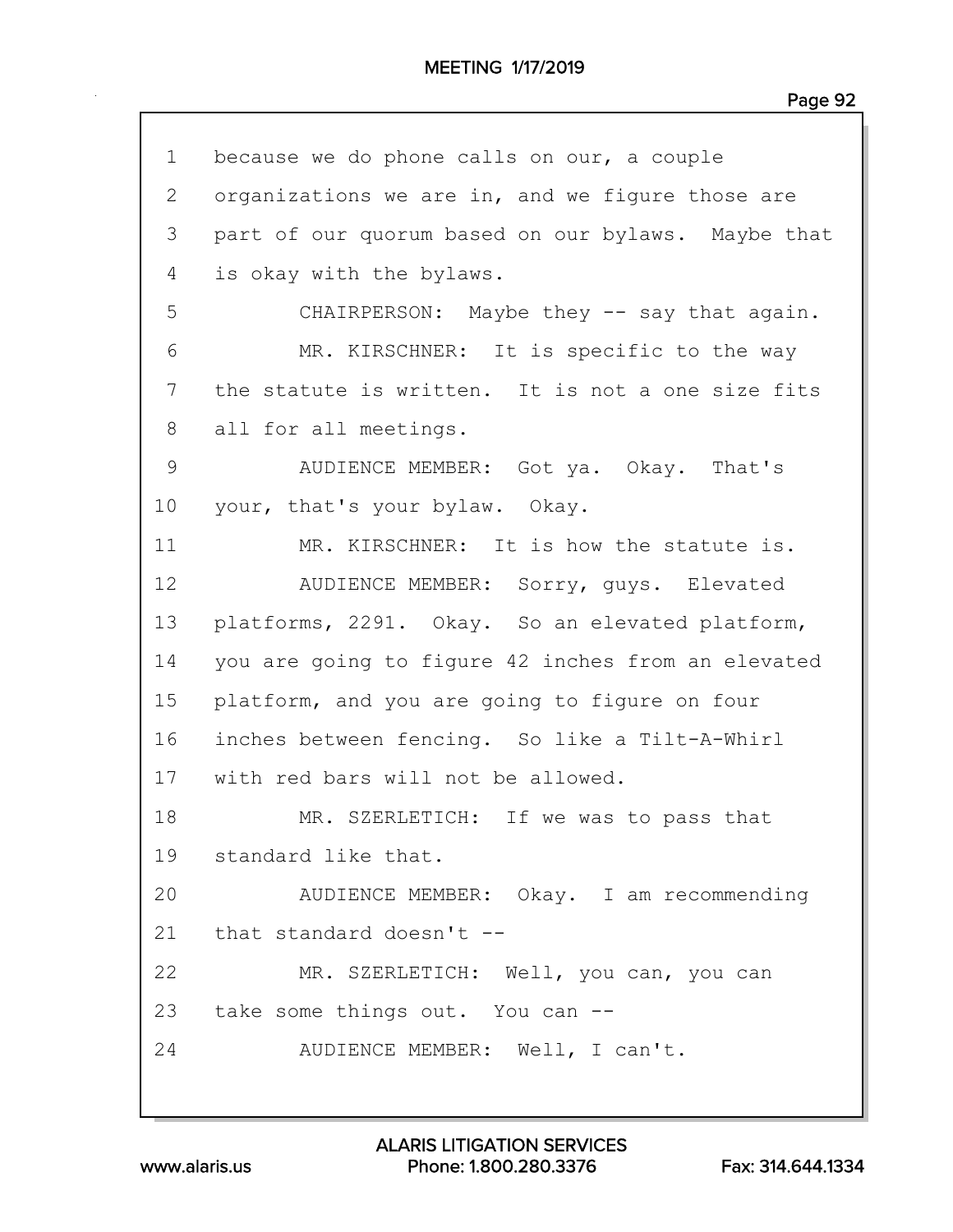1 because we do phone calls on our, a couple
2 organizations we are in, and we figure those are
3 part of our quorum based on our bylaws. Maybe that
4 is okay with the bylaws.
5 CHAIRPERSON: Maybe they -- say that again.
6 MR. KIRSCHNER: It is specific to the way
7 the statute is written. It is not a one size fits
8 all for all meetings.
9 AUDIENCE MEMBER: Got ya. Okay. That's
10 your, that's your bylaw. Okay.
11 MR. KIRSCHNER: It is how the statute is.
12 AUDIENCE MEMBER: Sorry, guys. Elevated
13 platforms, 2291. Okay. So an elevated platform,
14 you are going to figure 42 inches from an elevated
15 platform, and you are going to figure on four
16 inches between fencing. So like a Tilt-A-Whirl
17 with red bars will not be allowed.
18 MR. SZERLETICH: If we was to pass that
19 standard like that.
20 AUDIENCE MEMBER: Okay. I am recommending
21 that standard doesn't --
22 MR. SZERLETICH: Well, you can, you can
23 take some things out. You can --
24 AUDIENCE MEMBER: Well, I can't.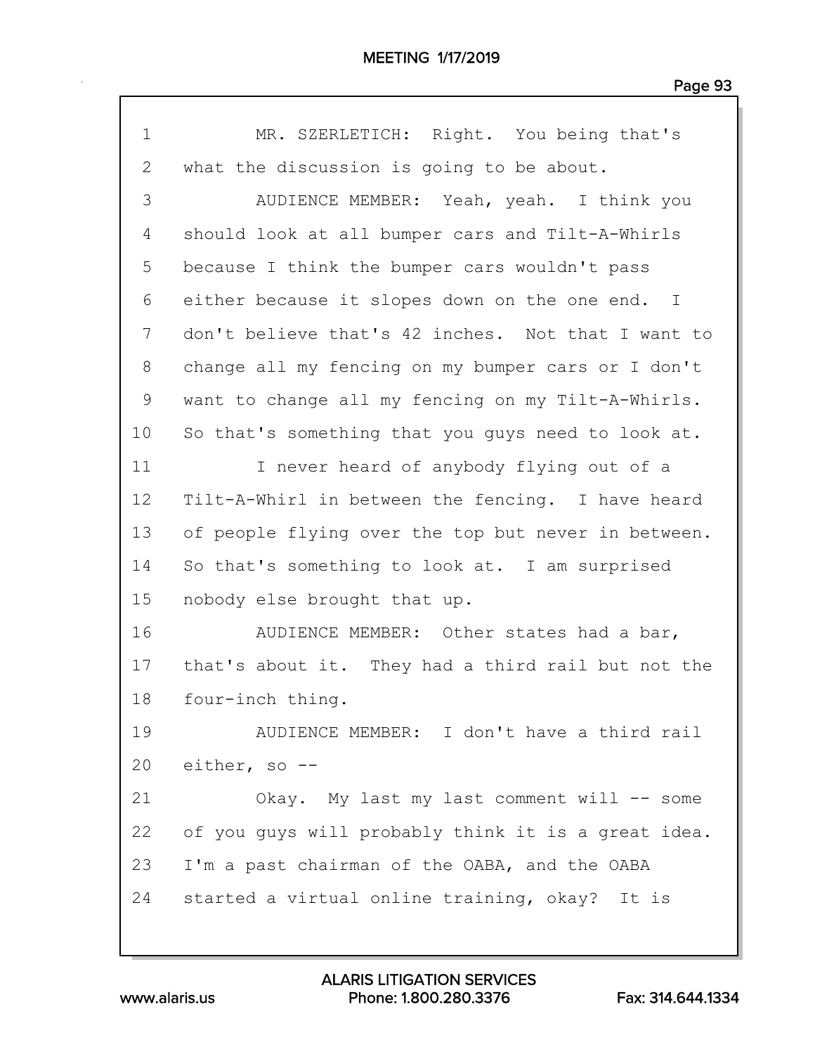1 MR. SZERLETICH: Right. You being that's
2 what the discussion is going to be about.
3 AUDIENCE MEMBER: Yeah, yeah. I think you
4 should look at all bumper cars and Tilt-A-Whirls
5 because I think the bumper cars wouldn't pass
6 either because it slopes down on the one end. I
7 don't believe that's 42 inches. Not that I want to
8 change all my fencing on my bumper cars or I don't
9 want to change all my fencing on my Tilt-A-Whirls.
10 So that's something that you guys need to look at.
11 I never heard of anybody flying out of a
12 Tilt-A-Whirl in between the fencing. I have heard
13 of people flying over the top but never in between.
14 So that's something to look at. I am surprised
15 nobody else brought that up.
16 AUDIENCE MEMBER: Other states had a bar,
17 that's about it. They had a third rail but not the
18 four-inch thing.
19 AUDIENCE MEMBER: I don't have a third rail
20 either, so --
21 Okay. My last my last comment will -- some
22 of you guys will probably think it is a great idea.
23 I'm a past chairman of the OABA, and the OABA
24 started a virtual online training, okay? It is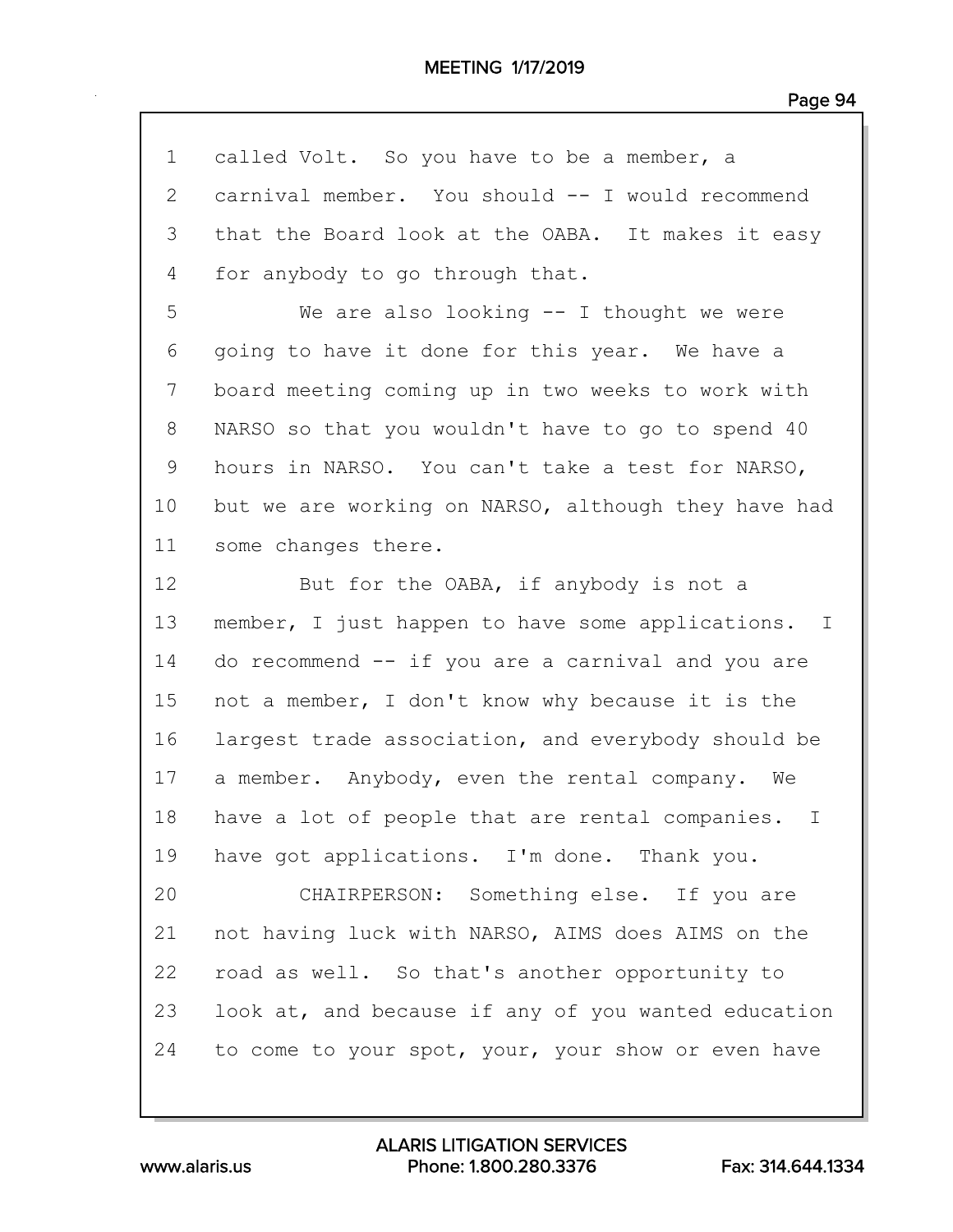1 called Volt. So you have to be a member, a
2 carnival member. You should -- I would recommend
3 that the Board look at the OABA. It makes it easy
4 for anybody to go through that.
5 We are also looking -- I thought we were
6 going to have it done for this year. We have a
7 board meeting coming up in two weeks to work with
8 NARSO so that you wouldn't have to go to spend 40
9 hours in NARSO. You can't take a test for NARSO,
10 but we are working on NARSO, although they have had
11 some changes there.
12 But for the OABA, if anybody is not a
13 member, I just happen to have some applications. I
14 do recommend -- if you are a carnival and you are
15 not a member, I don't know why because it is the
16 largest trade association, and everybody should be
17 a member. Anybody, even the rental company. We
18 have a lot of people that are rental companies. I
19 have got applications. I'm done. Thank you.
20 CHAIRPERSON: Something else. If you are
21 not having luck with NARSO, AIMS does AIMS on the
22 road as well. So that's another opportunity to
23 look at, and because if any of you wanted education
24 to come to your spot, your, your show or even have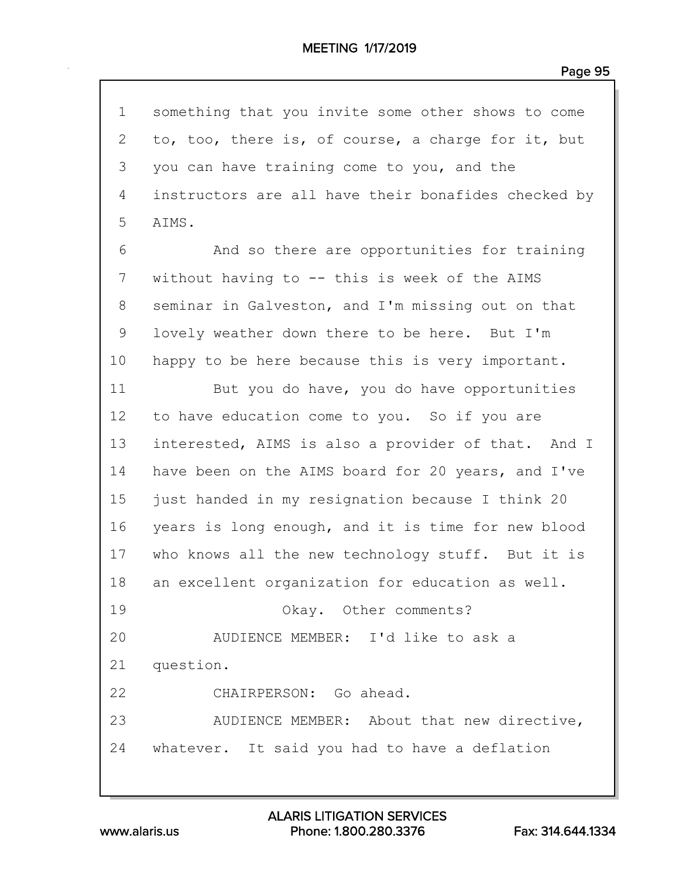something that you invite some other shows to come to, too, there is, of course, a charge for it, but you can have training come to you, and the instructors are all have their bonafides checked by AIMS.

And so there are opportunities for training without having to -- this is week of the AIMS seminar in Galveston, and I'm missing out on that lovely weather down there to be here. But I'm happy to be here because this is very important.

But you do have, you do have opportunities to have education come to you. So if you are interested, AIMS is also a provider of that. And I have been on the AIMS board for 20 years, and I've just handed in my resignation because I think 20 years is long enough, and it is time for new blood who knows all the new technology stuff. But it is an excellent organization for education as well.

Okay. Other comments?

AUDIENCE MEMBER: I'd like to ask a question.

CHAIRPERSON: Go ahead.

AUDIENCE MEMBER: About that new directive, whatever. It said you had to have a deflation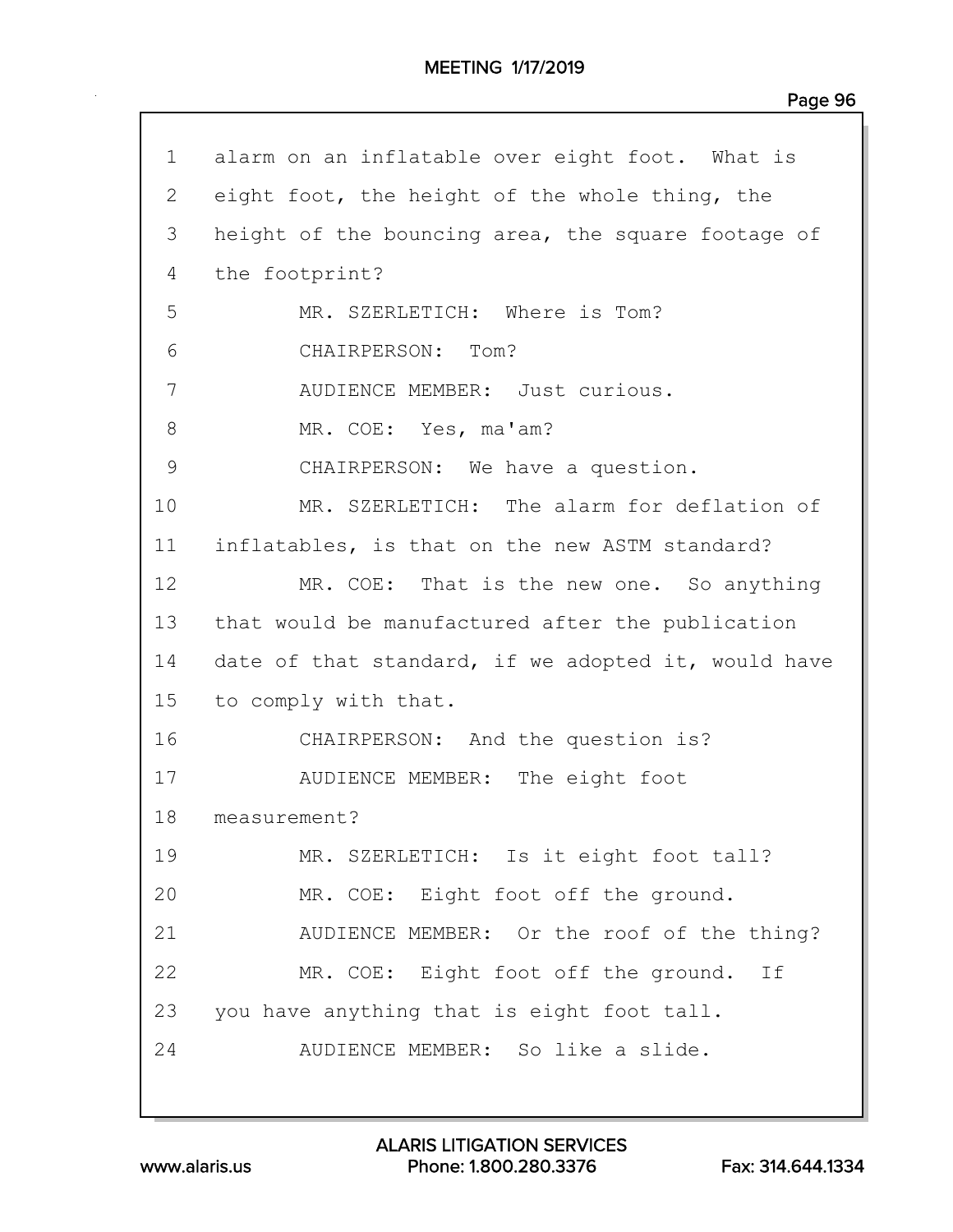1 alarm on an inflatable over eight foot. What is
2 eight foot, the height of the whole thing, the
3 height of the bouncing area, the square footage of
4 the footprint?
5 MR. SZERLETICH: Where is Tom?
6 CHAIRPERSON: Tom?
7 AUDIENCE MEMBER: Just curious.
8 MR. COE: Yes, ma'am?
9 CHAIRPERSON: We have a question.
10 MR. SZERLETICH: The alarm for deflation of
11 inflatables, is that on the new ASTM standard?
12 MR. COE: That is the new one. So anything
13 that would be manufactured after the publication
14 date of that standard, if we adopted it, would have
15 to comply with that.
16 CHAIRPERSON: And the question is?
17 AUDIENCE MEMBER: The eight foot
18 measurement?
19 MR. SZERLETICH: Is it eight foot tall?
20 MR. COE: Eight foot off the ground.
21 AUDIENCE MEMBER: Or the roof of the thing?
22 MR. COE: Eight foot off the ground. If
23 you have anything that is eight foot tall.
24 AUDIENCE MEMBER: So like a slide.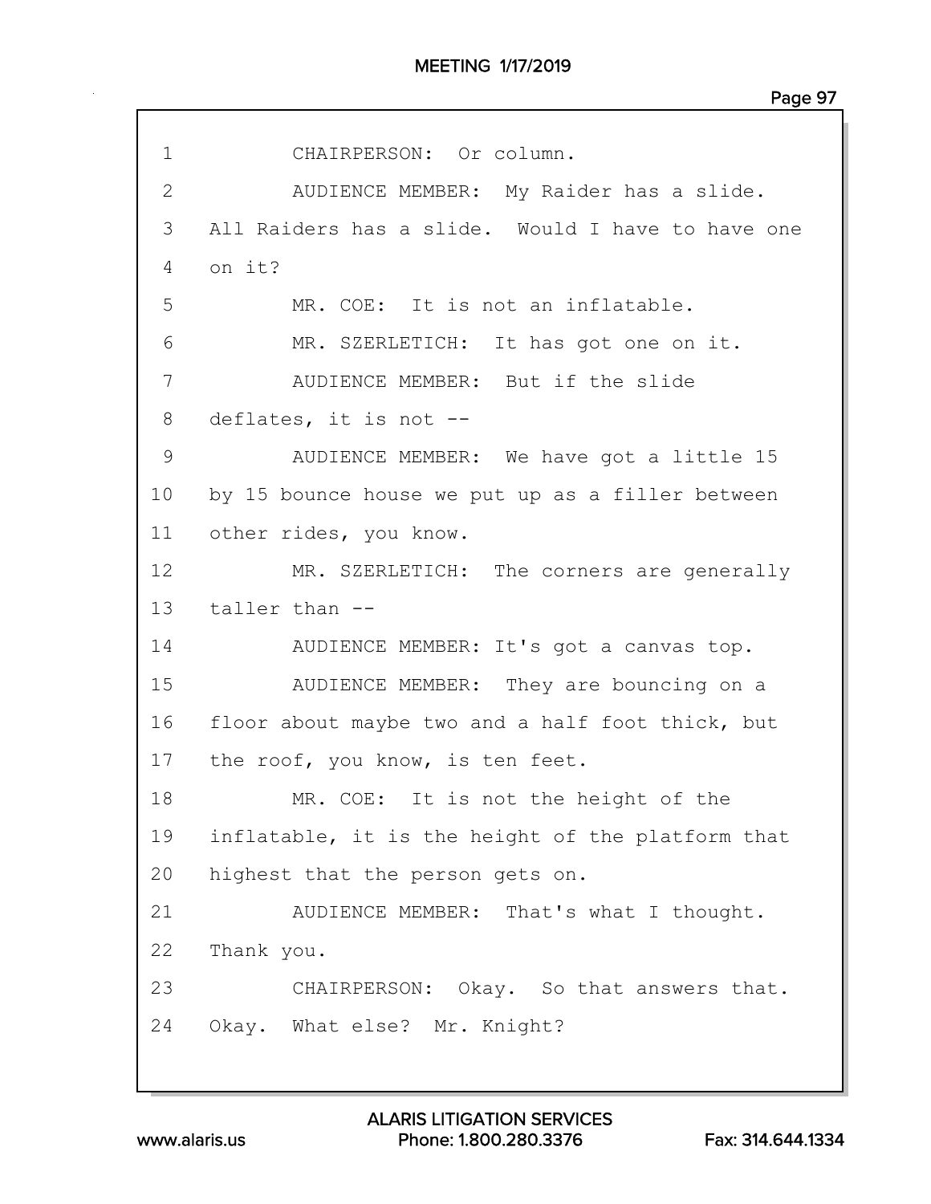1 CHAIRPERSON: Or column.

2 AUDIENCE MEMBER: My Raider has a slide.

3 All Raiders has a slide. Would I have to have one

4 on it?

5 MR. COE: It is not an inflatable.

6 MR. SZERLETICH: It has got one on it.

7 AUDIENCE MEMBER: But if the slide

8 deflates, it is not --

9 AUDIENCE MEMBER: We have got a little 15

10 by 15 bounce house we put up as a filler between

11 other rides, you know.

12 MR. SZERLETICH: The corners are generally

13 taller than --

14 AUDIENCE MEMBER: It's got a canvas top.

15 AUDIENCE MEMBER: They are bouncing on a

16 floor about maybe two and a half foot thick, but

17 the roof, you know, is ten feet.

18 MR. COE: It is not the height of the

19 inflatable, it is the height of the platform that

20 highest that the person gets on.

21 AUDIENCE MEMBER: That's what I thought.

22 Thank you.

23 CHAIRPERSON: Okay. So that answers that.

24 Okay. What else? Mr. Knight?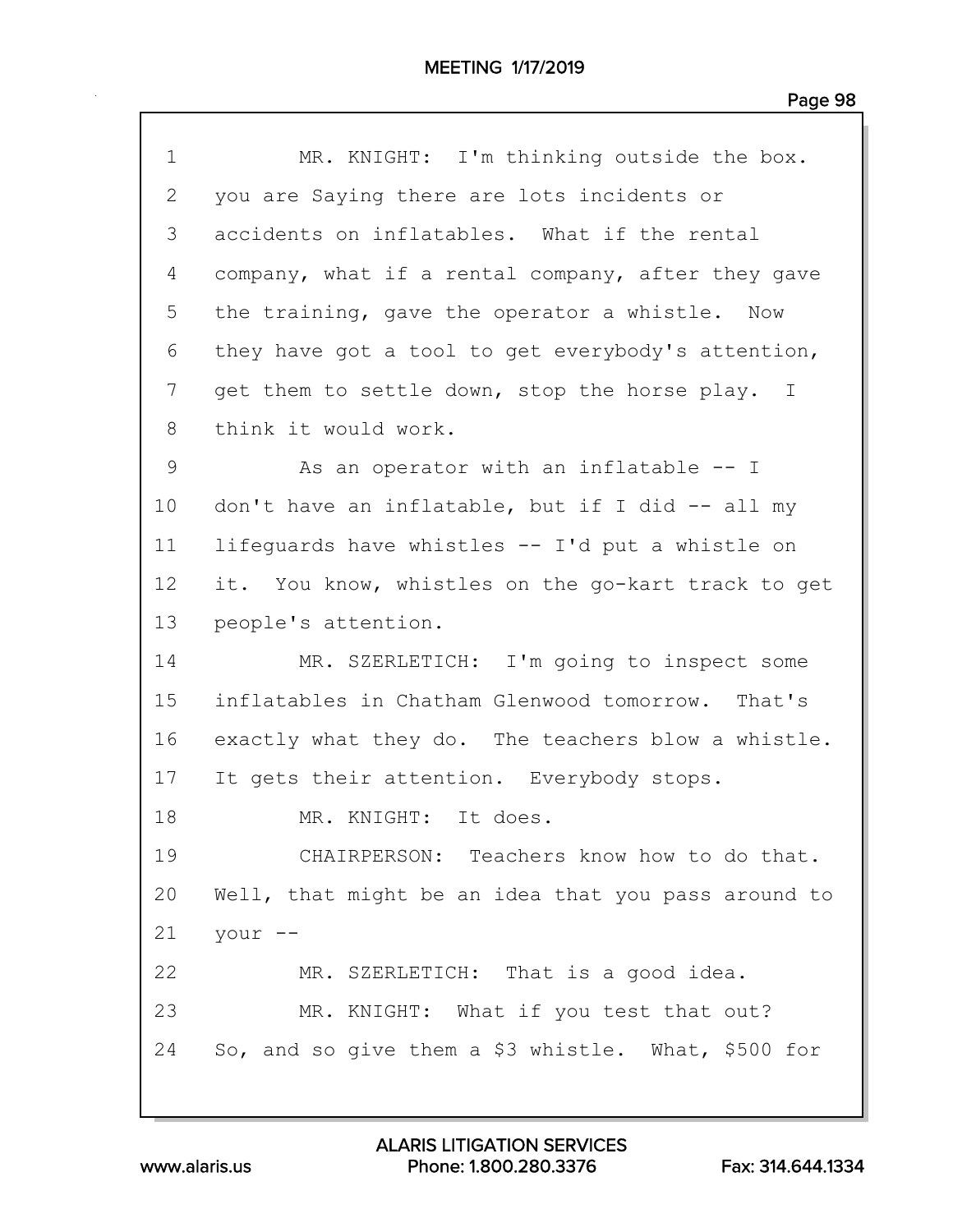1 MR. KNIGHT: I'm thinking outside the box.
2 you are Saying there are lots incidents or
3 accidents on inflatables. What if the rental
4 company, what if a rental company, after they gave
5 the training, gave the operator a whistle. Now
6 they have got a tool to get everybody's attention,
7 get them to settle down, stop the horse play. I
8 think it would work.
9 As an operator with an inflatable -- I
10 don't have an inflatable, but if I did -- all my
11 lifeguards have whistles -- I'd put a whistle on
12 it. You know, whistles on the go-kart track to get
13 people's attention.
14 MR. SZERLETICH: I'm going to inspect some
15 inflatables in Chatham Glenwood tomorrow. That's
16 exactly what they do. The teachers blow a whistle.
17 It gets their attention. Everybody stops.
18 MR. KNIGHT: It does.
19 CHAIRPERSON: Teachers know how to do that.
20 Well, that might be an idea that you pass around to
21 your --
22 MR. SZERLETICH: That is a good idea.
23 MR. KNIGHT: What if you test that out?
24 So, and so give them a $3 whistle. What, $500 for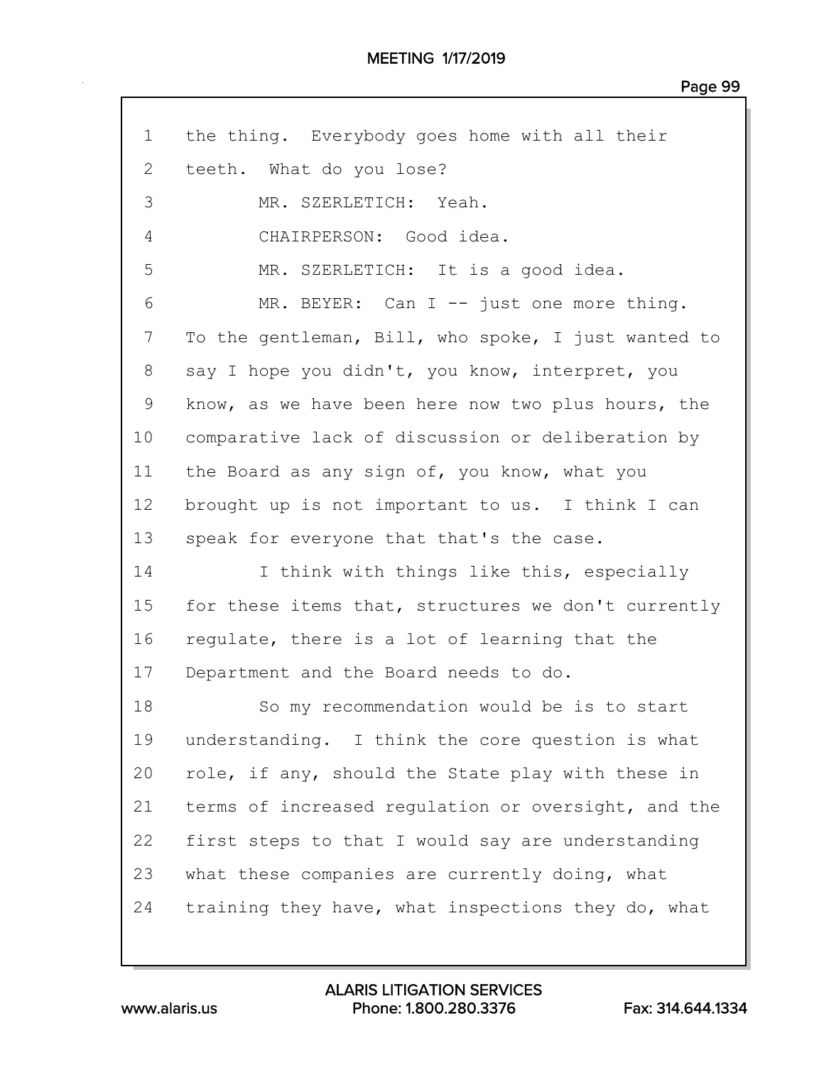1 the thing. Everybody goes home with all their
2 teeth. What do you lose?
3 MR. SZERLETICH: Yeah.
4 CHAIRPERSON: Good idea.
5 MR. SZERLETICH: It is a good idea.
6 MR. BEYER: Can I -- just one more thing.
7 To the gentleman, Bill, who spoke, I just wanted to
8 say I hope you didn't, you know, interpret, you
9 know, as we have been here now two plus hours, the
10 comparative lack of discussion or deliberation by
11 the Board as any sign of, you know, what you
12 brought up is not important to us. I think I can
13 speak for everyone that that's the case.
14 I think with things like this, especially
15 for these items that, structures we don't currently
16 regulate, there is a lot of learning that the
17 Department and the Board needs to do.
18 So my recommendation would be is to start
19 understanding. I think the core question is what
20 role, if any, should the State play with these in
21 terms of increased regulation or oversight, and the
22 first steps to that I would say are understanding
23 what these companies are currently doing, what
24 training they have, what inspections they do, what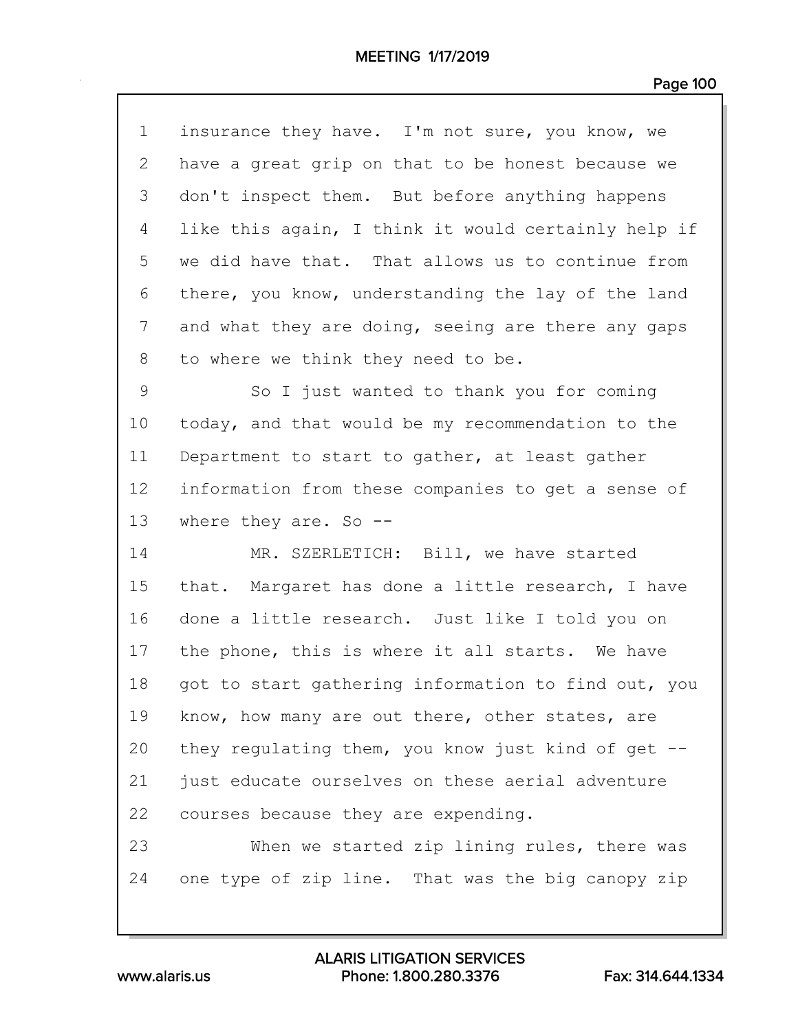1 insurance they have. I'm not sure, you know, we
2 have a great grip on that to be honest because we
3 don't inspect them. But before anything happens
4 like this again, I think it would certainly help if
5 we did have that. That allows us to continue from
6 there, you know, understanding the lay of the land
7 and what they are doing, seeing are there any gaps
8 to where we think they need to be.
9 So I just wanted to thank you for coming
10 today, and that would be my recommendation to the
11 Department to start to gather, at least gather
12 information from these companies to get a sense of
13 where they are. So --
14 MR. SZERLETICH: Bill, we have started
15 that. Margaret has done a little research, I have
16 done a little research. Just like I told you on
17 the phone, this is where it all starts. We have
18 got to start gathering information to find out, you
19 know, how many are out there, other states, are
20 they regulating them, you know just kind of get --
21 just educate ourselves on these aerial adventure
22 courses because they are expending.
23 When we started zip lining rules, there was
24 one type of zip line. That was the big canopy zip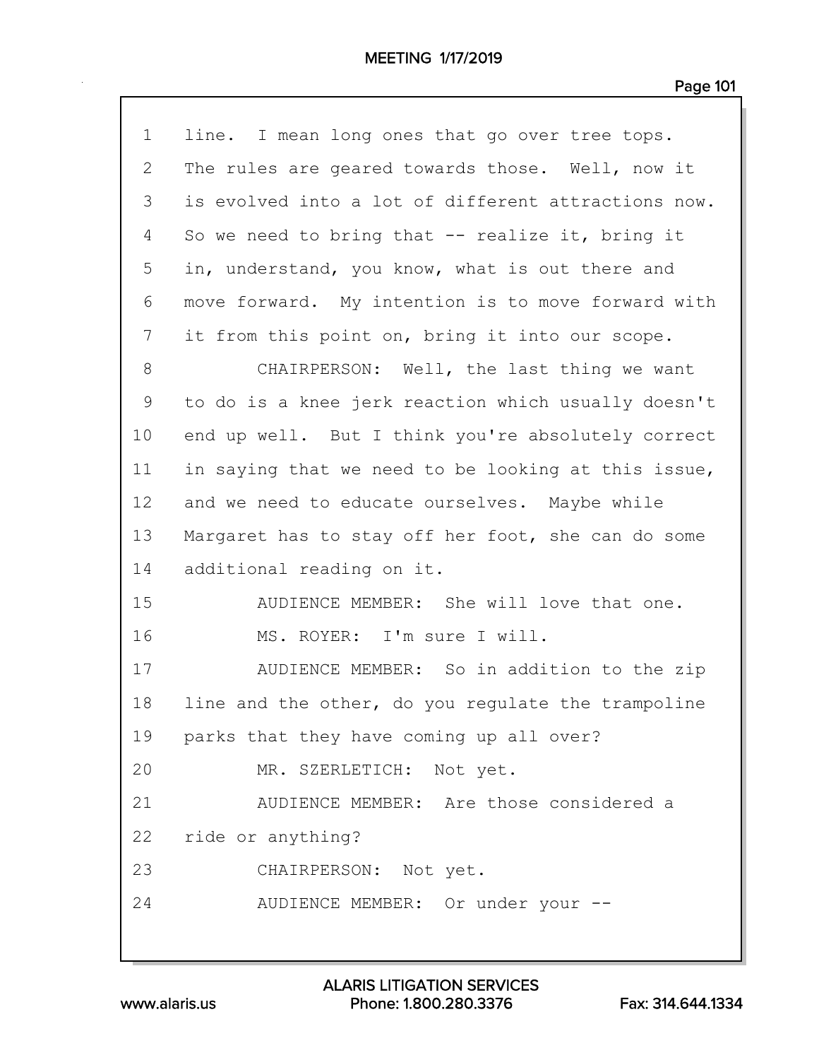1 line. I mean long ones that go over tree tops.
2 The rules are geared towards those. Well, now it
3 is evolved into a lot of different attractions now.
4 So we need to bring that -- realize it, bring it
5 in, understand, you know, what is out there and
6 move forward. My intention is to move forward with
7 it from this point on, bring it into our scope.
8 CHAIRPERSON: Well, the last thing we want
9 to do is a knee jerk reaction which usually doesn't
10 end up well. But I think you're absolutely correct
11 in saying that we need to be looking at this issue,
12 and we need to educate ourselves. Maybe while
13 Margaret has to stay off her foot, she can do some
14 additional reading on it.
15 AUDIENCE MEMBER: She will love that one.
16 MS. ROYER: I'm sure I will.
17 AUDIENCE MEMBER: So in addition to the zip
18 line and the other, do you regulate the trampoline
19 parks that they have coming up all over?
20 MR. SZERLETICH: Not yet.
21 AUDIENCE MEMBER: Are those considered a
22 ride or anything?
23 CHAIRPERSON: Not yet.
24 AUDIENCE MEMBER: Or under your --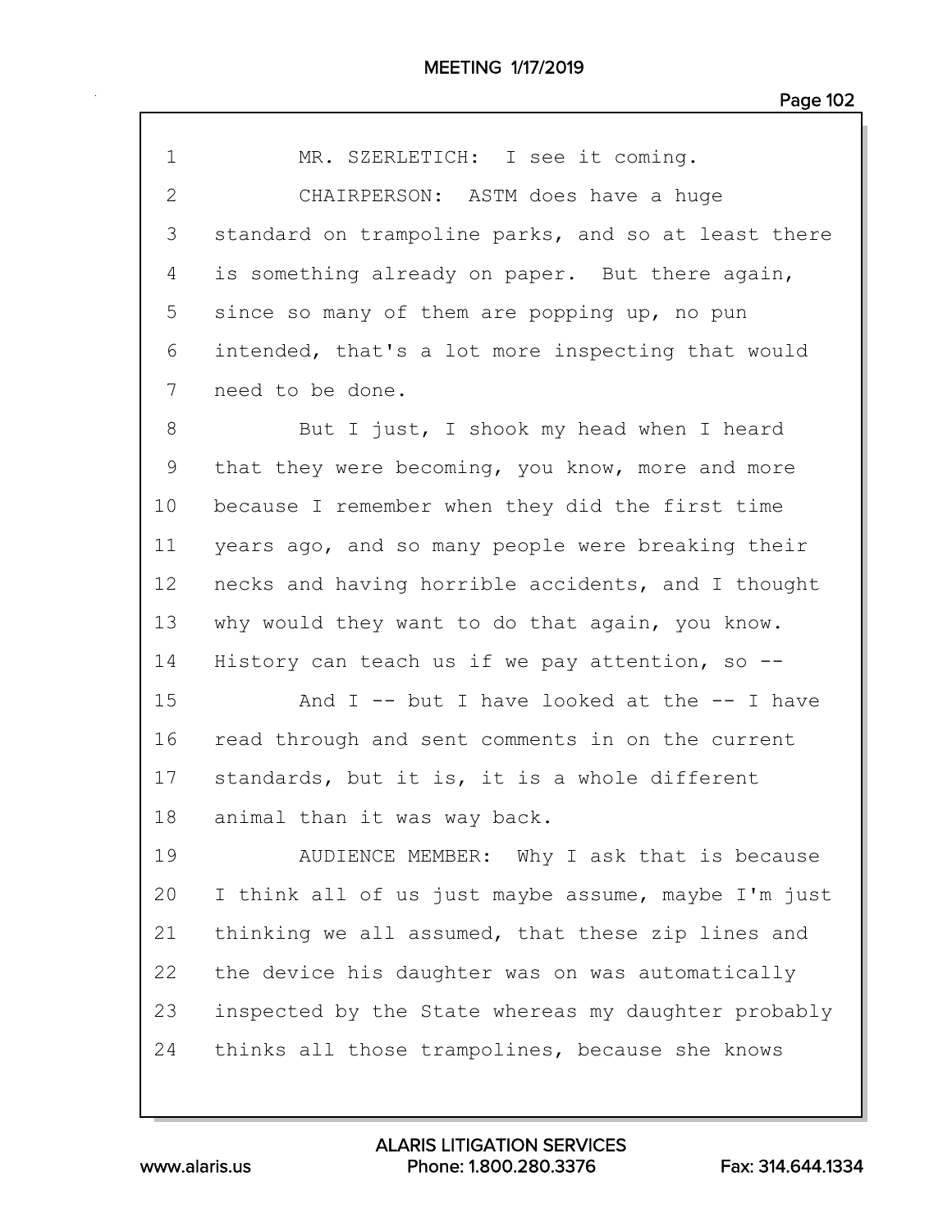1 MR. SZERLETICH: I see it coming.

2 CHAIRPERSON: ASTM does have a huge

3 standard on trampoline parks, and so at least there

4 is something already on paper. But there again,

5 since so many of them are popping up, no pun

6 intended, that's a lot more inspecting that would

7 need to be done.

8 But I just, I shook my head when I heard

9 that they were becoming, you know, more and more

10 because I remember when they did the first time

11 years ago, and so many people were breaking their

12 necks and having horrible accidents, and I thought

13 why would they want to do that again, you know.

14 History can teach us if we pay attention, so --

15 And I -- but I have looked at the -- I have

16 read through and sent comments in on the current

17 standards, but it is, it is a whole different

18 animal than it was way back.

19 AUDIENCE MEMBER: Why I ask that is because

20 I think all of us just maybe assume, maybe I'm just

21 thinking we all assumed, that these zip lines and

22 the device his daughter was on was automatically

23 inspected by the State whereas my daughter probably

24 thinks all those trampolines, because she knows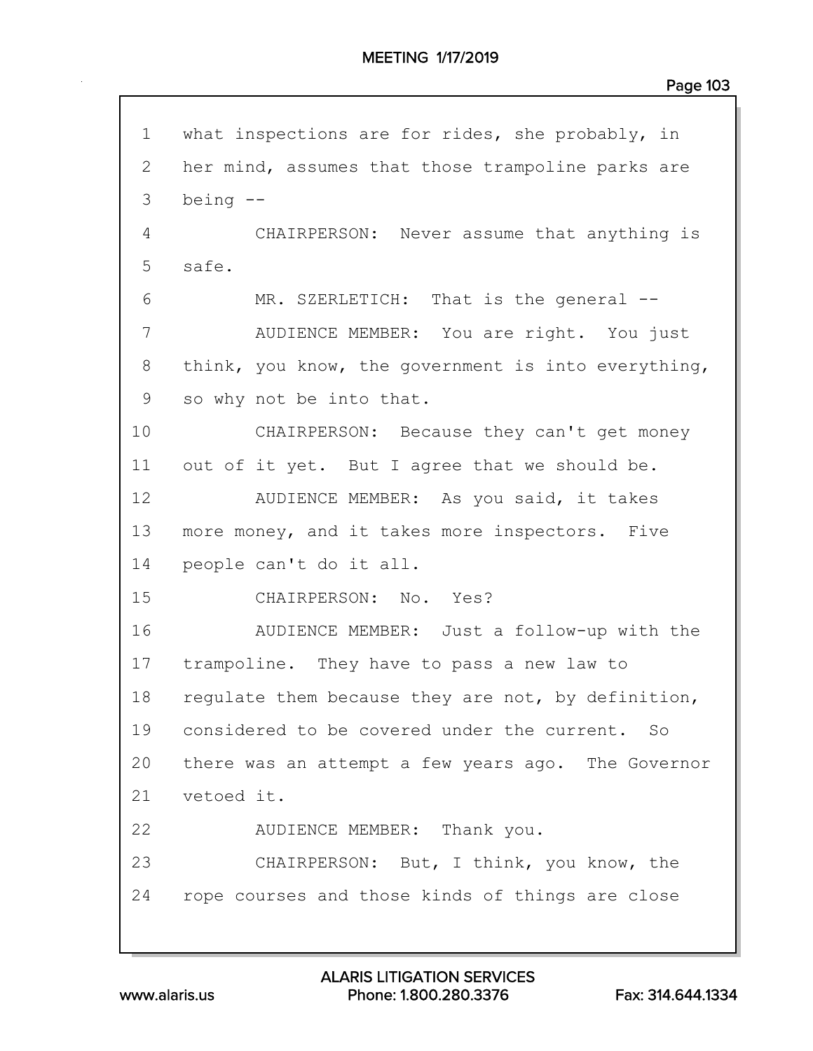1 what inspections are for rides, she probably, in
2 her mind, assumes that those trampoline parks are
3 being --
4 CHAIRPERSON: Never assume that anything is
5 safe.
6 MR. SZERLETICH: That is the general --
7 AUDIENCE MEMBER: You are right. You just
8 think, you know, the government is into everything,
9 so why not be into that.
10 CHAIRPERSON: Because they can't get money
11 out of it yet. But I agree that we should be.
12 AUDIENCE MEMBER: As you said, it takes
13 more money, and it takes more inspectors. Five
14 people can't do it all.
15 CHAIRPERSON: No. Yes?
16 AUDIENCE MEMBER: Just a follow-up with the
17 trampoline. They have to pass a new law to
18 regulate them because they are not, by definition,
19 considered to be covered under the current. So
20 there was an attempt a few years ago. The Governor
21 vetoed it.
22 AUDIENCE MEMBER: Thank you.
23 CHAIRPERSON: But, I think, you know, the
24 rope courses and those kinds of things are close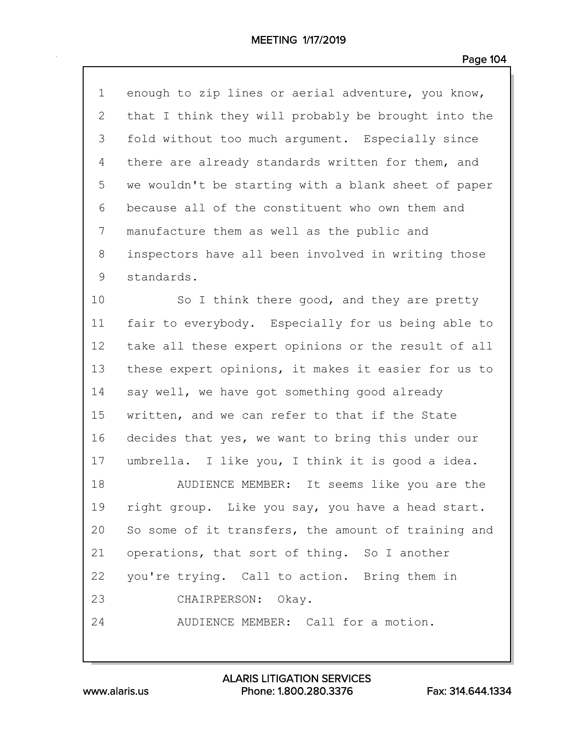1 enough to zip lines or aerial adventure, you know,
2 that I think they will probably be brought into the
3 fold without too much argument. Especially since
4 there are already standards written for them, and
5 we wouldn't be starting with a blank sheet of paper
6 because all of the constituent who own them and
7 manufacture them as well as the public and
8 inspectors have all been involved in writing those
9 standards.
10 So I think there good, and they are pretty
11 fair to everybody. Especially for us being able to
12 take all these expert opinions or the result of all
13 these expert opinions, it makes it easier for us to
14 say well, we have got something good already
15 written, and we can refer to that if the State
16 decides that yes, we want to bring this under our
17 umbrella. I like you, I think it is good a idea.
18 AUDIENCE MEMBER: It seems like you are the
19 right group. Like you say, you have a head start.
20 So some of it transfers, the amount of training and
21 operations, that sort of thing. So I another
22 you're trying. Call to action. Bring them in
23 CHAIRPERSON: Okay.
24 AUDIENCE MEMBER: Call for a motion.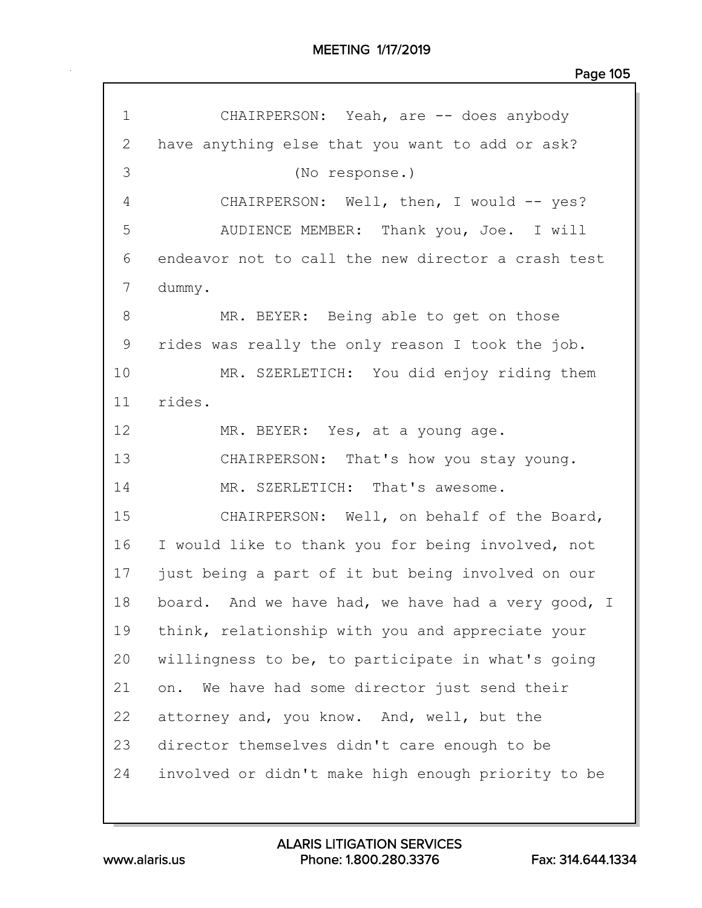1 CHAIRPERSON: Yeah, are -- does anybody
2 have anything else that you want to add or ask?
3 (No response.)
4 CHAIRPERSON: Well, then, I would -- yes?
5 AUDIENCE MEMBER: Thank you, Joe. I will
6 endeavor not to call the new director a crash test
7 dummy.
8 MR. BEYER: Being able to get on those
9 rides was really the only reason I took the job.
10 MR. SZERLETICH: You did enjoy riding them
11 rides.
12 MR. BEYER: Yes, at a young age.
13 CHAIRPERSON: That's how you stay young.
14 MR. SZERLETICH: That's awesome.
15 CHAIRPERSON: Well, on behalf of the Board,
16 I would like to thank you for being involved, not
17 just being a part of it but being involved on our
18 board. And we have had, we have had a very good, I
19 think, relationship with you and appreciate your
20 willingness to be, to participate in what's going
21 on. We have had some director just send their
22 attorney and, you know. And, well, but the
23 director themselves didn't care enough to be
24 involved or didn't make high enough priority to be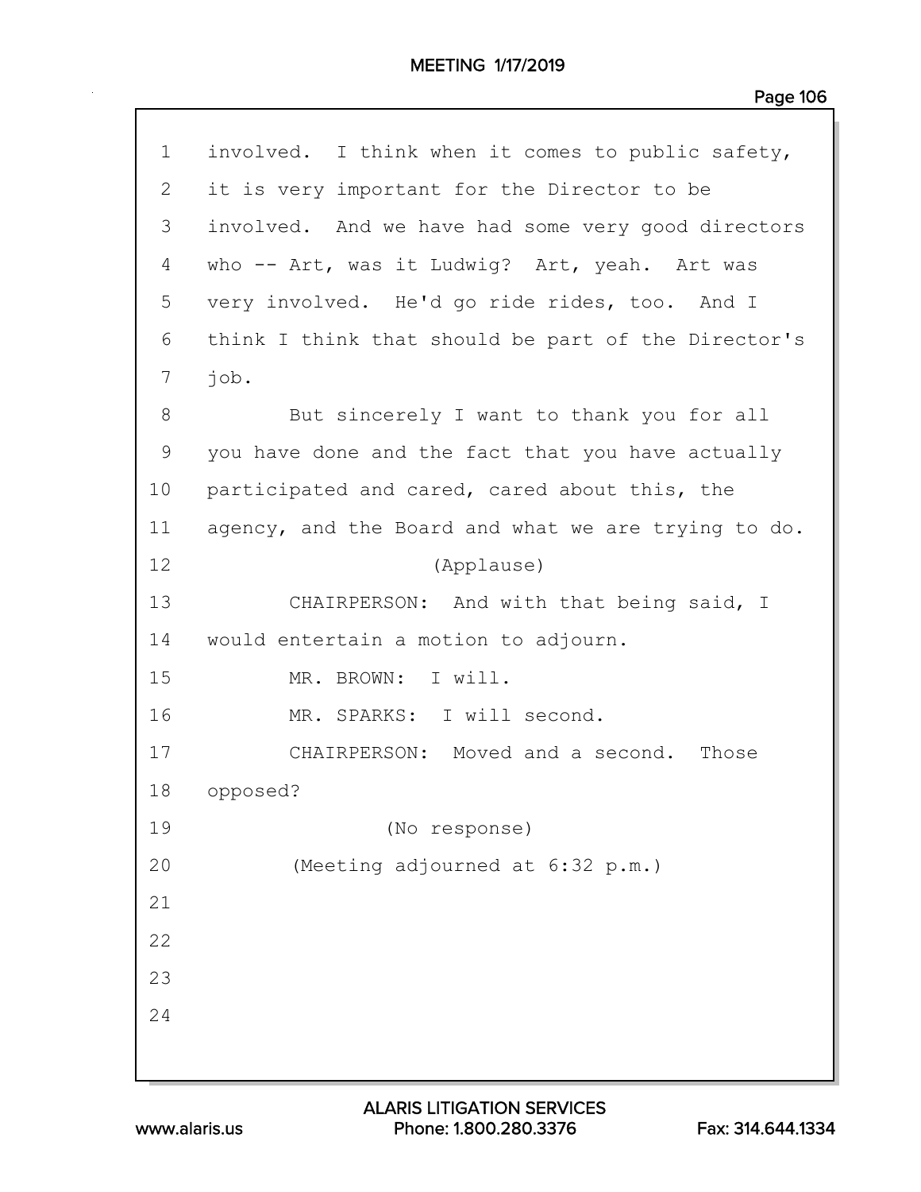involved. I think when it comes to public safety, it is very important for the Director to be involved. And we have had some very good directors who -- Art, was it Ludwig? Art, yeah. Art was very involved. He'd go ride rides, too. And I think I think that should be part of the Director's job.

But sincerely I want to thank you for all you have done and the fact that you have actually participated and cared, cared about this, the agency, and the Board and what we are trying to do.

(Applause)

CHAIRPERSON: And with that being said, I would entertain a motion to adjourn.

MR. BROWN: I will.

MR. SPARKS: I will second.

CHAIRPERSON: Moved and a second. Those opposed?

(No response)

(Meeting adjourned at 6:32 p.m.)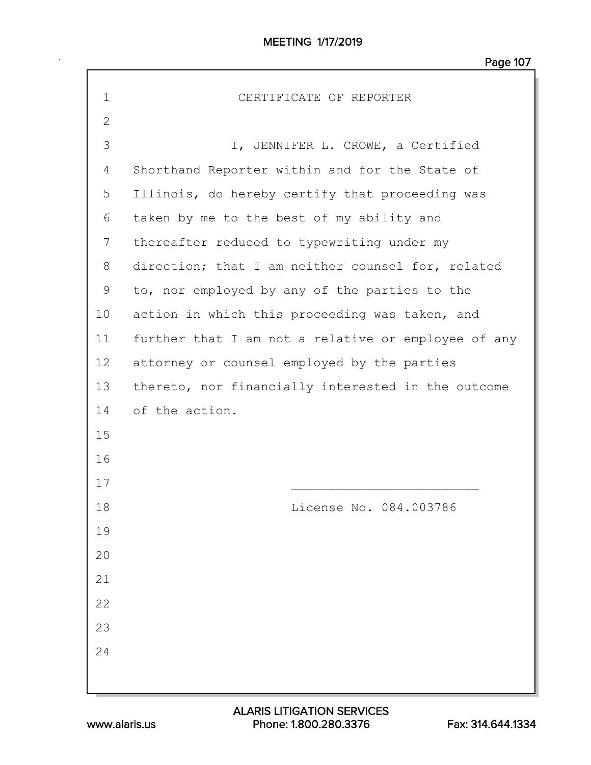# CERTIFICATE OF REPORTER

I, JENNIFER L. CROWE, a Certified Shorthand Reporter within and for the State of Illinois, do hereby certify that proceeding was taken by me to the best of my ability and thereafter reduced to typewriting under my direction; that I am neither counsel for, related to, nor employed by any of the parties to the action in which this proceeding was taken, and further that I am not a relative or employee of any attorney or counsel employed by the parties thereto, nor financially interested in the outcome of the action.

\_\_\_\_\_\_\_\_\_\_\_\_\_\_\_\_\_\_\_\_\_\_\_\_\_

License No. 084.003786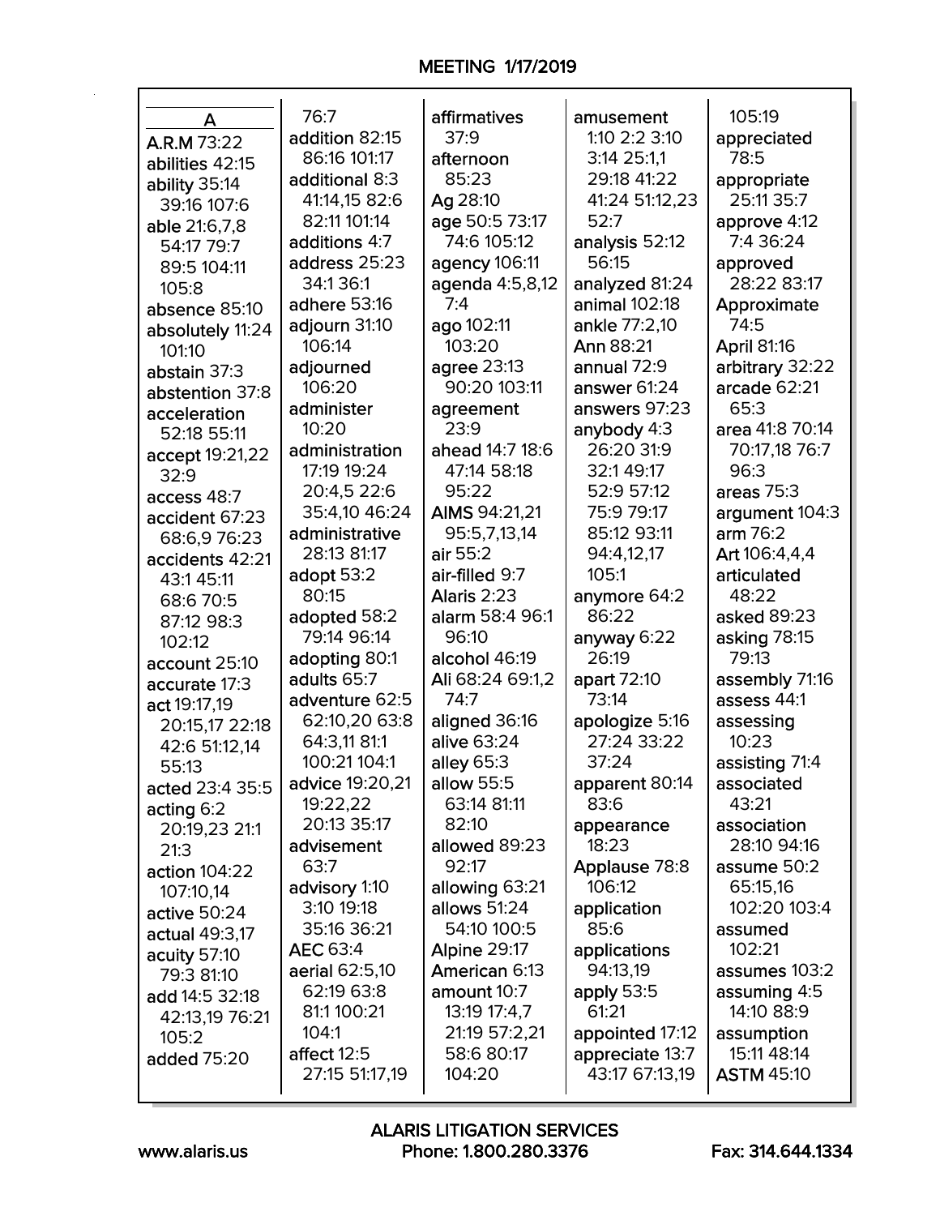## A

A.R.M 73:22
abilities 42:15
ability 35:14 39:16 107:6
able 21:6,7,8 54:17 79:7 89:5 104:11 105:8
absence 85:10
absolutely 11:24 101:10
abstain 37:3
abstention 37:8
acceleration 52:18 55:11
accept 19:21,22 32:9
access 48:7
accident 67:23 68:6,9 76:23
accidents 42:21 43:1 45:11 68:6 70:5 87:12 98:3 102:12
account 25:10
accurate 17:3
act 19:17,19 20:15,17 22:18 42:6 51:12,14 55:13
acted 23:4 35:5
acting 6:2 20:19,23 21:1 21:3
action 104:22 107:10,14
active 50:24
actual 49:3,17
acuity 57:10 79:3 81:10
add 14:5 32:18 42:13,19 76:21 105:2
added 75:20
76:7
addition 82:15 86:16 101:17
additional 8:3 41:14,15 82:6 82:11 101:14
additions 4:7
address 25:23 34:1 36:1
adhere 53:16
adjourn 31:10 106:14
adjourned 106:20
administer 10:20
administration 17:19 19:24 20:4,5 22:6 35:4,10 46:24
administrative 28:13 81:17
adopt 53:2 80:15
adopted 58:2 79:14 96:14
adopting 80:1
adults 65:7
adventure 62:5 62:10,20 63:8 64:3,11 81:1 100:21 104:1
advice 19:20,21 19:22,22 20:13 35:17
advisement 63:7
advisory 1:10 3:10 19:18 35:16 36:21
AEC 63:4
aerial 62:5,10 62:19 63:8 81:1 100:21 104:1
affect 12:5 27:15 51:17,19
affirmatives 37:9
afternoon 85:23
Ag 28:10
age 50:5 73:17 74:6 105:12
agency 106:11
agenda 4:5,8,12 7:4
ago 102:11 103:20
agree 23:13 90:20 103:11
agreement 23:9
ahead 14:7 18:6 47:14 58:18 95:22
AIMS 94:21,21 95:5,7,13,14
air 55:2
air-filled 9:7
Alaris 2:23
alarm 58:4 96:1 96:10
alcohol 46:19
Ali 68:24 69:1,2 74:7
aligned 36:16
alive 63:24
alley 65:3
allow 55:5 63:14 81:11 82:10
allowed 89:23 92:17
allowing 63:21
allows 51:24 54:10 100:5
Alpine 29:17
American 6:13
amount 10:7 13:19 17:4,7 21:19 57:2,21 58:6 80:17 104:20
amusement 1:10 2:2 3:10 3:14 25:1,1 29:18 41:22 41:24 51:12,23 52:7
analysis 52:12 56:15
analyzed 81:24
animal 102:18
ankle 77:2,10
Ann 88:21
annual 72:9
answer 61:24
answers 97:23
anybody 4:3 26:20 31:9 32:1 49:17 52:9 57:12 75:9 79:17 85:12 93:11 94:4,12,17 105:1
anymore 64:2 86:22
anyway 6:22 26:19
apart 72:10 73:14
apologize 5:16 27:24 33:22 37:24
apparent 80:14 83:6
appearance 18:23
Applause 78:8 106:12
application 85:6
applications 94:13,19
apply 53:5 61:21
appointed 17:12
appreciate 13:7 43:17 67:13,19
105:19
appreciated 78:5
appropriate 25:11 35:7
approve 4:12 7:4 36:24
approved 28:22 83:17
Approximate 74:5
April 81:16
arbitrary 32:22
arcade 62:21 65:3
area 41:8 70:14 70:17,18 76:7 96:3
areas 75:3
argument 104:3
arm 76:2
Art 106:4,4,4
articulated 48:22
asked 89:23
asking 78:15 79:13
assembly 71:16
assess 44:1
assessing 10:23
assisting 71:4
associated 43:21
association 28:10 94:16
assume 50:2 65:15,16 102:20 103:4
assumed 102:21
assumes 103:2
assuming 4:5 14:10 88:9
assumption 15:11 48:14
ASTM 45:10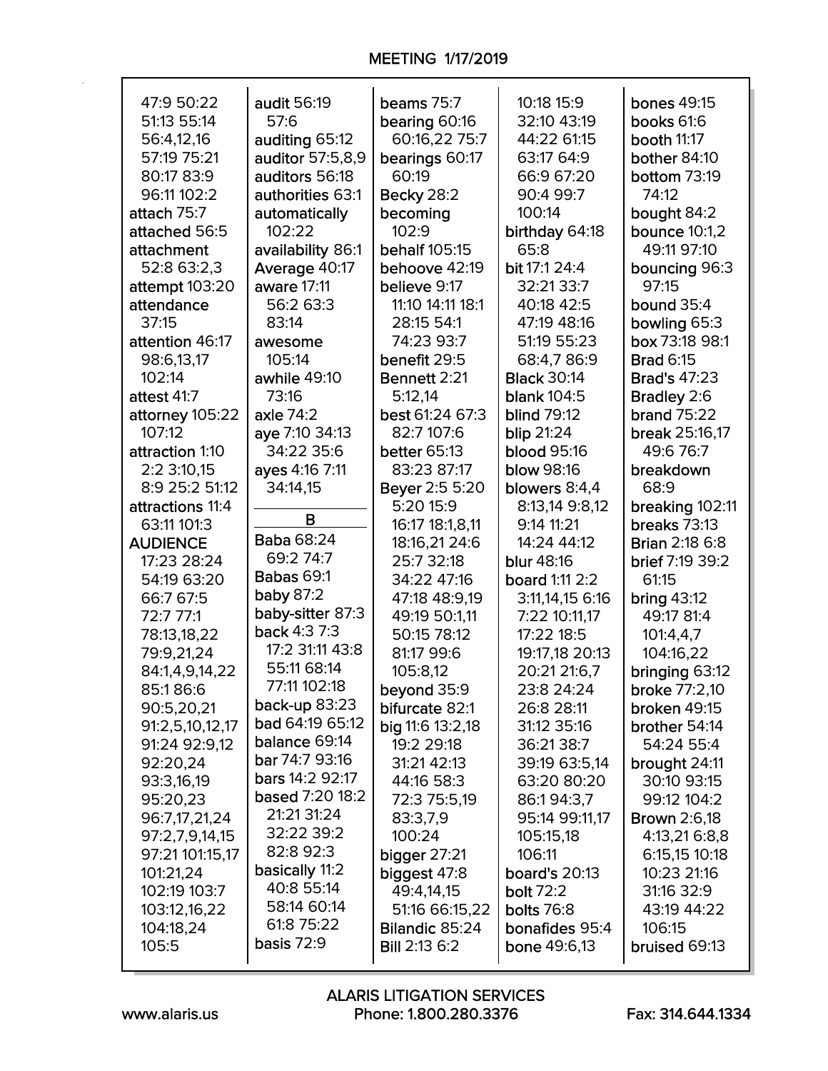47:9 50:22
51:13 55:14
56:4,12,16
57:19 75:21
80:17 83:9
96:11 102:2
attach 75:7
attached 56:5
attachment
52:8 63:2,3
attempt 103:20
attendance
37:15
attention 46:17
98:6,13,17
102:14
attest 41:7
attorney 105:22
107:12
attraction 1:10
2:2 3:10,15
8:9 25:2 51:12
attractions 11:4
63:11 101:3
AUDIENCE
17:23 28:24
54:19 63:20
66:7 67:5
72:7 77:1
78:13,18,22
79:9,21,24
84:1,4,9,14,22
85:1 86:6
90:5,20,21
91:2,5,10,12,17
91:24 92:9,12
92:20,24
93:3,16,19
95:20,23
96:7,17,21,24
97:2,7,9,14,15
97:21 101:15,17
101:21,24
102:19 103:7
103:12,16,22
104:18,24
105:5

audit 56:19
57:6
auditing 65:12
auditor 57:5,8,9
auditors 56:18
authorities 63:1
automatically
102:22
availability 86:1
Average 40:17
aware 17:11
56:2 63:3
83:14
awesome
105:14
awhile 49:10
73:16
axle 74:2
aye 7:10 34:13
34:22 35:6
ayes 4:16 7:11
34:14,15

B

Baba 68:24
69:2 74:7
Babas 69:1
baby 87:2
baby-sitter 87:3
back 4:3 7:3
17:2 31:11 43:8
55:11 68:14
77:11 102:18
back-up 83:23
bad 64:19 65:12
balance 69:14
bar 74:7 93:16
bars 14:2 92:17
based 7:20 18:2
21:21 31:24
32:22 39:2
82:8 92:3
basically 11:2
40:8 55:14
58:14 60:14
61:8 75:22
basis 72:9

beams 75:7
bearing 60:16
60:16,22 75:7
bearings 60:17
60:19
Becky 28:2
becoming
102:9
behalf 105:15
behoove 42:19
believe 9:17
11:10 14:11 18:1
28:15 54:1
74:23 93:7
benefit 29:5
Bennett 2:21
5:12,14
best 61:24 67:3
82:7 107:6
better 65:13
83:23 87:17
Beyer 2:5 5:20
5:20 15:9
16:17 18:1,8,11
18:16,21 24:6
25:7 32:18
34:22 47:16
47:18 48:9,19
49:19 50:1,11
50:15 78:12
81:17 99:6
105:8,12
beyond 35:9
bifurcate 82:1
big 11:6 13:2,18
19:2 29:18
31:21 42:13
44:16 58:3
72:3 75:5,19
83:3,7,9
100:24
bigger 27:21
biggest 47:8
49:4,14,15
51:16 66:15,22
Bilandic 85:24
Bill 2:13 6:2

10:18 15:9
32:10 43:19
44:22 61:15
63:17 64:9
66:9 67:20
90:4 99:7
100:14
birthday 64:18
65:8
bit 17:1 24:4
32:21 33:7
40:18 42:5
47:19 48:16
51:19 55:23
68:4,7 86:9
Black 30:14
blank 104:5
blind 79:12
blip 21:24
blood 95:16
blow 98:16
blowers 8:4,4
8:13,14 9:8,12
9:14 11:21
14:24 44:12
blur 48:16
board 1:11 2:2
3:11,14,15 6:16
7:22 10:11,17
17:22 18:5
19:17,18 20:13
20:21 21:6,7
23:8 24:24
26:8 28:11
31:12 35:16
36:21 38:7
39:19 63:5,14
63:20 80:20
86:1 94:3,7
95:14 99:11,17
105:15,18
106:11
board's 20:13
bolt 72:2
bolts 76:8
bonafides 95:4
bone 49:6,13

bones 49:15
books 61:6
booth 11:17
bother 84:10
bottom 73:19
74:12
bought 84:2
bounce 10:1,2
49:11 97:10
bouncing 96:3
97:15
bound 35:4
bowling 65:3
box 73:18 98:1
Brad 6:15
Brad's 47:23
Bradley 2:6
brand 75:22
break 25:16,17
49:6 76:7
breakdown
68:9
breaking 102:11
breaks 73:13
Brian 2:18 6:8
brief 7:19 39:2
61:15
bring 43:12
49:17 81:4
101:4,4,7
104:16,22
bringing 63:12
broke 77:2,10
broken 49:15
brother 54:14
54:24 55:4
brought 24:11
30:10 93:15
99:12 104:2
Brown 2:6,18
4:13,21 6:8,8
6:15,15 10:18
10:23 21:16
31:16 32:9
43:19 44:22
106:15
bruised 69:13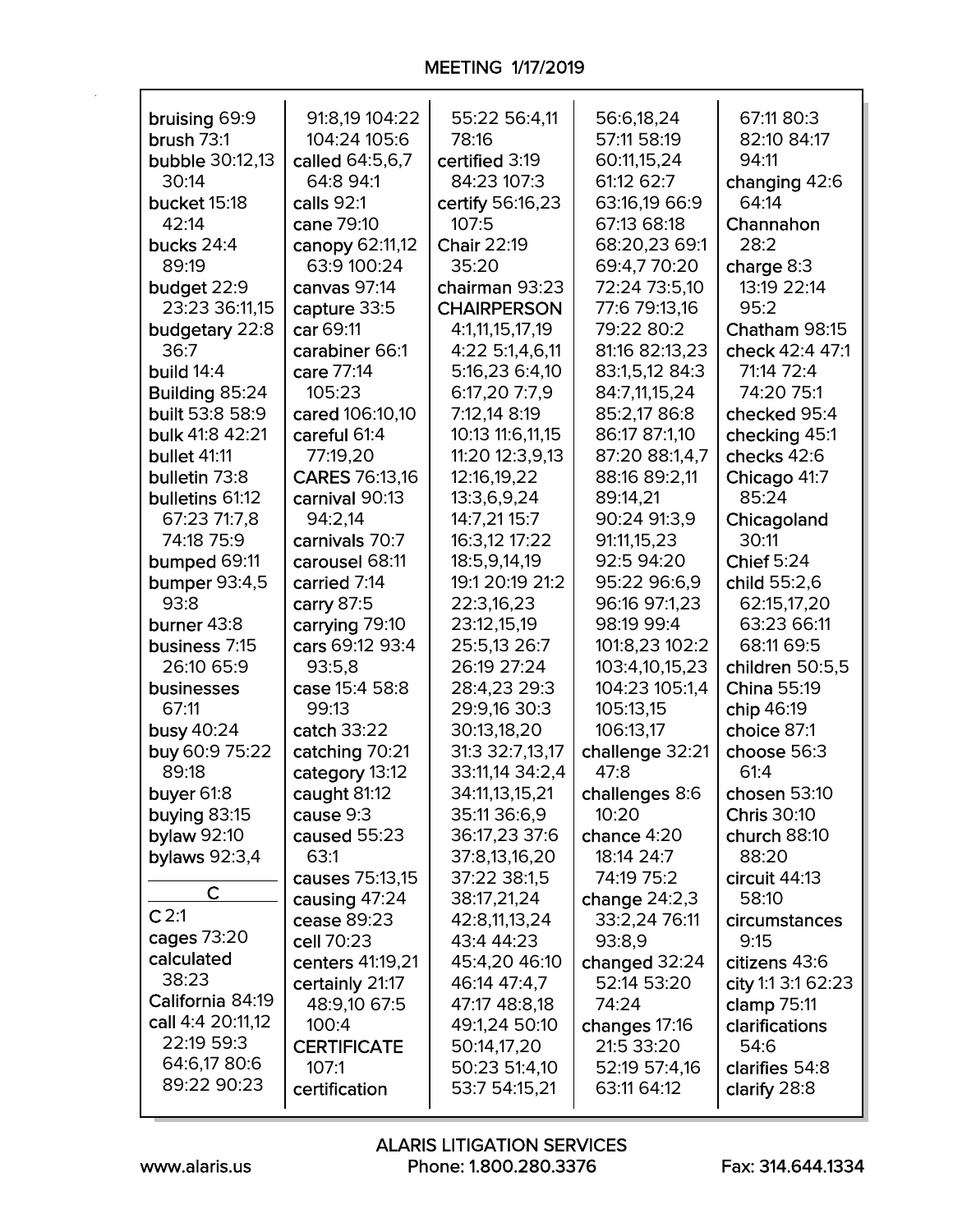bruising 69:9
brush 73:1
bubble 30:12,13 30:14
bucket 15:18 42:14
bucks 24:4 89:19
budget 22:9 23:23 36:11,15
budgetary 22:8 36:7
build 14:4
Building 85:24
built 53:8 58:9
bulk 41:8 42:21
bullet 41:11
bulletin 73:8
bulletins 61:12 67:23 71:7,8 74:18 75:9
bumped 69:11
bumper 93:4,5 93:8
burner 43:8
business 7:15 26:10 65:9
businesses 67:11
busy 40:24
buy 60:9 75:22 89:18
buyer 61:8
buying 83:15
bylaw 92:10
bylaws 92:3,4

## C

C 2:1
cages 73:20
calculated 38:23
California 84:19
call 4:4 20:11,12 22:19 59:3 64:6,17 80:6 89:22 90:23 91:8,19 104:22 104:24 105:6
called 64:5,6,7 64:8 94:1
calls 92:1
cane 79:10
canopy 62:11,12 63:9 100:24
canvas 97:14
capture 33:5
car 69:11
carabiner 66:1
care 77:14 105:23
cared 106:10,10
careful 61:4 77:19,20
CARES 76:13,16
carnival 90:13 94:2,14
carnivals 70:7
carousel 68:11
carried 7:14
carry 87:5
carrying 79:10
cars 69:12 93:4 93:5,8
case 15:4 58:8 99:13
catch 33:22
catching 70:21
category 13:12
caught 81:12
cause 9:3
caused 55:23 63:1
causes 75:13,15
causing 47:24
cease 89:23
cell 70:23
centers 41:19,21
certainly 21:17 48:9,10 67:5 100:4
CERTIFICATE 107:1
certification 55:22 56:4,11 78:16
certified 3:19 84:23 107:3
certify 56:16,23 107:5
Chair 22:19 35:20
chairman 93:23
CHAIRPERSON 4:1,11,15,17,19 4:22 5:1,4,6,11 5:16,23 6:4,10 6:17,20 7:7,9 7:12,14 8:19 10:13 11:6,11,15 11:20 12:3,9,13 12:16,19,22 13:3,6,9,24 14:7,21 15:7 16:3,12 17:22 18:5,9,14,19 19:1 20:19 21:2 22:3,16,23 23:12,15,19 25:5,13 26:7 26:19 27:24 28:4,23 29:3 29:9,16 30:3 30:13,18,20 31:3 32:7,13,17 33:11,14 34:2,4 34:11,13,15,21 35:11 36:6,9 36:17,23 37:6 37:8,13,16,20 37:22 38:1,5 38:17,21,24 42:8,11,13,24 43:4 44:23 45:4,20 46:10 46:14 47:4,7 47:17 48:8,18 49:1,24 50:10 50:14,17,20 50:23 51:4,10 53:7 54:15,21 56:6,18,24 57:11 58:19 60:11,15,24 61:12 62:7 63:16,19 66:9 67:13 68:18 68:20,23 69:1 69:4,7 70:20 72:24 73:5,10 77:6 79:13,16 79:22 80:2 81:16 82:13,23 83:1,5,12 84:3 84:7,11,15,24 85:2,17 86:8 86:17 87:1,10 87:20 88:1,4,7 88:16 89:2,11 89:14,21 90:24 91:3,9 91:11,15,23 92:5 94:20 95:22 96:6,9 96:16 97:1,23 98:19 99:4 101:8,23 102:2 103:4,10,15,23 104:23 105:1,4 105:13,15 106:13,17
challenge 32:21 47:8
challenges 8:6 10:20
chance 4:20 18:14 24:7 74:19 75:2
change 24:2,3 33:2,24 76:11 93:8,9
changed 32:24 52:14 53:20 74:24
changes 17:16 21:5 33:20 52:19 57:4,16 63:11 64:12 67:11 80:3 82:10 84:17 94:11
changing 42:6 64:14
Channahon 28:2
charge 8:3 13:19 22:14 95:2
Chatham 98:15
check 42:4 47:1 71:14 72:4 74:20 75:1
checked 95:4
checking 45:1
checks 42:6
Chicago 41:7 85:24
Chicagoland 30:11
Chief 5:24
child 55:2,6 62:15,17,20 63:23 66:11 68:11 69:5
children 50:5,5
China 55:19
chip 46:19
choice 87:1
choose 56:3 61:4
chosen 53:10
Chris 30:10
church 88:10 88:20
circuit 44:13 58:10
circumstances 9:15
citizens 43:6
city 1:1 3:1 62:23
clamp 75:11
clarifications 54:6
clarifies 54:8
clarify 28:8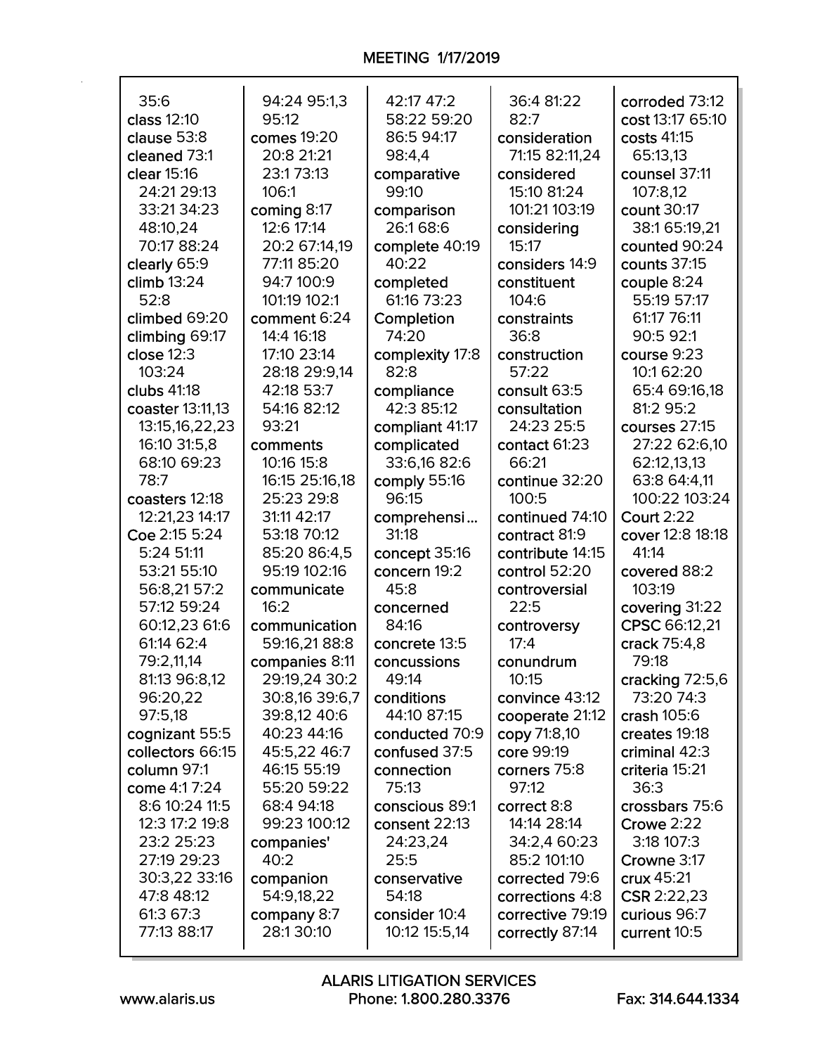35:6
class 12:10
clause 53:8
cleaned 73:1
clear 15:16 24:21 29:13 33:21 34:23 48:10,24 70:17 88:24
clearly 65:9
climb 13:24 52:8
climbed 69:20
climbing 69:17
close 12:3 103:24
clubs 41:18
coaster 13:11,13 13:15,16,22,23 16:10 31:5,8 68:10 69:23 78:7
coasters 12:18 12:21,23 14:17
Coe 2:15 5:24 5:24 51:11 53:21 55:10 56:8,21 57:2 57:12 59:24 60:12,23 61:6 61:14 62:4 79:2,11,14 81:13 96:8,12 96:20,22 97:5,18
cognizant 55:5
collectors 66:15
column 97:1
come 4:1 7:24 8:6 10:24 11:5 12:3 17:2 19:8 23:2 25:23 27:19 29:23 30:3,22 33:16 47:8 48:12 61:3 67:3 77:13 88:17 94:24 95:1,3 95:12
comes 19:20 20:8 21:21 23:1 73:13 106:1
coming 8:17 12:6 17:14 20:2 67:14,19 77:11 85:20 94:7 100:9 101:19 102:1
comment 6:24 14:4 16:18 17:10 23:14 28:18 29:9,14 42:18 53:7 54:16 82:12 93:21
comments 10:16 15:8 16:15 25:16,18 25:23 29:8 31:11 42:17 53:18 70:12 85:20 86:4,5 95:19 102:16
communicate 16:2
communication 59:16,21 88:8
companies 8:11 29:19,24 30:2 30:8,16 39:6,7 39:8,12 40:6 40:23 44:16 45:5,22 46:7 46:15 55:19 55:20 59:22 68:4 94:18 99:23 100:12
companies' 40:2
companion 54:9,18,22
company 8:7 28:1 30:10 42:17 47:2 58:22 59:20 86:5 94:17 98:4,4
comparative 99:10
comparison 26:1 68:6
complete 40:19 40:22
completed 61:16 73:23
Completion 74:20
complexity 17:8 82:8
compliance 42:3 85:12
compliant 41:17
complicated 33:6,16 82:6
comply 55:16 96:15
comprehensi... 31:18
concept 35:16
concern 19:2 45:8
concerned 84:16
concrete 13:5
concussions 49:14
conditions 44:10 87:15
conducted 70:9
confused 37:5
connection 75:13
conscious 89:1
consent 22:13 24:23,24 25:5
conservative 54:18
consider 10:4 10:12 15:5,14 36:4 81:22 82:7
consideration 71:15 82:11,24
considered 15:10 81:24 101:21 103:19
considering 15:17
considers 14:9
constituent 104:6
constraints 36:8
construction 57:22
consult 63:5
consultation 24:23 25:5
contact 61:23 66:21
continue 32:20 100:5
continued 74:10
contract 81:9
contribute 14:15
control 52:20
controversial 22:5
controversy 17:4
conundrum 10:15
convince 43:12
cooperate 21:12
copy 71:8,10
core 99:19
corners 75:8 97:12
correct 8:8 14:14 28:14 34:2,4 60:23 85:2 101:10
corrected 79:6
corrections 4:8
corrective 79:19
correctly 87:14
corroded 73:12
cost 13:17 65:10
costs 41:15 65:13,13
counsel 37:11 107:8,12
count 30:17 38:1 65:19,21
counted 90:24
counts 37:15
couple 8:24 55:19 57:17 61:17 76:11 90:5 92:1
course 9:23 10:1 62:20 65:4 69:16,18 81:2 95:2
courses 27:15 27:22 62:6,10 62:12,13,13 63:8 64:4,11 100:22 103:24
Court 2:22
cover 12:8 18:18 41:14
covered 88:2 103:19
covering 31:22
CPSC 66:12,21
crack 75:4,8 79:18
cracking 72:5,6 73:20 74:3
crash 105:6
creates 19:18
criminal 42:3
criteria 15:21 36:3
crossbars 75:6
Crowe 2:22 3:18 107:3
Crowne 3:17
crux 45:21
CSR 2:22,23
curious 96:7
current 10:5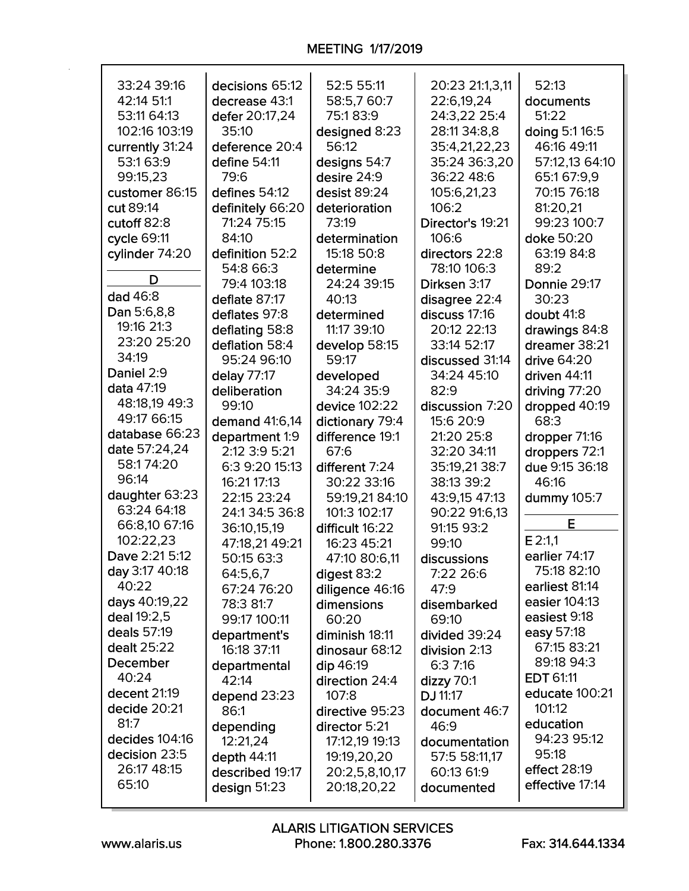33:24 39:16 42:14 51:1 53:11 64:13 102:16 103:19
currently 31:24 53:1 63:9 99:15,23
customer 86:15
cut 89:14
cutoff 82:8
cycle 69:11
cylinder 74:20

## D

dad 46:8
Dan 5:6,8,8 19:16 21:3 23:20 25:20 34:19
Daniel 2:9
data 47:19 48:18,19 49:3 49:17 66:15
database 66:23
date 57:24,24 58:1 74:20 96:14
daughter 63:23 63:24 64:18 66:8,10 67:16 102:22,23
Dave 2:21 5:12
day 3:17 40:18 40:22
days 40:19,22
deal 19:2,5
deals 57:19
dealt 25:22
December 40:24
decent 21:19
decide 20:21 81:7
decides 104:16
decision 23:5 26:17 48:15 65:10
decisions 65:12
decrease 43:1
defer 20:17,24 35:10
deference 20:4
define 54:11 79:6
defines 54:12
definitely 66:20 71:24 75:15 84:10
definition 52:2 54:8 66:3 79:4 103:18
deflate 87:17
deflates 97:8
deflating 58:8
deflation 58:4 95:24 96:10
delay 77:17
deliberation 99:10
demand 41:6,14
department 1:9 2:12 3:9 5:21 6:3 9:20 15:13 16:21 17:13 22:15 23:24 24:1 34:5 36:8 36:10,15,19 47:18,21 49:21 50:15 63:3 64:5,6,7 67:24 76:20 78:3 81:7 99:17 100:11
department's 16:18 37:11
departmental 42:14
depend 23:23 86:1
depending 12:21,24
depth 44:11
described 19:17
design 51:23
52:5 55:11 58:5,7 60:7 75:1 83:9
designed 8:23 56:12
designs 54:7
desire 24:9
desist 89:24
deterioration 73:19
determination 15:18 50:8
determine 24:24 39:15 40:13
determined 11:17 39:10
develop 58:15 59:17
developed 34:24 35:9
device 102:22
dictionary 79:4
difference 19:1 67:6
different 7:24 30:22 33:16 59:19,21 84:10 101:3 102:17
difficult 16:22 16:23 45:21 47:10 80:6,11
digest 83:2
diligence 46:16
dimensions 60:20
diminish 18:11
dinosaur 68:12
dip 46:19
direction 24:4 107:8
directive 95:23
director 5:21 17:12,19 19:13 19:19,20,20 20:2,5,8,10,17 20:18,20,22
20:23 21:1,3,11 22:6,19,24 24:3,22 25:4 28:11 34:8,8 35:4,21,22,23 35:24 36:3,20 36:22 48:6 105:6,21,23 106:2
Director's 19:21 106:6
directors 22:8 78:10 106:3
Dirksen 3:17
disagree 22:4
discuss 17:16 20:12 22:13 33:14 52:17
discussed 31:14 34:24 45:10 82:9
discussion 7:20 15:6 20:9 21:20 25:8 32:20 34:11 35:19,21 38:7 38:13 39:2 43:9,15 47:13 90:22 91:6,13 91:15 93:2 99:10
discussions 7:22 26:6 47:9
disembarked 69:10
divided 39:24
division 2:13 6:3 7:16
dizzy 70:1
DJ 11:17
document 46:7 46:9
documentation 57:5 58:11,17 60:13 61:9
documented 52:13
documents 51:22
doing 5:1 16:5 46:16 49:11 57:12,13 64:10 65:1 67:9,9 70:15 76:18 81:20,21 99:23 100:7
doke 50:20 63:19 84:8 89:2
Donnie 29:17 30:23
doubt 41:8
drawings 84:8
dreamer 38:21
drive 64:20
driven 44:11
driving 77:20
dropped 40:19 68:3
dropper 71:16
droppers 72:1
due 9:15 36:18 46:16
dummy 105:7

## E

E 2:1,1
earlier 74:17 75:18 82:10
earliest 81:14
easier 104:13
easiest 9:18
easy 57:18 67:15 83:21 89:18 94:3
EDT 61:11
educate 100:21 101:12
education 94:23 95:12 95:18
effect 28:19
effective 17:14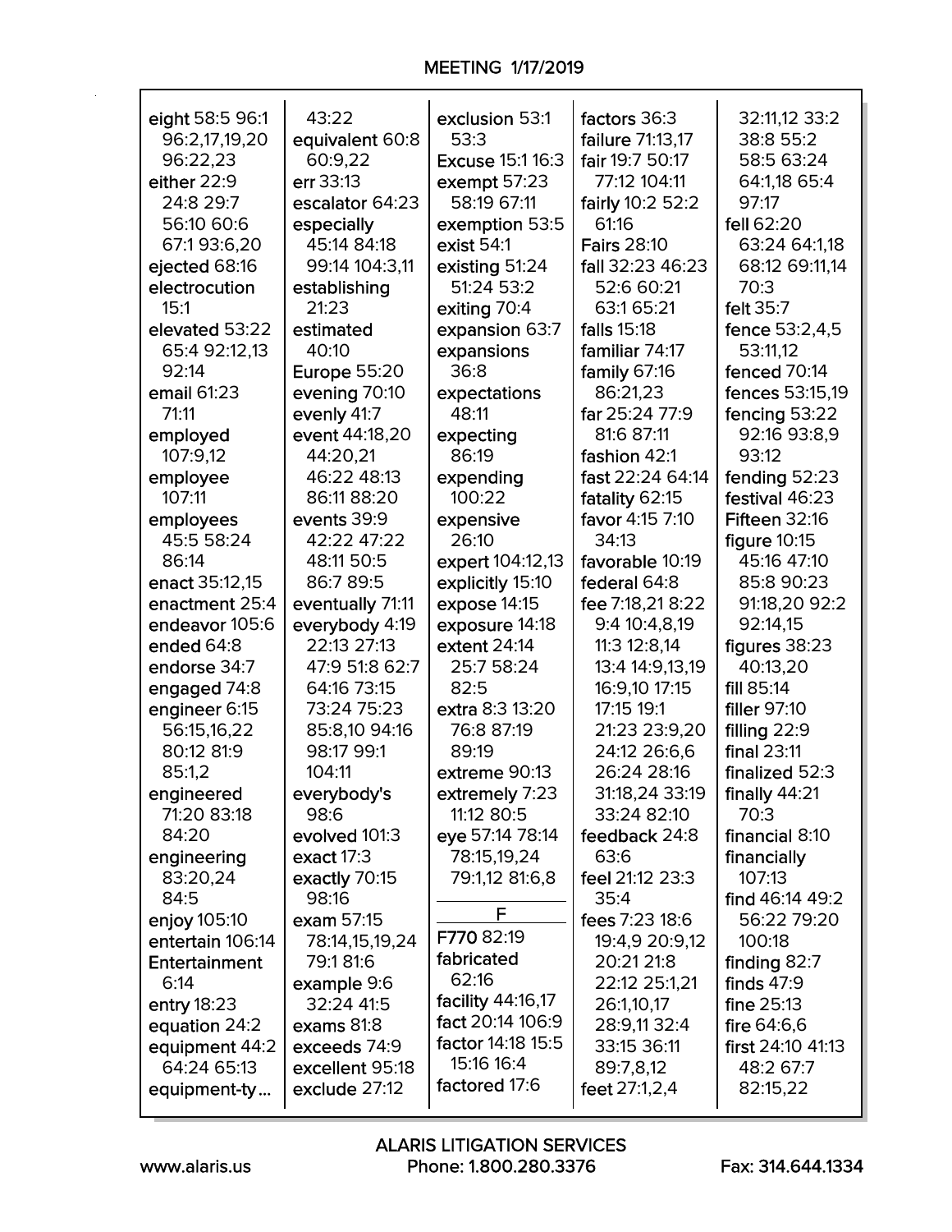MEETING 1/17/2019

eight 58:5 96:1 96:2,17,19,20 96:22,23
either 22:9 24:8 29:7 56:10 60:6 67:1 93:6,20
ejected 68:16
electrocution 15:1
elevated 53:22 65:4 92:12,13 92:14
email 61:23 71:11
employed 107:9,12
employee 107:11
employees 45:5 58:24 86:14
enact 35:12,15
enactment 25:4
endeavor 105:6
ended 64:8
endorse 34:7
engaged 74:8
engineer 6:15 56:15,16,22 80:12 81:9 85:1,2
engineered 71:20 83:18 84:20
engineering 83:20,24 84:5
enjoy 105:10
entertain 106:14
Entertainment 6:14
entry 18:23
equation 24:2
equipment 44:2 64:24 65:13
equipment-ty... 43:22
equivalent 60:8 60:9,22
err 33:13
escalator 64:23
especially 45:14 84:18 99:14 104:3,11
establishing 21:23
estimated 40:10
Europe 55:20
evening 70:10
evenly 41:7
event 44:18,20 44:20,21 46:22 48:13 86:11 88:20
events 39:9 42:22 47:22 48:11 50:5 86:7 89:5
eventually 71:11
everybody 4:19 22:13 27:13 47:9 51:8 62:7 64:16 73:15 73:24 75:23 85:8,10 94:16 98:17 99:1 104:11
everybody's 98:6
evolved 101:3
exact 17:3
exactly 70:15 98:16
exam 57:15 78:14,15,19,24 79:1 81:6
example 9:6 32:24 41:5
exams 81:8
exceeds 74:9
excellent 95:18
exclude 27:12
exclusion 53:1 53:3
Excuse 15:1 16:3
exempt 57:23 58:19 67:11
exemption 53:5
exist 54:1
existing 51:24 51:24 53:2
exiting 70:4
expansion 63:7
expansions 36:8
expectations 48:11
expecting 86:19
expending 100:22
expensive 26:10
expert 104:12,13
explicitly 15:10
expose 14:15
exposure 14:18
extent 24:14 25:7 58:24 82:5
extra 8:3 13:20 76:8 87:19 89:19
extreme 90:13
extremely 7:23 11:12 80:5
eye 57:14 78:14 78:15,19,24 79:1,12 81:6,8

## F

F770 82:19
fabricated 62:16
facility 44:16,17
fact 20:14 106:9
factor 14:18 15:5 15:16 16:4
factored 17:6
factors 36:3
failure 71:13,17
fair 19:7 50:17 77:12 104:11
fairly 10:2 52:2 61:16
Fairs 28:10
fall 32:23 46:23 52:6 60:21 63:1 65:21
falls 15:18
familiar 74:17
family 67:16 86:21,23
far 25:24 77:9 81:6 87:11
fashion 42:1
fast 22:24 64:14
fatality 62:15
favor 4:15 7:10 34:13
favorable 10:19
federal 64:8
fee 7:18,21 8:22 9:4 10:4,8,19 11:3 12:8,14 13:4 14:9,13,19 16:9,10 17:15 17:15 19:1 21:23 23:9,20 24:12 26:6,6 26:24 28:16 31:18,24 33:19 33:24 82:10
feedback 24:8 63:6
feel 21:12 23:3 35:4
fees 7:23 18:6 19:4,9 20:9,12 20:21 21:8 22:12 25:1,21 26:1,10,17 28:9,11 32:4 33:15 36:11 89:7,8,12
feet 27:1,2,4 32:11,12 33:2 38:8 55:2 58:5 63:24 64:1,18 65:4 97:17
fell 62:20 63:24 64:1,18 68:12 69:11,14 70:3
felt 35:7
fence 53:2,4,5 53:11,12
fenced 70:14
fences 53:15,19
fencing 53:22 92:16 93:8,9 93:12
fending 52:23
festival 46:23
Fifteen 32:16
figure 10:15 45:16 47:10 85:8 90:23 91:18,20 92:2 92:14,15
figures 38:23 40:13,20
fill 85:14
filler 97:10
filling 22:9
final 23:11
finalized 52:3
finally 44:21 70:3
financial 8:10
financially 107:13
find 46:14 49:2 56:22 79:20 100:18
finding 82:7
finds 47:9
fine 25:13
fire 64:6,6
first 24:10 41:13 48:2 67:7 82:15,22

ALARIS LITIGATION SERVICES
www.alaris.us Phone: 1.800.280.3376 Fax: 314.644.1334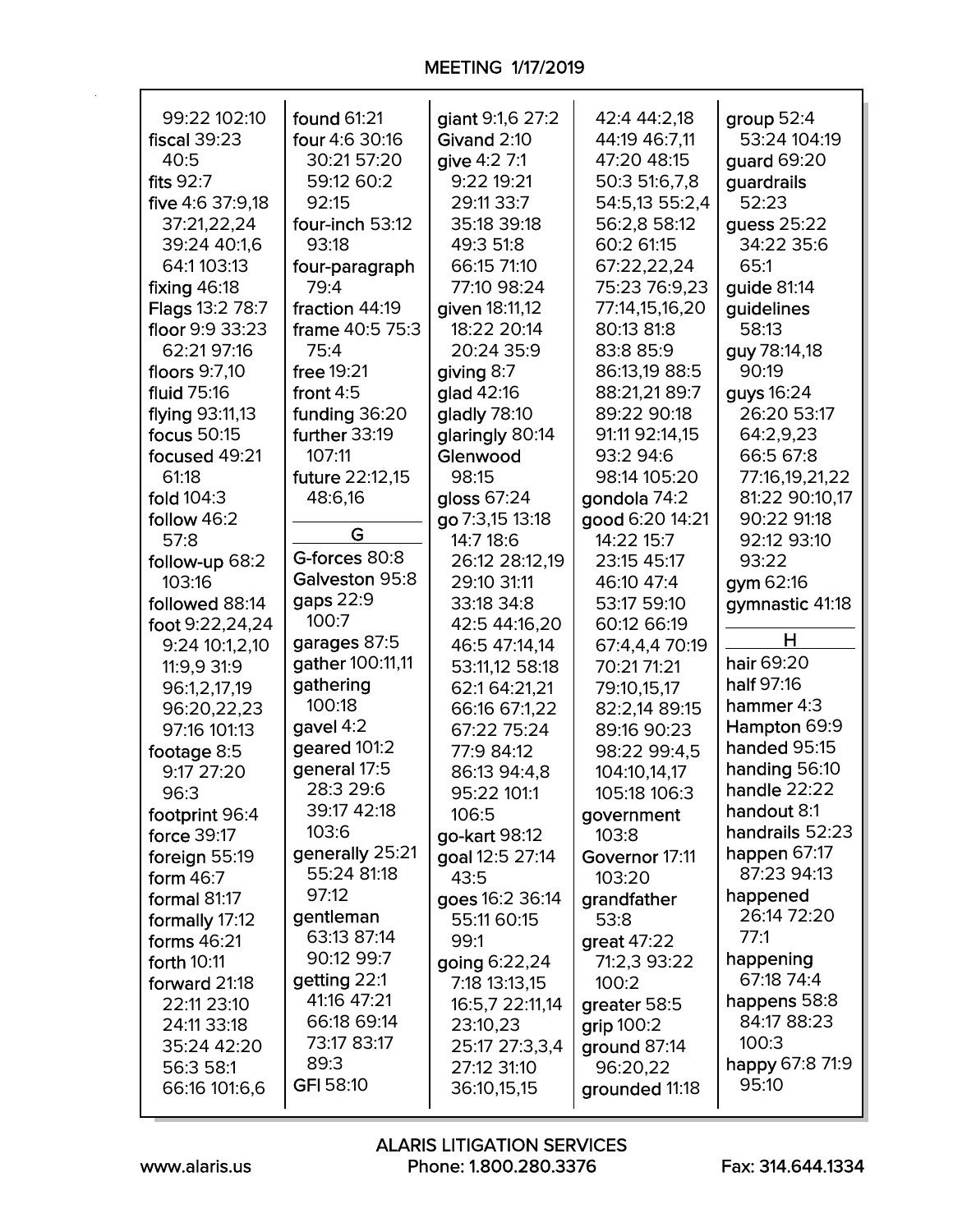99:22 102:10
fiscal 39:23 40:5
fits 92:7
five 4:6 37:9,18 37:21,22,24 39:24 40:1,6 64:1 103:13
fixing 46:18
Flags 13:2 78:7
floor 9:9 33:23 62:21 97:16
floors 9:7,10
fluid 75:16
flying 93:11,13
focus 50:15
focused 49:21 61:18
fold 104:3
follow 46:2 57:8
follow-up 68:2 103:16
followed 88:14
foot 9:22,24,24 9:24 10:1,2,10 11:9,9 31:9 96:1,2,17,19 96:20,22,23 97:16 101:13
footage 8:5 9:17 27:20 96:3
footprint 96:4
force 39:17
foreign 55:19
form 46:7
formal 81:17
formally 17:12
forms 46:21
forth 10:11
forward 21:18 22:11 23:10 24:11 33:18 35:24 42:20 56:3 58:1 66:16 101:6,6
found 61:21
four 4:6 30:16 30:21 57:20 59:12 60:2 92:15
four-inch 53:12 93:18
four-paragraph 79:4
fraction 44:19
frame 40:5 75:3 75:4
free 19:21
front 4:5
funding 36:20
further 33:19 107:11
future 22:12,15 48:6,16

## G

G-forces 80:8
Galveston 95:8
gaps 22:9 100:7
garages 87:5
gather 100:11,11
gathering 100:18
gavel 4:2
geared 101:2
general 17:5 28:3 29:6 39:17 42:18 103:6
generally 25:21 55:24 81:18 97:12
gentleman 63:13 87:14 90:12 99:7
getting 22:1 41:16 47:21 66:18 69:14 73:17 83:17 89:3
GFI 58:10
giant 9:1,6 27:2
Givand 2:10
give 4:2 7:1 9:22 19:21 29:11 33:7 35:18 39:18 49:3 51:8 66:15 71:10 77:10 98:24
given 18:11,12 18:22 20:14 20:24 35:9
giving 8:7
glad 42:16
gladly 78:10
glaringly 80:14
Glenwood 98:15
gloss 67:24
go 7:3,15 13:18 14:7 18:6 26:12 28:12,19 29:10 31:11 33:18 34:8 42:5 44:16,20 46:5 47:14,14 53:11,12 58:18 62:1 64:21,21 66:16 67:1,22 67:22 75:24 77:9 84:12 86:13 94:4,8 95:22 101:1 106:5
go-kart 98:12
goal 12:5 27:14 43:5
goes 16:2 36:14 55:11 60:15 99:1
going 6:22,24 7:18 13:13,15 16:5,7 22:11,14 23:10,23 25:17 27:3,3,4 27:12 31:10 36:10,15,15
42:4 44:2,18 44:19 46:7,11 47:20 48:15 50:3 51:6,7,8 54:5,13 55:2,4 56:2,8 58:12 60:2 61:15 67:22,22,24 75:23 76:9,23 77:14,15,16,20 80:13 81:8 83:8 85:9 86:13,19 88:5 88:21,21 89:7 89:22 90:18 91:11 92:14,15 93:2 94:6 98:14 105:20
gondola 74:2
good 6:20 14:21 14:22 15:7 23:15 45:17 46:10 47:4 53:17 59:10 60:12 66:19 67:4,4,4 70:19 70:21 71:21 79:10,15,17 82:2,14 89:15 89:16 90:23 98:22 99:4,5 104:10,14,17 105:18 106:3
government 103:8
Governor 17:11 103:20
grandfather 53:8
great 47:22 71:2,3 93:22 100:2
greater 58:5
grip 100:2
ground 87:14 96:20,22
grounded 11:18
group 52:4 53:24 104:19
guard 69:20
guardrails 52:23
guess 25:22 34:22 35:6 65:1
guide 81:14
guidelines 58:13
guy 78:14,18 90:19
guys 16:24 26:20 53:17 64:2,9,23 66:5 67:8 77:16,19,21,22 81:22 90:10,17 90:22 91:18 92:12 93:10 93:22
gym 62:16
gymnastic 41:18

## H

hair 69:20
half 97:16
hammer 4:3
Hampton 69:9
handed 95:15
handing 56:10
handle 22:22
handout 8:1
handrails 52:23
happen 67:17 87:23 94:13
happened 26:14 72:20 77:1
happening 67:18 74:4
happens 58:8 84:17 88:23 100:3
happy 67:8 71:9 95:10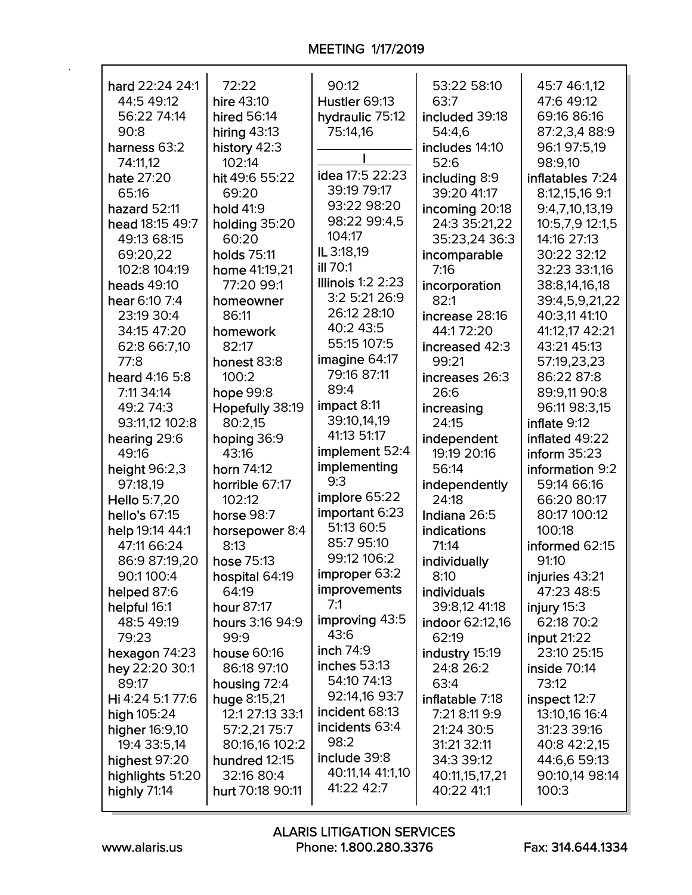hard 22:24 24:1 44:5 49:12 56:22 74:14 90:8
harness 63:2 74:11,12
hate 27:20 65:16
hazard 52:11
head 18:15 49:7 49:13 68:15 69:20,22 102:8 104:19
heads 49:10
hear 6:10 7:4 23:19 30:4 34:15 47:20 62:8 66:7,10 77:8
heard 4:16 5:8 7:11 34:14 49:2 74:3 93:11,12 102:8
hearing 29:6 49:16
height 96:2,3 97:18,19
Hello 5:7,20
hello's 67:15
help 19:14 44:1 47:11 66:24 86:9 87:19,20 90:1 100:4
helped 87:6
helpful 16:1 48:5 49:19 79:23
hexagon 74:23
hey 22:20 30:1 89:17
Hi 4:24 5:1 77:6
high 105:24
higher 16:9,10 19:4 33:5,14
highest 97:20
highlights 51:20
highly 71:14
72:22
hire 43:10
hired 56:14
hiring 43:13
history 42:3 102:14
hit 49:6 55:22 69:20
hold 41:9
holding 35:20 60:20
holds 75:11
home 41:19,21 77:20 99:1
homeowner 86:11
homework 82:17
honest 83:8 100:2
hope 99:8
Hopefully 38:19 80:2,15
hoping 36:9 43:16
horn 74:12
horrible 67:17 102:12
horse 98:7
horsepower 8:4 8:13
hose 75:13
hospital 64:19 64:19
hour 87:17
hours 3:16 94:9 99:9
house 60:16 86:18 97:10
housing 72:4
huge 8:15,21 12:1 27:13 33:1 57:2,21 75:7 80:16,16 102:2
hundred 12:15 32:16 80:4
hurt 70:18 90:11
90:12
Hustler 69:13
hydraulic 75:12 75:14,16

**I**

idea 17:5 22:23 39:19 79:17 93:22 98:20 98:22 99:4,5 104:17
IL 3:18,19
ill 70:1
Illinois 1:2 2:23 3:2 5:21 26:9 26:12 28:10 40:2 43:5 55:15 107:5
imagine 64:17 79:16 87:11 89:4
impact 8:11 39:10,14,19 41:13 51:17
implement 52:4
implementing 9:3
implore 65:22
important 6:23 51:13 60:5 85:7 95:10 99:12 106:2
improper 63:2
improvements 7:1
improving 43:5 43:6
inch 74:9
inches 53:13 54:10 74:13 92:14,16 93:7
incident 68:13
incidents 63:4 98:2
include 39:8 40:11,14 41:1,10 41:22 42:7
53:22 58:10 63:7
included 39:18 54:4,6
includes 14:10 52:6
including 8:9 39:20 41:17
incoming 20:18 24:3 35:21,22 35:23,24 36:3
incomparable 7:16
incorporation 82:1
increase 28:16 44:1 72:20
increased 42:3 99:21
increases 26:3 26:6
increasing 24:15
independent 19:19 20:16 56:14
independently 24:18
Indiana 26:5
indications 71:14
individually 8:10
individuals 39:8,12 41:18
indoor 62:12,16 62:19
industry 15:19 24:8 26:2 63:4
inflatable 7:18 7:21 8:11 9:9 21:24 30:5 31:21 32:11 34:3 39:12 40:11,15,17,21 40:22 41:1
45:7 46:1,12 47:6 49:12 69:16 86:16 87:2,3,4 88:9 96:1 97:5,19 98:9,10
inflatables 7:24 8:12,15,16 9:1 9:4,7,10,13,19 10:5,7,9 12:1,5 14:16 27:13 30:22 32:12 32:23 33:1,16 38:8,14,16,18 39:4,5,9,21,22 40:3,11 41:10 41:12,17 42:21 43:21 45:13 57:19,23,23 86:22 87:8 89:9,11 90:8 96:11 98:3,15
inflate 9:12
inflated 49:22
inform 35:23
information 9:2 59:14 66:16 66:20 80:17 80:17 100:12 100:18
informed 62:15 91:10
injuries 43:21 47:23 48:5
injury 15:3 62:18 70:2
input 21:22 23:10 25:15
inside 70:14 73:12
inspect 12:7 13:10,16 16:4 31:23 39:16 40:8 42:2,15 44:6,6 59:13 90:10,14 98:14 100:3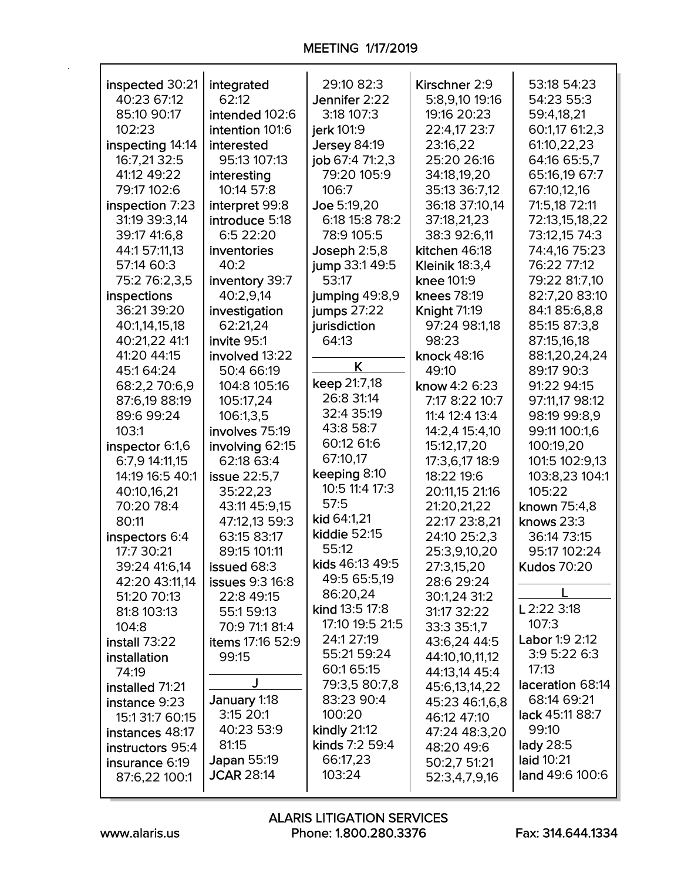inspected 30:21 40:23 67:12 85:10 90:17 102:23
inspecting 14:14 16:7,21 32:5 41:12 49:22 79:17 102:6
inspection 7:23 31:19 39:3,14 39:17 41:6,8 44:1 57:11,13 57:14 60:3 75:2 76:2,3,5
inspections 36:21 39:20 40:1,14,15,18 40:21,22 41:1 41:20 44:15 45:1 64:24 68:2,2 70:6,9 87:6,19 88:19 89:6 99:24 103:1
inspector 6:1,6 6:7,9 14:11,15 14:19 16:5 40:1 40:10,16,21 70:20 78:4 80:11
inspectors 6:4 17:7 30:21 39:24 41:6,14 42:20 43:11,14 51:20 70:13 81:8 103:13 104:8
install 73:22
installation 74:19
installed 71:21
instance 9:23 15:1 31:7 60:15
instances 48:17
instructors 95:4
insurance 6:19 87:6,22 100:1

integrated 62:12
intended 102:6
intention 101:6
interested 95:13 107:13
interesting 10:14 57:8
interpret 99:8
introduce 5:18 6:5 22:20
inventories 40:2
inventory 39:7 40:2,9,14
investigation 62:21,24
invite 95:1
involved 13:22 50:4 66:19 104:8 105:16 105:17,24 106:1,3,5
involves 75:19
involving 62:15 62:18 63:4
issue 22:5,7 35:22,23 43:11 45:9,15 47:12,13 59:3 63:15 83:17 89:15 101:11
issued 68:3
issues 9:3 16:8 22:8 49:15 55:1 59:13 70:9 71:1 81:4
items 17:16 52:9 99:15

**J**

January 1:18 3:15 20:1 40:23 53:9 81:15
Japan 55:19
JCAR 28:14

29:10 82:3
Jennifer 2:22 3:18 107:3
jerk 101:9
Jersey 84:19
job 67:4 71:2,3 79:20 105:9 106:7
Joe 5:19,20 6:18 15:8 78:2 78:9 105:5
Joseph 2:5,8
jump 33:1 49:5 53:17
jumping 49:8,9
jumps 27:22
jurisdiction 64:13

**K**

keep 21:7,18 26:8 31:14 32:4 35:19 43:8 58:7 60:12 61:6 67:10,17
keeping 8:10 10:5 11:4 17:3 57:5
kid 64:1,21
kiddie 52:15 55:12
kids 46:13 49:5 49:5 65:5,19 86:20,24
kind 13:5 17:8 17:10 19:5 21:5 24:1 27:19 55:21 59:24 60:1 65:15 79:3,5 80:7,8 83:23 90:4 100:20
kindly 21:12
kinds 7:2 59:4 66:17,23 103:24

Kirschner 2:9 5:8,9,10 19:16 19:16 20:23 22:4,17 23:7 23:16,22 25:20 26:16 34:18,19,20 35:13 36:7,12 36:18 37:10,14 37:18,21,23 38:3 92:6,11
kitchen 46:18
Kleinik 18:3,4
knee 101:9
knees 78:19
Knight 71:19 97:24 98:1,18 98:23
knock 48:16 49:10
know 4:2 6:23 7:17 8:22 10:7 11:4 12:4 13:4 14:2,4 15:4,10 15:12,17,20 17:3,6,17 18:9 18:22 19:6 20:11,15 21:16 21:20,21,22 22:17 23:8,21 24:10 25:2,3 25:3,9,10,20 27:3,15,20 28:6 29:24 30:1,24 31:2 31:17 32:22 33:3 35:1,7 43:6,24 44:5 44:10,10,11,12 44:13,14 45:4 45:6,13,14,22 45:23 46:1,6,8 46:12 47:10 47:24 48:3,20 48:20 49:6 50:2,7 51:21 52:3,4,7,9,16

53:18 54:23 54:23 55:3 59:4,18,21 60:1,17 61:2,3 61:10,22,23 64:16 65:5,7 65:16,19 67:7 67:10,12,16 71:5,18 72:11 72:13,15,18,22 73:12,15 74:3 74:4,16 75:23 76:22 77:12 79:22 81:7,10 82:7,20 83:10 84:1 85:6,8,8 85:15 87:3,8 87:15,16,18 88:1,20,24,24 89:17 90:3 91:22 94:15 97:11,17 98:12 98:19 99:8,9 99:11 100:1,6 100:19,20 101:5 102:9,13 103:8,23 104:1 105:22
known 75:4,8
knows 23:3 36:14 73:15 95:17 102:24
Kudos 70:20

**L**

L 2:22 3:18 107:3
Labor 1:9 2:12 3:9 5:22 6:3 17:13
laceration 68:14 68:14 69:21
lack 45:11 88:7 99:10
lady 28:5
laid 10:21
land 49:6 100:6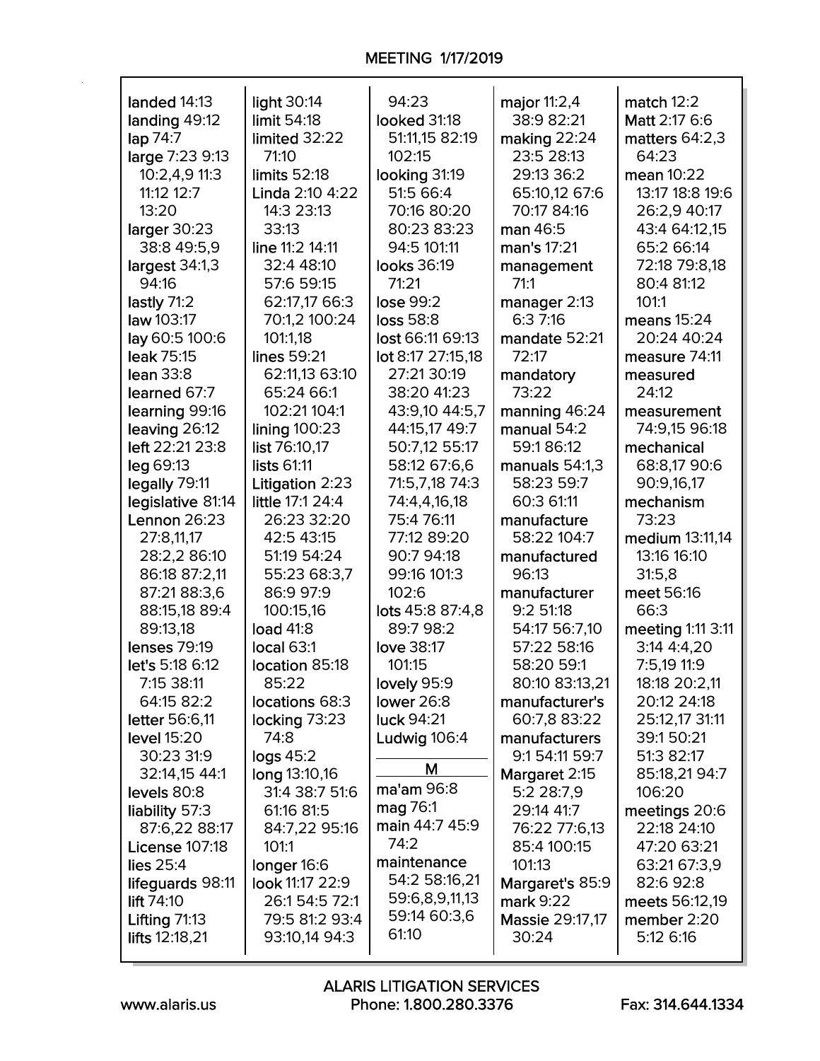landed 14:13
landing 49:12
lap 74:7
large 7:23 9:13 10:2,4,9 11:3 11:12 12:7 13:20
larger 30:23 38:8 49:5,9
largest 34:1,3 94:16
lastly 71:2
law 103:17
lay 60:5 100:6
leak 75:15
lean 33:8
learned 67:7
learning 99:16
leaving 26:12
left 22:21 23:8
leg 69:13
legally 79:11
legislative 81:14
Lennon 26:23 27:8,11,17 28:2,2 86:10 86:18 87:2,11 87:21 88:3,6 88:15,18 89:4 89:13,18
lenses 79:19
let's 5:18 6:12 7:15 38:11 64:15 82:2
letter 56:6,11
level 15:20 30:23 31:9 32:14,15 44:1
levels 80:8
liability 57:3 87:6,22 88:17
License 107:18
lies 25:4
lifeguards 98:11
lift 74:10
Lifting 71:13
lifts 12:18,21

light 30:14
limit 54:18
limited 32:22 71:10
limits 52:18
Linda 2:10 4:22 14:3 23:13 33:13
line 11:2 14:11 32:4 48:10 57:6 59:15 62:17,17 66:3 70:1,2 100:24 101:1,18
lines 59:21 62:11,13 63:10 65:24 66:1 102:21 104:1
lining 100:23
list 76:10,17
lists 61:11
Litigation 2:23
little 17:1 24:4 26:23 32:20 42:5 43:15 51:19 54:24 55:23 68:3,7 86:9 97:9 100:15,16
load 41:8
local 63:1
location 85:18 85:22
locations 68:3
locking 73:23 74:8
logs 45:2
long 13:10,16 31:4 38:7 51:6 61:16 81:5 84:7,22 95:16 101:1
longer 16:6
look 11:17 22:9 26:1 54:5 72:1 79:5 81:2 93:4 93:10,14 94:3

94:23
looked 31:18 51:11,15 82:19 102:15
looking 31:19 51:5 66:4 70:16 80:20 80:23 83:23 94:5 101:11
looks 36:19 71:21
lose 99:2
loss 58:8
lost 66:11 69:13
lot 8:17 27:15,18 27:21 30:19 38:20 41:23 43:9,10 44:5,7 44:15,17 49:7 50:7,12 55:17 58:12 67:6,6 71:5,7,18 74:3 74:4,4,16,18 75:4 76:11 77:12 89:20 90:7 94:18 99:16 101:3 102:6
lots 45:8 87:4,8 89:7 98:2
love 38:17 101:15
lovely 95:9
lower 26:8
luck 94:21
Ludwig 106:4

## M

ma'am 96:8
mag 76:1
main 44:7 45:9 74:2
maintenance 54:2 58:16,21 59:6,8,9,11,13 59:14 60:3,6 61:10

major 11:2,4 38:9 82:21
making 22:24 23:5 28:13 29:13 36:2 65:10,12 67:6 70:17 84:16
man 46:5
man's 17:21
management 71:1
manager 2:13 6:3 7:16
mandate 52:21 72:17
mandatory 73:22
manning 46:24
manual 54:2 59:1 86:12
manuals 54:1,3 58:23 59:7 60:3 61:11
manufacture 58:22 104:7
manufactured 96:13
manufacturer 9:2 51:18 54:17 56:7,10 57:22 58:16 58:20 59:1 80:10 83:13,21
manufacturer's 60:7,8 83:22
manufacturers 9:1 54:11 59:7
Margaret 2:15 5:2 28:7,9 29:14 41:7 76:22 77:6,13 85:4 100:15 101:13
Margaret's 85:9
mark 9:22
Massie 29:17,17 30:24

match 12:2
Matt 2:17 6:6
matters 64:2,3 64:23
mean 10:22 13:17 18:8 19:6 26:2,9 40:17 43:4 64:12,15 65:2 66:14 72:18 79:8,18 80:4 81:12 101:1
means 15:24 20:24 40:24
measure 74:11
measured 24:12
measurement 74:9,15 96:18
mechanical 68:8,17 90:6 90:9,16,17
mechanism 73:23
medium 13:11,14 13:16 16:10 31:5,8
meet 56:16 66:3
meeting 1:11 3:11 3:14 4:4,20 7:5,19 11:9 18:18 20:2,11 20:12 24:18 25:12,17 31:11 39:1 50:21 51:3 82:17 85:18,21 94:7 106:20
meetings 20:6 22:18 24:10 47:20 63:21 63:21 67:3,9 82:6 92:8
meets 56:12,19
member 2:20 5:12 6:16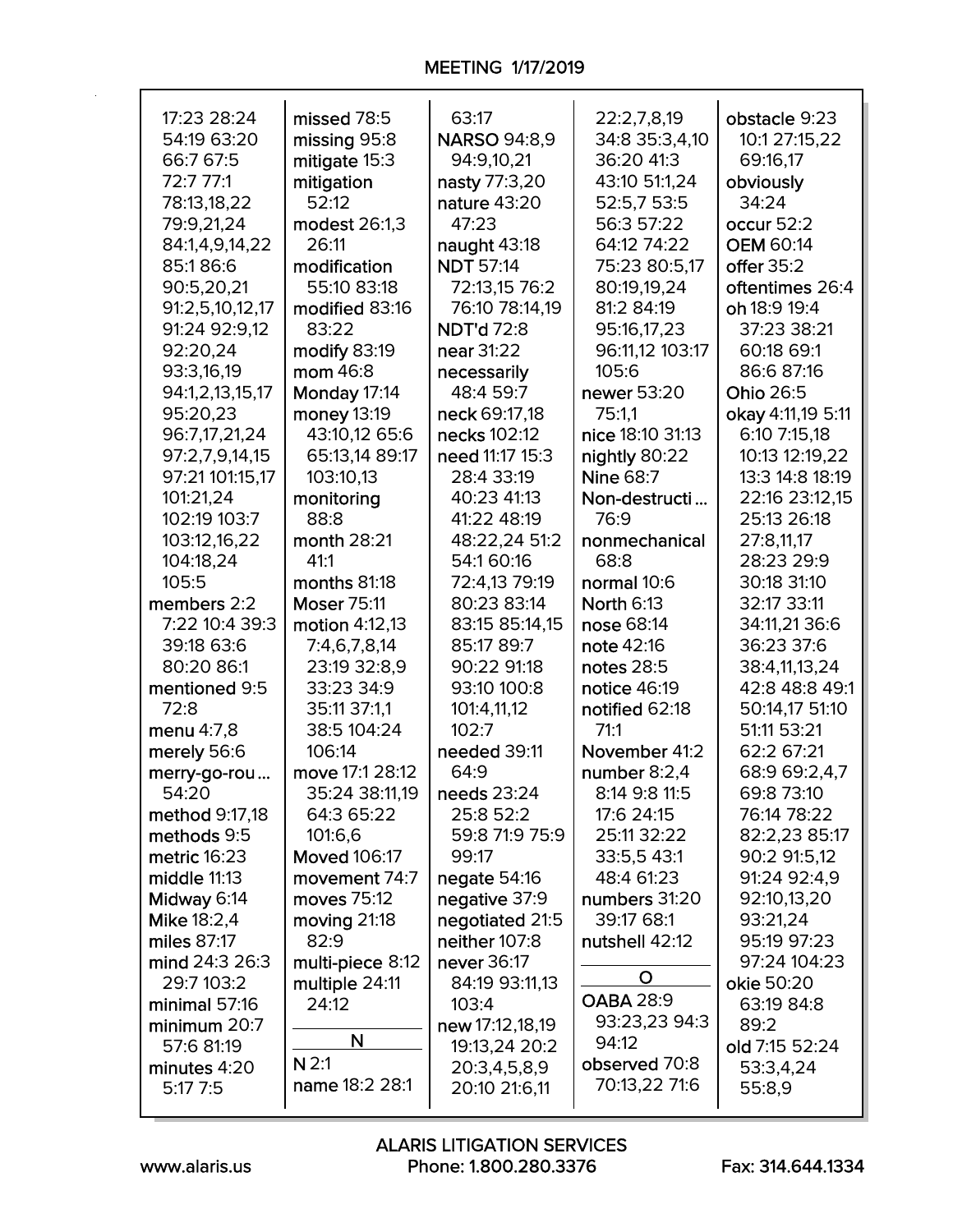17:23 28:24 54:19 63:20 66:7 67:5 72:7 77:1 78:13,18,22 79:9,21,24 84:1,4,9,14,22 85:1 86:6 90:5,20,21 91:2,5,10,12,17 91:24 92:9,12 92:20,24 93:3,16,19 94:1,2,13,15,17 95:20,23 96:7,17,21,24 97:2,7,9,14,15 97:21 101:15,17 101:21,24 102:19 103:7 103:12,16,22 104:18,24 105:5

**members** 2:2 7:22 10:4 39:3 39:18 63:6 80:20 86:1

**mentioned** 9:5 72:8

**menu** 4:7,8

**merely** 56:6

**merry-go-rou...** 54:20

**method** 9:17,18

**methods** 9:5

**metric** 16:23

**middle** 11:13

**Midway** 6:14

**Mike** 18:2,4

**miles** 87:17

**mind** 24:3 26:3 29:7 103:2

**minimal** 57:16

**minimum** 20:7 57:6 81:19

**minutes** 4:20 5:17 7:5

**missed** 78:5

**missing** 95:8

**mitigate** 15:3

**mitigation** 52:12

**modest** 26:1,3 26:11

**modification** 55:10 83:18

**modified** 83:16 83:22

**modify** 83:19

**mom** 46:8

**Monday** 17:14

**money** 13:19 43:10,12 65:6 65:13,14 89:17 103:10,13

**monitoring** 88:8

**month** 28:21 41:1

**months** 81:18

**Moser** 75:11

**motion** 4:12,13 7:4,6,7,8,14 23:19 32:8,9 33:23 34:9 35:11 37:1,1 38:5 104:24 106:14

**move** 17:1 28:12 35:24 38:11,19 64:3 65:22 101:6,6

**Moved** 106:17

**movement** 74:7

**moves** 75:12

**moving** 21:18 82:9

**multi-piece** 8:12

**multiple** 24:11 24:12

## N

**N** 2:1

**name** 18:2 28:1 63:17

**NARSO** 94:8,9 94:9,10,21

**nasty** 77:3,20

**nature** 43:20 47:23

**naught** 43:18

**NDT** 57:14 72:13,15 76:2 76:10 78:14,19

**NDT'd** 72:8

**near** 31:22

**necessarily** 48:4 59:7

**neck** 69:17,18

**necks** 102:12

**need** 11:17 15:3 28:4 33:19 40:23 41:13 41:22 48:19 48:22,24 51:2 54:1 60:16 72:4,13 79:19 80:23 83:14 83:15 85:14,15 85:17 89:7 90:22 91:18 93:10 100:8 101:4,11,12 102:7

**needed** 39:11 64:9

**needs** 23:24 25:8 52:2 59:8 71:9 75:9 99:17

**negate** 54:16

**negative** 37:9

**negotiated** 21:5

**neither** 107:8

**never** 36:17 84:19 93:11,13 103:4

**new** 17:12,18,19 19:13,24 20:2 20:3,4,5,8,9 20:10 21:6,11 22:2,7,8,19 34:8 35:3,4,10 36:20 41:3 43:10 51:1,24 52:5,7 53:5 56:3 57:22 64:12 74:22 75:23 80:5,17 80:19,19,24 81:2 84:19 95:16,17,23 96:11,12 103:17 105:6

**newer** 53:20 75:1,1

**nice** 18:10 31:13

**nightly** 80:22

**Nine** 68:7

**Non-destructi...** 76:9

**nonmechanical** 68:8

**normal** 10:6

**North** 6:13

**nose** 68:14

**note** 42:16

**notes** 28:5

**notice** 46:19

**notified** 62:18 71:1

**November** 41:2

**number** 8:2,4 8:14 9:8 11:5 17:6 24:15 25:11 32:22 33:5,5 43:1 48:4 61:23

**numbers** 31:20 39:17 68:1

**nutshell** 42:12

## O

**OABA** 28:9 93:23,23 94:3 94:12

**observed** 70:8 70:13,22 71:6

**obstacle** 9:23 10:1 27:15,22 69:16,17

**obviously** 34:24

**occur** 52:2

**OEM** 60:14

**offer** 35:2

**oftentimes** 26:4

**oh** 18:9 19:4 37:23 38:21 60:18 69:1 86:6 87:16

**Ohio** 26:5

**okay** 4:11,19 5:11 6:10 7:15,18 10:13 12:19,22 13:3 14:8 18:19 22:16 23:12,15 25:13 26:18 27:8,11,17 28:23 29:9 30:18 31:10 32:17 33:11 34:11,21 36:6 36:23 37:6 38:4,11,13,24 42:8 48:8 49:1 50:14,17 51:10 51:11 53:21 62:2 67:21 68:9 69:2,4,7 69:8 73:10 76:14 78:22 82:2,23 85:17 90:2 91:5,12 91:24 92:4,9 92:10,13,20 93:21,24 95:19 97:23 97:24 104:23

**okie** 50:20 63:19 84:8 89:2

**old** 7:15 52:24 53:3,4,24 55:8,9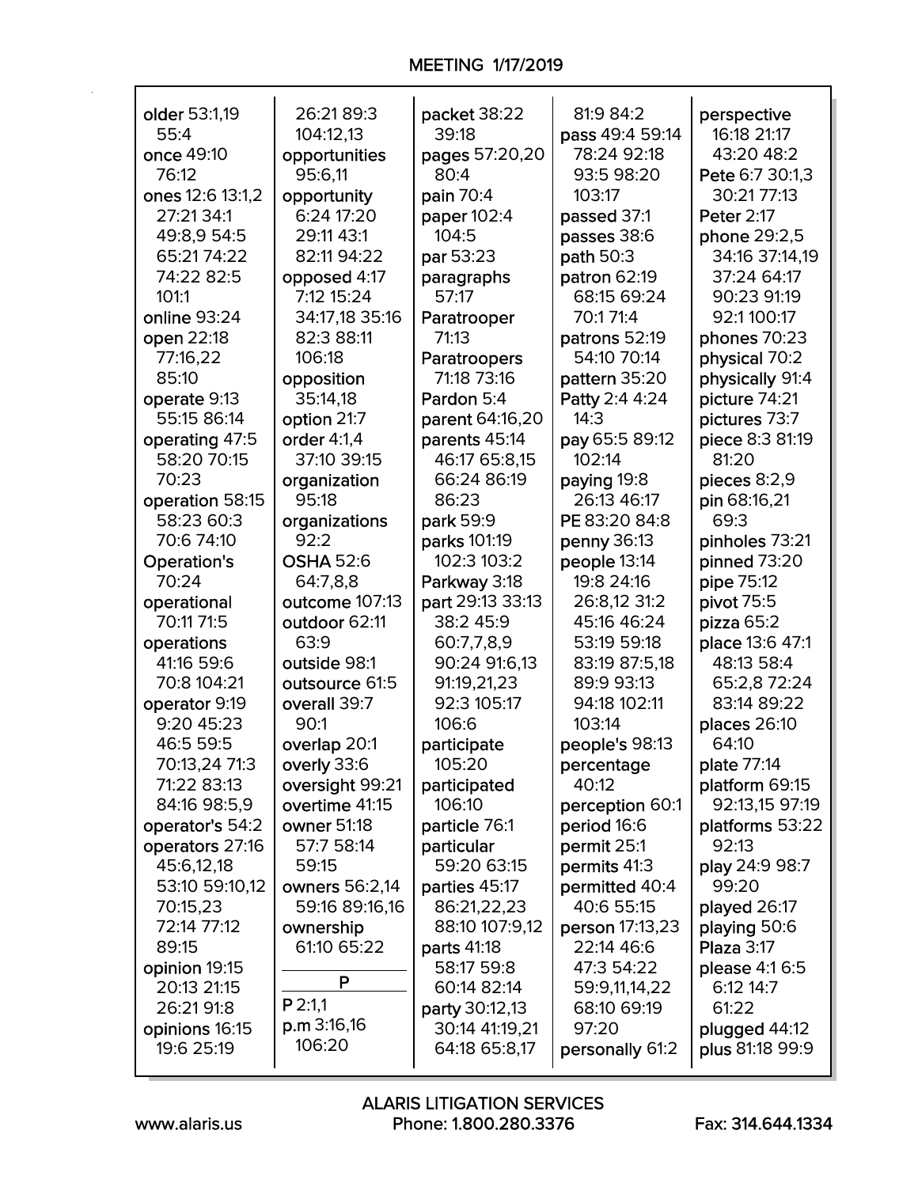older 53:1,19 55:4
once 49:10 76:12
ones 12:6 13:1,2 27:21 34:1 49:8,9 54:5 65:21 74:22 74:22 82:5 101:1
online 93:24
open 22:18 77:16,22 85:10
operate 9:13 55:15 86:14
operating 47:5 58:20 70:15 70:23
operation 58:15 58:23 60:3 70:6 74:10
Operation's 70:24
operational 70:11 71:5
operations 41:16 59:6 70:8 104:21
operator 9:19 9:20 45:23 46:5 59:5 70:13,24 71:3 71:22 83:13 84:16 98:5,9
operator's 54:2
operators 27:16 45:6,12,18 53:10 59:10,12 70:15,23 72:14 77:12 89:15
opinion 19:15 20:13 21:15 26:21 91:8
opinions 16:15 19:6 25:19
26:21 89:3 104:12,13
opportunities 95:6,11
opportunity 6:24 17:20 29:11 43:1 82:11 94:22
opposed 4:17 7:12 15:24 34:17,18 35:16 82:3 88:11 106:18
opposition 35:14,18
option 21:7
order 4:1,4 37:10 39:15
organization 95:18
organizations 92:2
OSHA 52:6 64:7,8,8
outcome 107:13
outdoor 62:11 63:9
outside 98:1
outsource 61:5
overall 39:7 90:1
overlap 20:1
overly 33:6
oversight 99:21
overtime 41:15
owner 51:18 57:7 58:14 59:15
owners 56:2,14 59:16 89:16,16
ownership 61:10 65:22

## P

P 2:1,1
p.m 3:16,16 106:20
packet 38:22 39:18
pages 57:20,20 80:4
pain 70:4
paper 102:4 104:5
par 53:23
paragraphs 57:17
Paratrooper 71:13
Paratroopers 71:18 73:16
Pardon 5:4
parent 64:16,20
parents 45:14 46:17 65:8,15 66:24 86:19 86:23
park 59:9
parks 101:19 102:3 103:2
Parkway 3:18
part 29:13 33:13 38:2 45:9 60:7,7,8,9 90:24 91:6,13 91:19,21,23 92:3 105:17 106:6
participate 105:20
participated 106:10
particle 76:1
particular 59:20 63:15
parties 45:17 86:21,22,23 88:10 107:9,12
parts 41:18 58:17 59:8 60:14 82:14
party 30:12,13 30:14 41:19,21 64:18 65:8,17
81:9 84:2
pass 49:4 59:14 78:24 92:18 93:5 98:20 103:17
passed 37:1
passes 38:6
path 50:3
patron 62:19 68:15 69:24 70:1 71:4
patrons 52:19 54:10 70:14
pattern 35:20
Patty 2:4 4:24 14:3
pay 65:5 89:12 102:14
paying 19:8 26:13 46:17
PE 83:20 84:8
penny 36:13
people 13:14 19:8 24:16 26:8,12 31:2 45:16 46:24 53:19 59:18 83:19 87:5,18 89:9 93:13 94:18 102:11 103:14
people's 98:13
percentage 40:12
perception 60:1
period 16:6
permit 25:1
permits 41:3
permitted 40:4 40:6 55:15
person 17:13,23 22:14 46:6 47:3 54:22 59:9,11,14,22 68:10 69:19 97:20
personally 61:2
perspective 16:18 21:17 43:20 48:2
Pete 6:7 30:1,3 30:21 77:13
Peter 2:17
phone 29:2,5 34:16 37:14,19 37:24 64:17 90:23 91:19 92:1 100:17
phones 70:23
physical 70:2
physically 91:4
picture 74:21
pictures 73:7
piece 8:3 81:19 81:20
pieces 8:2,9
pin 68:16,21 69:3
pinholes 73:21
pinned 73:20
pipe 75:12
pivot 75:5
pizza 65:2
place 13:6 47:1 48:13 58:4 65:2,8 72:24 83:14 89:22
places 26:10 64:10
plate 77:14
platform 69:15 92:13,15 97:19
platforms 53:22 92:13
play 24:9 98:7 99:20
played 26:17
playing 50:6
Plaza 3:17
please 4:1 6:5 6:12 14:7 61:22
plugged 44:12
plus 81:18 99:9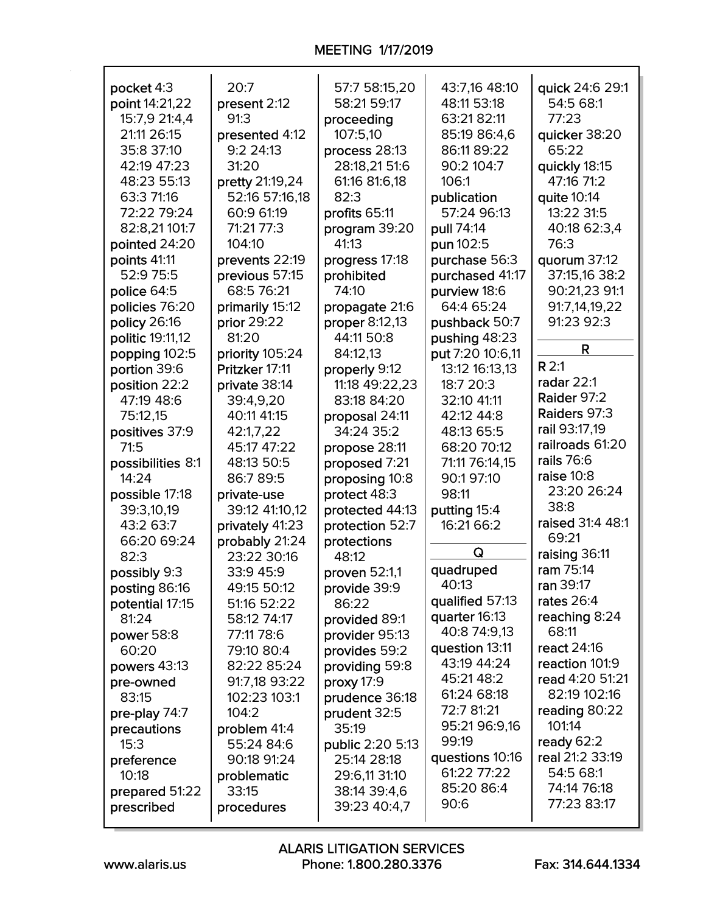pocket 4:3
point 14:21,22 15:7,9 21:4,4 21:11 26:15 35:8 37:10 42:19 47:23 48:23 55:13 63:3 71:16 72:22 79:24 82:8,21 101:7
pointed 24:20
points 41:11 52:9 75:5
police 64:5
policies 76:20
policy 26:16
politic 19:11,12
popping 102:5
portion 39:6
position 22:2 47:19 48:6 75:12,15
positives 37:9 71:5
possibilities 8:1 14:24
possible 17:18 39:3,10,19 43:2 63:7 66:20 69:24 82:3
possibly 9:3
posting 86:16
potential 17:15 81:24
power 58:8 60:20
powers 43:13
pre-owned 83:15
pre-play 74:7
precautions 15:3
preference 10:18
prepared 51:22
prescribed 20:7
present 2:12 91:3
presented 4:12 9:2 24:13 31:20
pretty 21:19,24 52:16 57:16,18 60:9 61:19 71:21 77:3 104:10
prevents 22:19
previous 57:15 68:5 76:21
primarily 15:12
prior 29:22 81:20
priority 105:24
Pritzker 17:11
private 38:14 39:4,9,20 40:11 41:15 42:1,7,22 45:17 47:22 48:13 50:5 86:7 89:5
private-use 39:12 41:10,12
privately 41:23
probably 21:24 23:22 30:16 33:9 45:9 49:15 50:12 51:16 52:22 58:12 74:17 77:11 78:6 79:10 80:4 82:22 85:24 91:7,18 93:22 102:23 103:1 104:2
problem 41:4 55:24 84:6 90:18 91:24
problematic 33:15
procedures 57:7 58:15,20 58:21 59:17
proceeding 107:5,10
process 28:13 28:18,21 51:6 61:16 81:6,18 82:3
profits 65:11
program 39:20 41:13
progress 17:18
prohibited 74:10
propagate 21:6
proper 8:12,13 44:11 50:8 84:12,13
properly 9:12 11:18 49:22,23 83:18 84:20
proposal 24:11 34:24 35:2
propose 28:11
proposed 7:21
proposing 10:8
protect 48:3
protected 44:13
protection 52:7
protections 48:12
proven 52:1,1
provide 39:9 86:22
provided 89:1
provider 95:13
provides 59:2
providing 59:8
proxy 17:9
prudence 36:18
prudent 32:5 35:19
public 2:20 5:13 25:14 28:18 29:6,11 31:10 38:14 39:4,6 39:23 40:4,7 43:7,16 48:10 48:11 53:18 63:21 82:11 85:19 86:4,6 86:11 89:22 90:2 104:7 106:1
publication 57:24 96:13
pull 74:14
pun 102:5
purchase 56:3
purchased 41:17
purview 18:6 64:4 65:24
pushback 50:7
pushing 48:23
put 7:20 10:6,11 13:12 16:13,13 18:7 20:3 32:10 41:11 42:12 44:8 48:13 65:5 68:20 70:12 71:11 76:14,15 90:1 97:10 98:11
putting 15:4 16:21 66:2

## Q

quadruped 40:13
qualified 57:13
quarter 16:13 40:8 74:9,13
question 13:11 43:19 44:24 45:21 48:2 61:24 68:18 72:7 81:21 95:21 96:9,16 99:19
questions 10:16 61:22 77:22 85:20 86:4 90:6
quick 24:6 29:1 54:5 68:1 77:23
quicker 38:20 65:22
quickly 18:15 47:16 71:2
quite 10:14 13:22 31:5 40:18 62:3,4 76:3
quorum 37:12 37:15,16 38:2 90:21,23 91:1 91:7,14,19,22 91:23 92:3

## R

R 2:1
radar 22:1
Raider 97:2
Raiders 97:3
rail 93:17,19
railroads 61:20
rails 76:6
raise 10:8 23:20 26:24 38:8
raised 31:4 48:1 69:21
raising 36:11
ram 75:14
ran 39:17
rates 26:4
reaching 8:24 68:11
react 24:16
reaction 101:9
read 4:20 51:21 82:19 102:16
reading 80:22 101:14
ready 62:2
real 21:2 33:19 54:5 68:1 74:14 76:18 77:23 83:17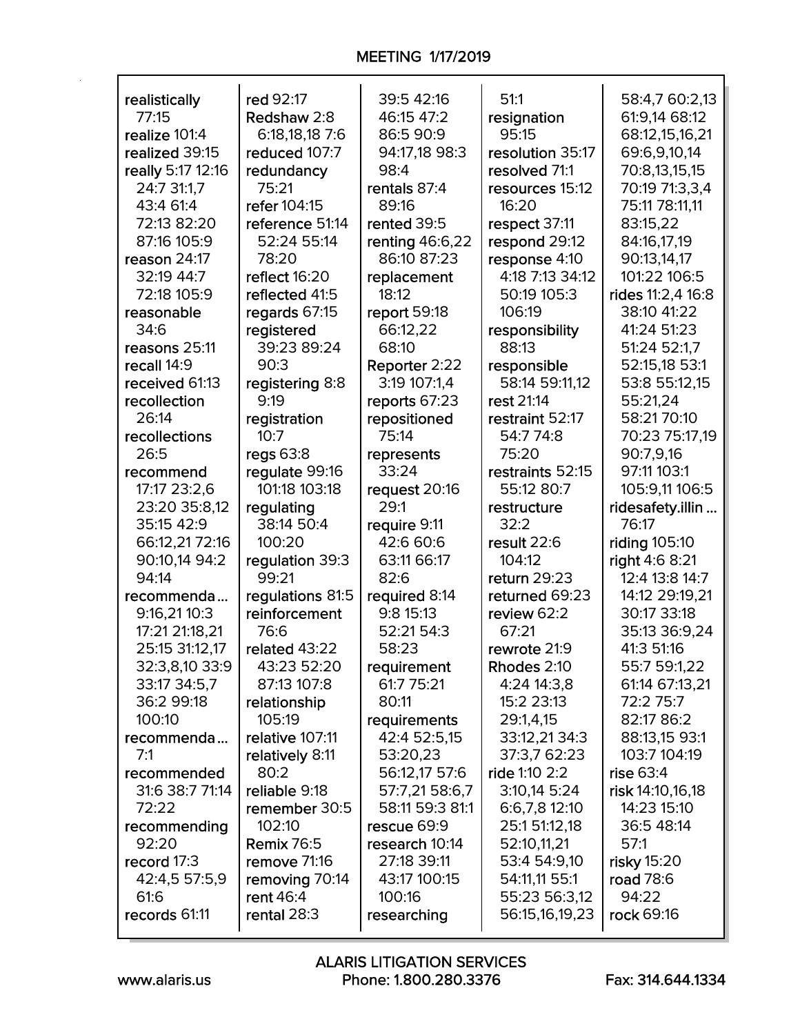realistically 77:15
realize 101:4
realized 39:15
really 5:17 12:16 24:7 31:1,7 43:4 61:4 72:13 82:20 87:16 105:9
reason 24:17 32:19 44:7 72:18 105:9
reasonable 34:6
reasons 25:11
recall 14:9
received 61:13
recollection 26:14
recollections 26:5
recommend 17:17 23:2,6 23:20 35:8,12 35:15 42:9 66:12,21 72:16 90:10,14 94:2 94:14
recommenda... 9:16,21 10:3 17:21 21:18,21 25:15 31:12,17 32:3,8,10 33:9 33:17 34:5,7 36:2 99:18 100:10
recommenda... 7:1
recommended 31:6 38:7 71:14 72:22
recommending 92:20
record 17:3 42:4,5 57:5,9 61:6
records 61:11

red 92:17
Redshaw 2:8 6:18,18,18 7:6
reduced 107:7
redundancy 75:21
refer 104:15
reference 51:14 52:24 55:14 78:20
reflect 16:20
reflected 41:5
regards 67:15
registered 39:23 89:24 90:3
registering 8:8 9:19
registration 10:7
regs 63:8
regulate 99:16 101:18 103:18
regulating 38:14 50:4 100:20
regulation 39:3 99:21
regulations 81:5
reinforcement 76:6
related 43:22 43:23 52:20 87:13 107:8
relationship 105:19
relative 107:11
relatively 8:11 80:2
reliable 9:18
remember 30:5 102:10
Remix 76:5
remove 71:16
removing 70:14
rent 46:4
rental 28:3

39:5 42:16 46:15 47:2 86:5 90:9 94:17,18 98:3 98:4
rentals 87:4 89:16
rented 39:5
renting 46:6,22 86:10 87:23
replacement 18:12
report 59:18 66:12,22 68:10
Reporter 2:22 3:19 107:1,4
reports 67:23
repositioned 75:14
represents 33:24
request 20:16 29:1
require 9:11 42:6 60:6 63:11 66:17 82:6
required 8:14 9:8 15:13 52:21 54:3 58:23
requirement 61:7 75:21 80:11
requirements 42:4 52:5,15 53:20,23 56:12,17 57:6 57:7,21 58:6,7 58:11 59:3 81:1
rescue 69:9
research 10:14 27:18 39:11 43:17 100:15 100:16
researching

51:1
resignation 95:15
resolution 35:17
resolved 71:1
resources 15:12 16:20
respect 37:11
respond 29:12
response 4:10 4:18 7:13 34:12 50:19 105:3 106:19
responsibility 88:13
responsible 58:14 59:11,12
rest 21:14
restraint 52:17 54:7 74:8 75:20
restraints 52:15 55:12 80:7
restructure 32:2
result 22:6 104:12
return 29:23
returned 69:23
review 62:2 67:21
rewrote 21:9
Rhodes 2:10 4:24 14:3,8 15:2 23:13 29:1,4,15 33:12,21 34:3 37:3,7 62:23
ride 1:10 2:2 3:10,14 5:24 6:6,7,8 12:10 25:1 51:12,18 52:10,11,21 53:4 54:9,10 54:11,11 55:1 55:23 56:3,12 56:15,16,19,23

58:4,7 60:2,13 61:9,14 68:12 68:12,15,16,21 69:6,9,10,14 70:8,13,15,15 70:19 71:3,3,4 75:11 78:11,11 83:15,22 84:16,17,19 90:13,14,17 101:22 106:5
rides 11:2,4 16:8 38:10 41:22 41:24 51:23 51:24 52:1,7 52:15,18 53:1 53:8 55:12,15 55:21,24 58:21 70:10 70:23 75:17,19 90:7,9,16 97:11 103:1 105:9,11 106:5
ridesafety.illin... 76:17
riding 105:10
right 4:6 8:21 12:4 13:8 14:7 14:12 29:19,21 30:17 33:18 35:13 36:9,24 41:3 51:16 55:7 59:1,22 61:14 67:13,21 72:2 75:7 82:17 86:2 88:13,15 93:1 103:7 104:19
rise 63:4
risk 14:10,16,18 14:23 15:10 36:5 48:14 57:1
risky 15:20
road 78:6 94:22
rock 69:16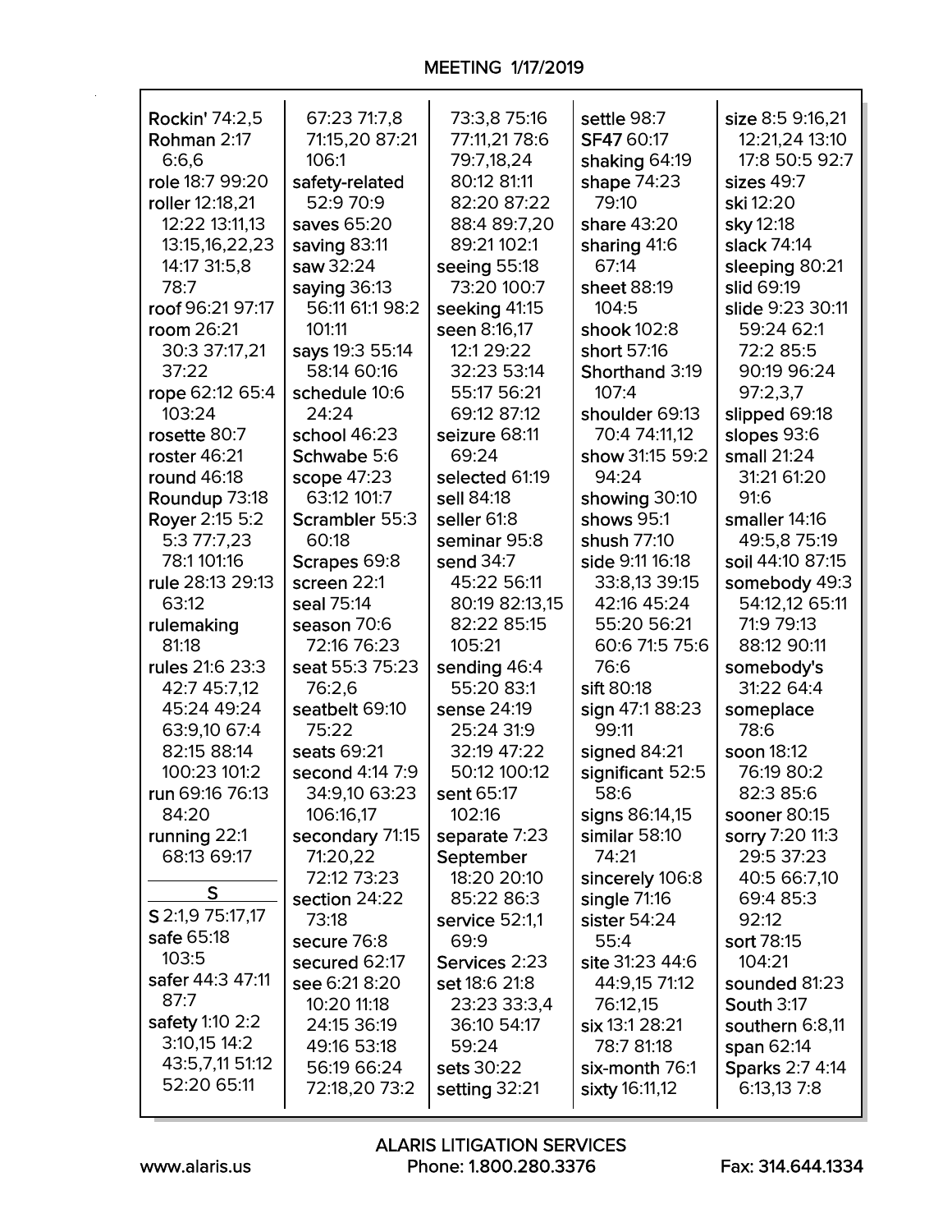Rockin' 74:2,5
Rohman 2:17 6:6,6
role 18:7 99:20
roller 12:18,21 12:22 13:11,13 13:15,16,22,23 14:17 31:5,8 78:7
roof 96:21 97:17
room 26:21 30:3 37:17,21 37:22
rope 62:12 65:4 103:24
rosette 80:7
roster 46:21
round 46:18
Roundup 73:18
Royer 2:15 5:2 5:3 77:7,23 78:1 101:16
rule 28:13 29:13 63:12
rulemaking 81:18
rules 21:6 23:3 42:7 45:7,12 45:24 49:24 63:9,10 67:4 82:15 88:14 100:23 101:2
run 69:16 76:13 84:20
running 22:1 68:13 69:17

## S

S 2:1,9 75:17,17
safe 65:18 103:5
safer 44:3 47:11 87:7
safety 1:10 2:2 3:10,15 14:2 43:5,7,11 51:12 52:20 65:11 67:23 71:7,8 71:15,20 87:21 106:1
safety-related 52:9 70:9
saves 65:20
saving 83:11
saw 32:24
saying 36:13 56:11 61:1 98:2 101:11
says 19:3 55:14 58:14 60:16
schedule 10:6 24:24
school 46:23
Schwabe 5:6
scope 47:23 63:12 101:7
Scrambler 55:3 60:18
Scrapes 69:8
screen 22:1
seal 75:14
season 70:6 72:16 76:23
seat 55:3 75:23 76:2,6
seatbelt 69:10 75:22
seats 69:21
second 4:14 7:9 34:9,10 63:23 106:16,17
secondary 71:15 71:20,22 72:12 73:23
section 24:22 73:18
secure 76:8
secured 62:17
see 6:21 8:20 10:20 11:18 24:15 36:19 49:16 53:18 56:19 66:24 72:18,20 73:2 73:3,8 75:16 77:11,21 78:6 79:7,18,24 80:12 81:11 82:20 87:22 88:4 89:7,20 89:21 102:1
seeing 55:18 73:20 100:7
seeking 41:15
seen 8:16,17 12:1 29:22 32:23 53:14 55:17 56:21 69:12 87:12
seizure 68:11 69:24
selected 61:19
sell 84:18
seller 61:8
seminar 95:8
send 34:7 45:22 56:11 80:19 82:13,15 82:22 85:15 105:21
sending 46:4 55:20 83:1
sense 24:19 25:24 31:9 32:19 47:22 50:12 100:12
sent 65:17 102:16
separate 7:23
September 18:20 20:10 85:22 86:3
service 52:1,1 69:9
Services 2:23
set 18:6 21:8 23:23 33:3,4 36:10 54:17 59:24
sets 30:22
setting 32:21
settle 98:7
SF47 60:17
shaking 64:19
shape 74:23 79:10
share 43:20
sharing 41:6 67:14
sheet 88:19 104:5
shook 102:8
short 57:16
Shorthand 3:19 107:4
shoulder 69:13 70:4 74:11,12
show 31:15 59:2 94:24
showing 30:10
shows 95:1
shush 77:10
side 9:11 16:18 33:8,13 39:15 42:16 45:24 55:20 56:21 60:6 71:5 75:6 76:6
sift 80:18
sign 47:1 88:23 99:11
signed 84:21
significant 52:5 58:6
signs 86:14,15
similar 58:10 74:21
sincerely 106:8
single 71:16
sister 54:24 55:4
site 31:23 44:6 44:9,15 71:12 76:12,15
six 13:1 28:21 78:7 81:18
six-month 76:1
sixty 16:11,12
size 8:5 9:16,21 12:21,24 13:10 17:8 50:5 92:7
sizes 49:7
ski 12:20
sky 12:18
slack 74:14
sleeping 80:21
slid 69:19
slide 9:23 30:11 59:24 62:1 72:2 85:5 90:19 96:24 97:2,3,7
slipped 69:18
slopes 93:6
small 21:24 31:21 61:20 91:6
smaller 14:16 49:5,8 75:19
soil 44:10 87:15
somebody 49:3 54:12,12 65:11 71:9 79:13 88:12 90:11
somebody's 31:22 64:4
someplace 78:6
soon 18:12 76:19 80:2 82:3 85:6
sooner 80:15
sorry 7:20 11:3 29:5 37:23 40:5 66:7,10 69:4 85:3 92:12
sort 78:15 104:21
sounded 81:23
South 3:17
southern 6:8,11
span 62:14
Sparks 2:7 4:14 6:13,13 7:8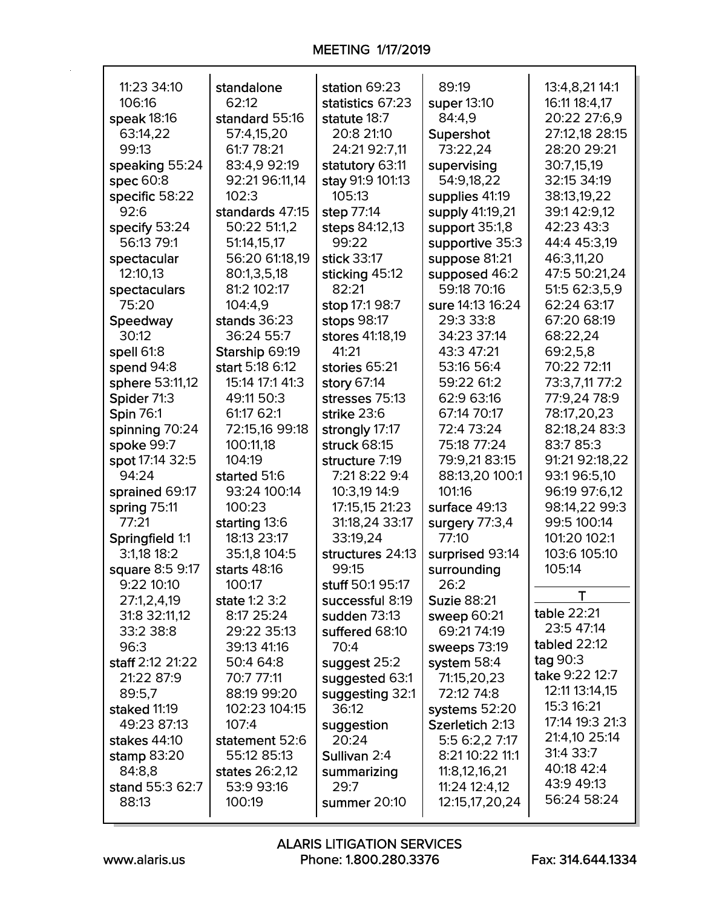11:23 34:10 106:16
**speak** 18:16 63:14,22 99:13
**speaking** 55:24
**spec** 60:8
**specific** 58:22 92:6
**specify** 53:24 56:13 79:1
**spectacular** 12:10,13
**spectaculars** 75:20
**Speedway** 30:12
**spell** 61:8
**spend** 94:8
**sphere** 53:11,12
**Spider** 71:3
**Spin** 76:1
**spinning** 70:24
**spoke** 99:7
**spot** 17:14 32:5 94:24
**sprained** 69:17
**spring** 75:11 77:21
**Springfield** 1:1 3:1,18 18:2
**square** 8:5 9:17 9:22 10:10 27:1,2,4,19 31:8 32:11,12 33:2 38:8 96:3
**staff** 2:12 21:22 21:22 87:9 89:5,7
**staked** 11:19 49:23 87:13
**stakes** 44:10
**stamp** 83:20 84:8,8
**stand** 55:3 62:7 88:13
**standalone** 62:12
**standard** 55:16 57:4,15,20 61:7 78:21 83:4,9 92:19 92:21 96:11,14 102:3
**standards** 47:15 50:22 51:1,2 51:14,15,17 56:20 61:18,19 80:1,3,5,18 81:2 102:17 104:4,9
**stands** 36:23 36:24 55:7
**Starship** 69:19
**start** 5:18 6:12 15:14 17:1 41:3 49:11 50:3 61:17 62:1 72:15,16 99:18 100:11,18 104:19
**started** 51:6 93:24 100:14 100:23
**starting** 13:6 18:13 23:17 35:1,8 104:5
**starts** 48:16 100:17
**state** 1:2 3:2 8:17 25:24 29:22 35:13 39:13 41:16 50:4 64:8 70:7 77:11 88:19 99:20 102:23 104:15 107:4
**statement** 52:6 55:12 85:13
**states** 26:2,12 53:9 93:16 100:19
**station** 69:23
**statistics** 67:23
**statute** 18:7 20:8 21:10 24:21 92:7,11
**statutory** 63:11
**stay** 91:9 101:13 105:13
**step** 77:14
**steps** 84:12,13 99:22
**stick** 33:17
**sticking** 45:12 82:21
**stop** 17:1 98:7
**stops** 98:17
**stores** 41:18,19 41:21
**stories** 65:21
**story** 67:14
**stresses** 75:13
**strike** 23:6
**strongly** 17:17
**struck** 68:15
**structure** 7:19 7:21 8:22 9:4 10:3,19 14:9 17:15,15 21:23 31:18,24 33:17 33:19,24
**structures** 24:13 99:15
**stuff** 50:1 95:17
**successful** 8:19
**sudden** 73:13
**suffered** 68:10 70:4
**suggest** 25:2
**suggested** 63:1
**suggesting** 32:1 36:12
**suggestion** 20:24
**Sullivan** 2:4
**summarizing** 29:7
**summer** 20:10
89:19
**super** 13:10 84:4,9
**Supershot** 73:22,24
**supervising** 54:9,18,22
**supplies** 41:19
**supply** 41:19,21
**support** 35:1,8
**supportive** 35:3
**suppose** 81:21
**supposed** 46:2 59:18 70:16
**sure** 14:13 16:24 29:3 33:8 34:23 37:14 43:3 47:21 53:16 56:4 59:22 61:2 62:9 63:16 67:14 70:17 72:4 73:24 75:18 77:24 79:9,21 83:15 88:13,20 100:1 101:16
**surface** 49:13
**surgery** 77:3,4 77:10
**surprised** 93:14
**surrounding** 26:2
**Suzie** 88:21
**sweep** 60:21 69:21 74:19
**sweeps** 73:19
**system** 58:4 71:15,20,23 72:12 74:8
**systems** 52:20
**Szerletich** 2:13 5:5 6:2,2 7:17 8:21 10:22 11:1 11:8,12,16,21 11:24 12:4,12 12:15,17,20,24 13:4,8,21 14:1 16:11 18:4,17 20:22 27:6,9 27:12,18 28:15 28:20 29:21 30:7,15,19 32:15 34:19 38:13,19,22 39:1 42:9,12 42:23 43:3 44:4 45:3,19 46:3,11,20 47:5 50:21,24 51:5 62:3,5,9 62:24 63:17 67:20 68:19 68:22,24 69:2,5,8 70:22 72:11 73:3,7,11 77:2 77:9,24 78:9 78:17,20,23 82:18,24 83:3 83:7 85:3 91:21 92:18,22 93:1 96:5,10 96:19 97:6,12 98:14,22 99:3 99:5 100:14 101:20 102:1 103:6 105:10 105:14

## T

**table** 22:21 23:5 47:14
**tabled** 22:12
**tag** 90:3
**take** 9:22 12:7 12:11 13:14,15 15:3 16:21 17:14 19:3 21:3 21:4,10 25:14 31:4 33:7 40:18 42:4 43:9 49:13 56:24 58:24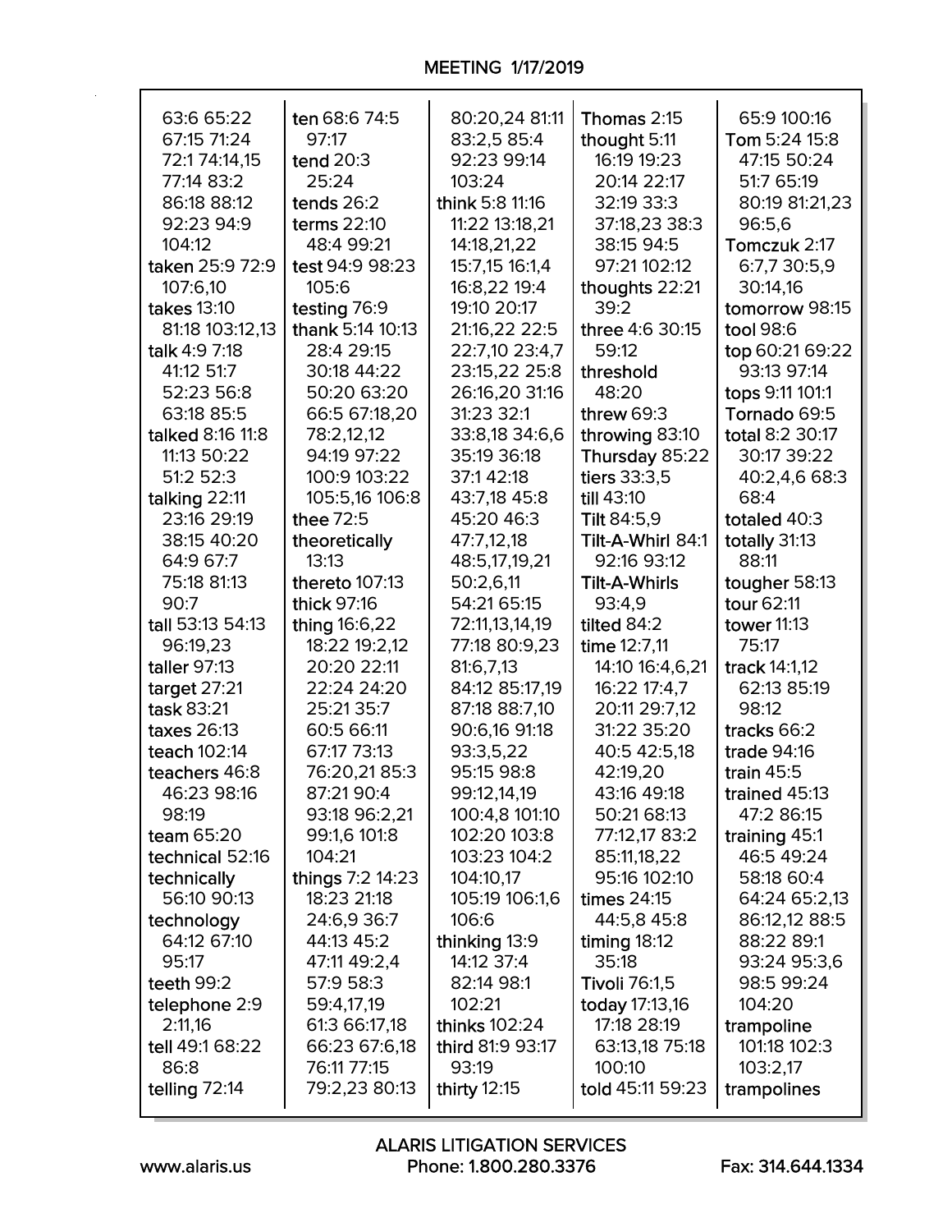63:6 65:22
67:15 71:24
72:1 74:14,15
77:14 83:2
86:18 88:12
92:23 94:9
104:12
**taken** 25:9 72:9
107:6,10
**takes** 13:10
81:18 103:12,13
**talk** 4:9 7:18
41:12 51:7
52:23 56:8
63:18 85:5
**talked** 8:16 11:8
11:13 50:22
51:2 52:3
**talking** 22:11
23:16 29:19
38:15 40:20
64:9 67:7
75:18 81:13
90:7
**tall** 53:13 54:13
96:19,23
**taller** 97:13
**target** 27:21
**task** 83:21
**taxes** 26:13
**teach** 102:14
**teachers** 46:8
46:23 98:16
98:19
**team** 65:20
**technical** 52:16
**technically**
56:10 90:13
**technology**
64:12 67:10
95:17
**teeth** 99:2
**telephone** 2:9
2:11,16
**tell** 49:1 68:22
86:8
**telling** 72:14

**ten** 68:6 74:5
97:17
**tend** 20:3
25:24
**tends** 26:2
**terms** 22:10
48:4 99:21
**test** 94:9 98:23
105:6
**testing** 76:9
**thank** 5:14 10:13
28:4 29:15
30:18 44:22
50:20 63:20
66:5 67:18,20
78:2,12,12
94:19 97:22
100:9 103:22
105:5,16 106:8
**thee** 72:5
**theoretically**
13:13
**thereto** 107:13
**thick** 97:16
**thing** 16:6,22
18:22 19:2,12
20:20 22:11
22:24 24:20
25:21 35:7
60:5 66:11
67:17 73:13
76:20,21 85:3
87:21 90:4
93:18 96:2,21
99:1,6 101:8
104:21
**things** 7:2 14:23
18:23 21:18
24:6,9 36:7
44:13 45:2
47:11 49:2,4
57:9 58:3
59:4,17,19
61:3 66:17,18
66:23 67:6,18
76:11 77:15
79:2,23 80:13

80:20,24 81:11
83:2,5 85:4
92:23 99:14
103:24
**think** 5:8 11:16
11:22 13:18,21
14:18,21,22
15:7,15 16:1,4
16:8,22 19:4
19:10 20:17
21:16,22 22:5
22:7,10 23:4,7
23:15,22 25:8
26:16,20 31:16
31:23 32:1
33:8,18 34:6,6
35:19 36:18
37:1 42:18
43:7,18 45:8
45:20 46:3
47:7,12,18
48:5,17,19,21
50:2,6,11
54:21 65:15
72:11,13,14,19
77:18 80:9,23
81:6,7,13
84:12 85:17,19
87:18 88:7,10
90:6,16 91:18
93:3,5,22
95:15 98:8
99:12,14,19
100:4,8 101:10
102:20 103:8
103:23 104:2
104:10,17
105:19 106:1,6
106:6
**thinking** 13:9
14:12 37:4
82:14 98:1
102:21
**thinks** 102:24
**third** 81:9 93:17
93:19
**thirty** 12:15

**Thomas** 2:15
**thought** 5:11
16:19 19:23
20:14 22:17
32:19 33:3
37:18,23 38:3
38:15 94:5
97:21 102:12
**thoughts** 22:21
39:2
**three** 4:6 30:15
59:12
**threshold**
48:20
**threw** 69:3
**throwing** 83:10
**Thursday** 85:22
**tiers** 33:3,5
**till** 43:10
**Tilt** 84:5,9
**Tilt-A-Whirl** 84:1
92:16 93:12
**Tilt-A-Whirls**
93:4,9
**tilted** 84:2
**time** 12:7,11
14:10 16:4,6,21
16:22 17:4,7
20:11 29:7,12
31:22 35:20
40:5 42:5,18
42:19,20
43:16 49:18
50:21 68:13
77:12,17 83:2
85:11,18,22
95:16 102:10
**times** 24:15
44:5,8 45:8
**timing** 18:12
35:18
**Tivoli** 76:1,5
**today** 17:13,16
17:18 28:19
63:13,18 75:18
100:10
**told** 45:11 59:23

65:9 100:16
**Tom** 5:24 15:8
47:15 50:24
51:7 65:19
80:19 81:21,23
96:5,6
**Tomczuk** 2:17
6:7,7 30:5,9
30:14,16
**tomorrow** 98:15
**tool** 98:6
**top** 60:21 69:22
93:13 97:14
**tops** 9:11 101:1
**Tornado** 69:5
**total** 8:2 30:17
30:17 39:22
40:2,4,6 68:3
68:4
**totaled** 40:3
**totally** 31:13
88:11
**tougher** 58:13
**tour** 62:11
**tower** 11:13
75:17
**track** 14:1,12
62:13 85:19
98:12
**tracks** 66:2
**trade** 94:16
**train** 45:5
**trained** 45:13
47:2 86:15
**training** 45:1
46:5 49:24
58:18 60:4
64:24 65:2,13
86:12,12 88:5
88:22 89:1
93:24 95:3,6
98:5 99:24
104:20
**trampoline**
101:18 102:3
103:2,17
**trampolines**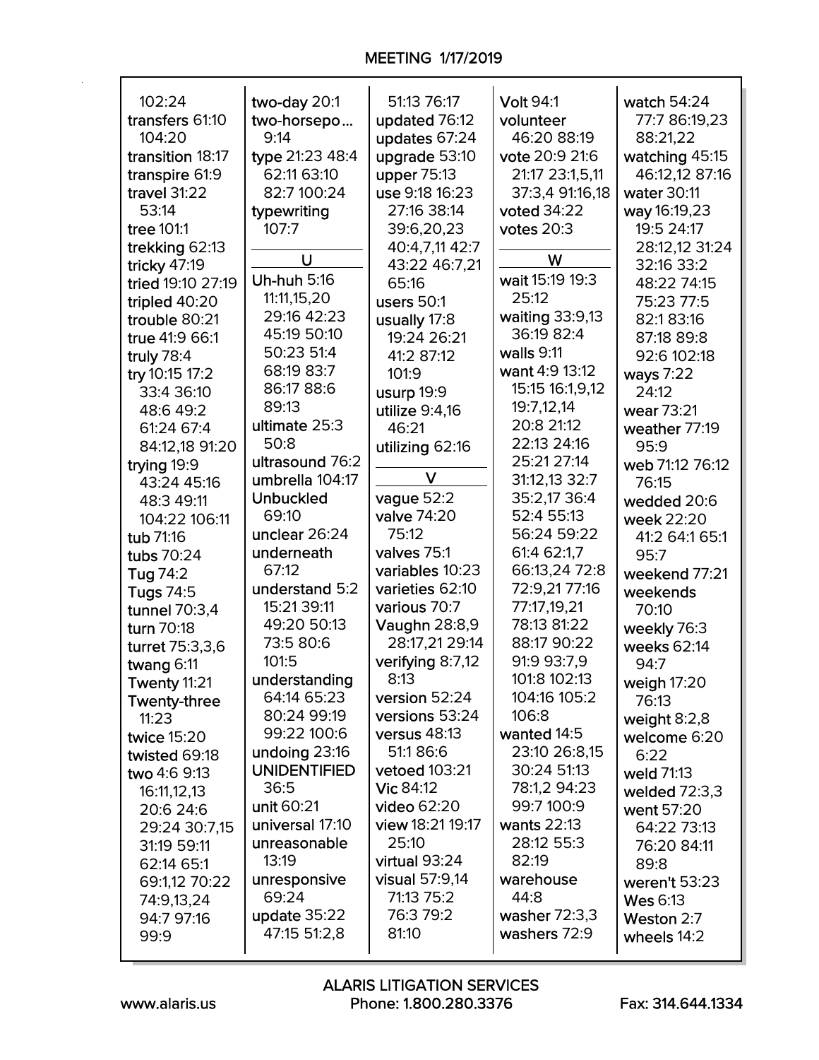102:24
transfers 61:10 104:20
transition 18:17
transpire 61:9
travel 31:22 53:14
tree 101:1
trekking 62:13
tricky 47:19
tried 19:10 27:19
tripled 40:20
trouble 80:21
true 41:9 66:1
truly 78:4
try 10:15 17:2 33:4 36:10 48:6 49:2 61:24 67:4 84:12,18 91:20
trying 19:9 43:24 45:16 48:3 49:11 104:22 106:11
tub 71:16
tubs 70:24
Tug 74:2
Tugs 74:5
tunnel 70:3,4
turn 70:18
turret 75:3,3,6
twang 6:11
Twenty 11:21
Twenty-three 11:23
twice 15:20
twisted 69:18
two 4:6 9:13 16:11,12,13 20:6 24:6 29:24 30:7,15 31:19 59:11 62:14 65:1 69:1,12 70:22 74:9,13,24 94:7 97:16 99:9

two-day 20:1
two-horsepo... 9:14
type 21:23 48:4 62:11 63:10 82:7 100:24
typewriting 107:7

## U

Uh-huh 5:16 11:11,15,20 29:16 42:23 45:19 50:10 50:23 51:4 68:19 83:7 86:17 88:6 89:13
ultimate 25:3 50:8
ultrasound 76:2
umbrella 104:17
Unbuckled 69:10
unclear 26:24
underneath 67:12
understand 5:2 15:21 39:11 49:20 50:13 73:5 80:6 101:5
understanding 64:14 65:23 80:24 99:19 99:22 100:6
undoing 23:16
UNIDENTIFIED 36:5
unit 60:21
universal 17:10
unreasonable 13:19
unresponsive 69:24
update 35:22 47:15 51:2,8

51:13 76:17
updated 76:12
updates 67:24
upgrade 53:10
upper 75:13
use 9:18 16:23 27:16 38:14 39:6,20,23 40:4,7,11 42:7 43:22 46:7,21 65:16
users 50:1
usually 17:8 19:24 26:21 41:2 87:12 101:9
usurp 19:9
utilize 9:4,16 46:21
utilizing 62:16

## V

vague 52:2
valve 74:20 75:12
valves 75:1
variables 10:23
varieties 62:10
various 70:7
Vaughn 28:8,9 28:17,21 29:14
verifying 8:7,12 8:13
version 52:24
versions 53:24
versus 48:13 51:1 86:6
vetoed 103:21
Vic 84:12
video 62:20
view 18:21 19:17 25:10
virtual 93:24
visual 57:9,14 71:13 75:2 76:3 79:2 81:10

Volt 94:1
volunteer 46:20 88:19
vote 20:9 21:6 21:17 23:1,5,11 37:3,4 91:16,18
voted 34:22
votes 20:3

## W

wait 15:19 19:3 25:12
waiting 33:9,13 36:19 82:4
walls 9:11
want 4:9 13:12 15:15 16:1,9,12 19:7,12,14 20:8 21:12 22:13 24:16 25:21 27:14 31:12,13 32:7 35:2,17 36:4 52:4 55:13 56:24 59:22 61:4 62:1,7 66:13,24 72:8 72:9,21 77:16 77:17,19,21 78:13 81:22 88:17 90:22 91:9 93:7,9 101:8 102:13 104:16 105:2 106:8
wanted 14:5 23:10 26:8,15 30:24 51:13 78:1,2 94:23 99:7 100:9
wants 22:13 28:12 55:3 82:19
warehouse 44:8
washer 72:3,3
washers 72:9

watch 54:24 77:7 86:19,23 88:21,22
watching 45:15 46:12,12 87:16
water 30:11
way 16:19,23 19:5 24:17 28:12,12 31:24 32:16 33:2 48:22 74:15 75:23 77:5 82:1 83:16 87:18 89:8 92:6 102:18
ways 7:22 24:12
wear 73:21
weather 77:19 95:9
web 71:12 76:12 76:15
wedded 20:6
week 22:20 41:2 64:1 65:1 95:7
weekend 77:21
weekends 70:10
weekly 76:3
weeks 62:14 94:7
weigh 17:20 76:13
weight 8:2,8
welcome 6:20 6:22
weld 71:13
welded 72:3,3
went 57:20 64:22 73:13 76:20 84:11 89:8
weren't 53:23
Wes 6:13
Weston 2:7
wheels 14:2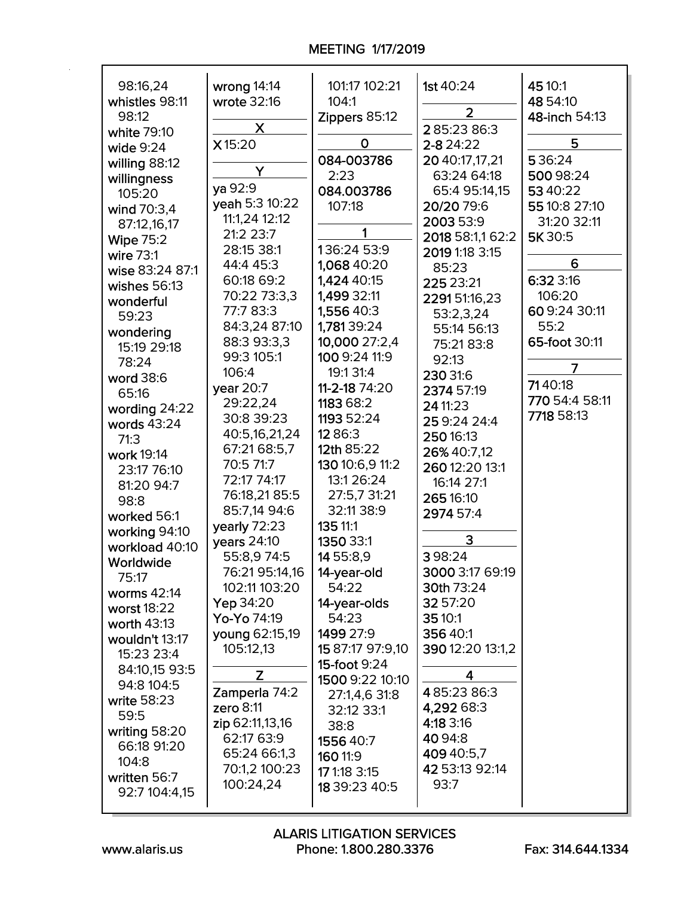98:16,24
whistles 98:11 98:12
white 79:10
wide 9:24
willing 88:12
willingness 105:20
wind 70:3,4 87:12,16,17
Wipe 75:2
wire 73:1
wise 83:24 87:1
wishes 56:13
wonderful 59:23
wondering 15:19 29:18 78:24
word 38:6 65:16
wording 24:22
words 43:24 71:3
work 19:14 23:17 76:10 81:20 94:7 98:8
worked 56:1
working 94:10
workload 40:10
Worldwide 75:17
worms 42:14
worst 18:22
worth 43:13
wouldn't 13:17 15:23 23:4 84:10,15 93:5 94:8 104:5
write 58:23 59:5
writing 58:20 66:18 91:20 104:8
written 56:7 92:7 104:4,15
wrong 14:14
wrote 32:16

**X**

X 15:20

**Y**

ya 92:9
yeah 5:3 10:22 11:1,24 12:12 21:2 23:7 28:15 38:1 44:4 45:3 60:18 69:2 70:22 73:3,3 77:7 83:3 84:3,24 87:10 88:3 93:3,3 99:3 105:1 106:4
year 20:7 29:22,24 30:8 39:23 40:5,16,21,24 67:21 68:5,7 70:5 71:7 72:17 74:17 76:18,21 85:5 85:7,14 94:6
yearly 72:23
years 24:10 55:8,9 74:5 76:21 95:14,16 102:11 103:20
Yep 34:20
Yo-Yo 74:19
young 62:15,19 105:12,13

**Z**

Zamperla 74:2
zero 8:11
zip 62:11,13,16 62:17 63:9 65:24 66:1,3 70:1,2 100:23 100:24,24 101:17 102:21 104:1
Zippers 85:12

**0**

084-003786 2:23
084.003786 107:18

**1**

1 36:24 53:9
1,068 40:20
1,424 40:15
1,499 32:11
1,556 40:3
1,781 39:24
10,000 27:2,4
100 9:24 11:9 19:1 31:4
11-2-18 74:20
1183 68:2
1193 52:24
12 86:3
12th 85:22
130 10:6,9 11:2 13:1 26:24 27:5,7 31:21 32:11 38:9
135 11:1
1350 33:1
14 55:8,9
14-year-old 54:22
14-year-olds 54:23
1499 27:9
15 87:17 97:9,10
15-foot 9:24
1500 9:22 10:10 27:1,4,6 31:8 32:12 33:1 38:8
1556 40:7
160 11:9
17 1:18 3:15
18 39:23 40:5
1st 40:24

**2**

2 85:23 86:3
2-8 24:22
20 40:17,17,21 63:24 64:18 65:4 95:14,15
20/20 79:6
2003 53:9
2018 58:1,1 62:2
2019 1:18 3:15 85:23
225 23:21
2291 51:16,23 53:2,3,24 55:14 56:13 75:21 83:8 92:13
230 31:6
2374 57:19
24 11:23
25 9:24 24:4
250 16:13
26% 40:7,12
260 12:20 13:1 16:14 27:1
265 16:10
2974 57:4

**3**

3 98:24
3000 3:17 69:19
30th 73:24
32 57:20
35 10:1
356 40:1
390 12:20 13:1,2

**4**

4 85:23 86:3
4,292 68:3
4:18 3:16
40 94:8
409 40:5,7
42 53:13 92:14 93:7
45 10:1
48 54:10
48-inch 54:13

**5**

5 36:24
500 98:24
53 40:22
55 10:8 27:10 31:20 32:11
5K 30:5

**6**

6:32 3:16 106:20
60 9:24 30:11 55:2
65-foot 30:11

**7**

71 40:18
770 54:4 58:11
7718 58:13